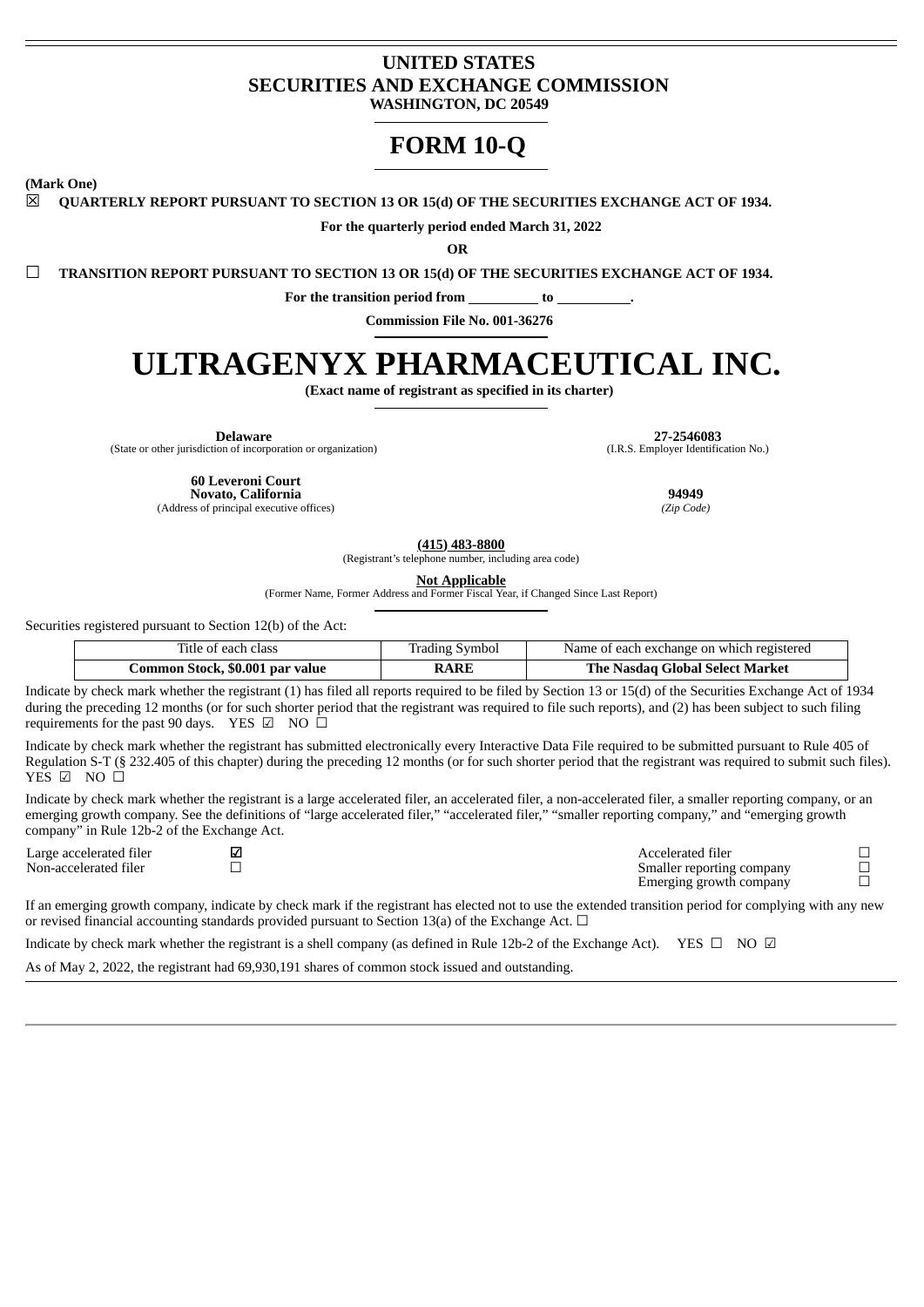# UNITED STATES
# SECURITIES AND EXCHANGE COMMISSION
**WASHINGTON, DC 20549**

# FORM 10-Q

**(Mark One)**

☒ **QUARTERLY REPORT PURSUANT TO SECTION 13 OR 15(d) OF THE SECURITIES EXCHANGE ACT OF 1934.**

**For the quarterly period ended March 31, 2022**

**OR**

☐ **TRANSITION REPORT PURSUANT TO SECTION 13 OR 15(d) OF THE SECURITIES EXCHANGE ACT OF 1934.**

**For the transition period from \_\_\_\_\_\_\_\_\_\_ to \_\_\_\_\_\_\_\_\_\_.**

**Commission File No. 001-36276**

# ULTRAGENYX PHARMACEUTICAL INC.

**(Exact name of registrant as specified in its charter)**

| | |
|---|---|
| **Delaware**<br>(State or other jurisdiction of incorporation or organization) | **27-2546083**<br>(I.R.S. Employer Identification No.) |
| **60 Leveroni Court**<br>**Novato, California**<br>(Address of principal executive offices) | **94949**<br>*(Zip Code)* |

**(415) 483-8800**
(Registrant's telephone number, including area code)

**Not Applicable**
(Former Name, Former Address and Former Fiscal Year, if Changed Since Last Report)

Securities registered pursuant to Section 12(b) of the Act:

| Title of each class | Trading Symbol | Name of each exchange on which registered |
|---|---|---|
| **Common Stock, $0.001 par value** | **RARE** | **The Nasdaq Global Select Market** |

Indicate by check mark whether the registrant (1) has filed all reports required to be filed by Section 13 or 15(d) of the Securities Exchange Act of 1934 during the preceding 12 months (or for such shorter period that the registrant was required to file such reports), and (2) has been subject to such filing requirements for the past 90 days. YES ☑ NO ☐

Indicate by check mark whether the registrant has submitted electronically every Interactive Data File required to be submitted pursuant to Rule 405 of Regulation S-T (§ 232.405 of this chapter) during the preceding 12 months (or for such shorter period that the registrant was required to submit such files). YES ☑ NO ☐

Indicate by check mark whether the registrant is a large accelerated filer, an accelerated filer, a non-accelerated filer, a smaller reporting company, or an emerging growth company. See the definitions of "large accelerated filer," "accelerated filer," "smaller reporting company," and "emerging growth company" in Rule 12b-2 of the Exchange Act.

| | | | |
|---|---|---|---|
| Large accelerated filer | ☑ | Accelerated filer | ☐ |
| Non-accelerated filer | ☐ | Smaller reporting company | ☐ |
| | | Emerging growth company | ☐ |

If an emerging growth company, indicate by check mark if the registrant has elected not to use the extended transition period for complying with any new or revised financial accounting standards provided pursuant to Section 13(a) of the Exchange Act. ☐

Indicate by check mark whether the registrant is a shell company (as defined in Rule 12b-2 of the Exchange Act). YES ☐ NO ☑

As of May 2, 2022, the registrant had 69,930,191 shares of common stock issued and outstanding.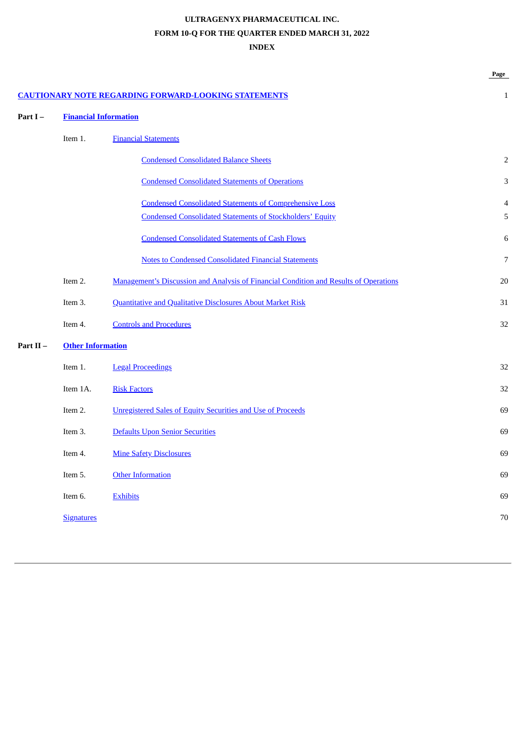**ULTRAGENYX PHARMACEUTICAL INC.**

**FORM 10-Q FOR THE QUARTER ENDED MARCH 31, 2022**

**INDEX**

| | | | Page |
|---|---|---|---|
| **CAUTIONARY NOTE REGARDING FORWARD-LOOKING STATEMENTS** | | | 1 |
| **Part I –** | **Financial Information** | | |
| | Item 1. | Financial Statements | |
| | | Condensed Consolidated Balance Sheets | 2 |
| | | Condensed Consolidated Statements of Operations | 3 |
| | | Condensed Consolidated Statements of Comprehensive Loss | 4 |
| | | Condensed Consolidated Statements of Stockholders' Equity | 5 |
| | | Condensed Consolidated Statements of Cash Flows | 6 |
| | | Notes to Condensed Consolidated Financial Statements | 7 |
| | Item 2. | Management's Discussion and Analysis of Financial Condition and Results of Operations | 20 |
| | Item 3. | Quantitative and Qualitative Disclosures About Market Risk | 31 |
| | Item 4. | Controls and Procedures | 32 |
| **Part II –** | **Other Information** | | |
| | Item 1. | Legal Proceedings | 32 |
| | Item 1A. | Risk Factors | 32 |
| | Item 2. | Unregistered Sales of Equity Securities and Use of Proceeds | 69 |
| | Item 3. | Defaults Upon Senior Securities | 69 |
| | Item 4. | Mine Safety Disclosures | 69 |
| | Item 5. | Other Information | 69 |
| | Item 6. | Exhibits | 69 |
| | Signatures | | 70 |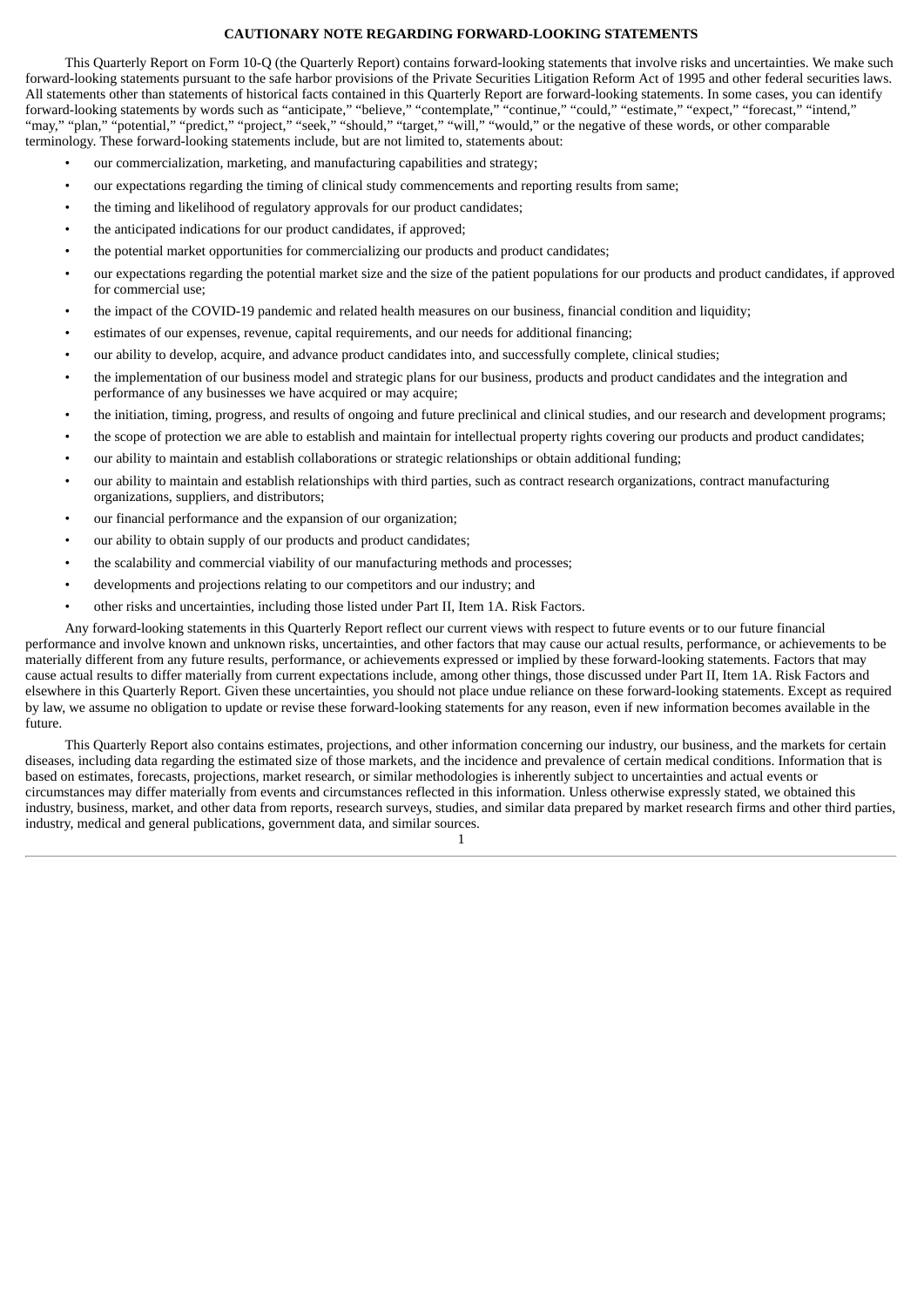## CAUTIONARY NOTE REGARDING FORWARD-LOOKING STATEMENTS

This Quarterly Report on Form 10-Q (the Quarterly Report) contains forward-looking statements that involve risks and uncertainties. We make such forward-looking statements pursuant to the safe harbor provisions of the Private Securities Litigation Reform Act of 1995 and other federal securities laws. All statements other than statements of historical facts contained in this Quarterly Report are forward-looking statements. In some cases, you can identify forward-looking statements by words such as "anticipate," "believe," "contemplate," "continue," "could," "estimate," "expect," "forecast," "intend," "may," "plan," "potential," "predict," "project," "seek," "should," "target," "will," "would," or the negative of these words, or other comparable terminology. These forward-looking statements include, but are not limited to, statements about:

- our commercialization, marketing, and manufacturing capabilities and strategy;
- our expectations regarding the timing of clinical study commencements and reporting results from same;
- the timing and likelihood of regulatory approvals for our product candidates;
- the anticipated indications for our product candidates, if approved;
- the potential market opportunities for commercializing our products and product candidates;
- our expectations regarding the potential market size and the size of the patient populations for our products and product candidates, if approved for commercial use;
- the impact of the COVID-19 pandemic and related health measures on our business, financial condition and liquidity;
- estimates of our expenses, revenue, capital requirements, and our needs for additional financing;
- our ability to develop, acquire, and advance product candidates into, and successfully complete, clinical studies;
- the implementation of our business model and strategic plans for our business, products and product candidates and the integration and performance of any businesses we have acquired or may acquire;
- the initiation, timing, progress, and results of ongoing and future preclinical and clinical studies, and our research and development programs;
- the scope of protection we are able to establish and maintain for intellectual property rights covering our products and product candidates;
- our ability to maintain and establish collaborations or strategic relationships or obtain additional funding;
- our ability to maintain and establish relationships with third parties, such as contract research organizations, contract manufacturing organizations, suppliers, and distributors;
- our financial performance and the expansion of our organization;
- our ability to obtain supply of our products and product candidates;
- the scalability and commercial viability of our manufacturing methods and processes;
- developments and projections relating to our competitors and our industry; and
- other risks and uncertainties, including those listed under Part II, Item 1A. Risk Factors.

Any forward-looking statements in this Quarterly Report reflect our current views with respect to future events or to our future financial performance and involve known and unknown risks, uncertainties, and other factors that may cause our actual results, performance, or achievements to be materially different from any future results, performance, or achievements expressed or implied by these forward-looking statements. Factors that may cause actual results to differ materially from current expectations include, among other things, those discussed under Part II, Item 1A. Risk Factors and elsewhere in this Quarterly Report. Given these uncertainties, you should not place undue reliance on these forward-looking statements. Except as required by law, we assume no obligation to update or revise these forward-looking statements for any reason, even if new information becomes available in the future.

This Quarterly Report also contains estimates, projections, and other information concerning our industry, our business, and the markets for certain diseases, including data regarding the estimated size of those markets, and the incidence and prevalence of certain medical conditions. Information that is based on estimates, forecasts, projections, market research, or similar methodologies is inherently subject to uncertainties and actual events or circumstances may differ materially from events and circumstances reflected in this information. Unless otherwise expressly stated, we obtained this industry, business, market, and other data from reports, research surveys, studies, and similar data prepared by market research firms and other third parties, industry, medical and general publications, government data, and similar sources.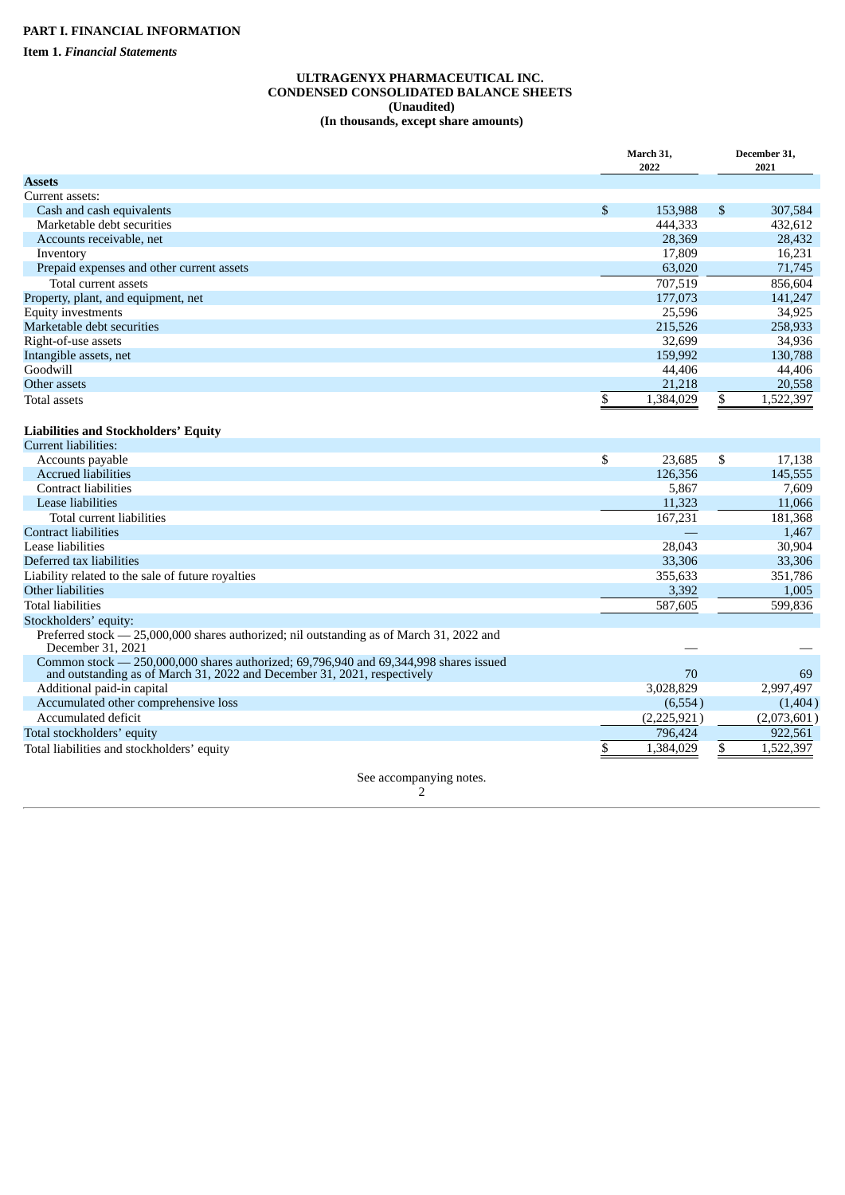# PART I. FINANCIAL INFORMATION

**Item 1.** ***Financial Statements***

**ULTRAGENYX PHARMACEUTICAL INC.**
**CONDENSED CONSOLIDATED BALANCE SHEETS**
**(Unaudited)**
**(In thousands, except share amounts)**

| | March 31, 2022 | December 31, 2021 |
|---|---|---|
| **Assets** | | |
| Current assets: | | |
| Cash and cash equivalents | $ 153,988 | $ 307,584 |
| Marketable debt securities | 444,333 | 432,612 |
| Accounts receivable, net | 28,369 | 28,432 |
| Inventory | 17,809 | 16,231 |
| Prepaid expenses and other current assets | 63,020 | 71,745 |
| Total current assets | 707,519 | 856,604 |
| Property, plant, and equipment, net | 177,073 | 141,247 |
| Equity investments | 25,596 | 34,925 |
| Marketable debt securities | 215,526 | 258,933 |
| Right-of-use assets | 32,699 | 34,936 |
| Intangible assets, net | 159,992 | 130,788 |
| Goodwill | 44,406 | 44,406 |
| Other assets | 21,218 | 20,558 |
| Total assets | $ 1,384,029 | $ 1,522,397 |
| **Liabilities and Stockholders' Equity** | | |
| Current liabilities: | | |
| Accounts payable | $ 23,685 | $ 17,138 |
| Accrued liabilities | 126,356 | 145,555 |
| Contract liabilities | 5,867 | 7,609 |
| Lease liabilities | 11,323 | 11,066 |
| Total current liabilities | 167,231 | 181,368 |
| Contract liabilities | — | 1,467 |
| Lease liabilities | 28,043 | 30,904 |
| Deferred tax liabilities | 33,306 | 33,306 |
| Liability related to the sale of future royalties | 355,633 | 351,786 |
| Other liabilities | 3,392 | 1,005 |
| Total liabilities | 587,605 | 599,836 |
| Stockholders' equity: | | |
| Preferred stock — 25,000,000 shares authorized; nil outstanding as of March 31, 2022 and December 31, 2021 | — | — |
| Common stock — 250,000,000 shares authorized; 69,796,940 and 69,344,998 shares issued and outstanding as of March 31, 2022 and December 31, 2021, respectively | 70 | 69 |
| Additional paid-in capital | 3,028,829 | 2,997,497 |
| Accumulated other comprehensive loss | (6,554) | (1,404) |
| Accumulated deficit | (2,225,921) | (2,073,601) |
| Total stockholders' equity | 796,424 | 922,561 |
| Total liabilities and stockholders' equity | $ 1,384,029 | $ 1,522,397 |

See accompanying notes.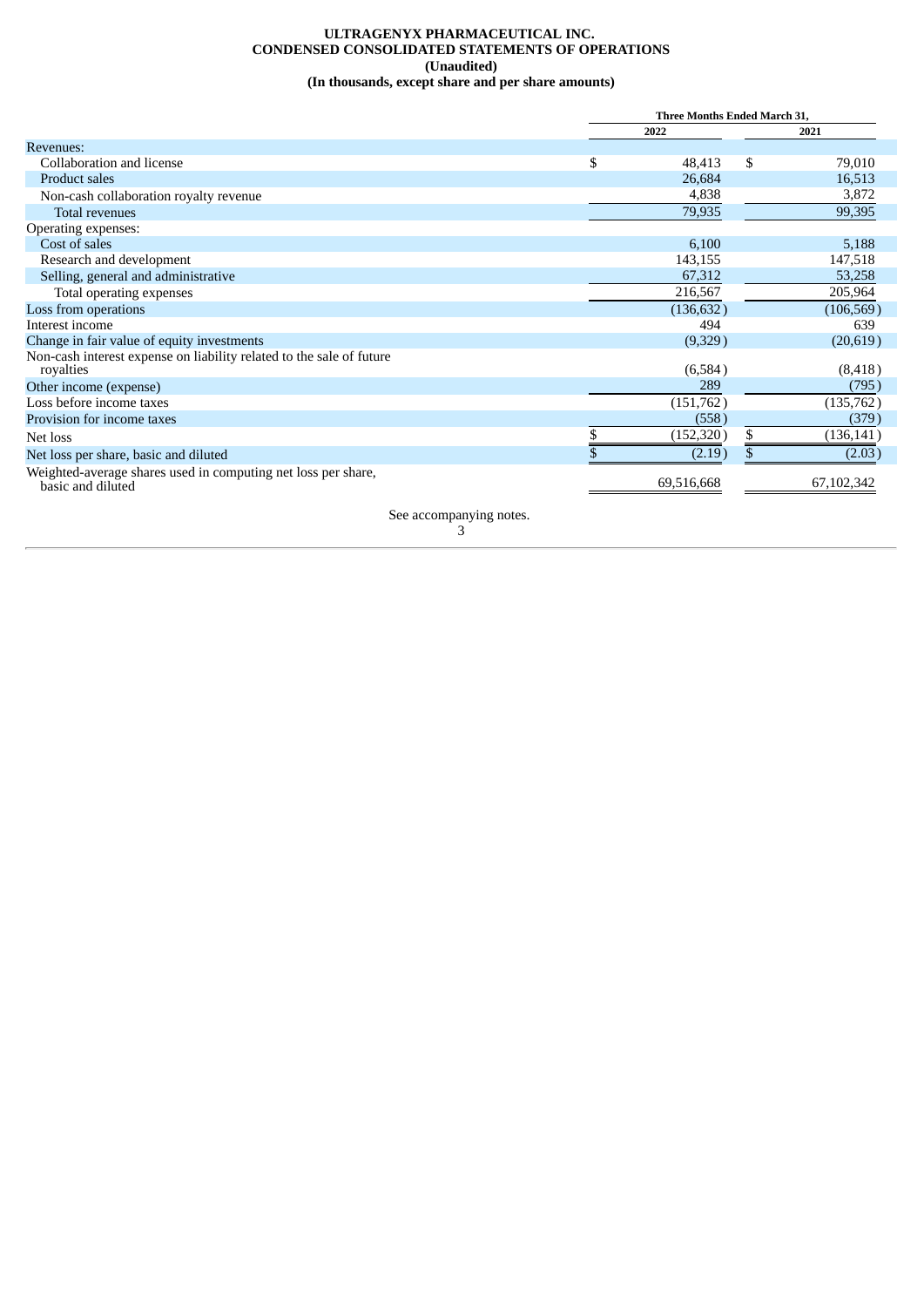**ULTRAGENYX PHARMACEUTICAL INC.**
**CONDENSED CONSOLIDATED STATEMENTS OF OPERATIONS**
**(Unaudited)**
**(In thousands, except share and per share amounts)**

| | Three Months Ended March 31, | |
|---|---|---|
| | 2022 | 2021 |
| Revenues: | | |
| Collaboration and license | $ 48,413 | $ 79,010 |
| Product sales | 26,684 | 16,513 |
| Non-cash collaboration royalty revenue | 4,838 | 3,872 |
| Total revenues | 79,935 | 99,395 |
| Operating expenses: | | |
| Cost of sales | 6,100 | 5,188 |
| Research and development | 143,155 | 147,518 |
| Selling, general and administrative | 67,312 | 53,258 |
| Total operating expenses | 216,567 | 205,964 |
| Loss from operations | (136,632) | (106,569) |
| Interest income | 494 | 639 |
| Change in fair value of equity investments | (9,329) | (20,619) |
| Non-cash interest expense on liability related to the sale of future royalties | (6,584) | (8,418) |
| Other income (expense) | 289 | (795) |
| Loss before income taxes | (151,762) | (135,762) |
| Provision for income taxes | (558) | (379) |
| Net loss | $ (152,320) | $ (136,141) |
| Net loss per share, basic and diluted | $ (2.19) | $ (2.03) |
| Weighted-average shares used in computing net loss per share, basic and diluted | 69,516,668 | 67,102,342 |

See accompanying notes.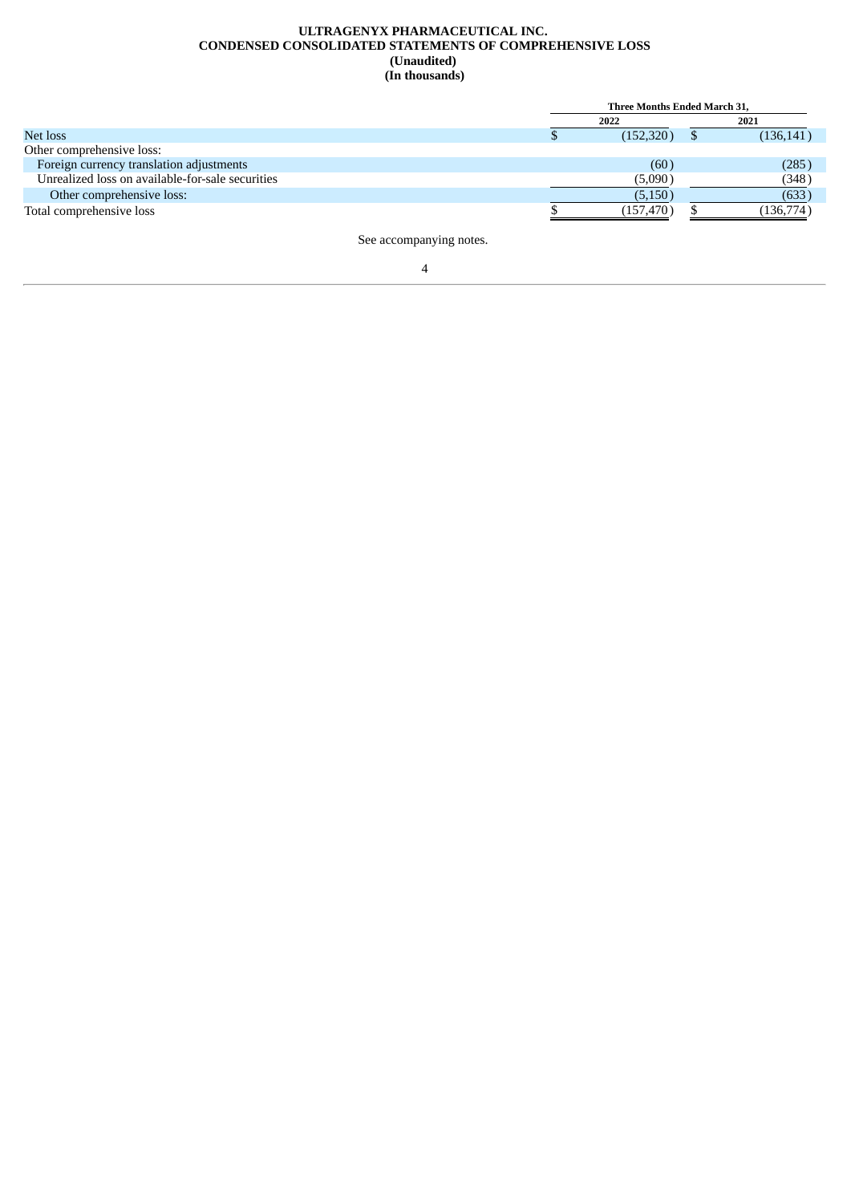**ULTRAGENYX PHARMACEUTICAL INC.**
**CONDENSED CONSOLIDATED STATEMENTS OF COMPREHENSIVE LOSS**
**(Unaudited)**
**(In thousands)**

| | Three Months Ended March 31, | |
|---|---|---|
| | 2022 | 2021 |
| Net loss | $ (152,320) | $ (136,141) |
| Other comprehensive loss: | | |
| Foreign currency translation adjustments | (60) | (285) |
| Unrealized loss on available-for-sale securities | (5,090) | (348) |
| Other comprehensive loss: | (5,150) | (633) |
| Total comprehensive loss | $ (157,470) | $ (136,774) |

See accompanying notes.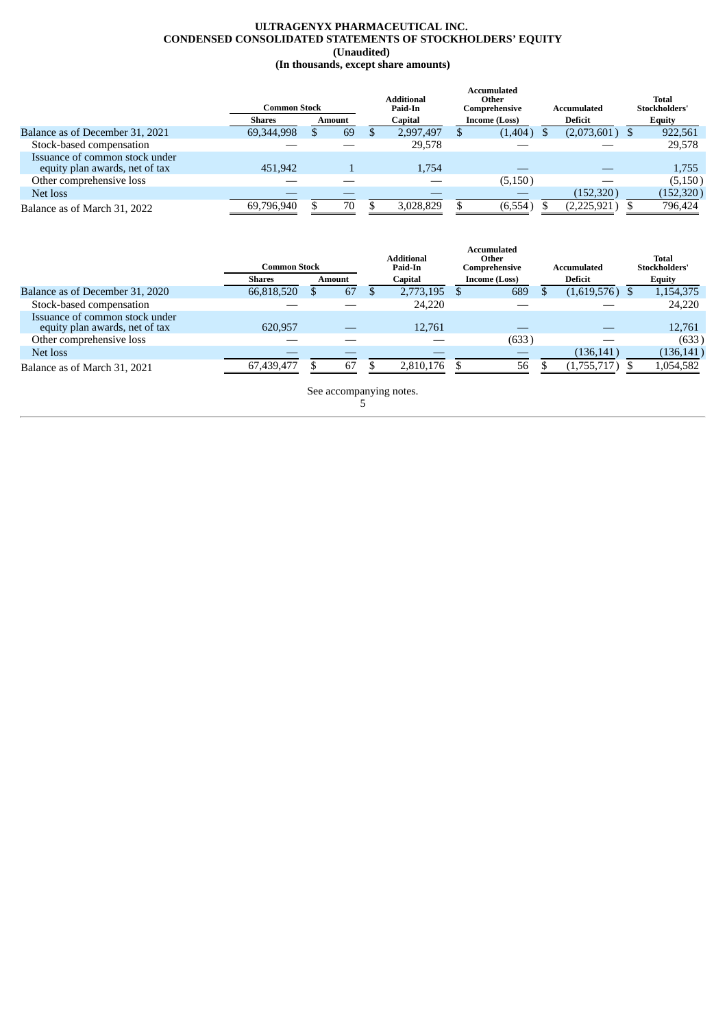# ULTRAGENYX PHARMACEUTICAL INC.
## CONDENSED CONSOLIDATED STATEMENTS OF STOCKHOLDERS' EQUITY
### (Unaudited)
### (In thousands, except share amounts)

| | Common Stock | | Additional Paid-In | Accumulated Other Comprehensive | Accumulated | Total Stockholders' |
|---|---|---|---|---|---|---|
| | Shares | Amount | Capital | Income (Loss) | Deficit | Equity |
| Balance as of December 31, 2021 | 69,344,998 | $ 69 | $ 2,997,497 | $ (1,404) | $ (2,073,601) | $ 922,561 |
| Stock-based compensation | — | — | 29,578 | — | — | 29,578 |
| Issuance of common stock under equity plan awards, net of tax | 451,942 | 1 | 1,754 | — | — | 1,755 |
| Other comprehensive loss | — | — | — | (5,150) | — | (5,150) |
| Net loss | — | — | — | — | (152,320) | (152,320) |
| Balance as of March 31, 2022 | 69,796,940 | $ 70 | $ 3,028,829 | $ (6,554) | $ (2,225,921) | $ 796,424 |

| | Common Stock | | Additional Paid-In | Accumulated Other Comprehensive | Accumulated | Total Stockholders' |
|---|---|---|---|---|---|---|
| | Shares | Amount | Capital | Income (Loss) | Deficit | Equity |
| Balance as of December 31, 2020 | 66,818,520 | $ 67 | $ 2,773,195 | $ 689 | $ (1,619,576) | $ 1,154,375 |
| Stock-based compensation | — | — | 24,220 | — | — | 24,220 |
| Issuance of common stock under equity plan awards, net of tax | 620,957 | — | 12,761 | — | — | 12,761 |
| Other comprehensive loss | — | — | — | (633) | — | (633) |
| Net loss | — | — | — | — | (136,141) | (136,141) |
| Balance as of March 31, 2021 | 67,439,477 | $ 67 | $ 2,810,176 | $ 56 | $ (1,755,717) | $ 1,054,582 |

See accompanying notes.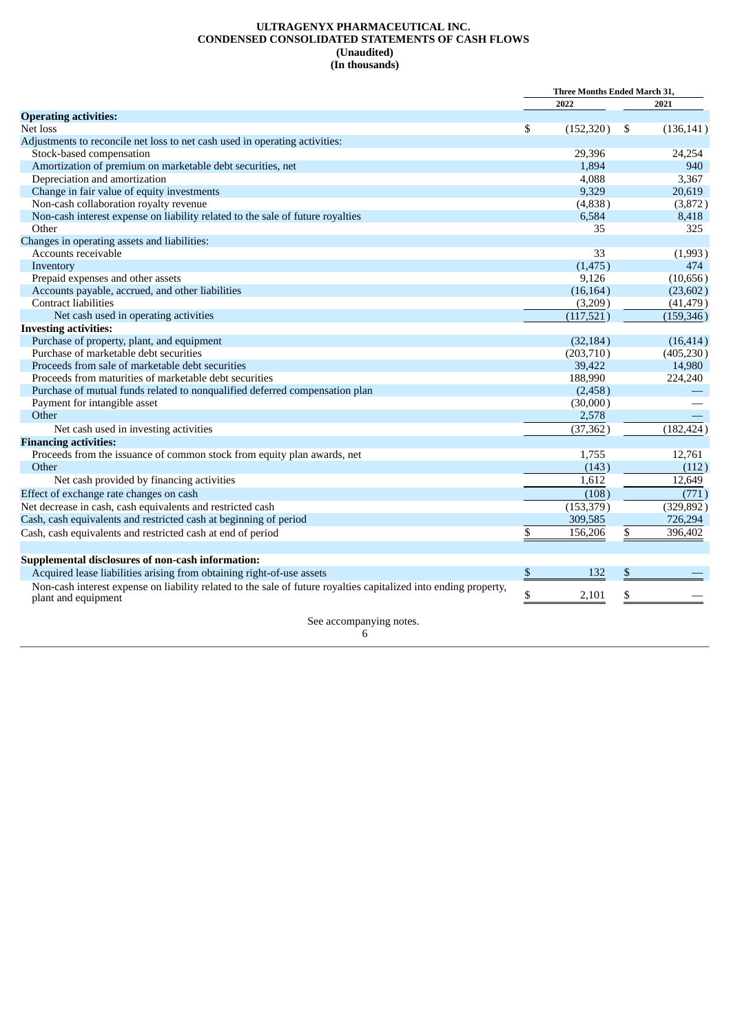**ULTRAGENYX PHARMACEUTICAL INC.**
**CONDENSED CONSOLIDATED STATEMENTS OF CASH FLOWS**
**(Unaudited)**
**(In thousands)**

| | Three Months Ended March 31, | |
|---|---|---|
| | 2022 | 2021 |
| **Operating activities:** | | |
| Net loss | $ (152,320) | $ (136,141) |
| Adjustments to reconcile net loss to net cash used in operating activities: | | |
| Stock-based compensation | 29,396 | 24,254 |
| Amortization of premium on marketable debt securities, net | 1,894 | 940 |
| Depreciation and amortization | 4,088 | 3,367 |
| Change in fair value of equity investments | 9,329 | 20,619 |
| Non-cash collaboration royalty revenue | (4,838) | (3,872) |
| Non-cash interest expense on liability related to the sale of future royalties | 6,584 | 8,418 |
| Other | 35 | 325 |
| Changes in operating assets and liabilities: | | |
| Accounts receivable | 33 | (1,993) |
| Inventory | (1,475) | 474 |
| Prepaid expenses and other assets | 9,126 | (10,656) |
| Accounts payable, accrued, and other liabilities | (16,164) | (23,602) |
| Contract liabilities | (3,209) | (41,479) |
| Net cash used in operating activities | (117,521) | (159,346) |
| **Investing activities:** | | |
| Purchase of property, plant, and equipment | (32,184) | (16,414) |
| Purchase of marketable debt securities | (203,710) | (405,230) |
| Proceeds from sale of marketable debt securities | 39,422 | 14,980 |
| Proceeds from maturities of marketable debt securities | 188,990 | 224,240 |
| Purchase of mutual funds related to nonqualified deferred compensation plan | (2,458) | — |
| Payment for intangible asset | (30,000) | — |
| Other | 2,578 | — |
| Net cash used in investing activities | (37,362) | (182,424) |
| **Financing activities:** | | |
| Proceeds from the issuance of common stock from equity plan awards, net | 1,755 | 12,761 |
| Other | (143) | (112) |
| Net cash provided by financing activities | 1,612 | 12,649 |
| Effect of exchange rate changes on cash | (108) | (771) |
| Net decrease in cash, cash equivalents and restricted cash | (153,379) | (329,892) |
| Cash, cash equivalents and restricted cash at beginning of period | 309,585 | 726,294 |
| Cash, cash equivalents and restricted cash at end of period | $ 156,206 | $ 396,402 |
| | | |
| **Supplemental disclosures of non-cash information:** | | |
| Acquired lease liabilities arising from obtaining right-of-use assets | $ 132 | $ — |
| Non-cash interest expense on liability related to the sale of future royalties capitalized into ending property, plant and equipment | $ 2,101 | $ — |

See accompanying notes.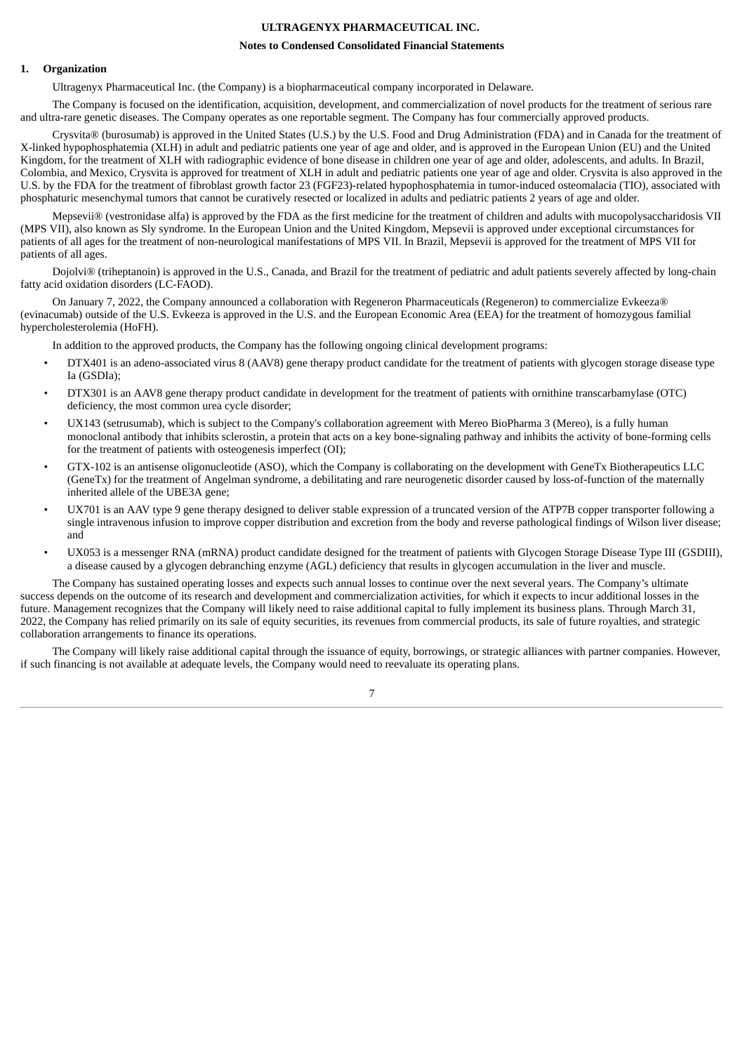**ULTRAGENYX PHARMACEUTICAL INC.**

**Notes to Condensed Consolidated Financial Statements**

## 1. Organization

Ultragenyx Pharmaceutical Inc. (the Company) is a biopharmaceutical company incorporated in Delaware.

The Company is focused on the identification, acquisition, development, and commercialization of novel products for the treatment of serious rare and ultra-rare genetic diseases. The Company operates as one reportable segment. The Company has four commercially approved products.

Crysvita® (burosumab) is approved in the United States (U.S.) by the U.S. Food and Drug Administration (FDA) and in Canada for the treatment of X-linked hypophosphatemia (XLH) in adult and pediatric patients one year of age and older, and is approved in the European Union (EU) and the United Kingdom, for the treatment of XLH with radiographic evidence of bone disease in children one year of age and older, adolescents, and adults. In Brazil, Colombia, and Mexico, Crysvita is approved for treatment of XLH in adult and pediatric patients one year of age and older. Crysvita is also approved in the U.S. by the FDA for the treatment of fibroblast growth factor 23 (FGF23)-related hypophosphatemia in tumor-induced osteomalacia (TIO), associated with phosphaturic mesenchymal tumors that cannot be curatively resected or localized in adults and pediatric patients 2 years of age and older.

Mepsevii® (vestronidase alfa) is approved by the FDA as the first medicine for the treatment of children and adults with mucopolysaccharidosis VII (MPS VII), also known as Sly syndrome. In the European Union and the United Kingdom, Mepsevii is approved under exceptional circumstances for patients of all ages for the treatment of non-neurological manifestations of MPS VII. In Brazil, Mepsevii is approved for the treatment of MPS VII for patients of all ages.

Dojolvi® (triheptanoin) is approved in the U.S., Canada, and Brazil for the treatment of pediatric and adult patients severely affected by long-chain fatty acid oxidation disorders (LC-FAOD).

On January 7, 2022, the Company announced a collaboration with Regeneron Pharmaceuticals (Regeneron) to commercialize Evkeeza® (evinacumab) outside of the U.S. Evkeeza is approved in the U.S. and the European Economic Area (EEA) for the treatment of homozygous familial hypercholesterolemia (HoFH).

In addition to the approved products, the Company has the following ongoing clinical development programs:

- DTX401 is an adeno-associated virus 8 (AAV8) gene therapy product candidate for the treatment of patients with glycogen storage disease type Ia (GSDIa);
- DTX301 is an AAV8 gene therapy product candidate in development for the treatment of patients with ornithine transcarbamylase (OTC) deficiency, the most common urea cycle disorder;
- UX143 (setrusumab), which is subject to the Company's collaboration agreement with Mereo BioPharma 3 (Mereo), is a fully human monoclonal antibody that inhibits sclerostin, a protein that acts on a key bone-signaling pathway and inhibits the activity of bone-forming cells for the treatment of patients with osteogenesis imperfect (OI);
- GTX-102 is an antisense oligonucleotide (ASO), which the Company is collaborating on the development with GeneTx Biotherapeutics LLC (GeneTx) for the treatment of Angelman syndrome, a debilitating and rare neurogenetic disorder caused by loss-of-function of the maternally inherited allele of the UBE3A gene;
- UX701 is an AAV type 9 gene therapy designed to deliver stable expression of a truncated version of the ATP7B copper transporter following a single intravenous infusion to improve copper distribution and excretion from the body and reverse pathological findings of Wilson liver disease; and
- UX053 is a messenger RNA (mRNA) product candidate designed for the treatment of patients with Glycogen Storage Disease Type III (GSDIII), a disease caused by a glycogen debranching enzyme (AGL) deficiency that results in glycogen accumulation in the liver and muscle.

The Company has sustained operating losses and expects such annual losses to continue over the next several years. The Company's ultimate success depends on the outcome of its research and development and commercialization activities, for which it expects to incur additional losses in the future. Management recognizes that the Company will likely need to raise additional capital to fully implement its business plans. Through March 31, 2022, the Company has relied primarily on its sale of equity securities, its revenues from commercial products, its sale of future royalties, and strategic collaboration arrangements to finance its operations.

The Company will likely raise additional capital through the issuance of equity, borrowings, or strategic alliances with partner companies. However, if such financing is not available at adequate levels, the Company would need to reevaluate its operating plans.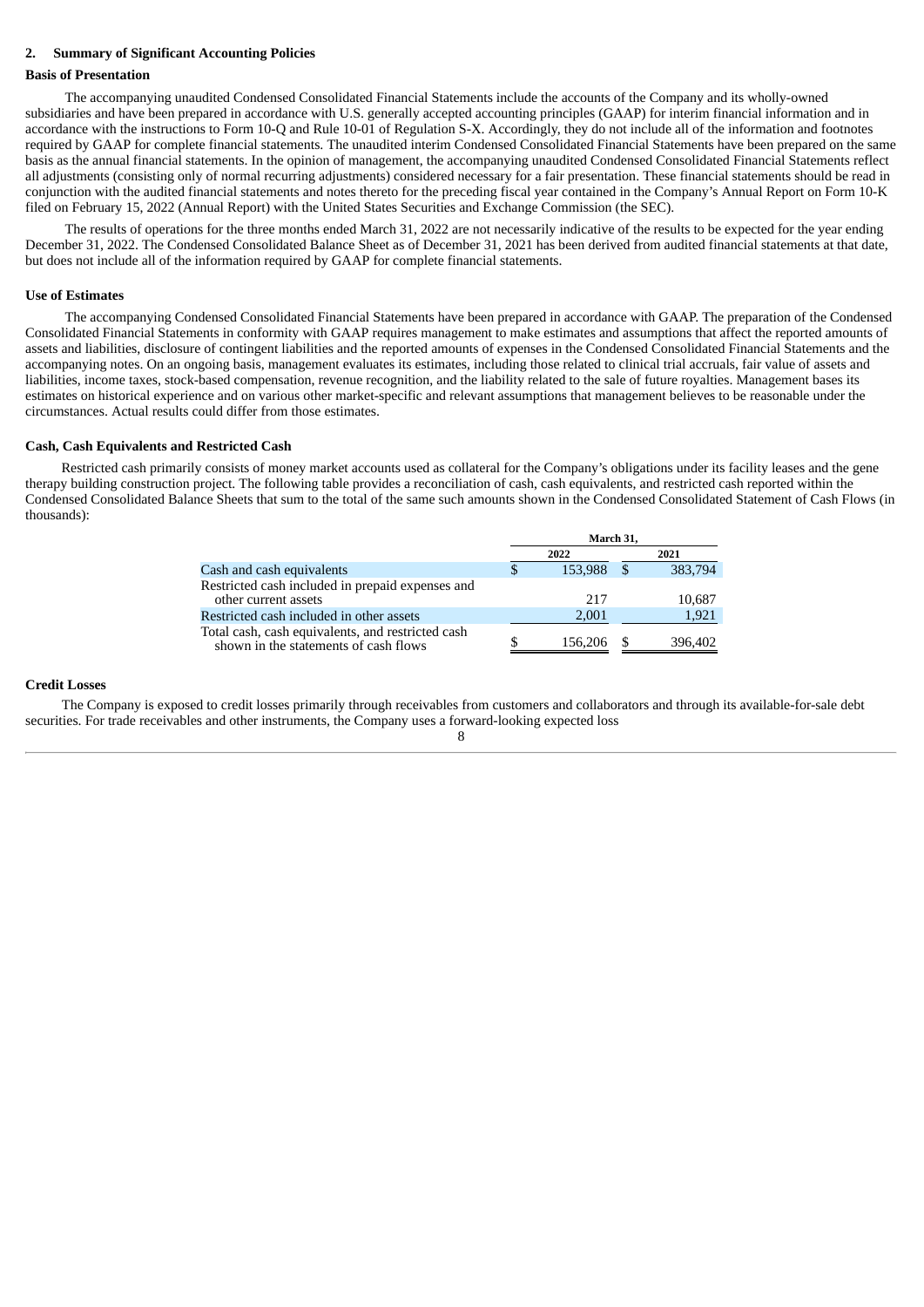## 2. Summary of Significant Accounting Policies

### Basis of Presentation

The accompanying unaudited Condensed Consolidated Financial Statements include the accounts of the Company and its wholly-owned subsidiaries and have been prepared in accordance with U.S. generally accepted accounting principles (GAAP) for interim financial information and in accordance with the instructions to Form 10-Q and Rule 10-01 of Regulation S-X. Accordingly, they do not include all of the information and footnotes required by GAAP for complete financial statements. The unaudited interim Condensed Consolidated Financial Statements have been prepared on the same basis as the annual financial statements. In the opinion of management, the accompanying unaudited Condensed Consolidated Financial Statements reflect all adjustments (consisting only of normal recurring adjustments) considered necessary for a fair presentation. These financial statements should be read in conjunction with the audited financial statements and notes thereto for the preceding fiscal year contained in the Company's Annual Report on Form 10-K filed on February 15, 2022 (Annual Report) with the United States Securities and Exchange Commission (the SEC).

The results of operations for the three months ended March 31, 2022 are not necessarily indicative of the results to be expected for the year ending December 31, 2022. The Condensed Consolidated Balance Sheet as of December 31, 2021 has been derived from audited financial statements at that date, but does not include all of the information required by GAAP for complete financial statements.

### Use of Estimates

The accompanying Condensed Consolidated Financial Statements have been prepared in accordance with GAAP. The preparation of the Condensed Consolidated Financial Statements in conformity with GAAP requires management to make estimates and assumptions that affect the reported amounts of assets and liabilities, disclosure of contingent liabilities and the reported amounts of expenses in the Condensed Consolidated Financial Statements and the accompanying notes. On an ongoing basis, management evaluates its estimates, including those related to clinical trial accruals, fair value of assets and liabilities, income taxes, stock-based compensation, revenue recognition, and the liability related to the sale of future royalties. Management bases its estimates on historical experience and on various other market-specific and relevant assumptions that management believes to be reasonable under the circumstances. Actual results could differ from those estimates.

### Cash, Cash Equivalents and Restricted Cash

Restricted cash primarily consists of money market accounts used as collateral for the Company's obligations under its facility leases and the gene therapy building construction project. The following table provides a reconciliation of cash, cash equivalents, and restricted cash reported within the Condensed Consolidated Balance Sheets that sum to the total of the same such amounts shown in the Condensed Consolidated Statement of Cash Flows (in thousands):

| | March 31, | |
|---|---|---|
| | 2022 | 2021 |
| Cash and cash equivalents | $ 153,988 | $ 383,794 |
| Restricted cash included in prepaid expenses and other current assets | 217 | 10,687 |
| Restricted cash included in other assets | 2,001 | 1,921 |
| Total cash, cash equivalents, and restricted cash shown in the statements of cash flows | $ 156,206 | $ 396,402 |

### Credit Losses

The Company is exposed to credit losses primarily through receivables from customers and collaborators and through its available-for-sale debt securities. For trade receivables and other instruments, the Company uses a forward-looking expected loss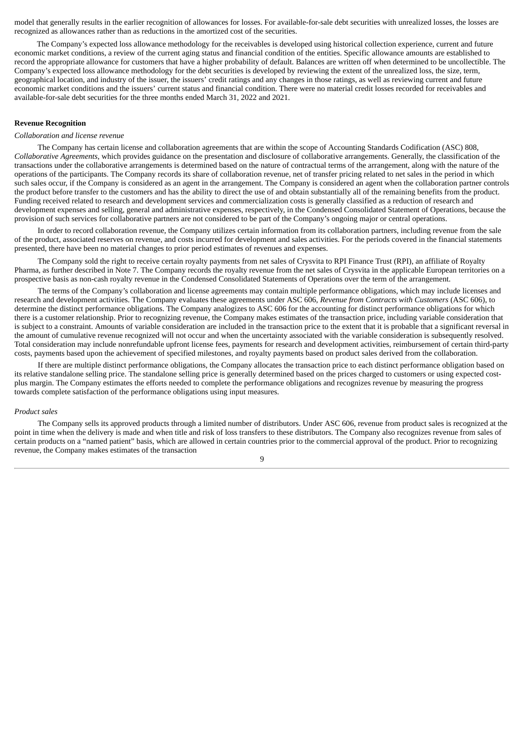model that generally results in the earlier recognition of allowances for losses. For available-for-sale debt securities with unrealized losses, the losses are recognized as allowances rather than as reductions in the amortized cost of the securities.

The Company's expected loss allowance methodology for the receivables is developed using historical collection experience, current and future economic market conditions, a review of the current aging status and financial condition of the entities. Specific allowance amounts are established to record the appropriate allowance for customers that have a higher probability of default. Balances are written off when determined to be uncollectible. The Company's expected loss allowance methodology for the debt securities is developed by reviewing the extent of the unrealized loss, the size, term, geographical location, and industry of the issuer, the issuers' credit ratings and any changes in those ratings, as well as reviewing current and future economic market conditions and the issuers' current status and financial condition. There were no material credit losses recorded for receivables and available-for-sale debt securities for the three months ended March 31, 2022 and 2021.

**Revenue Recognition**

*Collaboration and license revenue*

The Company has certain license and collaboration agreements that are within the scope of Accounting Standards Codification (ASC) 808, *Collaborative Agreements*, which provides guidance on the presentation and disclosure of collaborative arrangements. Generally, the classification of the transactions under the collaborative arrangements is determined based on the nature of contractual terms of the arrangement, along with the nature of the operations of the participants. The Company records its share of collaboration revenue, net of transfer pricing related to net sales in the period in which such sales occur, if the Company is considered as an agent in the arrangement. The Company is considered an agent when the collaboration partner controls the product before transfer to the customers and has the ability to direct the use of and obtain substantially all of the remaining benefits from the product. Funding received related to research and development services and commercialization costs is generally classified as a reduction of research and development expenses and selling, general and administrative expenses, respectively, in the Condensed Consolidated Statement of Operations, because the provision of such services for collaborative partners are not considered to be part of the Company's ongoing major or central operations.

In order to record collaboration revenue, the Company utilizes certain information from its collaboration partners, including revenue from the sale of the product, associated reserves on revenue, and costs incurred for development and sales activities. For the periods covered in the financial statements presented, there have been no material changes to prior period estimates of revenues and expenses.

The Company sold the right to receive certain royalty payments from net sales of Crysvita to RPI Finance Trust (RPI), an affiliate of Royalty Pharma, as further described in Note 7. The Company records the royalty revenue from the net sales of Crysvita in the applicable European territories on a prospective basis as non-cash royalty revenue in the Condensed Consolidated Statements of Operations over the term of the arrangement.

The terms of the Company's collaboration and license agreements may contain multiple performance obligations, which may include licenses and research and development activities. The Company evaluates these agreements under ASC 606, *Revenue from Contracts with Customers* (ASC 606), to determine the distinct performance obligations. The Company analogizes to ASC 606 for the accounting for distinct performance obligations for which there is a customer relationship. Prior to recognizing revenue, the Company makes estimates of the transaction price, including variable consideration that is subject to a constraint. Amounts of variable consideration are included in the transaction price to the extent that it is probable that a significant reversal in the amount of cumulative revenue recognized will not occur and when the uncertainty associated with the variable consideration is subsequently resolved. Total consideration may include nonrefundable upfront license fees, payments for research and development activities, reimbursement of certain third-party costs, payments based upon the achievement of specified milestones, and royalty payments based on product sales derived from the collaboration.

If there are multiple distinct performance obligations, the Company allocates the transaction price to each distinct performance obligation based on its relative standalone selling price. The standalone selling price is generally determined based on the prices charged to customers or using expected cost-plus margin. The Company estimates the efforts needed to complete the performance obligations and recognizes revenue by measuring the progress towards complete satisfaction of the performance obligations using input measures.

*Product sales*

The Company sells its approved products through a limited number of distributors. Under ASC 606, revenue from product sales is recognized at the point in time when the delivery is made and when title and risk of loss transfers to these distributors. The Company also recognizes revenue from sales of certain products on a "named patient" basis, which are allowed in certain countries prior to the commercial approval of the product. Prior to recognizing revenue, the Company makes estimates of the transaction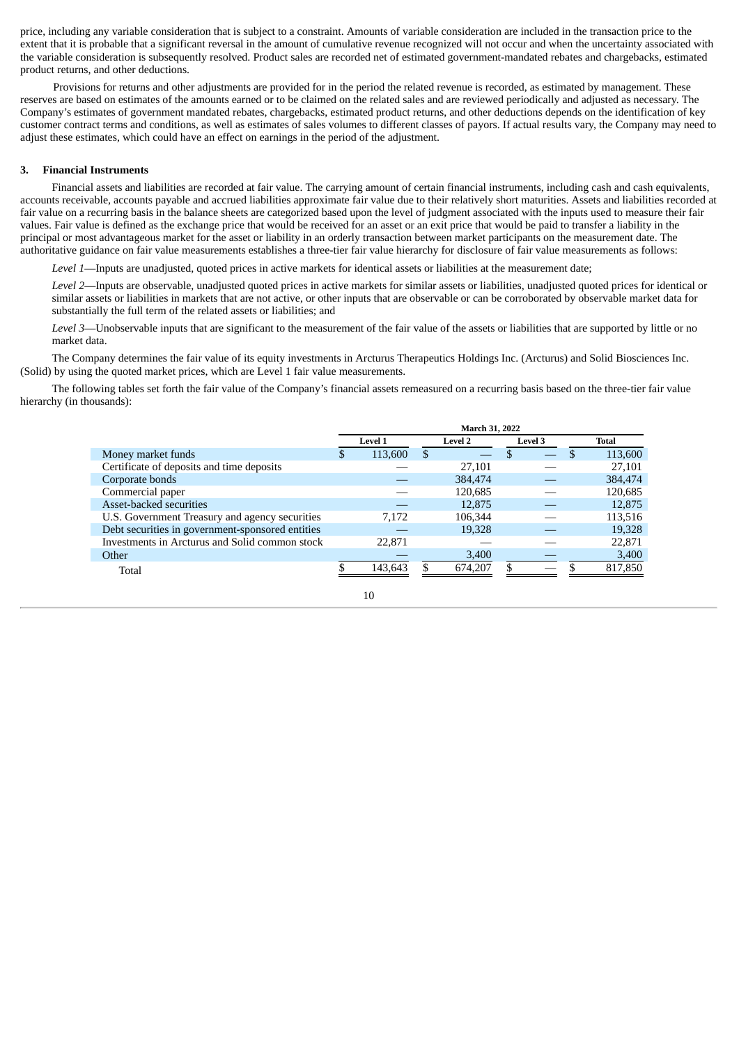price, including any variable consideration that is subject to a constraint. Amounts of variable consideration are included in the transaction price to the extent that it is probable that a significant reversal in the amount of cumulative revenue recognized will not occur and when the uncertainty associated with the variable consideration is subsequently resolved. Product sales are recorded net of estimated government-mandated rebates and chargebacks, estimated product returns, and other deductions.

Provisions for returns and other adjustments are provided for in the period the related revenue is recorded, as estimated by management. These reserves are based on estimates of the amounts earned or to be claimed on the related sales and are reviewed periodically and adjusted as necessary. The Company's estimates of government mandated rebates, chargebacks, estimated product returns, and other deductions depends on the identification of key customer contract terms and conditions, as well as estimates of sales volumes to different classes of payors. If actual results vary, the Company may need to adjust these estimates, which could have an effect on earnings in the period of the adjustment.

### 3. Financial Instruments

Financial assets and liabilities are recorded at fair value. The carrying amount of certain financial instruments, including cash and cash equivalents, accounts receivable, accounts payable and accrued liabilities approximate fair value due to their relatively short maturities. Assets and liabilities recorded at fair value on a recurring basis in the balance sheets are categorized based upon the level of judgment associated with the inputs used to measure their fair values. Fair value is defined as the exchange price that would be received for an asset or an exit price that would be paid to transfer a liability in the principal or most advantageous market for the asset or liability in an orderly transaction between market participants on the measurement date. The authoritative guidance on fair value measurements establishes a three-tier fair value hierarchy for disclosure of fair value measurements as follows:

*Level 1*—Inputs are unadjusted, quoted prices in active markets for identical assets or liabilities at the measurement date;

*Level 2*—Inputs are observable, unadjusted quoted prices in active markets for similar assets or liabilities, unadjusted quoted prices for identical or similar assets or liabilities in markets that are not active, or other inputs that are observable or can be corroborated by observable market data for substantially the full term of the related assets or liabilities; and

*Level 3*—Unobservable inputs that are significant to the measurement of the fair value of the assets or liabilities that are supported by little or no market data.

The Company determines the fair value of its equity investments in Arcturus Therapeutics Holdings Inc. (Arcturus) and Solid Biosciences Inc. (Solid) by using the quoted market prices, which are Level 1 fair value measurements.

The following tables set forth the fair value of the Company's financial assets remeasured on a recurring basis based on the three-tier fair value hierarchy (in thousands):

| | March 31, 2022 | | | |
|---|---|---|---|---|
| | Level 1 | Level 2 | Level 3 | Total |
| Money market funds | $ 113,600 | $ — | $ — | $ 113,600 |
| Certificate of deposits and time deposits | — | 27,101 | — | 27,101 |
| Corporate bonds | — | 384,474 | — | 384,474 |
| Commercial paper | — | 120,685 | — | 120,685 |
| Asset-backed securities | — | 12,875 | — | 12,875 |
| U.S. Government Treasury and agency securities | 7,172 | 106,344 | — | 113,516 |
| Debt securities in government-sponsored entities | — | 19,328 | — | 19,328 |
| Investments in Arcturus and Solid common stock | 22,871 | — | — | 22,871 |
| Other | — | 3,400 | — | 3,400 |
| Total | $ 143,643 | $ 674,207 | $ — | $ 817,850 |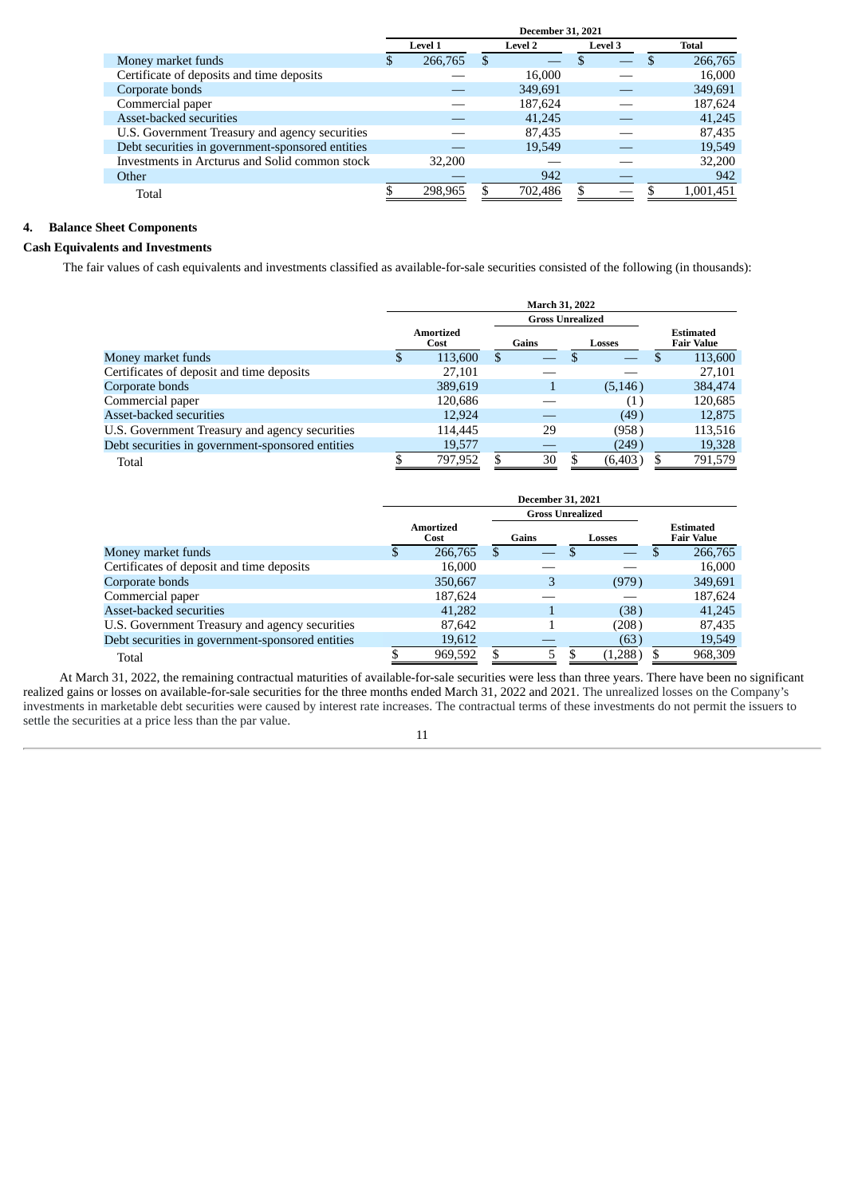| | December 31, 2021 | | | |
|---|---|---|---|---|
| | Level 1 | Level 2 | Level 3 | Total |
| Money market funds | $ 266,765 | $ — | $ — | $ 266,765 |
| Certificate of deposits and time deposits | — | 16,000 | — | 16,000 |
| Corporate bonds | — | 349,691 | — | 349,691 |
| Commercial paper | — | 187,624 | — | 187,624 |
| Asset-backed securities | — | 41,245 | — | 41,245 |
| U.S. Government Treasury and agency securities | — | 87,435 | — | 87,435 |
| Debt securities in government-sponsored entities | — | 19,549 | — | 19,549 |
| Investments in Arcturus and Solid common stock | 32,200 | — | — | 32,200 |
| Other | — | 942 | — | 942 |
| Total | $ 298,965 | $ 702,486 | $ — | $ 1,001,451 |

## 4. Balance Sheet Components

### Cash Equivalents and Investments

The fair values of cash equivalents and investments classified as available-for-sale securities consisted of the following (in thousands):

| | March 31, 2022 | | | |
|---|---|---|---|---|
| | | Gross Unrealized | | |
| | Amortized Cost | Gains | Losses | Estimated Fair Value |
| Money market funds | $ 113,600 | $ — | $ — | $ 113,600 |
| Certificates of deposit and time deposits | 27,101 | — | — | 27,101 |
| Corporate bonds | 389,619 | 1 | (5,146) | 384,474 |
| Commercial paper | 120,686 | — | (1) | 120,685 |
| Asset-backed securities | 12,924 | — | (49) | 12,875 |
| U.S. Government Treasury and agency securities | 114,445 | 29 | (958) | 113,516 |
| Debt securities in government-sponsored entities | 19,577 | — | (249) | 19,328 |
| Total | $ 797,952 | $ 30 | $ (6,403) | $ 791,579 |

| | December 31, 2021 | | | |
|---|---|---|---|---|
| | | Gross Unrealized | | |
| | Amortized Cost | Gains | Losses | Estimated Fair Value |
| Money market funds | $ 266,765 | $ — | $ — | $ 266,765 |
| Certificates of deposit and time deposits | 16,000 | — | — | 16,000 |
| Corporate bonds | 350,667 | 3 | (979) | 349,691 |
| Commercial paper | 187,624 | — | — | 187,624 |
| Asset-backed securities | 41,282 | 1 | (38) | 41,245 |
| U.S. Government Treasury and agency securities | 87,642 | 1 | (208) | 87,435 |
| Debt securities in government-sponsored entities | 19,612 | — | (63) | 19,549 |
| Total | $ 969,592 | $ 5 | $ (1,288) | $ 968,309 |

At March 31, 2022, the remaining contractual maturities of available-for-sale securities were less than three years. There have been no significant realized gains or losses on available-for-sale securities for the three months ended March 31, 2022 and 2021. The unrealized losses on the Company's investments in marketable debt securities were caused by interest rate increases. The contractual terms of these investments do not permit the issuers to settle the securities at a price less than the par value.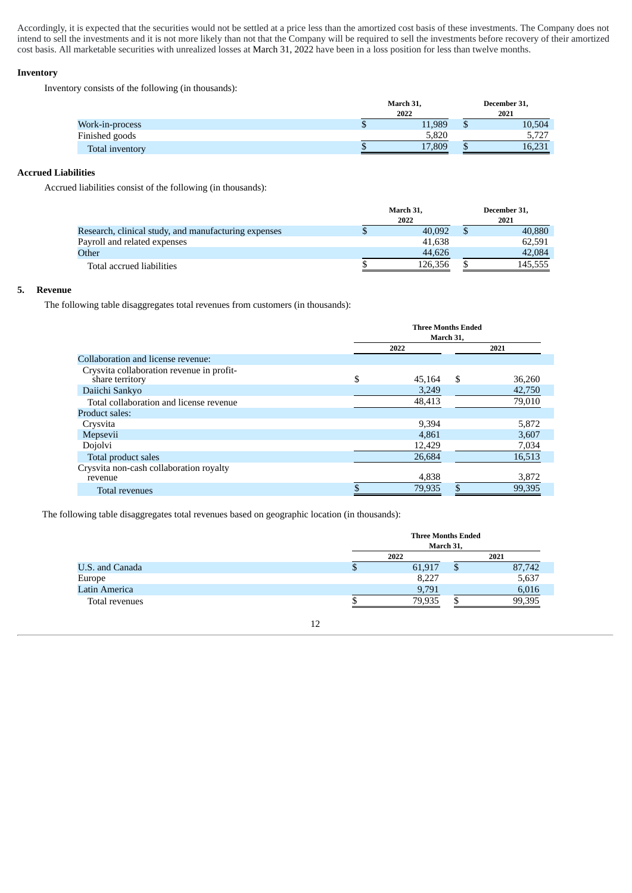Accordingly, it is expected that the securities would not be settled at a price less than the amortized cost basis of these investments. The Company does not intend to sell the investments and it is not more likely than not that the Company will be required to sell the investments before recovery of their amortized cost basis. All marketable securities with unrealized losses at March 31, 2022 have been in a loss position for less than twelve months.

**Inventory**

Inventory consists of the following (in thousands):

| | March 31, 2022 | December 31, 2021 |
|---|---|---|
| Work-in-process | $ 11,989 | $ 10,504 |
| Finished goods | 5,820 | 5,727 |
| Total inventory | $ 17,809 | $ 16,231 |

**Accrued Liabilities**

Accrued liabilities consist of the following (in thousands):

| | March 31, 2022 | December 31, 2021 |
|---|---|---|
| Research, clinical study, and manufacturing expenses | $ 40,092 | $ 40,880 |
| Payroll and related expenses | 41,638 | 62,591 |
| Other | 44,626 | 42,084 |
| Total accrued liabilities | $ 126,356 | $ 145,555 |

## 5. Revenue

The following table disaggregates total revenues from customers (in thousands):

| | Three Months Ended March 31, | |
|---|---|---|
| | 2022 | 2021 |
| Collaboration and license revenue: | | |
| Crysvita collaboration revenue in profit-share territory | $ 45,164 | $ 36,260 |
| Daiichi Sankyo | 3,249 | 42,750 |
| Total collaboration and license revenue | 48,413 | 79,010 |
| Product sales: | | |
| Crysvita | 9,394 | 5,872 |
| Mepsevii | 4,861 | 3,607 |
| Dojolvi | 12,429 | 7,034 |
| Total product sales | 26,684 | 16,513 |
| Crysvita non-cash collaboration royalty revenue | 4,838 | 3,872 |
| Total revenues | $ 79,935 | $ 99,395 |

The following table disaggregates total revenues based on geographic location (in thousands):

| | Three Months Ended March 31, | |
|---|---|---|
| | 2022 | 2021 |
| U.S. and Canada | $ 61,917 | $ 87,742 |
| Europe | 8,227 | 5,637 |
| Latin America | 9,791 | 6,016 |
| Total revenues | $ 79,935 | $ 99,395 |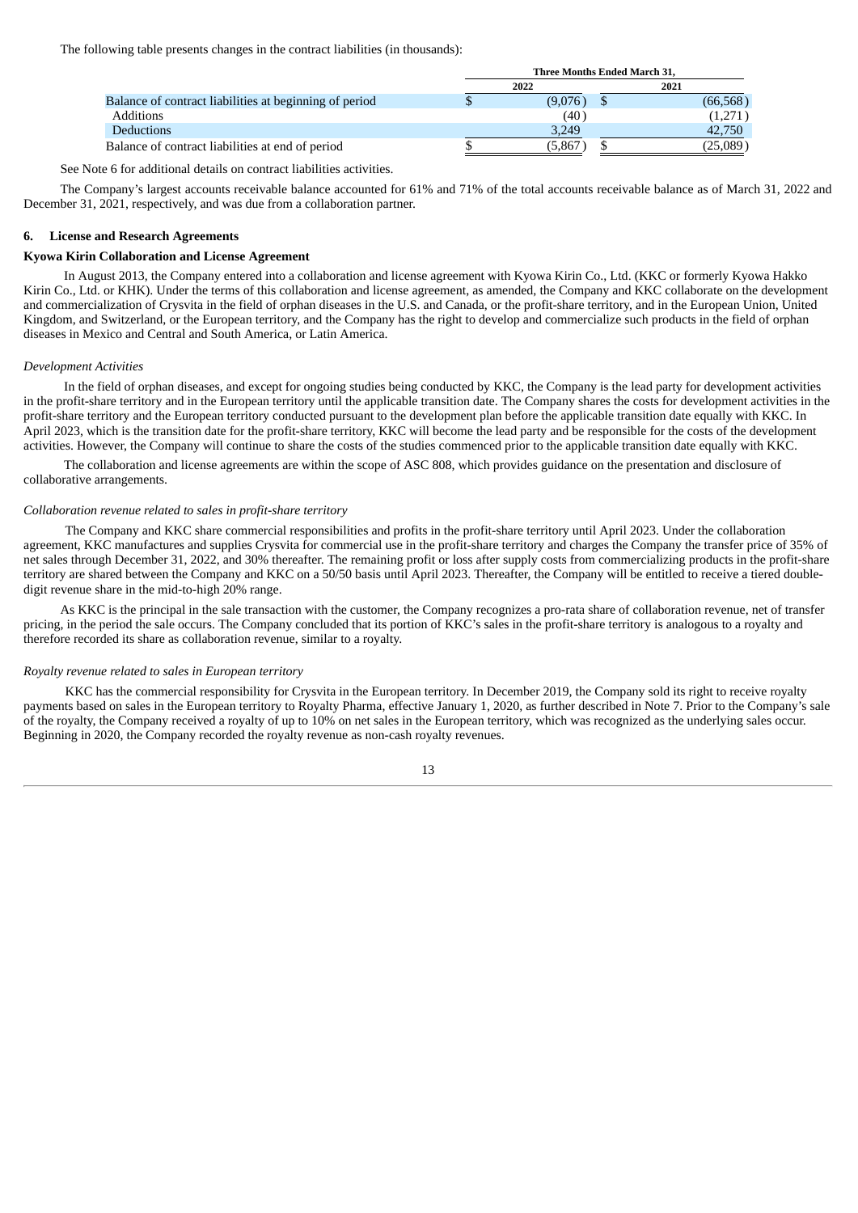The following table presents changes in the contract liabilities (in thousands):

| | Three Months Ended March 31, | |
|---|---|---|
| | 2022 | 2021 |
| Balance of contract liabilities at beginning of period | $ (9,076) | $ (66,568) |
| Additions | (40) | (1,271) |
| Deductions | 3,249 | 42,750 |
| Balance of contract liabilities at end of period | $ (5,867) | $ (25,089) |

See Note 6 for additional details on contract liabilities activities.

The Company's largest accounts receivable balance accounted for 61% and 71% of the total accounts receivable balance as of March 31, 2022 and December 31, 2021, respectively, and was due from a collaboration partner.

## 6. License and Research Agreements

### Kyowa Kirin Collaboration and License Agreement

In August 2013, the Company entered into a collaboration and license agreement with Kyowa Kirin Co., Ltd. (KKC or formerly Kyowa Hakko Kirin Co., Ltd. or KHK). Under the terms of this collaboration and license agreement, as amended, the Company and KKC collaborate on the development and commercialization of Crysvita in the field of orphan diseases in the U.S. and Canada, or the profit-share territory, and in the European Union, United Kingdom, and Switzerland, or the European territory, and the Company has the right to develop and commercialize such products in the field of orphan diseases in Mexico and Central and South America, or Latin America.

*Development Activities*

In the field of orphan diseases, and except for ongoing studies being conducted by KKC, the Company is the lead party for development activities in the profit-share territory and in the European territory until the applicable transition date. The Company shares the costs for development activities in the profit-share territory and the European territory conducted pursuant to the development plan before the applicable transition date equally with KKC. In April 2023, which is the transition date for the profit-share territory, KKC will become the lead party and be responsible for the costs of the development activities. However, the Company will continue to share the costs of the studies commenced prior to the applicable transition date equally with KKC.

The collaboration and license agreements are within the scope of ASC 808, which provides guidance on the presentation and disclosure of collaborative arrangements.

*Collaboration revenue related to sales in profit-share territory*

The Company and KKC share commercial responsibilities and profits in the profit-share territory until April 2023. Under the collaboration agreement, KKC manufactures and supplies Crysvita for commercial use in the profit-share territory and charges the Company the transfer price of 35% of net sales through December 31, 2022, and 30% thereafter. The remaining profit or loss after supply costs from commercializing products in the profit-share territory are shared between the Company and KKC on a 50/50 basis until April 2023. Thereafter, the Company will be entitled to receive a tiered double-digit revenue share in the mid-to-high 20% range.

As KKC is the principal in the sale transaction with the customer, the Company recognizes a pro-rata share of collaboration revenue, net of transfer pricing, in the period the sale occurs. The Company concluded that its portion of KKC's sales in the profit-share territory is analogous to a royalty and therefore recorded its share as collaboration revenue, similar to a royalty.

*Royalty revenue related to sales in European territory*

KKC has the commercial responsibility for Crysvita in the European territory. In December 2019, the Company sold its right to receive royalty payments based on sales in the European territory to Royalty Pharma, effective January 1, 2020, as further described in Note 7. Prior to the Company's sale of the royalty, the Company received a royalty of up to 10% on net sales in the European territory, which was recognized as the underlying sales occur. Beginning in 2020, the Company recorded the royalty revenue as non-cash royalty revenues.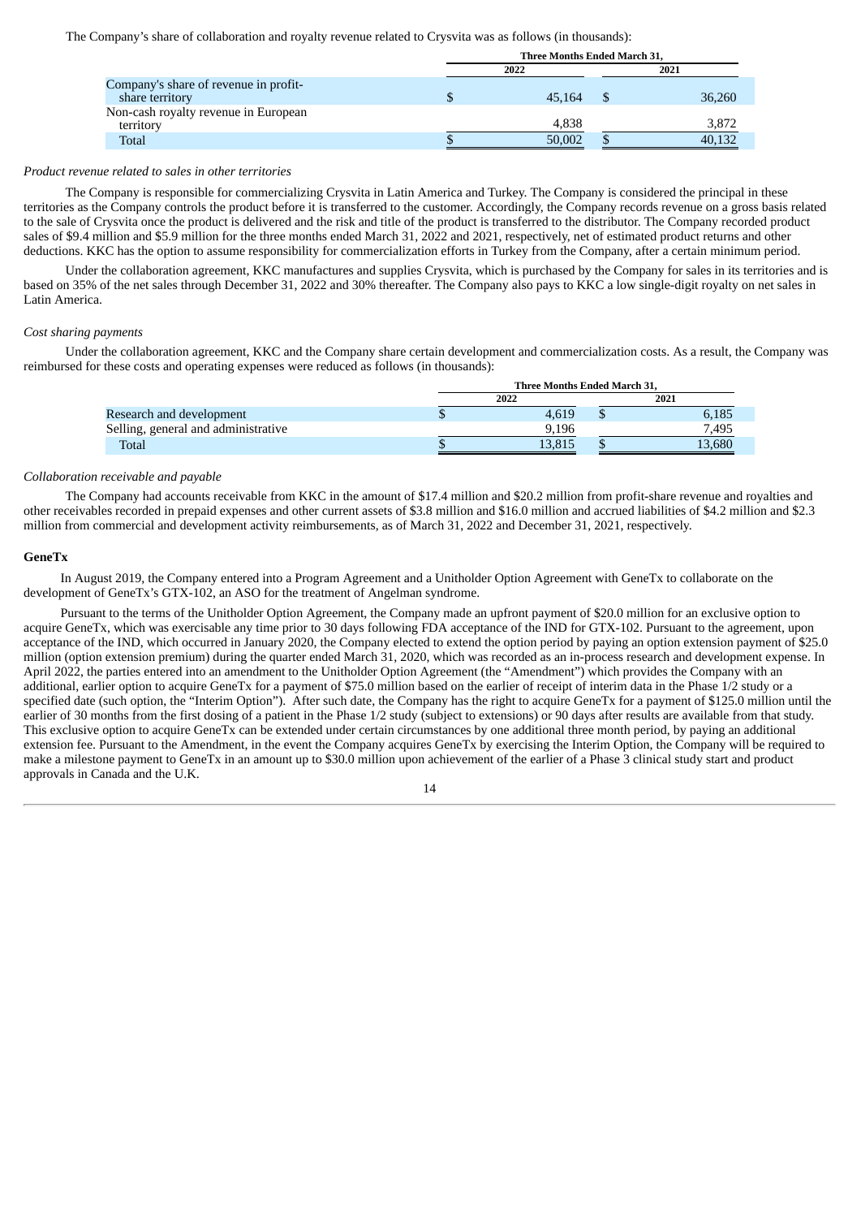The Company's share of collaboration and royalty revenue related to Crysvita was as follows (in thousands):

| | Three Months Ended March 31, | |
|---|---|---|
| | 2022 | 2021 |
| Company's share of revenue in profit-share territory | $ 45,164 | $ 36,260 |
| Non-cash royalty revenue in European territory | 4,838 | 3,872 |
| Total | $ 50,002 | $ 40,132 |

*Product revenue related to sales in other territories*

The Company is responsible for commercializing Crysvita in Latin America and Turkey. The Company is considered the principal in these territories as the Company controls the product before it is transferred to the customer. Accordingly, the Company records revenue on a gross basis related to the sale of Crysvita once the product is delivered and the risk and title of the product is transferred to the distributor. The Company recorded product sales of $9.4 million and $5.9 million for the three months ended March 31, 2022 and 2021, respectively, net of estimated product returns and other deductions. KKC has the option to assume responsibility for commercialization efforts in Turkey from the Company, after a certain minimum period.

Under the collaboration agreement, KKC manufactures and supplies Crysvita, which is purchased by the Company for sales in its territories and is based on 35% of the net sales through December 31, 2022 and 30% thereafter. The Company also pays to KKC a low single-digit royalty on net sales in Latin America.

*Cost sharing payments*

Under the collaboration agreement, KKC and the Company share certain development and commercialization costs. As a result, the Company was reimbursed for these costs and operating expenses were reduced as follows (in thousands):

| | Three Months Ended March 31, | |
|---|---|---|
| | 2022 | 2021 |
| Research and development | $ 4,619 | $ 6,185 |
| Selling, general and administrative | 9,196 | 7,495 |
| Total | $ 13,815 | $ 13,680 |

*Collaboration receivable and payable*

The Company had accounts receivable from KKC in the amount of $17.4 million and $20.2 million from profit-share revenue and royalties and other receivables recorded in prepaid expenses and other current assets of $3.8 million and $16.0 million and accrued liabilities of $4.2 million and $2.3 million from commercial and development activity reimbursements, as of March 31, 2022 and December 31, 2021, respectively.

**GeneTx**

In August 2019, the Company entered into a Program Agreement and a Unitholder Option Agreement with GeneTx to collaborate on the development of GeneTx's GTX-102, an ASO for the treatment of Angelman syndrome.

Pursuant to the terms of the Unitholder Option Agreement, the Company made an upfront payment of $20.0 million for an exclusive option to acquire GeneTx, which was exercisable any time prior to 30 days following FDA acceptance of the IND for GTX-102. Pursuant to the agreement, upon acceptance of the IND, which occurred in January 2020, the Company elected to extend the option period by paying an option extension payment of $25.0 million (option extension premium) during the quarter ended March 31, 2020, which was recorded as an in-process research and development expense. In April 2022, the parties entered into an amendment to the Unitholder Option Agreement (the "Amendment") which provides the Company with an additional, earlier option to acquire GeneTx for a payment of $75.0 million based on the earlier of receipt of interim data in the Phase 1/2 study or a specified date (such option, the "Interim Option"). After such date, the Company has the right to acquire GeneTx for a payment of $125.0 million until the earlier of 30 months from the first dosing of a patient in the Phase 1/2 study (subject to extensions) or 90 days after results are available from that study. This exclusive option to acquire GeneTx can be extended under certain circumstances by one additional three month period, by paying an additional extension fee. Pursuant to the Amendment, in the event the Company acquires GeneTx by exercising the Interim Option, the Company will be required to make a milestone payment to GeneTx in an amount up to $30.0 million upon achievement of the earlier of a Phase 3 clinical study start and product approvals in Canada and the U.K.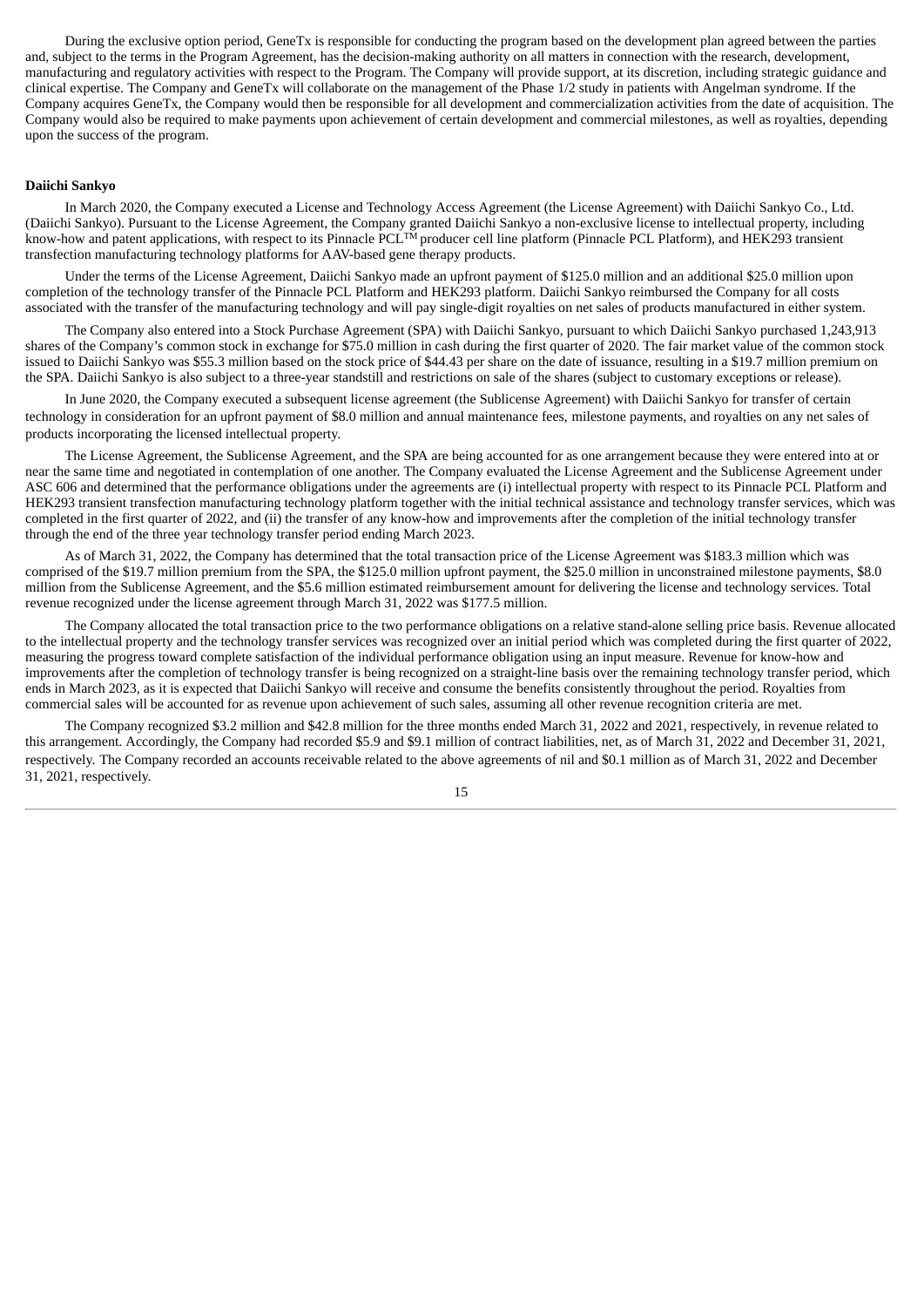During the exclusive option period, GeneTx is responsible for conducting the program based on the development plan agreed between the parties and, subject to the terms in the Program Agreement, has the decision-making authority on all matters in connection with the research, development, manufacturing and regulatory activities with respect to the Program. The Company will provide support, at its discretion, including strategic guidance and clinical expertise. The Company and GeneTx will collaborate on the management of the Phase 1/2 study in patients with Angelman syndrome. If the Company acquires GeneTx, the Company would then be responsible for all development and commercialization activities from the date of acquisition. The Company would also be required to make payments upon achievement of certain development and commercial milestones, as well as royalties, depending upon the success of the program.

**Daiichi Sankyo**

In March 2020, the Company executed a License and Technology Access Agreement (the License Agreement) with Daiichi Sankyo Co., Ltd. (Daiichi Sankyo). Pursuant to the License Agreement, the Company granted Daiichi Sankyo a non-exclusive license to intellectual property, including know-how and patent applications, with respect to its Pinnacle PCL™ producer cell line platform (Pinnacle PCL Platform), and HEK293 transient transfection manufacturing technology platforms for AAV-based gene therapy products.

Under the terms of the License Agreement, Daiichi Sankyo made an upfront payment of $125.0 million and an additional $25.0 million upon completion of the technology transfer of the Pinnacle PCL Platform and HEK293 platform. Daiichi Sankyo reimbursed the Company for all costs associated with the transfer of the manufacturing technology and will pay single-digit royalties on net sales of products manufactured in either system.

The Company also entered into a Stock Purchase Agreement (SPA) with Daiichi Sankyo, pursuant to which Daiichi Sankyo purchased 1,243,913 shares of the Company's common stock in exchange for $75.0 million in cash during the first quarter of 2020. The fair market value of the common stock issued to Daiichi Sankyo was $55.3 million based on the stock price of $44.43 per share on the date of issuance, resulting in a $19.7 million premium on the SPA. Daiichi Sankyo is also subject to a three-year standstill and restrictions on sale of the shares (subject to customary exceptions or release).

In June 2020, the Company executed a subsequent license agreement (the Sublicense Agreement) with Daiichi Sankyo for transfer of certain technology in consideration for an upfront payment of $8.0 million and annual maintenance fees, milestone payments, and royalties on any net sales of products incorporating the licensed intellectual property.

The License Agreement, the Sublicense Agreement, and the SPA are being accounted for as one arrangement because they were entered into at or near the same time and negotiated in contemplation of one another. The Company evaluated the License Agreement and the Sublicense Agreement under ASC 606 and determined that the performance obligations under the agreements are (i) intellectual property with respect to its Pinnacle PCL Platform and HEK293 transient transfection manufacturing technology platform together with the initial technical assistance and technology transfer services, which was completed in the first quarter of 2022, and (ii) the transfer of any know-how and improvements after the completion of the initial technology transfer through the end of the three year technology transfer period ending March 2023.

As of March 31, 2022, the Company has determined that the total transaction price of the License Agreement was $183.3 million which was comprised of the $19.7 million premium from the SPA, the $125.0 million upfront payment, the $25.0 million in unconstrained milestone payments, $8.0 million from the Sublicense Agreement, and the $5.6 million estimated reimbursement amount for delivering the license and technology services. Total revenue recognized under the license agreement through March 31, 2022 was $177.5 million.

The Company allocated the total transaction price to the two performance obligations on a relative stand-alone selling price basis. Revenue allocated to the intellectual property and the technology transfer services was recognized over an initial period which was completed during the first quarter of 2022, measuring the progress toward complete satisfaction of the individual performance obligation using an input measure. Revenue for know-how and improvements after the completion of technology transfer is being recognized on a straight-line basis over the remaining technology transfer period, which ends in March 2023, as it is expected that Daiichi Sankyo will receive and consume the benefits consistently throughout the period. Royalties from commercial sales will be accounted for as revenue upon achievement of such sales, assuming all other revenue recognition criteria are met.

The Company recognized $3.2 million and $42.8 million for the three months ended March 31, 2022 and 2021, respectively, in revenue related to this arrangement. Accordingly, the Company had recorded $5.9 and $9.1 million of contract liabilities, net, as of March 31, 2022 and December 31, 2021, respectively. The Company recorded an accounts receivable related to the above agreements of nil and $0.1 million as of March 31, 2022 and December 31, 2021, respectively.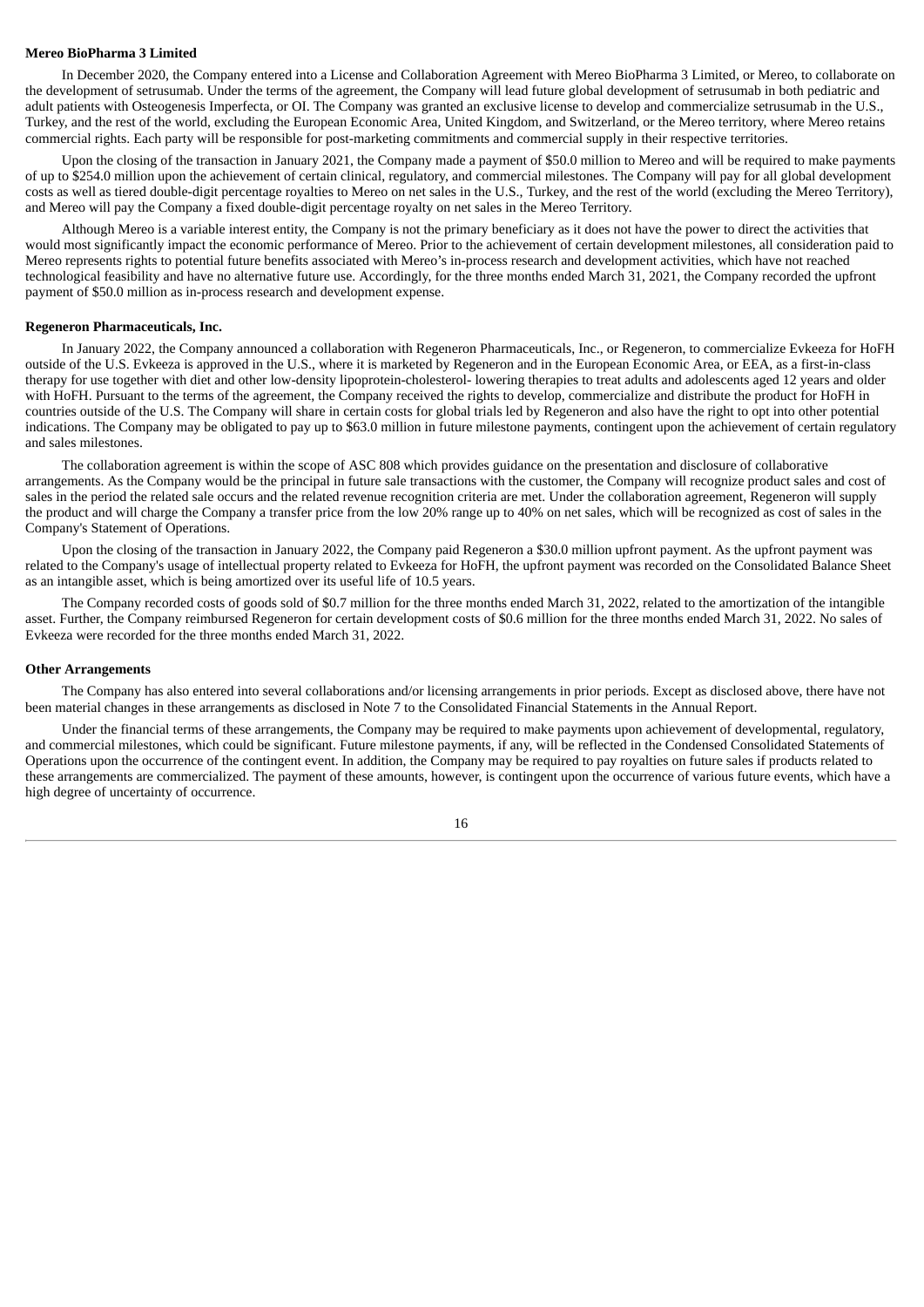**Mereo BioPharma 3 Limited**

In December 2020, the Company entered into a License and Collaboration Agreement with Mereo BioPharma 3 Limited, or Mereo, to collaborate on the development of setrusumab. Under the terms of the agreement, the Company will lead future global development of setrusumab in both pediatric and adult patients with Osteogenesis Imperfecta, or OI. The Company was granted an exclusive license to develop and commercialize setrusumab in the U.S., Turkey, and the rest of the world, excluding the European Economic Area, United Kingdom, and Switzerland, or the Mereo territory, where Mereo retains commercial rights. Each party will be responsible for post-marketing commitments and commercial supply in their respective territories.

Upon the closing of the transaction in January 2021, the Company made a payment of $50.0 million to Mereo and will be required to make payments of up to $254.0 million upon the achievement of certain clinical, regulatory, and commercial milestones. The Company will pay for all global development costs as well as tiered double-digit percentage royalties to Mereo on net sales in the U.S., Turkey, and the rest of the world (excluding the Mereo Territory), and Mereo will pay the Company a fixed double-digit percentage royalty on net sales in the Mereo Territory.

Although Mereo is a variable interest entity, the Company is not the primary beneficiary as it does not have the power to direct the activities that would most significantly impact the economic performance of Mereo. Prior to the achievement of certain development milestones, all consideration paid to Mereo represents rights to potential future benefits associated with Mereo's in-process research and development activities, which have not reached technological feasibility and have no alternative future use. Accordingly, for the three months ended March 31, 2021, the Company recorded the upfront payment of $50.0 million as in-process research and development expense.

**Regeneron Pharmaceuticals, Inc.**

In January 2022, the Company announced a collaboration with Regeneron Pharmaceuticals, Inc., or Regeneron, to commercialize Evkeeza for HoFH outside of the U.S. Evkeeza is approved in the U.S., where it is marketed by Regeneron and in the European Economic Area, or EEA, as a first-in-class therapy for use together with diet and other low-density lipoprotein-cholesterol- lowering therapies to treat adults and adolescents aged 12 years and older with HoFH. Pursuant to the terms of the agreement, the Company received the rights to develop, commercialize and distribute the product for HoFH in countries outside of the U.S. The Company will share in certain costs for global trials led by Regeneron and also have the right to opt into other potential indications. The Company may be obligated to pay up to $63.0 million in future milestone payments, contingent upon the achievement of certain regulatory and sales milestones.

The collaboration agreement is within the scope of ASC 808 which provides guidance on the presentation and disclosure of collaborative arrangements. As the Company would be the principal in future sale transactions with the customer, the Company will recognize product sales and cost of sales in the period the related sale occurs and the related revenue recognition criteria are met. Under the collaboration agreement, Regeneron will supply the product and will charge the Company a transfer price from the low 20% range up to 40% on net sales, which will be recognized as cost of sales in the Company's Statement of Operations.

Upon the closing of the transaction in January 2022, the Company paid Regeneron a $30.0 million upfront payment. As the upfront payment was related to the Company's usage of intellectual property related to Evkeeza for HoFH, the upfront payment was recorded on the Consolidated Balance Sheet as an intangible asset, which is being amortized over its useful life of 10.5 years.

The Company recorded costs of goods sold of $0.7 million for the three months ended March 31, 2022, related to the amortization of the intangible asset. Further, the Company reimbursed Regeneron for certain development costs of $0.6 million for the three months ended March 31, 2022. No sales of Evkeeza were recorded for the three months ended March 31, 2022.

**Other Arrangements**

The Company has also entered into several collaborations and/or licensing arrangements in prior periods. Except as disclosed above, there have not been material changes in these arrangements as disclosed in Note 7 to the Consolidated Financial Statements in the Annual Report.

Under the financial terms of these arrangements, the Company may be required to make payments upon achievement of developmental, regulatory, and commercial milestones, which could be significant. Future milestone payments, if any, will be reflected in the Condensed Consolidated Statements of Operations upon the occurrence of the contingent event. In addition, the Company may be required to pay royalties on future sales if products related to these arrangements are commercialized. The payment of these amounts, however, is contingent upon the occurrence of various future events, which have a high degree of uncertainty of occurrence.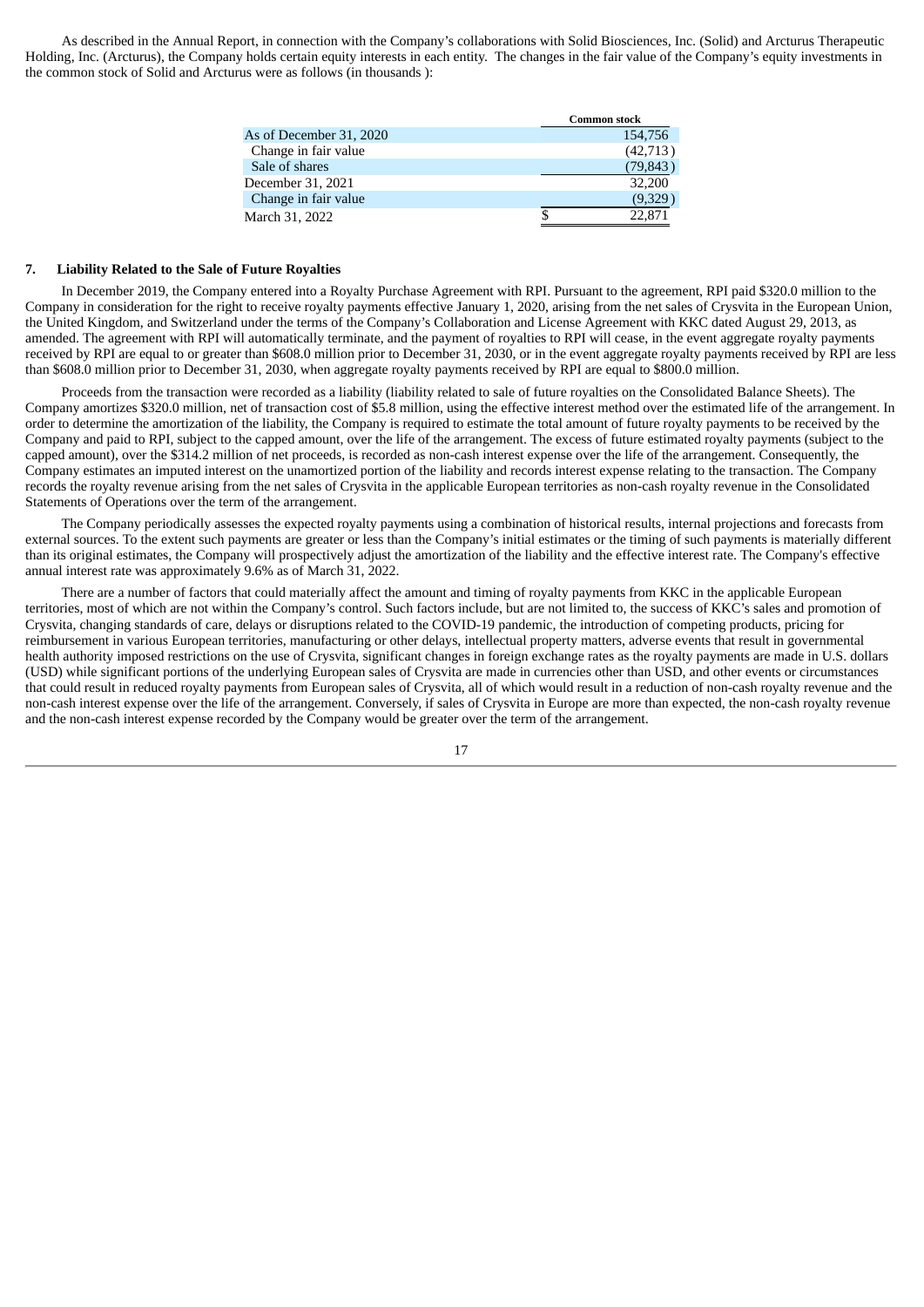As described in the Annual Report, in connection with the Company's collaborations with Solid Biosciences, Inc. (Solid) and Arcturus Therapeutic Holding, Inc. (Arcturus), the Company holds certain equity interests in each entity. The changes in the fair value of the Company's equity investments in the common stock of Solid and Arcturus were as follows (in thousands ):

| | Common stock |
|---|---|
| As of December 31, 2020 | 154,756 |
| Change in fair value | (42,713) |
| Sale of shares | (79,843) |
| December 31, 2021 | 32,200 |
| Change in fair value | (9,329) |
| March 31, 2022 | $ 22,871 |

## 7. Liability Related to the Sale of Future Royalties

In December 2019, the Company entered into a Royalty Purchase Agreement with RPI. Pursuant to the agreement, RPI paid $320.0 million to the Company in consideration for the right to receive royalty payments effective January 1, 2020, arising from the net sales of Crysvita in the European Union, the United Kingdom, and Switzerland under the terms of the Company's Collaboration and License Agreement with KKC dated August 29, 2013, as amended. The agreement with RPI will automatically terminate, and the payment of royalties to RPI will cease, in the event aggregate royalty payments received by RPI are equal to or greater than $608.0 million prior to December 31, 2030, or in the event aggregate royalty payments received by RPI are less than $608.0 million prior to December 31, 2030, when aggregate royalty payments received by RPI are equal to $800.0 million.

Proceeds from the transaction were recorded as a liability (liability related to sale of future royalties on the Consolidated Balance Sheets). The Company amortizes $320.0 million, net of transaction cost of $5.8 million, using the effective interest method over the estimated life of the arrangement. In order to determine the amortization of the liability, the Company is required to estimate the total amount of future royalty payments to be received by the Company and paid to RPI, subject to the capped amount, over the life of the arrangement. The excess of future estimated royalty payments (subject to the capped amount), over the $314.2 million of net proceeds, is recorded as non-cash interest expense over the life of the arrangement. Consequently, the Company estimates an imputed interest on the unamortized portion of the liability and records interest expense relating to the transaction. The Company records the royalty revenue arising from the net sales of Crysvita in the applicable European territories as non-cash royalty revenue in the Consolidated Statements of Operations over the term of the arrangement.

The Company periodically assesses the expected royalty payments using a combination of historical results, internal projections and forecasts from external sources. To the extent such payments are greater or less than the Company's initial estimates or the timing of such payments is materially different than its original estimates, the Company will prospectively adjust the amortization of the liability and the effective interest rate. The Company's effective annual interest rate was approximately 9.6% as of March 31, 2022.

There are a number of factors that could materially affect the amount and timing of royalty payments from KKC in the applicable European territories, most of which are not within the Company's control. Such factors include, but are not limited to, the success of KKC's sales and promotion of Crysvita, changing standards of care, delays or disruptions related to the COVID-19 pandemic, the introduction of competing products, pricing for reimbursement in various European territories, manufacturing or other delays, intellectual property matters, adverse events that result in governmental health authority imposed restrictions on the use of Crysvita, significant changes in foreign exchange rates as the royalty payments are made in U.S. dollars (USD) while significant portions of the underlying European sales of Crysvita are made in currencies other than USD, and other events or circumstances that could result in reduced royalty payments from European sales of Crysvita, all of which would result in a reduction of non-cash royalty revenue and the non-cash interest expense over the life of the arrangement. Conversely, if sales of Crysvita in Europe are more than expected, the non-cash royalty revenue and the non-cash interest expense recorded by the Company would be greater over the term of the arrangement.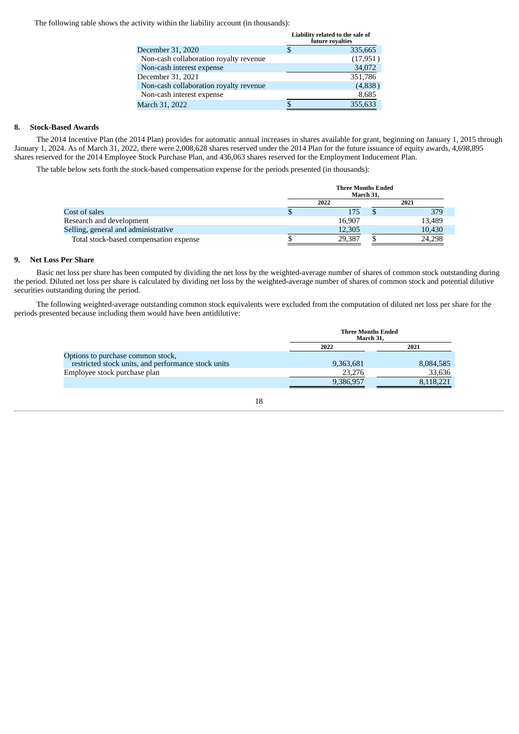The following table shows the activity within the liability account (in thousands):

| | Liability related to the sale of future royalties |
|---|---|
| December 31, 2020 | $ 335,665 |
| Non-cash collaboration royalty revenue | (17,951) |
| Non-cash interest expense | 34,072 |
| December 31, 2021 | 351,786 |
| Non-cash collaboration royalty revenue | (4,838) |
| Non-cash interest expense | 8,685 |
| March 31, 2022 | $ 355,633 |

## 8. Stock-Based Awards

The 2014 Incentive Plan (the 2014 Plan) provides for automatic annual increases in shares available for grant, beginning on January 1, 2015 through January 1, 2024. As of March 31, 2022, there were 2,008,628 shares reserved under the 2014 Plan for the future issuance of equity awards, 4,698,895 shares reserved for the 2014 Employee Stock Purchase Plan, and 436,063 shares reserved for the Employment Inducement Plan.

The table below sets forth the stock-based compensation expense for the periods presented (in thousands):

| | Three Months Ended March 31, | |
|---|---|---|
| | 2022 | 2021 |
| Cost of sales | $ 175 | $ 379 |
| Research and development | 16,907 | 13,489 |
| Selling, general and administrative | 12,305 | 10,430 |
| Total stock-based compensation expense | $ 29,387 | $ 24,298 |

## 9. Net Loss Per Share

Basic net loss per share has been computed by dividing the net loss by the weighted-average number of shares of common stock outstanding during the period. Diluted net loss per share is calculated by dividing net loss by the weighted-average number of shares of common stock and potential dilutive securities outstanding during the period.

The following weighted-average outstanding common stock equivalents were excluded from the computation of diluted net loss per share for the periods presented because including them would have been antidilutive:

| | Three Months Ended March 31, | |
|---|---|---|
| | 2022 | 2021 |
| Options to purchase common stock, restricted stock units, and performance stock units | 9,363,681 | 8,084,585 |
| Employee stock purchase plan | 23,276 | 33,636 |
| | 9,386,957 | 8,118,221 |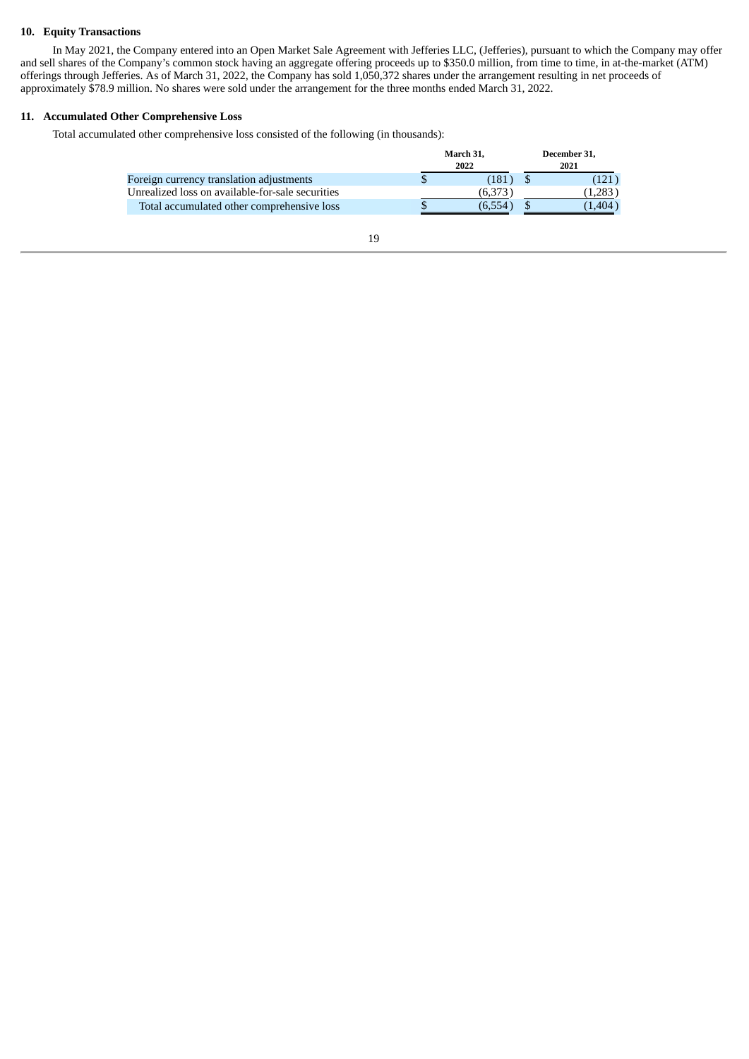## 10. Equity Transactions

In May 2021, the Company entered into an Open Market Sale Agreement with Jefferies LLC, (Jefferies), pursuant to which the Company may offer and sell shares of the Company's common stock having an aggregate offering proceeds up to $350.0 million, from time to time, in at-the-market (ATM) offerings through Jefferies. As of March 31, 2022, the Company has sold 1,050,372 shares under the arrangement resulting in net proceeds of approximately $78.9 million. No shares were sold under the arrangement for the three months ended March 31, 2022.

## 11. Accumulated Other Comprehensive Loss

Total accumulated other comprehensive loss consisted of the following (in thousands):

| | March 31, 2022 | December 31, 2021 |
|---|---|---|
| Foreign currency translation adjustments | $ (181) | $ (121) |
| Unrealized loss on available-for-sale securities | (6,373) | (1,283) |
| Total accumulated other comprehensive loss | $ (6,554) | $ (1,404) |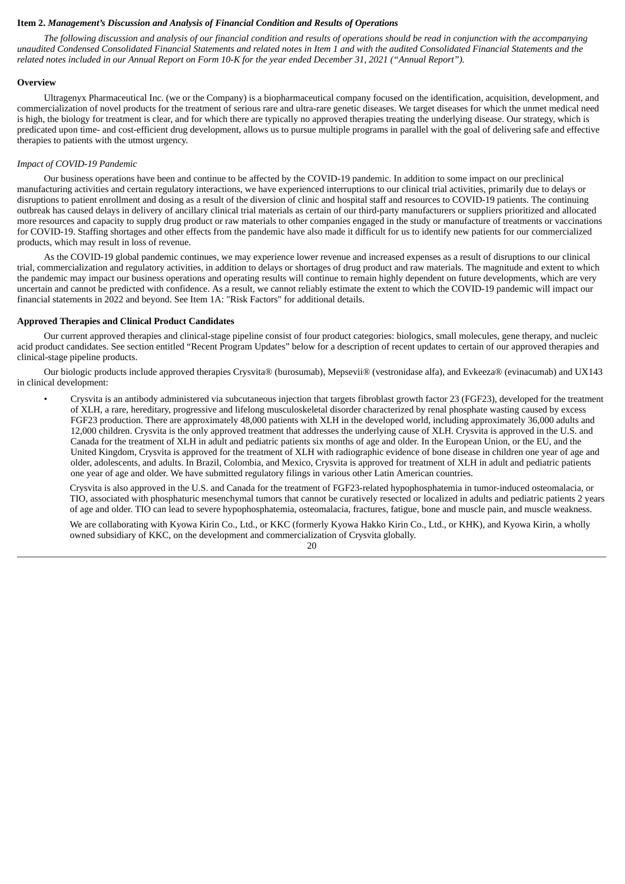**Item 2.** ***Management's Discussion and Analysis of Financial Condition and Results of Operations***

*The following discussion and analysis of our financial condition and results of operations should be read in conjunction with the accompanying unaudited Condensed Consolidated Financial Statements and related notes in Item 1 and with the audited Consolidated Financial Statements and the related notes included in our Annual Report on Form 10-K for the year ended December 31, 2021 ("Annual Report").*

**Overview**

Ultragenyx Pharmaceutical Inc. (we or the Company) is a biopharmaceutical company focused on the identification, acquisition, development, and commercialization of novel products for the treatment of serious rare and ultra-rare genetic diseases. We target diseases for which the unmet medical need is high, the biology for treatment is clear, and for which there are typically no approved therapies treating the underlying disease. Our strategy, which is predicated upon time- and cost-efficient drug development, allows us to pursue multiple programs in parallel with the goal of delivering safe and effective therapies to patients with the utmost urgency.

*Impact of COVID-19 Pandemic*

Our business operations have been and continue to be affected by the COVID-19 pandemic. In addition to some impact on our preclinical manufacturing activities and certain regulatory interactions, we have experienced interruptions to our clinical trial activities, primarily due to delays or disruptions to patient enrollment and dosing as a result of the diversion of clinic and hospital staff and resources to COVID-19 patients. The continuing outbreak has caused delays in delivery of ancillary clinical trial materials as certain of our third-party manufacturers or suppliers prioritized and allocated more resources and capacity to supply drug product or raw materials to other companies engaged in the study or manufacture of treatments or vaccinations for COVID-19. Staffing shortages and other effects from the pandemic have also made it difficult for us to identify new patients for our commercialized products, which may result in loss of revenue.

As the COVID-19 global pandemic continues, we may experience lower revenue and increased expenses as a result of disruptions to our clinical trial, commercialization and regulatory activities, in addition to delays or shortages of drug product and raw materials. The magnitude and extent to which the pandemic may impact our business operations and operating results will continue to remain highly dependent on future developments, which are very uncertain and cannot be predicted with confidence. As a result, we cannot reliably estimate the extent to which the COVID-19 pandemic will impact our financial statements in 2022 and beyond. See Item 1A: "Risk Factors" for additional details.

**Approved Therapies and Clinical Product Candidates**

Our current approved therapies and clinical-stage pipeline consist of four product categories: biologics, small molecules, gene therapy, and nucleic acid product candidates. See section entitled "Recent Program Updates" below for a description of recent updates to certain of our approved therapies and clinical-stage pipeline products.

Our biologic products include approved therapies Crysvita® (burosumab), Mepsevii® (vestronidase alfa), and Evkeeza® (evinacumab) and UX143 in clinical development:

- Crysvita is an antibody administered via subcutaneous injection that targets fibroblast growth factor 23 (FGF23), developed for the treatment of XLH, a rare, hereditary, progressive and lifelong musculoskeletal disorder characterized by renal phosphate wasting caused by excess FGF23 production. There are approximately 48,000 patients with XLH in the developed world, including approximately 36,000 adults and 12,000 children. Crysvita is the only approved treatment that addresses the underlying cause of XLH. Crysvita is approved in the U.S. and Canada for the treatment of XLH in adult and pediatric patients six months of age and older. In the European Union, or the EU, and the United Kingdom, Crysvita is approved for the treatment of XLH with radiographic evidence of bone disease in children one year of age and older, adolescents, and adults. In Brazil, Colombia, and Mexico, Crysvita is approved for treatment of XLH in adult and pediatric patients one year of age and older. We have submitted regulatory filings in various other Latin American countries.

  Crysvita is also approved in the U.S. and Canada for the treatment of FGF23-related hypophosphatemia in tumor-induced osteomalacia, or TIO, associated with phosphaturic mesenchymal tumors that cannot be curatively resected or localized in adults and pediatric patients 2 years of age and older. TIO can lead to severe hypophosphatemia, osteomalacia, fractures, fatigue, bone and muscle pain, and muscle weakness.

  We are collaborating with Kyowa Kirin Co., Ltd., or KKC (formerly Kyowa Hakko Kirin Co., Ltd., or KHK), and Kyowa Kirin, a wholly owned subsidiary of KKC, on the development and commercialization of Crysvita globally.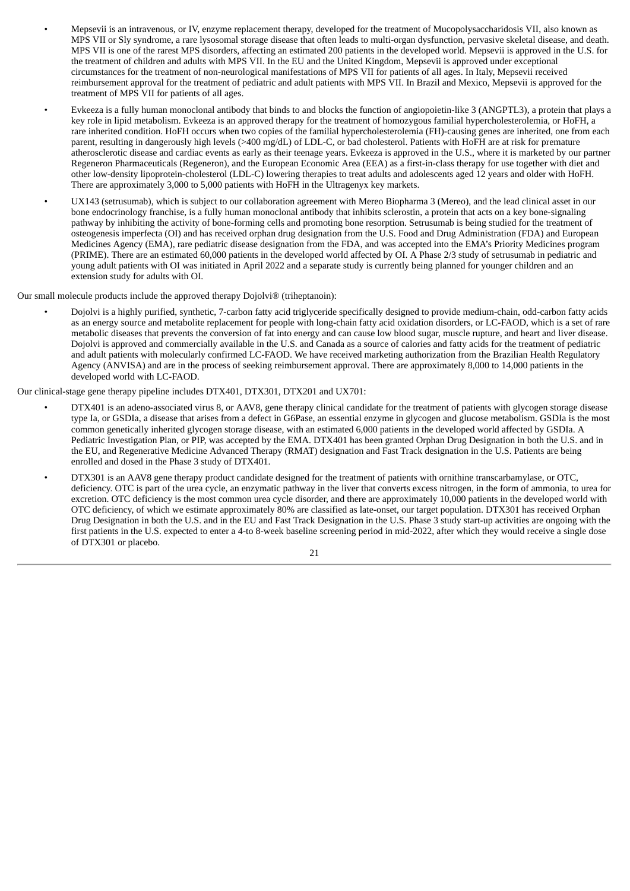- Mepsevii is an intravenous, or IV, enzyme replacement therapy, developed for the treatment of Mucopolysaccharidosis VII, also known as MPS VII or Sly syndrome, a rare lysosomal storage disease that often leads to multi-organ dysfunction, pervasive skeletal disease, and death. MPS VII is one of the rarest MPS disorders, affecting an estimated 200 patients in the developed world. Mepsevii is approved in the U.S. for the treatment of children and adults with MPS VII. In the EU and the United Kingdom, Mepsevii is approved under exceptional circumstances for the treatment of non-neurological manifestations of MPS VII for patients of all ages. In Italy, Mepsevii received reimbursement approval for the treatment of pediatric and adult patients with MPS VII. In Brazil and Mexico, Mepsevii is approved for the treatment of MPS VII for patients of all ages.
- Evkeeza is a fully human monoclonal antibody that binds to and blocks the function of angiopoietin-like 3 (ANGPTL3), a protein that plays a key role in lipid metabolism. Evkeeza is an approved therapy for the treatment of homozygous familial hypercholesterolemia, or HoFH, a rare inherited condition. HoFH occurs when two copies of the familial hypercholesterolemia (FH)-causing genes are inherited, one from each parent, resulting in dangerously high levels (>400 mg/dL) of LDL-C, or bad cholesterol. Patients with HoFH are at risk for premature atherosclerotic disease and cardiac events as early as their teenage years. Evkeeza is approved in the U.S., where it is marketed by our partner Regeneron Pharmaceuticals (Regeneron), and the European Economic Area (EEA) as a first-in-class therapy for use together with diet and other low-density lipoprotein-cholesterol (LDL-C) lowering therapies to treat adults and adolescents aged 12 years and older with HoFH. There are approximately 3,000 to 5,000 patients with HoFH in the Ultragenyx key markets.
- UX143 (setrusumab), which is subject to our collaboration agreement with Mereo Biopharma 3 (Mereo), and the lead clinical asset in our bone endocrinology franchise, is a fully human monoclonal antibody that inhibits sclerostin, a protein that acts on a key bone-signaling pathway by inhibiting the activity of bone-forming cells and promoting bone resorption. Setrusumab is being studied for the treatment of osteogenesis imperfecta (OI) and has received orphan drug designation from the U.S. Food and Drug Administration (FDA) and European Medicines Agency (EMA), rare pediatric disease designation from the FDA, and was accepted into the EMA's Priority Medicines program (PRIME). There are an estimated 60,000 patients in the developed world affected by OI. A Phase 2/3 study of setrusumab in pediatric and young adult patients with OI was initiated in April 2022 and a separate study is currently being planned for younger children and an extension study for adults with OI.

Our small molecule products include the approved therapy Dojolvi® (triheptanoin):

- Dojolvi is a highly purified, synthetic, 7-carbon fatty acid triglyceride specifically designed to provide medium-chain, odd-carbon fatty acids as an energy source and metabolite replacement for people with long-chain fatty acid oxidation disorders, or LC-FAOD, which is a set of rare metabolic diseases that prevents the conversion of fat into energy and can cause low blood sugar, muscle rupture, and heart and liver disease. Dojolvi is approved and commercially available in the U.S. and Canada as a source of calories and fatty acids for the treatment of pediatric and adult patients with molecularly confirmed LC-FAOD. We have received marketing authorization from the Brazilian Health Regulatory Agency (ANVISA) and are in the process of seeking reimbursement approval. There are approximately 8,000 to 14,000 patients in the developed world with LC-FAOD.

Our clinical-stage gene therapy pipeline includes DTX401, DTX301, DTX201 and UX701:

- DTX401 is an adeno-associated virus 8, or AAV8, gene therapy clinical candidate for the treatment of patients with glycogen storage disease type Ia, or GSDIa, a disease that arises from a defect in G6Pase, an essential enzyme in glycogen and glucose metabolism. GSDIa is the most common genetically inherited glycogen storage disease, with an estimated 6,000 patients in the developed world affected by GSDIa. A Pediatric Investigation Plan, or PIP, was accepted by the EMA. DTX401 has been granted Orphan Drug Designation in both the U.S. and in the EU, and Regenerative Medicine Advanced Therapy (RMAT) designation and Fast Track designation in the U.S. Patients are being enrolled and dosed in the Phase 3 study of DTX401.
- DTX301 is an AAV8 gene therapy product candidate designed for the treatment of patients with ornithine transcarbamylase, or OTC, deficiency. OTC is part of the urea cycle, an enzymatic pathway in the liver that converts excess nitrogen, in the form of ammonia, to urea for excretion. OTC deficiency is the most common urea cycle disorder, and there are approximately 10,000 patients in the developed world with OTC deficiency, of which we estimate approximately 80% are classified as late-onset, our target population. DTX301 has received Orphan Drug Designation in both the U.S. and in the EU and Fast Track Designation in the U.S. Phase 3 study start-up activities are ongoing with the first patients in the U.S. expected to enter a 4-to 8-week baseline screening period in mid-2022, after which they would receive a single dose of DTX301 or placebo.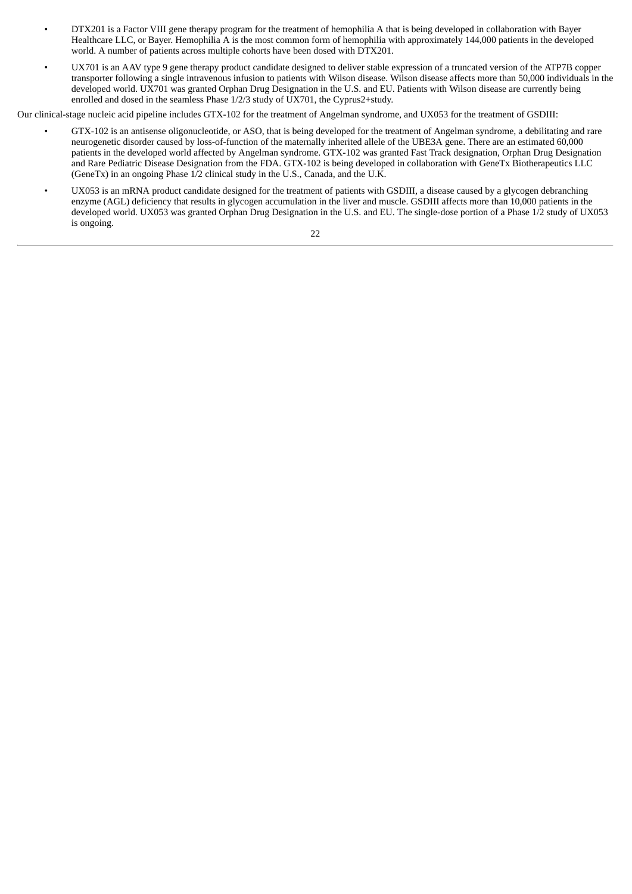- DTX201 is a Factor VIII gene therapy program for the treatment of hemophilia A that is being developed in collaboration with Bayer Healthcare LLC, or Bayer. Hemophilia A is the most common form of hemophilia with approximately 144,000 patients in the developed world. A number of patients across multiple cohorts have been dosed with DTX201.
- UX701 is an AAV type 9 gene therapy product candidate designed to deliver stable expression of a truncated version of the ATP7B copper transporter following a single intravenous infusion to patients with Wilson disease. Wilson disease affects more than 50,000 individuals in the developed world. UX701 was granted Orphan Drug Designation in the U.S. and EU. Patients with Wilson disease are currently being enrolled and dosed in the seamless Phase 1/2/3 study of UX701, the Cyprus2+study.

Our clinical-stage nucleic acid pipeline includes GTX-102 for the treatment of Angelman syndrome, and UX053 for the treatment of GSDIII:

- GTX-102 is an antisense oligonucleotide, or ASO, that is being developed for the treatment of Angelman syndrome, a debilitating and rare neurogenetic disorder caused by loss-of-function of the maternally inherited allele of the UBE3A gene. There are an estimated 60,000 patients in the developed world affected by Angelman syndrome. GTX-102 was granted Fast Track designation, Orphan Drug Designation and Rare Pediatric Disease Designation from the FDA. GTX-102 is being developed in collaboration with GeneTx Biotherapeutics LLC (GeneTx) in an ongoing Phase 1/2 clinical study in the U.S., Canada, and the U.K.
- UX053 is an mRNA product candidate designed for the treatment of patients with GSDIII, a disease caused by a glycogen debranching enzyme (AGL) deficiency that results in glycogen accumulation in the liver and muscle. GSDIII affects more than 10,000 patients in the developed world. UX053 was granted Orphan Drug Designation in the U.S. and EU. The single-dose portion of a Phase 1/2 study of UX053 is ongoing.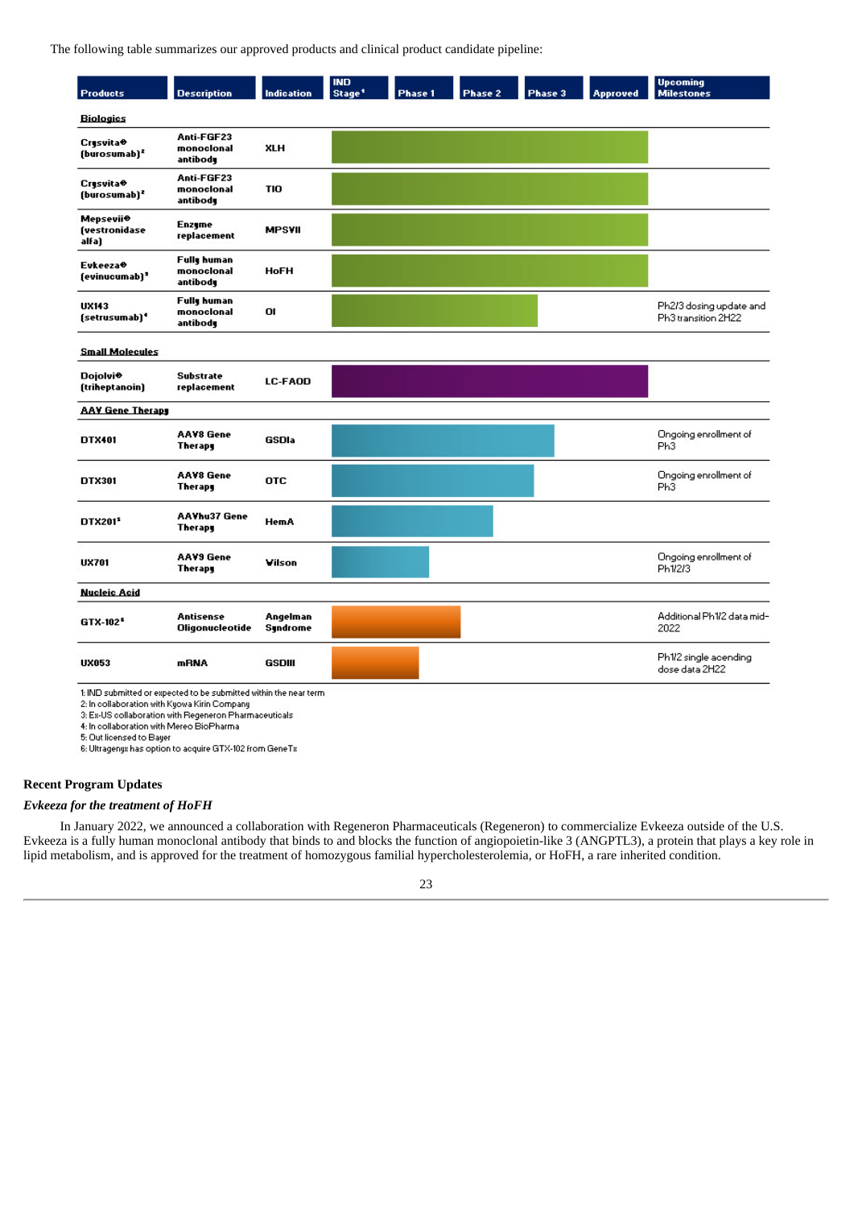The following table summarizes our approved products and clinical product candidate pipeline:

| Products | Description | Indication | IND Stage[1] | Phase 1 | Phase 2 | Phase 3 | Approved | Upcoming Milestones |
|---|---|---|---|---|---|---|---|---|
| **Biologics** | | | | | | | | |
| Crysvita® (burosumab)[2] | Anti-FGF23 monoclonal antibody | XLH | | | | | Approved | |
| Crysvita® (burosumab)[2] | Anti-FGF23 monoclonal antibody | TIO | | | | | Approved | |
| Mepsevii® (vestronidase alfa) | Enzyme replacement | MPSVII | | | | | Approved | |
| Evkeeza® (evinucumab)[3] | Fully human monoclonal antibody | HoFH | | | | | Approved | |
| UX143 (setrusumab)[4] | Fully human monoclonal antibody | OI | | | | Phase 3 | | Ph2/3 dosing update and Ph3 transition 2H22 |
| **Small Molecules** | | | | | | | | |
| Dojolvi® (triheptanoin) | Substrate replacement | LC-FAOD | | | | | Approved | |
| **AAV Gene Therapy** | | | | | | | | |
| DTX401 | AAV8 Gene Therapy | GSDIa | | | | Phase 3 | | Ongoing enrollment of Ph3 |
| DTX301 | AAV8 Gene Therapy | OTC | | | | Phase 3 | | Ongoing enrollment of Ph3 |
| DTX201[5] | AAVhu37 Gene Therapy | HemA | | | Phase 2 | | | |
| UX701 | AAV9 Gene Therapy | Wilson | | Phase 1 | | | | Ongoing enrollment of Ph1/2/3 |
| **Nucleic Acid** | | | | | | | | |
| GTX-102[6] | Antisense Oligonucleotide | Angelman Syndrome | | | Phase 2 | | | Additional Ph1/2 data mid-2022 |
| UX053 | mRNA | GSDIII | | Phase 1 | | | | Ph1/2 single acending dose data 2H22 |

1: IND submitted or expected to be submitted within the near term
2: In collaboration with Kyowa Kirin Company
3: Ex-US collaboration with Regeneron Pharmaceuticals
4: In collaboration with Mereo BioPharma
5: Out licensed to Bayer
6: Ultragenyx has option to acquire GTX-102 from GeneTx

## Recent Program Updates

### *Evkeeza for the treatment of HoFH*

In January 2022, we announced a collaboration with Regeneron Pharmaceuticals (Regeneron) to commercialize Evkeeza outside of the U.S. Evkeeza is a fully human monoclonal antibody that binds to and blocks the function of angiopoietin-like 3 (ANGPTL3), a protein that plays a key role in lipid metabolism, and is approved for the treatment of homozygous familial hypercholesterolemia, or HoFH, a rare inherited condition.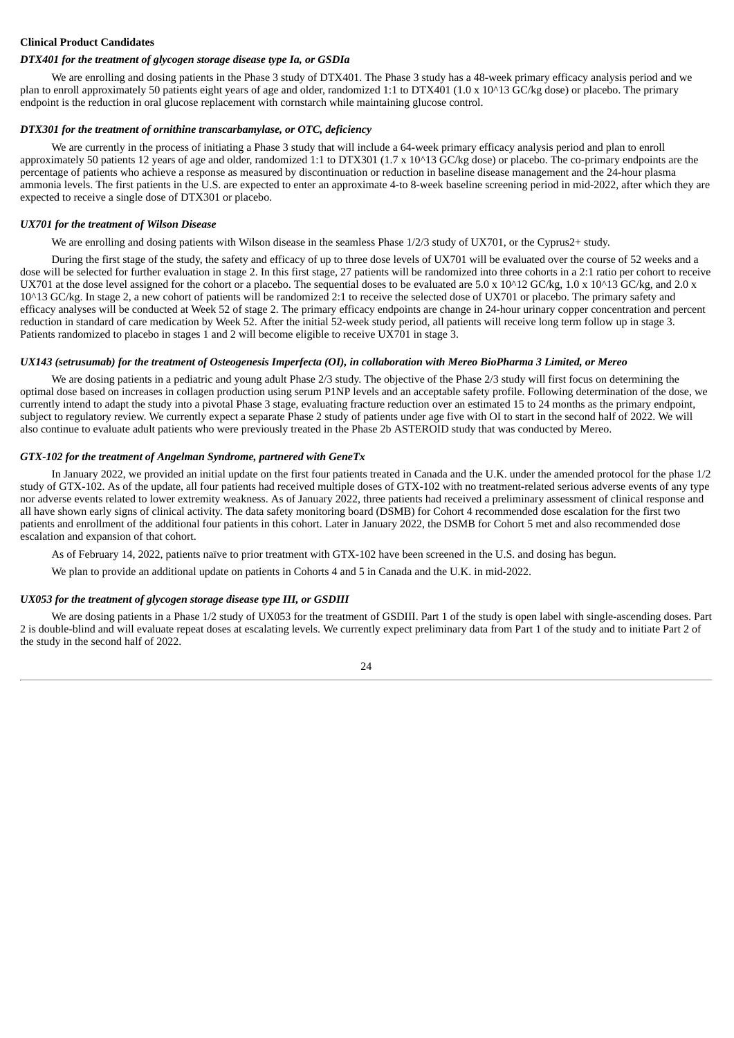**Clinical Product Candidates**

***DTX401 for the treatment of glycogen storage disease type Ia, or GSDIa***

We are enrolling and dosing patients in the Phase 3 study of DTX401. The Phase 3 study has a 48-week primary efficacy analysis period and we plan to enroll approximately 50 patients eight years of age and older, randomized 1:1 to DTX401 (1.0 x $10^{13}$ GC/kg dose) or placebo. The primary endpoint is the reduction in oral glucose replacement with cornstarch while maintaining glucose control.

***DTX301 for the treatment of ornithine transcarbamylase, or OTC, deficiency***

We are currently in the process of initiating a Phase 3 study that will include a 64-week primary efficacy analysis period and plan to enroll approximately 50 patients 12 years of age and older, randomized 1:1 to DTX301 (1.7 x $10^{13}$ GC/kg dose) or placebo. The co-primary endpoints are the percentage of patients who achieve a response as measured by discontinuation or reduction in baseline disease management and the 24-hour plasma ammonia levels. The first patients in the U.S. are expected to enter an approximate 4-to 8-week baseline screening period in mid-2022, after which they are expected to receive a single dose of DTX301 or placebo.

***UX701 for the treatment of Wilson Disease***

We are enrolling and dosing patients with Wilson disease in the seamless Phase 1/2/3 study of UX701, or the Cyprus2+ study.

During the first stage of the study, the safety and efficacy of up to three dose levels of UX701 will be evaluated over the course of 52 weeks and a dose will be selected for further evaluation in stage 2. In this first stage, 27 patients will be randomized into three cohorts in a 2:1 ratio per cohort to receive UX701 at the dose level assigned for the cohort or a placebo. The sequential doses to be evaluated are 5.0 x $10^{12}$ GC/kg, 1.0 x $10^{13}$ GC/kg, and 2.0 x $10^{13}$ GC/kg. In stage 2, a new cohort of patients will be randomized 2:1 to receive the selected dose of UX701 or placebo. The primary safety and efficacy analyses will be conducted at Week 52 of stage 2. The primary efficacy endpoints are change in 24-hour urinary copper concentration and percent reduction in standard of care medication by Week 52. After the initial 52-week study period, all patients will receive long term follow up in stage 3. Patients randomized to placebo in stages 1 and 2 will become eligible to receive UX701 in stage 3.

***UX143 (setrusumab) for the treatment of Osteogenesis Imperfecta (OI), in collaboration with Mereo BioPharma 3 Limited, or Mereo***

We are dosing patients in a pediatric and young adult Phase 2/3 study. The objective of the Phase 2/3 study will first focus on determining the optimal dose based on increases in collagen production using serum P1NP levels and an acceptable safety profile. Following determination of the dose, we currently intend to adapt the study into a pivotal Phase 3 stage, evaluating fracture reduction over an estimated 15 to 24 months as the primary endpoint, subject to regulatory review. We currently expect a separate Phase 2 study of patients under age five with OI to start in the second half of 2022. We will also continue to evaluate adult patients who were previously treated in the Phase 2b ASTEROID study that was conducted by Mereo.

***GTX-102 for the treatment of Angelman Syndrome, partnered with GeneTx***

In January 2022, we provided an initial update on the first four patients treated in Canada and the U.K. under the amended protocol for the phase 1/2 study of GTX-102. As of the update, all four patients had received multiple doses of GTX-102 with no treatment-related serious adverse events of any type nor adverse events related to lower extremity weakness. As of January 2022, three patients had received a preliminary assessment of clinical response and all have shown early signs of clinical activity. The data safety monitoring board (DSMB) for Cohort 4 recommended dose escalation for the first two patients and enrollment of the additional four patients in this cohort. Later in January 2022, the DSMB for Cohort 5 met and also recommended dose escalation and expansion of that cohort.

As of February 14, 2022, patients naïve to prior treatment with GTX-102 have been screened in the U.S. and dosing has begun.

We plan to provide an additional update on patients in Cohorts 4 and 5 in Canada and the U.K. in mid-2022.

***UX053 for the treatment of glycogen storage disease type III, or GSDIII***

We are dosing patients in a Phase 1/2 study of UX053 for the treatment of GSDIII. Part 1 of the study is open label with single-ascending doses. Part 2 is double-blind and will evaluate repeat doses at escalating levels. We currently expect preliminary data from Part 1 of the study and to initiate Part 2 of the study in the second half of 2022.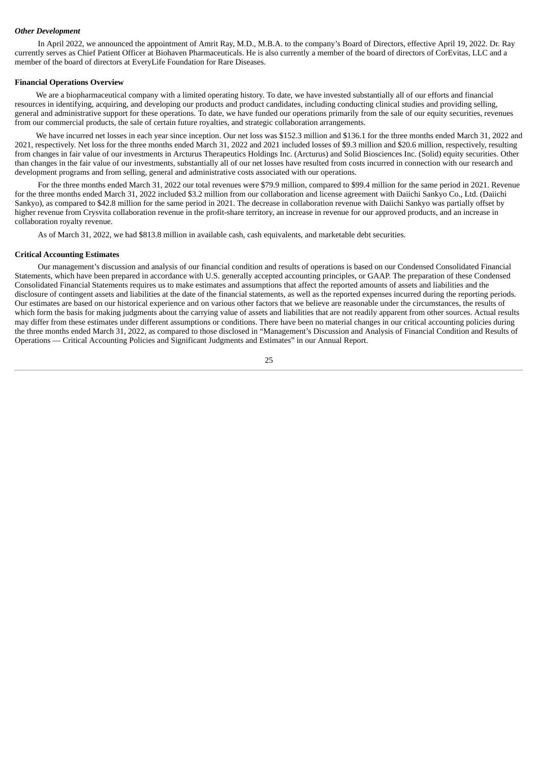***Other Development***

In April 2022, we announced the appointment of Amrit Ray, M.D., M.B.A. to the company's Board of Directors, effective April 19, 2022. Dr. Ray currently serves as Chief Patient Officer at Biohaven Pharmaceuticals. He is also currently a member of the board of directors of CorEvitas, LLC and a member of the board of directors at EveryLife Foundation for Rare Diseases.

**Financial Operations Overview**

We are a biopharmaceutical company with a limited operating history. To date, we have invested substantially all of our efforts and financial resources in identifying, acquiring, and developing our products and product candidates, including conducting clinical studies and providing selling, general and administrative support for these operations. To date, we have funded our operations primarily from the sale of our equity securities, revenues from our commercial products, the sale of certain future royalties, and strategic collaboration arrangements.

We have incurred net losses in each year since inception. Our net loss was $152.3 million and $136.1 for the three months ended March 31, 2022 and 2021, respectively. Net loss for the three months ended March 31, 2022 and 2021 included losses of $9.3 million and $20.6 million, respectively, resulting from changes in fair value of our investments in Arcturus Therapeutics Holdings Inc. (Arcturus) and Solid Biosciences Inc. (Solid) equity securities. Other than changes in the fair value of our investments, substantially all of our net losses have resulted from costs incurred in connection with our research and development programs and from selling, general and administrative costs associated with our operations.

For the three months ended March 31, 2022 our total revenues were $79.9 million, compared to $99.4 million for the same period in 2021. Revenue for the three months ended March 31, 2022 included $3.2 million from our collaboration and license agreement with Daiichi Sankyo Co., Ltd. (Daiichi Sankyo), as compared to $42.8 million for the same period in 2021. The decrease in collaboration revenue with Daiichi Sankyo was partially offset by higher revenue from Crysvita collaboration revenue in the profit-share territory, an increase in revenue for our approved products, and an increase in collaboration royalty revenue.

As of March 31, 2022, we had $813.8 million in available cash, cash equivalents, and marketable debt securities.

**Critical Accounting Estimates**

Our management's discussion and analysis of our financial condition and results of operations is based on our Condensed Consolidated Financial Statements, which have been prepared in accordance with U.S. generally accepted accounting principles, or GAAP. The preparation of these Condensed Consolidated Financial Statements requires us to make estimates and assumptions that affect the reported amounts of assets and liabilities and the disclosure of contingent assets and liabilities at the date of the financial statements, as well as the reported expenses incurred during the reporting periods. Our estimates are based on our historical experience and on various other factors that we believe are reasonable under the circumstances, the results of which form the basis for making judgments about the carrying value of assets and liabilities that are not readily apparent from other sources. Actual results may differ from these estimates under different assumptions or conditions. There have been no material changes in our critical accounting policies during the three months ended March 31, 2022, as compared to those disclosed in "Management's Discussion and Analysis of Financial Condition and Results of Operations — Critical Accounting Policies and Significant Judgments and Estimates" in our Annual Report.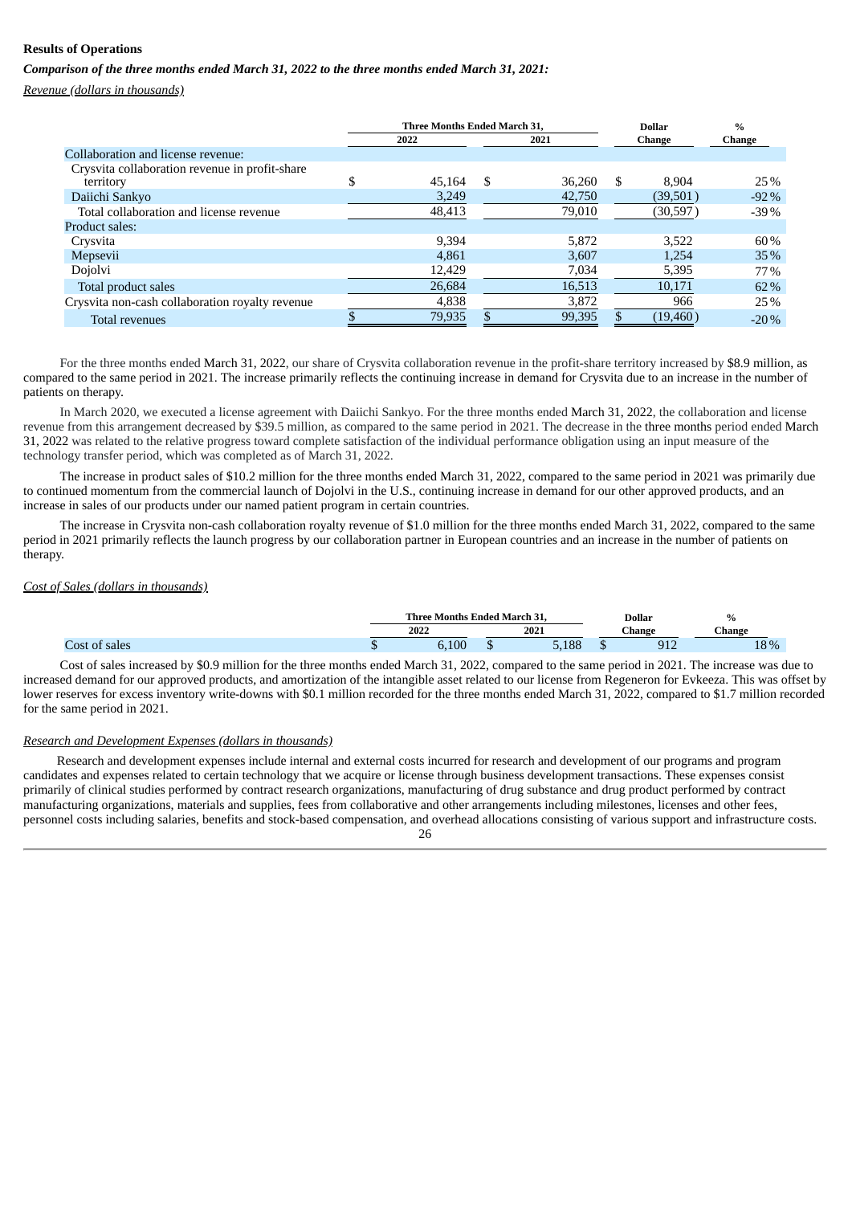**Results of Operations**

***Comparison of the three months ended March 31, 2022 to the three months ended March 31, 2021:***

*Revenue (dollars in thousands)*

| | Three Months Ended March 31, 2022 | Three Months Ended March 31, 2021 | Dollar Change | % Change |
|---|---|---|---|---|
| Collaboration and license revenue: | | | | |
| Crysvita collaboration revenue in profit-share territory | $ 45,164 | $ 36,260 | $ 8,904 | 25 % |
| Daiichi Sankyo | 3,249 | 42,750 | (39,501 ) | -92 % |
| Total collaboration and license revenue | 48,413 | 79,010 | (30,597 ) | -39 % |
| Product sales: | | | | |
| Crysvita | 9,394 | 5,872 | 3,522 | 60 % |
| Mepsevii | 4,861 | 3,607 | 1,254 | 35 % |
| Dojolvi | 12,429 | 7,034 | 5,395 | 77 % |
| Total product sales | 26,684 | 16,513 | 10,171 | 62 % |
| Crysvita non-cash collaboration royalty revenue | 4,838 | 3,872 | 966 | 25 % |
| Total revenues | $ 79,935 | $ 99,395 | $ (19,460 ) | -20 % |

For the three months ended March 31, 2022, our share of Crysvita collaboration revenue in the profit-share territory increased by $8.9 million, as compared to the same period in 2021. The increase primarily reflects the continuing increase in demand for Crysvita due to an increase in the number of patients on therapy.

In March 2020, we executed a license agreement with Daiichi Sankyo. For the three months ended March 31, 2022, the collaboration and license revenue from this arrangement decreased by $39.5 million, as compared to the same period in 2021. The decrease in the three months period ended March 31, 2022 was related to the relative progress toward complete satisfaction of the individual performance obligation using an input measure of the technology transfer period, which was completed as of March 31, 2022.

The increase in product sales of $10.2 million for the three months ended March 31, 2022, compared to the same period in 2021 was primarily due to continued momentum from the commercial launch of Dojolvi in the U.S., continuing increase in demand for our other approved products, and an increase in sales of our products under our named patient program in certain countries.

The increase in Crysvita non-cash collaboration royalty revenue of $1.0 million for the three months ended March 31, 2022, compared to the same period in 2021 primarily reflects the launch progress by our collaboration partner in European countries and an increase in the number of patients on therapy.

*Cost of Sales (dollars in thousands)*

| | Three Months Ended March 31, 2022 | Three Months Ended March 31, 2021 | Dollar Change | % Change |
|---|---|---|---|---|
| Cost of sales | $ 6,100 | $ 5,188 | $ 912 | 18 % |

Cost of sales increased by $0.9 million for the three months ended March 31, 2022, compared to the same period in 2021. The increase was due to increased demand for our approved products, and amortization of the intangible asset related to our license from Regeneron for Evkeeza. This was offset by lower reserves for excess inventory write-downs with $0.1 million recorded for the three months ended March 31, 2022, compared to $1.7 million recorded for the same period in 2021.

*Research and Development Expenses (dollars in thousands)*

Research and development expenses include internal and external costs incurred for research and development of our programs and program candidates and expenses related to certain technology that we acquire or license through business development transactions. These expenses consist primarily of clinical studies performed by contract research organizations, manufacturing of drug substance and drug product performed by contract manufacturing organizations, materials and supplies, fees from collaborative and other arrangements including milestones, licenses and other fees, personnel costs including salaries, benefits and stock-based compensation, and overhead allocations consisting of various support and infrastructure costs.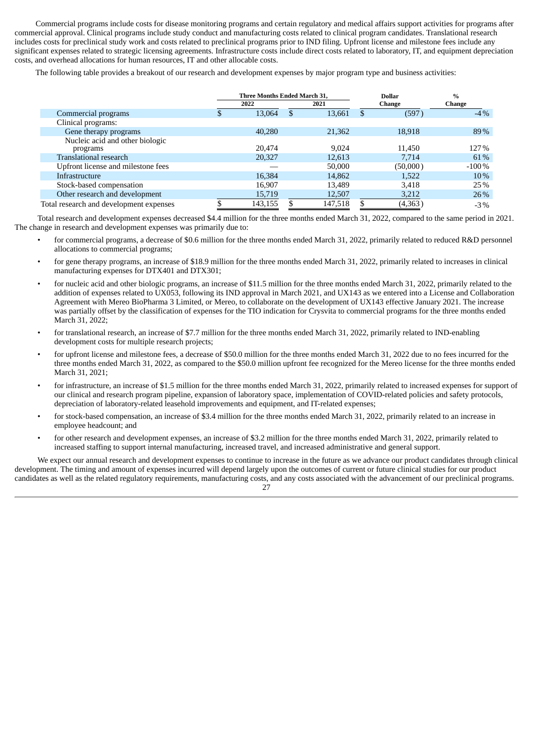Commercial programs include costs for disease monitoring programs and certain regulatory and medical affairs support activities for programs after commercial approval. Clinical programs include study conduct and manufacturing costs related to clinical program candidates. Translational research includes costs for preclinical study work and costs related to preclinical programs prior to IND filing. Upfront license and milestone fees include any significant expenses related to strategic licensing agreements. Infrastructure costs include direct costs related to laboratory, IT, and equipment depreciation costs, and overhead allocations for human resources, IT and other allocable costs.

The following table provides a breakout of our research and development expenses by major program type and business activities:

| | Three Months Ended March 31, | | Dollar | % |
|---|---|---|---|---|
| | 2022 | 2021 | Change | Change |
| Commercial programs | $ 13,064 | $ 13,661 | $ (597) | -4% |
| Clinical programs: | | | | |
| Gene therapy programs | 40,280 | 21,362 | 18,918 | 89% |
| Nucleic acid and other biologic programs | 20,474 | 9,024 | 11,450 | 127% |
| Translational research | 20,327 | 12,613 | 7,714 | 61% |
| Upfront license and milestone fees | — | 50,000 | (50,000) | -100% |
| Infrastructure | 16,384 | 14,862 | 1,522 | 10% |
| Stock-based compensation | 16,907 | 13,489 | 3,418 | 25% |
| Other research and development | 15,719 | 12,507 | 3,212 | 26% |
| Total research and development expenses | $ 143,155 | $ 147,518 | $ (4,363) | -3% |

Total research and development expenses decreased $4.4 million for the three months ended March 31, 2022, compared to the same period in 2021. The change in research and development expenses was primarily due to:

- for commercial programs, a decrease of $0.6 million for the three months ended March 31, 2022, primarily related to reduced R&D personnel allocations to commercial programs;
- for gene therapy programs, an increase of $18.9 million for the three months ended March 31, 2022, primarily related to increases in clinical manufacturing expenses for DTX401 and DTX301;
- for nucleic acid and other biologic programs, an increase of $11.5 million for the three months ended March 31, 2022, primarily related to the addition of expenses related to UX053, following its IND approval in March 2021, and UX143 as we entered into a License and Collaboration Agreement with Mereo BioPharma 3 Limited, or Mereo, to collaborate on the development of UX143 effective January 2021. The increase was partially offset by the classification of expenses for the TIO indication for Crysvita to commercial programs for the three months ended March 31, 2022;
- for translational research, an increase of $7.7 million for the three months ended March 31, 2022, primarily related to IND-enabling development costs for multiple research projects;
- for upfront license and milestone fees, a decrease of $50.0 million for the three months ended March 31, 2022 due to no fees incurred for the three months ended March 31, 2022, as compared to the $50.0 million upfront fee recognized for the Mereo license for the three months ended March 31, 2021;
- for infrastructure, an increase of $1.5 million for the three months ended March 31, 2022, primarily related to increased expenses for support of our clinical and research program pipeline, expansion of laboratory space, implementation of COVID-related policies and safety protocols, depreciation of laboratory-related leasehold improvements and equipment, and IT-related expenses;
- for stock-based compensation, an increase of $3.4 million for the three months ended March 31, 2022, primarily related to an increase in employee headcount; and
- for other research and development expenses, an increase of $3.2 million for the three months ended March 31, 2022, primarily related to increased staffing to support internal manufacturing, increased travel, and increased administrative and general support.

We expect our annual research and development expenses to continue to increase in the future as we advance our product candidates through clinical development. The timing and amount of expenses incurred will depend largely upon the outcomes of current or future clinical studies for our product candidates as well as the related regulatory requirements, manufacturing costs, and any costs associated with the advancement of our preclinical programs.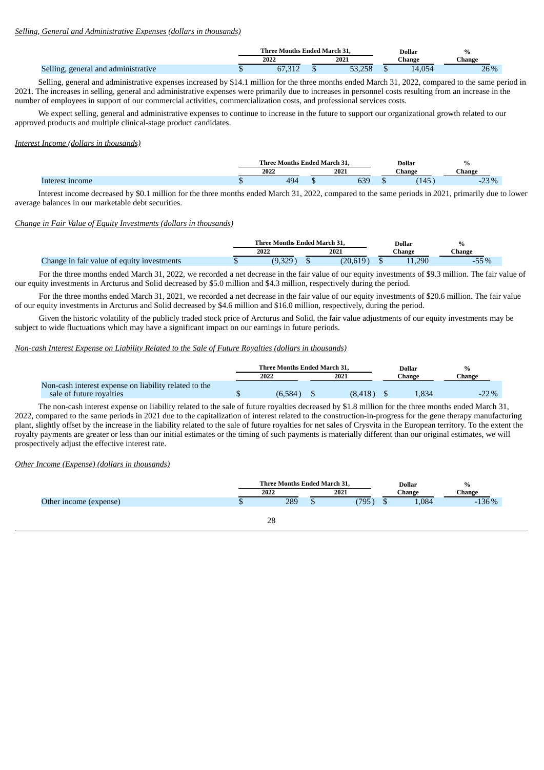*Selling, General and Administrative Expenses (dollars in thousands)*

| | Three Months Ended March 31, | | Dollar | % |
|---|---|---|---|---|
| | 2022 | 2021 | Change | Change |
| Selling, general and administrative | $ 67,312 | $ 53,258 | $ 14,054 | 26% |

Selling, general and administrative expenses increased by $14.1 million for the three months ended March 31, 2022, compared to the same period in 2021. The increases in selling, general and administrative expenses were primarily due to increases in personnel costs resulting from an increase in the number of employees in support of our commercial activities, commercialization costs, and professional services costs.

We expect selling, general and administrative expenses to continue to increase in the future to support our organizational growth related to our approved products and multiple clinical-stage product candidates.

*Interest Income (dollars in thousands)*

| | Three Months Ended March 31, | | Dollar | % |
|---|---|---|---|---|
| | 2022 | 2021 | Change | Change |
| Interest income | $ 494 | $ 639 | $ (145) | -23% |

Interest income decreased by $0.1 million for the three months ended March 31, 2022, compared to the same periods in 2021, primarily due to lower average balances in our marketable debt securities.

*Change in Fair Value of Equity Investments (dollars in thousands)*

| | Three Months Ended March 31, | | Dollar | % |
|---|---|---|---|---|
| | 2022 | 2021 | Change | Change |
| Change in fair value of equity investments | $ (9,329) | $ (20,619) | $ 11,290 | -55% |

For the three months ended March 31, 2022, we recorded a net decrease in the fair value of our equity investments of $9.3 million. The fair value of our equity investments in Arcturus and Solid decreased by $5.0 million and $4.3 million, respectively during the period.

For the three months ended March 31, 2021, we recorded a net decrease in the fair value of our equity investments of $20.6 million. The fair value of our equity investments in Arcturus and Solid decreased by $4.6 million and $16.0 million, respectively, during the period.

Given the historic volatility of the publicly traded stock price of Arcturus and Solid, the fair value adjustments of our equity investments may be subject to wide fluctuations which may have a significant impact on our earnings in future periods.

*Non-cash Interest Expense on Liability Related to the Sale of Future Royalties (dollars in thousands)*

| | Three Months Ended March 31, | | Dollar | % |
|---|---|---|---|---|
| | 2022 | 2021 | Change | Change |
| Non-cash interest expense on liability related to the sale of future royalties | $ (6,584) | $ (8,418) | $ 1,834 | -22% |

The non-cash interest expense on liability related to the sale of future royalties decreased by $1.8 million for the three months ended March 31, 2022, compared to the same periods in 2021 due to the capitalization of interest related to the construction-in-progress for the gene therapy manufacturing plant, slightly offset by the increase in the liability related to the sale of future royalties for net sales of Crysvita in the European territory. To the extent the royalty payments are greater or less than our initial estimates or the timing of such payments is materially different than our original estimates, we will prospectively adjust the effective interest rate.

*Other Income (Expense) (dollars in thousands)*

| | Three Months Ended March 31, | | Dollar | % |
|---|---|---|---|---|
| | 2022 | 2021 | Change | Change |
| Other income (expense) | $ 289 | $ (795) | $ 1,084 | -136% |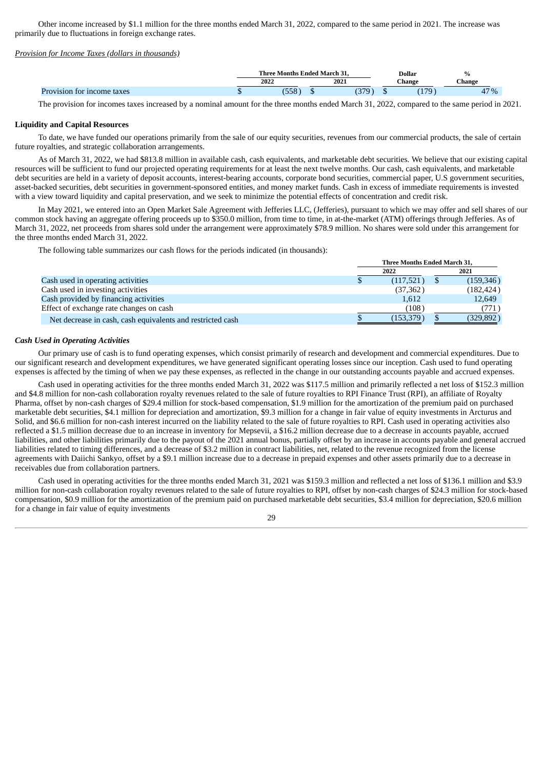Other income increased by $1.1 million for the three months ended March 31, 2022, compared to the same period in 2021. The increase was primarily due to fluctuations in foreign exchange rates.

*Provision for Income Taxes (dollars in thousands)*

| | Three Months Ended March 31, | | Dollar | % |
|---|---|---|---|---|
| | 2022 | 2021 | Change | Change |
| Provision for income taxes | $ (558) | $ (379) | $ (179) | 47% |

The provision for incomes taxes increased by a nominal amount for the three months ended March 31, 2022, compared to the same period in 2021.

**Liquidity and Capital Resources**

To date, we have funded our operations primarily from the sale of our equity securities, revenues from our commercial products, the sale of certain future royalties, and strategic collaboration arrangements.

As of March 31, 2022, we had $813.8 million in available cash, cash equivalents, and marketable debt securities. We believe that our existing capital resources will be sufficient to fund our projected operating requirements for at least the next twelve months. Our cash, cash equivalents, and marketable debt securities are held in a variety of deposit accounts, interest-bearing accounts, corporate bond securities, commercial paper, U.S government securities, asset-backed securities, debt securities in government-sponsored entities, and money market funds. Cash in excess of immediate requirements is invested with a view toward liquidity and capital preservation, and we seek to minimize the potential effects of concentration and credit risk.

In May 2021, we entered into an Open Market Sale Agreement with Jefferies LLC, (Jefferies), pursuant to which we may offer and sell shares of our common stock having an aggregate offering proceeds up to $350.0 million, from time to time, in at-the-market (ATM) offerings through Jefferies. As of March 31, 2022, net proceeds from shares sold under the arrangement were approximately $78.9 million. No shares were sold under this arrangement for the three months ended March 31, 2022.

The following table summarizes our cash flows for the periods indicated (in thousands):

| | Three Months Ended March 31, | |
|---|---|---|
| | 2022 | 2021 |
| Cash used in operating activities | $ (117,521) | $ (159,346) |
| Cash used in investing activities | (37,362) | (182,424) |
| Cash provided by financing activities | 1,612 | 12,649 |
| Effect of exchange rate changes on cash | (108) | (771) |
| Net decrease in cash, cash equivalents and restricted cash | $ (153,379) | $ (329,892) |

***Cash Used in Operating Activities***

Our primary use of cash is to fund operating expenses, which consist primarily of research and development and commercial expenditures. Due to our significant research and development expenditures, we have generated significant operating losses since our inception. Cash used to fund operating expenses is affected by the timing of when we pay these expenses, as reflected in the change in our outstanding accounts payable and accrued expenses.

Cash used in operating activities for the three months ended March 31, 2022 was $117.5 million and primarily reflected a net loss of $152.3 million and $4.8 million for non-cash collaboration royalty revenues related to the sale of future royalties to RPI Finance Trust (RPI), an affiliate of Royalty Pharma, offset by non-cash charges of $29.4 million for stock-based compensation, $1.9 million for the amortization of the premium paid on purchased marketable debt securities, $4.1 million for depreciation and amortization, $9.3 million for a change in fair value of equity investments in Arcturus and Solid, and $6.6 million for non-cash interest incurred on the liability related to the sale of future royalties to RPI. Cash used in operating activities also reflected a $1.5 million decrease due to an increase in inventory for Mepsevii, a $16.2 million decrease due to a decrease in accounts payable, accrued liabilities, and other liabilities primarily due to the payout of the 2021 annual bonus, partially offset by an increase in accounts payable and general accrued liabilities related to timing differences, and a decrease of $3.2 million in contract liabilities, net, related to the revenue recognized from the license agreements with Daiichi Sankyo, offset by a $9.1 million increase due to a decrease in prepaid expenses and other assets primarily due to a decrease in receivables due from collaboration partners.

Cash used in operating activities for the three months ended March 31, 2021 was $159.3 million and reflected a net loss of $136.1 million and $3.9 million for non-cash collaboration royalty revenues related to the sale of future royalties to RPI, offset by non-cash charges of $24.3 million for stock-based compensation, $0.9 million for the amortization of the premium paid on purchased marketable debt securities, $3.4 million for depreciation, $20.6 million for a change in fair value of equity investments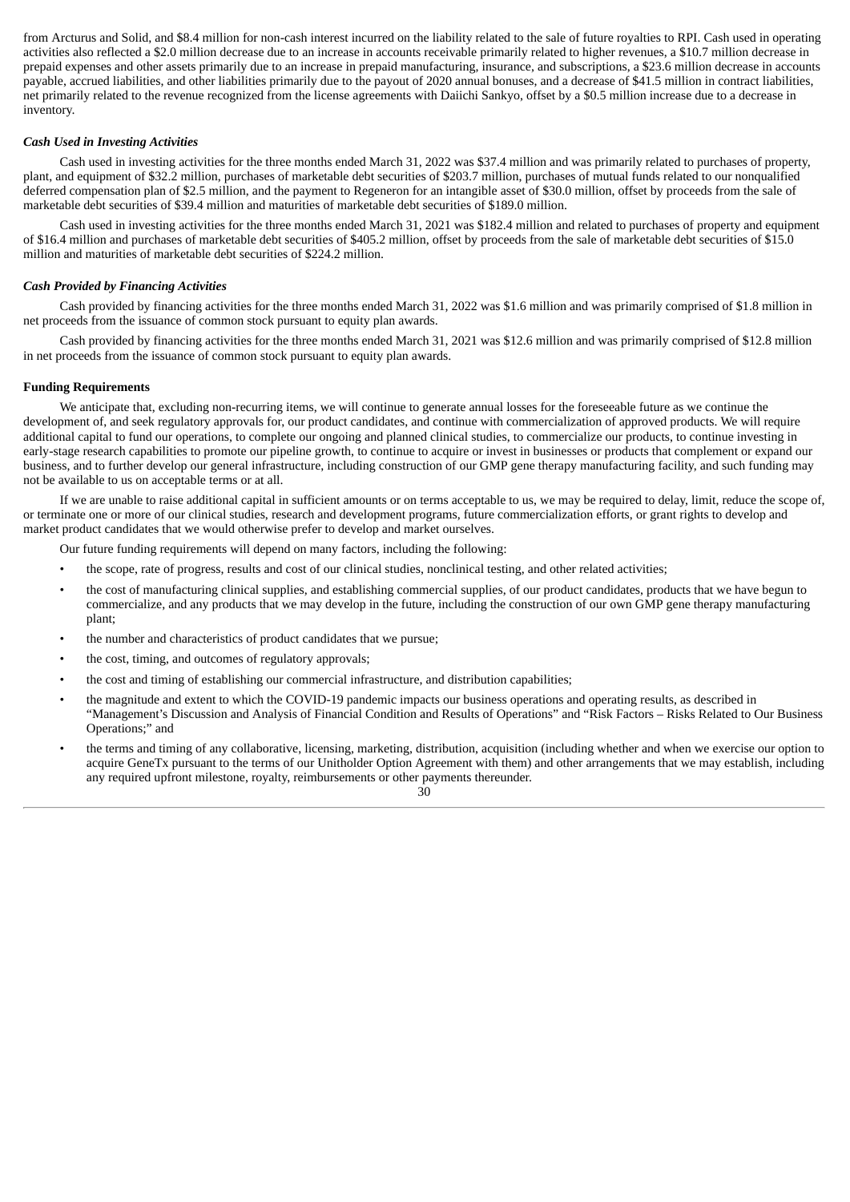from Arcturus and Solid, and $8.4 million for non-cash interest incurred on the liability related to the sale of future royalties to RPI. Cash used in operating activities also reflected a $2.0 million decrease due to an increase in accounts receivable primarily related to higher revenues, a $10.7 million decrease in prepaid expenses and other assets primarily due to an increase in prepaid manufacturing, insurance, and subscriptions, a $23.6 million decrease in accounts payable, accrued liabilities, and other liabilities primarily due to the payout of 2020 annual bonuses, and a decrease of $41.5 million in contract liabilities, net primarily related to the revenue recognized from the license agreements with Daiichi Sankyo, offset by a $0.5 million increase due to a decrease in inventory.

***Cash Used in Investing Activities***

Cash used in investing activities for the three months ended March 31, 2022 was $37.4 million and was primarily related to purchases of property, plant, and equipment of $32.2 million, purchases of marketable debt securities of $203.7 million, purchases of mutual funds related to our nonqualified deferred compensation plan of $2.5 million, and the payment to Regeneron for an intangible asset of $30.0 million, offset by proceeds from the sale of marketable debt securities of $39.4 million and maturities of marketable debt securities of $189.0 million.

Cash used in investing activities for the three months ended March 31, 2021 was $182.4 million and related to purchases of property and equipment of $16.4 million and purchases of marketable debt securities of $405.2 million, offset by proceeds from the sale of marketable debt securities of $15.0 million and maturities of marketable debt securities of $224.2 million.

***Cash Provided by Financing Activities***

Cash provided by financing activities for the three months ended March 31, 2022 was $1.6 million and was primarily comprised of $1.8 million in net proceeds from the issuance of common stock pursuant to equity plan awards.

Cash provided by financing activities for the three months ended March 31, 2021 was $12.6 million and was primarily comprised of $12.8 million in net proceeds from the issuance of common stock pursuant to equity plan awards.

**Funding Requirements**

We anticipate that, excluding non-recurring items, we will continue to generate annual losses for the foreseeable future as we continue the development of, and seek regulatory approvals for, our product candidates, and continue with commercialization of approved products. We will require additional capital to fund our operations, to complete our ongoing and planned clinical studies, to commercialize our products, to continue investing in early-stage research capabilities to promote our pipeline growth, to continue to acquire or invest in businesses or products that complement or expand our business, and to further develop our general infrastructure, including construction of our GMP gene therapy manufacturing facility, and such funding may not be available to us on acceptable terms or at all.

If we are unable to raise additional capital in sufficient amounts or on terms acceptable to us, we may be required to delay, limit, reduce the scope of, or terminate one or more of our clinical studies, research and development programs, future commercialization efforts, or grant rights to develop and market product candidates that we would otherwise prefer to develop and market ourselves.

Our future funding requirements will depend on many factors, including the following:

- the scope, rate of progress, results and cost of our clinical studies, nonclinical testing, and other related activities;
- the cost of manufacturing clinical supplies, and establishing commercial supplies, of our product candidates, products that we have begun to commercialize, and any products that we may develop in the future, including the construction of our own GMP gene therapy manufacturing plant;
- the number and characteristics of product candidates that we pursue;
- the cost, timing, and outcomes of regulatory approvals;
- the cost and timing of establishing our commercial infrastructure, and distribution capabilities;
- the magnitude and extent to which the COVID-19 pandemic impacts our business operations and operating results, as described in "Management's Discussion and Analysis of Financial Condition and Results of Operations" and "Risk Factors – Risks Related to Our Business Operations;" and
- the terms and timing of any collaborative, licensing, marketing, distribution, acquisition (including whether and when we exercise our option to acquire GeneTx pursuant to the terms of our Unitholder Option Agreement with them) and other arrangements that we may establish, including any required upfront milestone, royalty, reimbursements or other payments thereunder.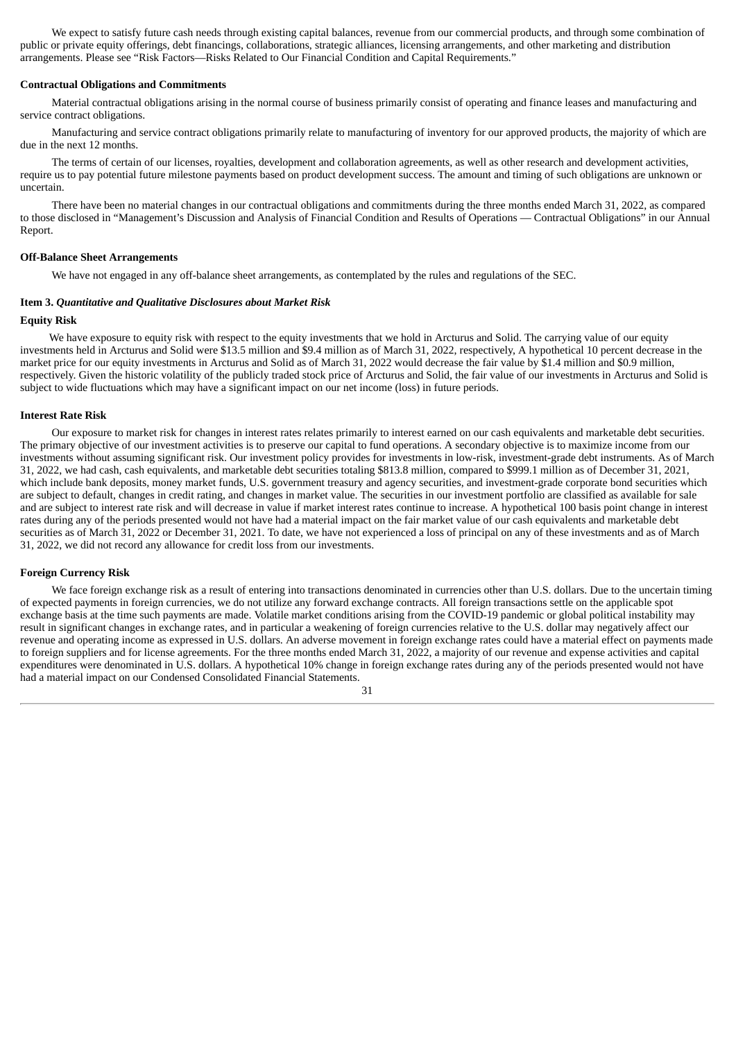We expect to satisfy future cash needs through existing capital balances, revenue from our commercial products, and through some combination of public or private equity offerings, debt financings, collaborations, strategic alliances, licensing arrangements, and other marketing and distribution arrangements. Please see "Risk Factors—Risks Related to Our Financial Condition and Capital Requirements."

**Contractual Obligations and Commitments**

Material contractual obligations arising in the normal course of business primarily consist of operating and finance leases and manufacturing and service contract obligations.

Manufacturing and service contract obligations primarily relate to manufacturing of inventory for our approved products, the majority of which are due in the next 12 months.

The terms of certain of our licenses, royalties, development and collaboration agreements, as well as other research and development activities, require us to pay potential future milestone payments based on product development success. The amount and timing of such obligations are unknown or uncertain.

There have been no material changes in our contractual obligations and commitments during the three months ended March 31, 2022, as compared to those disclosed in "Management's Discussion and Analysis of Financial Condition and Results of Operations — Contractual Obligations" in our Annual Report.

**Off-Balance Sheet Arrangements**

We have not engaged in any off-balance sheet arrangements, as contemplated by the rules and regulations of the SEC.

**Item 3.** ***Quantitative and Qualitative Disclosures about Market Risk***

**Equity Risk**

We have exposure to equity risk with respect to the equity investments that we hold in Arcturus and Solid. The carrying value of our equity investments held in Arcturus and Solid were $13.5 million and $9.4 million as of March 31, 2022, respectively, A hypothetical 10 percent decrease in the market price for our equity investments in Arcturus and Solid as of March 31, 2022 would decrease the fair value by $1.4 million and $0.9 million, respectively. Given the historic volatility of the publicly traded stock price of Arcturus and Solid, the fair value of our investments in Arcturus and Solid is subject to wide fluctuations which may have a significant impact on our net income (loss) in future periods.

**Interest Rate Risk**

Our exposure to market risk for changes in interest rates relates primarily to interest earned on our cash equivalents and marketable debt securities. The primary objective of our investment activities is to preserve our capital to fund operations. A secondary objective is to maximize income from our investments without assuming significant risk. Our investment policy provides for investments in low-risk, investment-grade debt instruments. As of March 31, 2022, we had cash, cash equivalents, and marketable debt securities totaling $813.8 million, compared to $999.1 million as of December 31, 2021, which include bank deposits, money market funds, U.S. government treasury and agency securities, and investment-grade corporate bond securities which are subject to default, changes in credit rating, and changes in market value. The securities in our investment portfolio are classified as available for sale and are subject to interest rate risk and will decrease in value if market interest rates continue to increase. A hypothetical 100 basis point change in interest rates during any of the periods presented would not have had a material impact on the fair market value of our cash equivalents and marketable debt securities as of March 31, 2022 or December 31, 2021. To date, we have not experienced a loss of principal on any of these investments and as of March 31, 2022, we did not record any allowance for credit loss from our investments.

**Foreign Currency Risk**

We face foreign exchange risk as a result of entering into transactions denominated in currencies other than U.S. dollars. Due to the uncertain timing of expected payments in foreign currencies, we do not utilize any forward exchange contracts. All foreign transactions settle on the applicable spot exchange basis at the time such payments are made. Volatile market conditions arising from the COVID-19 pandemic or global political instability may result in significant changes in exchange rates, and in particular a weakening of foreign currencies relative to the U.S. dollar may negatively affect our revenue and operating income as expressed in U.S. dollars. An adverse movement in foreign exchange rates could have a material effect on payments made to foreign suppliers and for license agreements. For the three months ended March 31, 2022, a majority of our revenue and expense activities and capital expenditures were denominated in U.S. dollars. A hypothetical 10% change in foreign exchange rates during any of the periods presented would not have had a material impact on our Condensed Consolidated Financial Statements.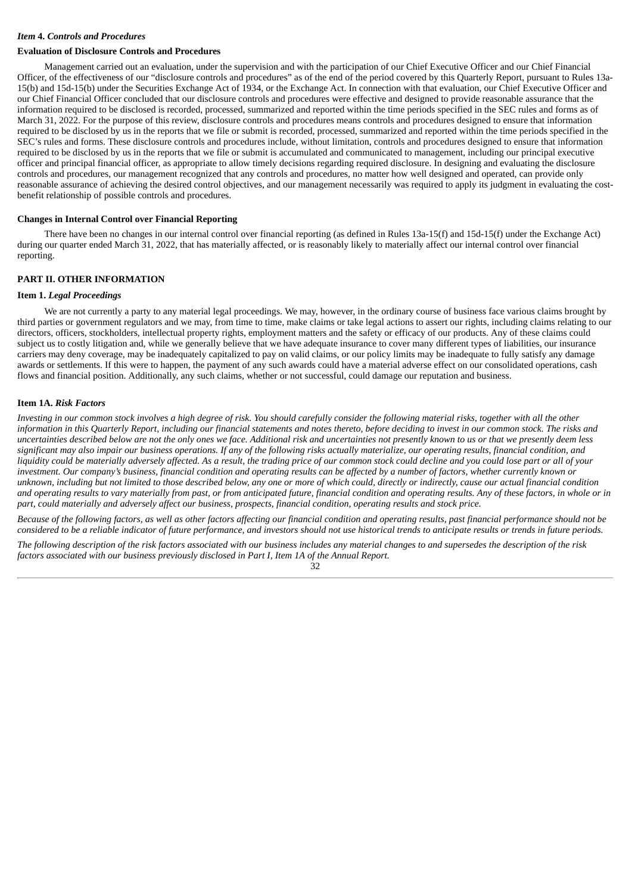### *Item 4. Controls and Procedures*

**Evaluation of Disclosure Controls and Procedures**

Management carried out an evaluation, under the supervision and with the participation of our Chief Executive Officer and our Chief Financial Officer, of the effectiveness of our "disclosure controls and procedures" as of the end of the period covered by this Quarterly Report, pursuant to Rules 13a-15(b) and 15d-15(b) under the Securities Exchange Act of 1934, or the Exchange Act. In connection with that evaluation, our Chief Executive Officer and our Chief Financial Officer concluded that our disclosure controls and procedures were effective and designed to provide reasonable assurance that the information required to be disclosed is recorded, processed, summarized and reported within the time periods specified in the SEC rules and forms as of March 31, 2022. For the purpose of this review, disclosure controls and procedures means controls and procedures designed to ensure that information required to be disclosed by us in the reports that we file or submit is recorded, processed, summarized and reported within the time periods specified in the SEC's rules and forms. These disclosure controls and procedures include, without limitation, controls and procedures designed to ensure that information required to be disclosed by us in the reports that we file or submit is accumulated and communicated to management, including our principal executive officer and principal financial officer, as appropriate to allow timely decisions regarding required disclosure. In designing and evaluating the disclosure controls and procedures, our management recognized that any controls and procedures, no matter how well designed and operated, can provide only reasonable assurance of achieving the desired control objectives, and our management necessarily was required to apply its judgment in evaluating the cost-benefit relationship of possible controls and procedures.

**Changes in Internal Control over Financial Reporting**

There have been no changes in our internal control over financial reporting (as defined in Rules 13a-15(f) and 15d-15(f) under the Exchange Act) during our quarter ended March 31, 2022, that has materially affected, or is reasonably likely to materially affect our internal control over financial reporting.

## PART II. OTHER INFORMATION

### Item 1. *Legal Proceedings*

We are not currently a party to any material legal proceedings. We may, however, in the ordinary course of business face various claims brought by third parties or government regulators and we may, from time to time, make claims or take legal actions to assert our rights, including claims relating to our directors, officers, stockholders, intellectual property rights, employment matters and the safety or efficacy of our products. Any of these claims could subject us to costly litigation and, while we generally believe that we have adequate insurance to cover many different types of liabilities, our insurance carriers may deny coverage, may be inadequately capitalized to pay on valid claims, or our policy limits may be inadequate to fully satisfy any damage awards or settlements. If this were to happen, the payment of any such awards could have a material adverse effect on our consolidated operations, cash flows and financial position. Additionally, any such claims, whether or not successful, could damage our reputation and business.

### Item 1A. *Risk Factors*

*Investing in our common stock involves a high degree of risk. You should carefully consider the following material risks, together with all the other information in this Quarterly Report, including our financial statements and notes thereto, before deciding to invest in our common stock. The risks and uncertainties described below are not the only ones we face. Additional risk and uncertainties not presently known to us or that we presently deem less significant may also impair our business operations. If any of the following risks actually materialize, our operating results, financial condition, and liquidity could be materially adversely affected. As a result, the trading price of our common stock could decline and you could lose part or all of your investment. Our company's business, financial condition and operating results can be affected by a number of factors, whether currently known or unknown, including but not limited to those described below, any one or more of which could, directly or indirectly, cause our actual financial condition and operating results to vary materially from past, or from anticipated future, financial condition and operating results. Any of these factors, in whole or in part, could materially and adversely affect our business, prospects, financial condition, operating results and stock price.*

*Because of the following factors, as well as other factors affecting our financial condition and operating results, past financial performance should not be considered to be a reliable indicator of future performance, and investors should not use historical trends to anticipate results or trends in future periods.*

*The following description of the risk factors associated with our business includes any material changes to and supersedes the description of the risk factors associated with our business previously disclosed in Part I, Item 1A of the Annual Report.*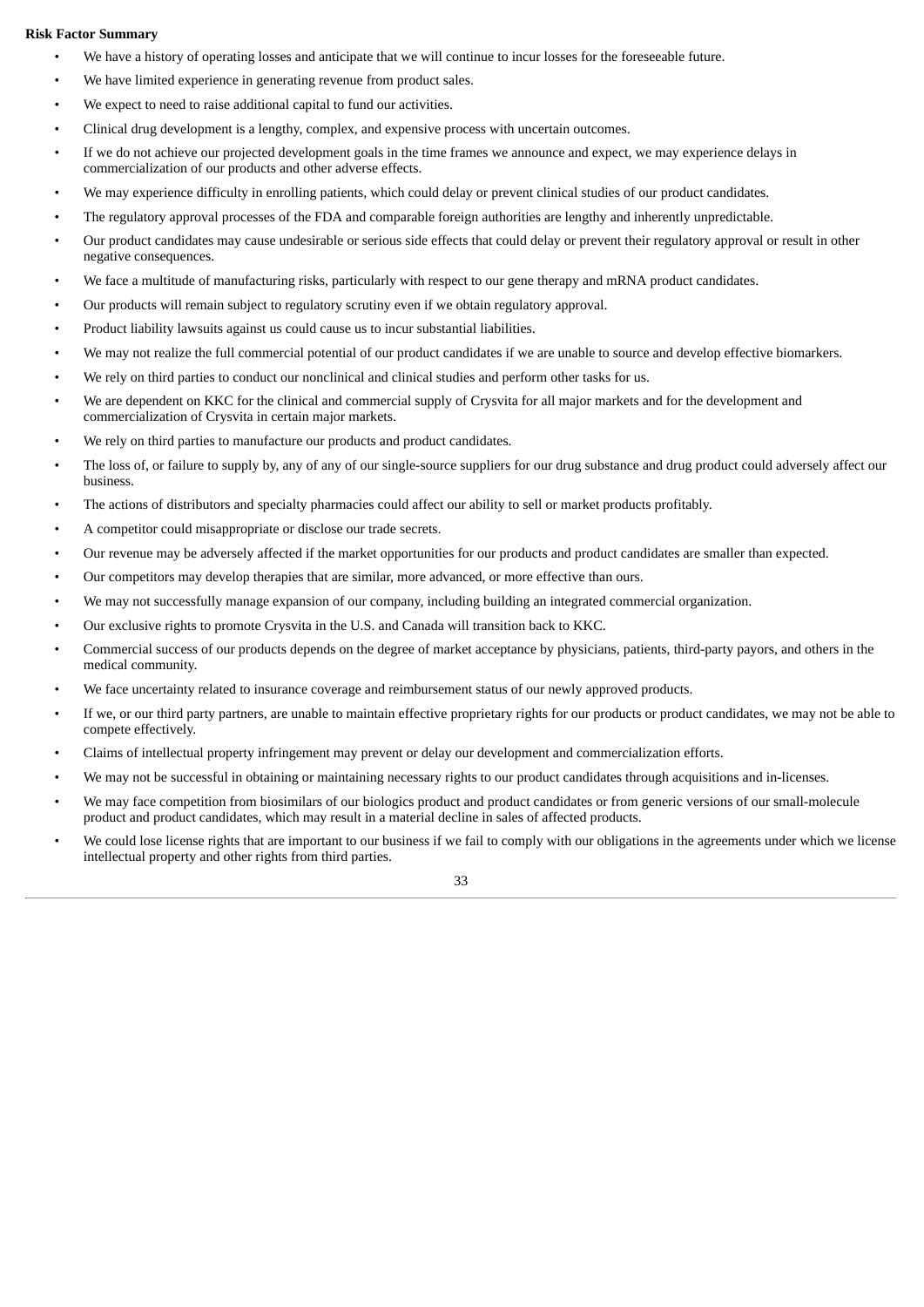**Risk Factor Summary**

- We have a history of operating losses and anticipate that we will continue to incur losses for the foreseeable future.
- We have limited experience in generating revenue from product sales.
- We expect to need to raise additional capital to fund our activities.
- Clinical drug development is a lengthy, complex, and expensive process with uncertain outcomes.
- If we do not achieve our projected development goals in the time frames we announce and expect, we may experience delays in commercialization of our products and other adverse effects.
- We may experience difficulty in enrolling patients, which could delay or prevent clinical studies of our product candidates.
- The regulatory approval processes of the FDA and comparable foreign authorities are lengthy and inherently unpredictable.
- Our product candidates may cause undesirable or serious side effects that could delay or prevent their regulatory approval or result in other negative consequences.
- We face a multitude of manufacturing risks, particularly with respect to our gene therapy and mRNA product candidates.
- Our products will remain subject to regulatory scrutiny even if we obtain regulatory approval.
- Product liability lawsuits against us could cause us to incur substantial liabilities.
- We may not realize the full commercial potential of our product candidates if we are unable to source and develop effective biomarkers.
- We rely on third parties to conduct our nonclinical and clinical studies and perform other tasks for us.
- We are dependent on KKC for the clinical and commercial supply of Crysvita for all major markets and for the development and commercialization of Crysvita in certain major markets.
- We rely on third parties to manufacture our products and product candidates.
- The loss of, or failure to supply by, any of any of our single-source suppliers for our drug substance and drug product could adversely affect our business.
- The actions of distributors and specialty pharmacies could affect our ability to sell or market products profitably.
- A competitor could misappropriate or disclose our trade secrets.
- Our revenue may be adversely affected if the market opportunities for our products and product candidates are smaller than expected.
- Our competitors may develop therapies that are similar, more advanced, or more effective than ours.
- We may not successfully manage expansion of our company, including building an integrated commercial organization.
- Our exclusive rights to promote Crysvita in the U.S. and Canada will transition back to KKC.
- Commercial success of our products depends on the degree of market acceptance by physicians, patients, third-party payors, and others in the medical community.
- We face uncertainty related to insurance coverage and reimbursement status of our newly approved products.
- If we, or our third party partners, are unable to maintain effective proprietary rights for our products or product candidates, we may not be able to compete effectively.
- Claims of intellectual property infringement may prevent or delay our development and commercialization efforts.
- We may not be successful in obtaining or maintaining necessary rights to our product candidates through acquisitions and in-licenses.
- We may face competition from biosimilars of our biologics product and product candidates or from generic versions of our small-molecule product and product candidates, which may result in a material decline in sales of affected products.
- We could lose license rights that are important to our business if we fail to comply with our obligations in the agreements under which we license intellectual property and other rights from third parties.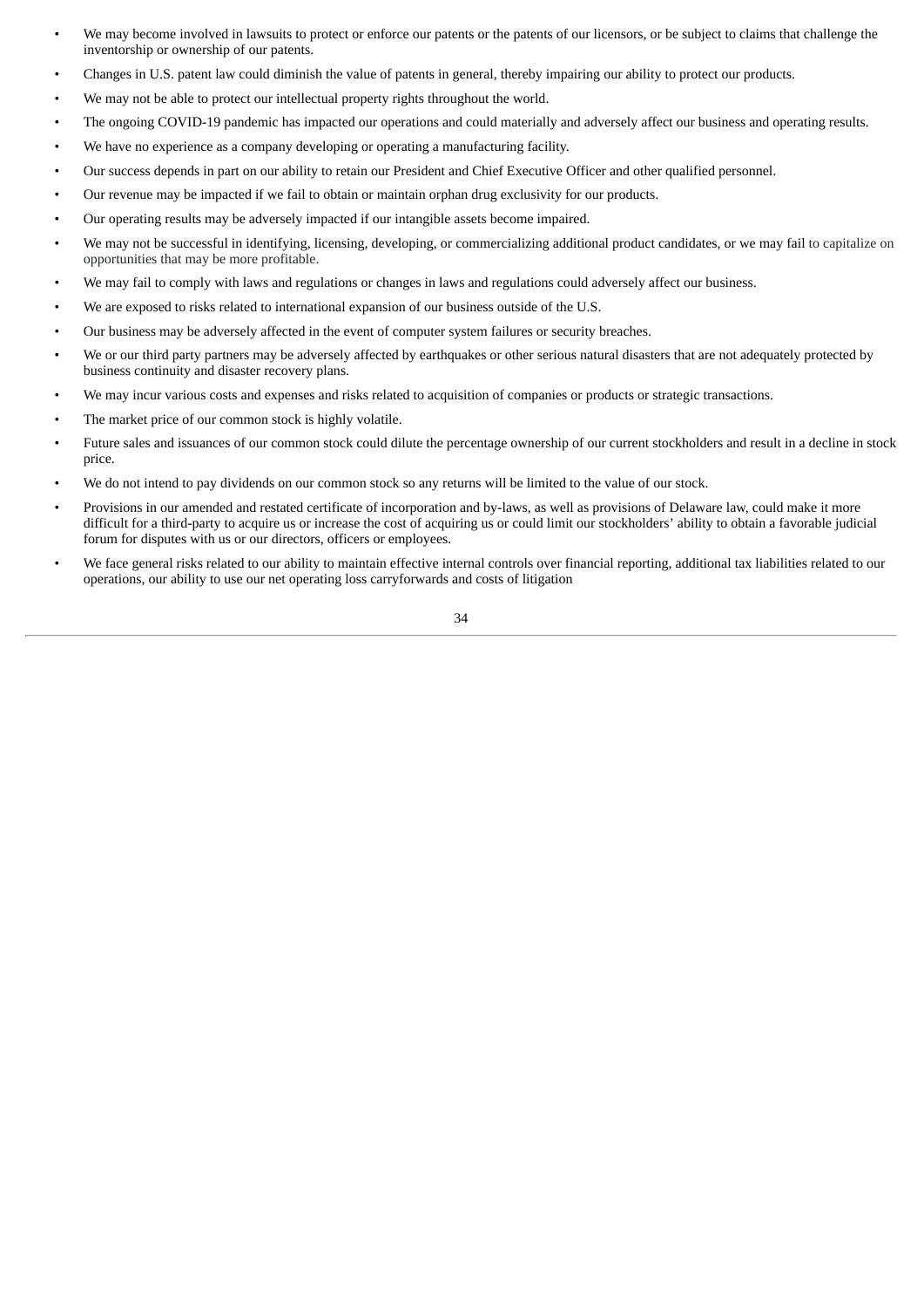- We may become involved in lawsuits to protect or enforce our patents or the patents of our licensors, or be subject to claims that challenge the inventorship or ownership of our patents.
- Changes in U.S. patent law could diminish the value of patents in general, thereby impairing our ability to protect our products.
- We may not be able to protect our intellectual property rights throughout the world.
- The ongoing COVID-19 pandemic has impacted our operations and could materially and adversely affect our business and operating results.
- We have no experience as a company developing or operating a manufacturing facility.
- Our success depends in part on our ability to retain our President and Chief Executive Officer and other qualified personnel.
- Our revenue may be impacted if we fail to obtain or maintain orphan drug exclusivity for our products.
- Our operating results may be adversely impacted if our intangible assets become impaired.
- We may not be successful in identifying, licensing, developing, or commercializing additional product candidates, or we may fail to capitalize on opportunities that may be more profitable.
- We may fail to comply with laws and regulations or changes in laws and regulations could adversely affect our business.
- We are exposed to risks related to international expansion of our business outside of the U.S.
- Our business may be adversely affected in the event of computer system failures or security breaches.
- We or our third party partners may be adversely affected by earthquakes or other serious natural disasters that are not adequately protected by business continuity and disaster recovery plans.
- We may incur various costs and expenses and risks related to acquisition of companies or products or strategic transactions.
- The market price of our common stock is highly volatile.
- Future sales and issuances of our common stock could dilute the percentage ownership of our current stockholders and result in a decline in stock price.
- We do not intend to pay dividends on our common stock so any returns will be limited to the value of our stock.
- Provisions in our amended and restated certificate of incorporation and by-laws, as well as provisions of Delaware law, could make it more difficult for a third-party to acquire us or increase the cost of acquiring us or could limit our stockholders' ability to obtain a favorable judicial forum for disputes with us or our directors, officers or employees.
- We face general risks related to our ability to maintain effective internal controls over financial reporting, additional tax liabilities related to our operations, our ability to use our net operating loss carryforwards and costs of litigation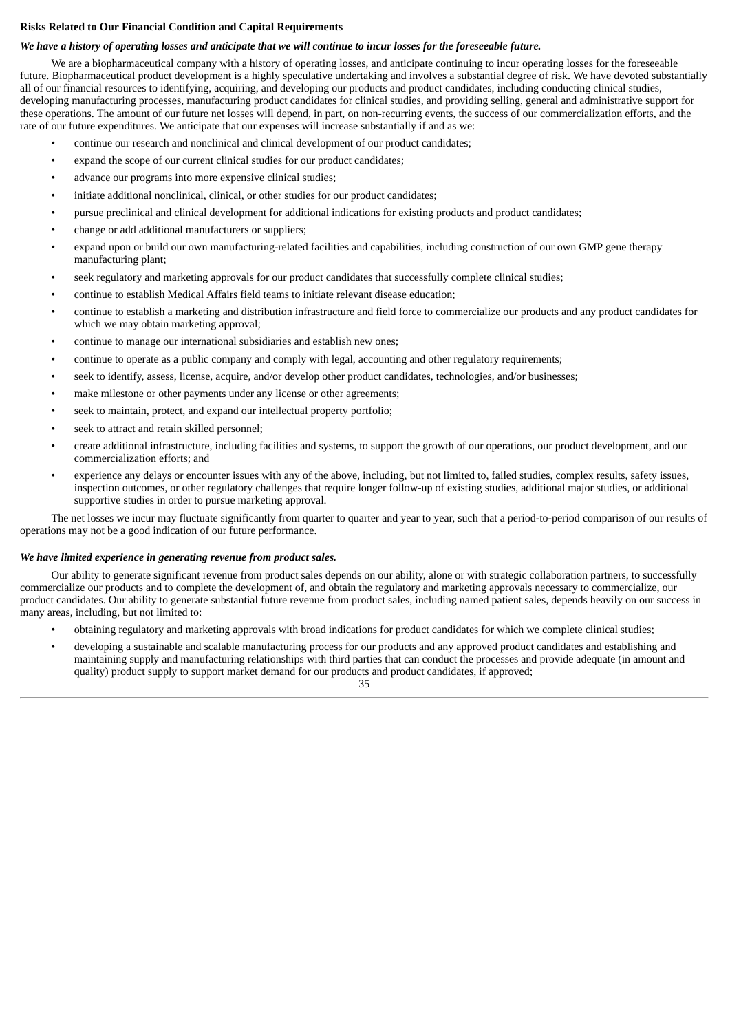**Risks Related to Our Financial Condition and Capital Requirements**

***We have a history of operating losses and anticipate that we will continue to incur losses for the foreseeable future.***

We are a biopharmaceutical company with a history of operating losses, and anticipate continuing to incur operating losses for the foreseeable future. Biopharmaceutical product development is a highly speculative undertaking and involves a substantial degree of risk. We have devoted substantially all of our financial resources to identifying, acquiring, and developing our products and product candidates, including conducting clinical studies, developing manufacturing processes, manufacturing product candidates for clinical studies, and providing selling, general and administrative support for these operations. The amount of our future net losses will depend, in part, on non-recurring events, the success of our commercialization efforts, and the rate of our future expenditures. We anticipate that our expenses will increase substantially if and as we:

- continue our research and nonclinical and clinical development of our product candidates;
- expand the scope of our current clinical studies for our product candidates;
- advance our programs into more expensive clinical studies;
- initiate additional nonclinical, clinical, or other studies for our product candidates;
- pursue preclinical and clinical development for additional indications for existing products and product candidates;
- change or add additional manufacturers or suppliers;
- expand upon or build our own manufacturing-related facilities and capabilities, including construction of our own GMP gene therapy manufacturing plant;
- seek regulatory and marketing approvals for our product candidates that successfully complete clinical studies;
- continue to establish Medical Affairs field teams to initiate relevant disease education;
- continue to establish a marketing and distribution infrastructure and field force to commercialize our products and any product candidates for which we may obtain marketing approval;
- continue to manage our international subsidiaries and establish new ones;
- continue to operate as a public company and comply with legal, accounting and other regulatory requirements;
- seek to identify, assess, license, acquire, and/or develop other product candidates, technologies, and/or businesses;
- make milestone or other payments under any license or other agreements;
- seek to maintain, protect, and expand our intellectual property portfolio;
- seek to attract and retain skilled personnel;
- create additional infrastructure, including facilities and systems, to support the growth of our operations, our product development, and our commercialization efforts; and
- experience any delays or encounter issues with any of the above, including, but not limited to, failed studies, complex results, safety issues, inspection outcomes, or other regulatory challenges that require longer follow-up of existing studies, additional major studies, or additional supportive studies in order to pursue marketing approval.

The net losses we incur may fluctuate significantly from quarter to quarter and year to year, such that a period-to-period comparison of our results of operations may not be a good indication of our future performance.

***We have limited experience in generating revenue from product sales.***

Our ability to generate significant revenue from product sales depends on our ability, alone or with strategic collaboration partners, to successfully commercialize our products and to complete the development of, and obtain the regulatory and marketing approvals necessary to commercialize, our product candidates. Our ability to generate substantial future revenue from product sales, including named patient sales, depends heavily on our success in many areas, including, but not limited to:

- obtaining regulatory and marketing approvals with broad indications for product candidates for which we complete clinical studies;
- developing a sustainable and scalable manufacturing process for our products and any approved product candidates and establishing and maintaining supply and manufacturing relationships with third parties that can conduct the processes and provide adequate (in amount and quality) product supply to support market demand for our products and product candidates, if approved;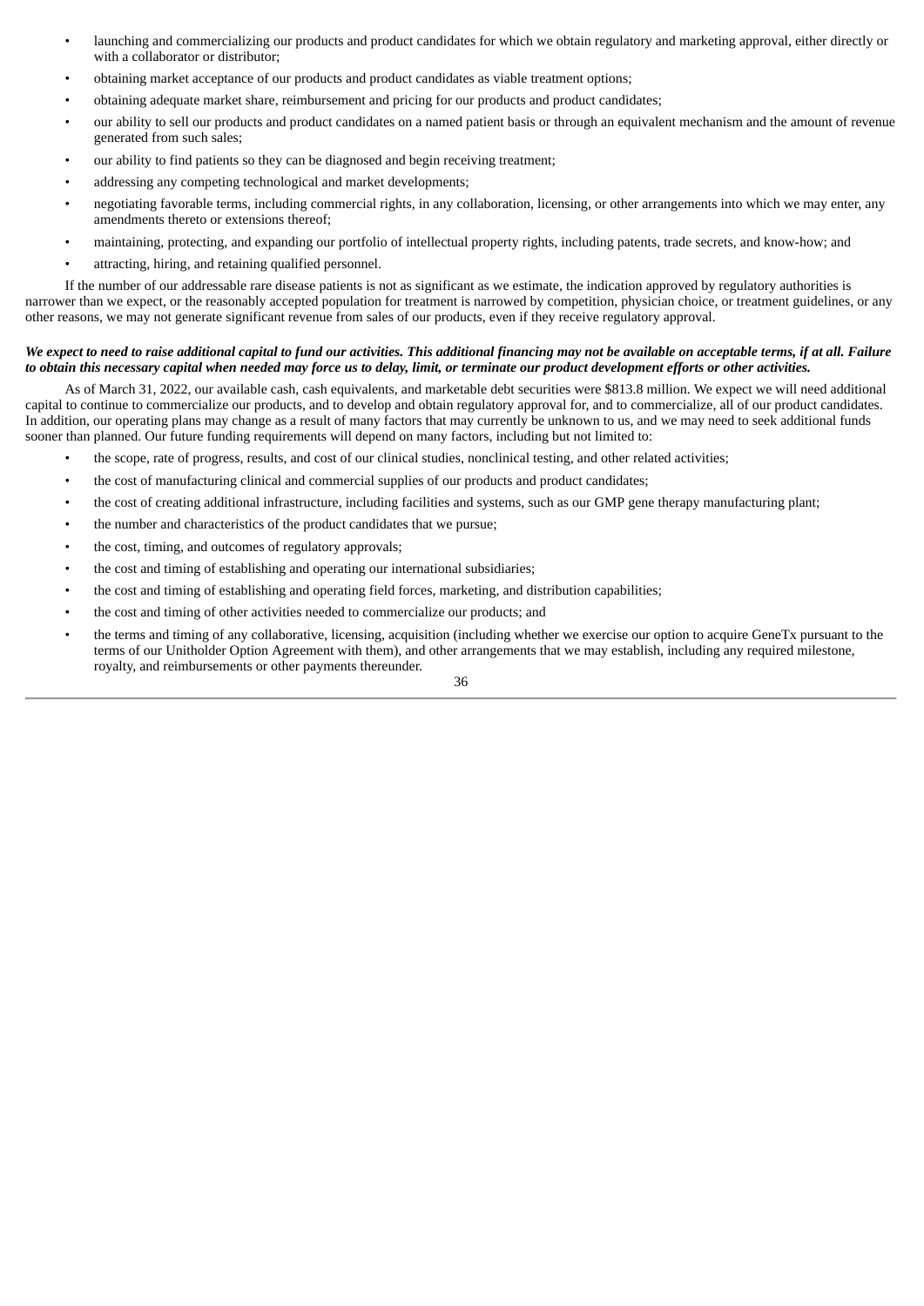- launching and commercializing our products and product candidates for which we obtain regulatory and marketing approval, either directly or with a collaborator or distributor;
- obtaining market acceptance of our products and product candidates as viable treatment options;
- obtaining adequate market share, reimbursement and pricing for our products and product candidates;
- our ability to sell our products and product candidates on a named patient basis or through an equivalent mechanism and the amount of revenue generated from such sales;
- our ability to find patients so they can be diagnosed and begin receiving treatment;
- addressing any competing technological and market developments;
- negotiating favorable terms, including commercial rights, in any collaboration, licensing, or other arrangements into which we may enter, any amendments thereto or extensions thereof;
- maintaining, protecting, and expanding our portfolio of intellectual property rights, including patents, trade secrets, and know-how; and
- attracting, hiring, and retaining qualified personnel.

If the number of our addressable rare disease patients is not as significant as we estimate, the indication approved by regulatory authorities is narrower than we expect, or the reasonably accepted population for treatment is narrowed by competition, physician choice, or treatment guidelines, or any other reasons, we may not generate significant revenue from sales of our products, even if they receive regulatory approval.

***We expect to need to raise additional capital to fund our activities. This additional financing may not be available on acceptable terms, if at all. Failure to obtain this necessary capital when needed may force us to delay, limit, or terminate our product development efforts or other activities.***

As of March 31, 2022, our available cash, cash equivalents, and marketable debt securities were $813.8 million. We expect we will need additional capital to continue to commercialize our products, and to develop and obtain regulatory approval for, and to commercialize, all of our product candidates. In addition, our operating plans may change as a result of many factors that may currently be unknown to us, and we may need to seek additional funds sooner than planned. Our future funding requirements will depend on many factors, including but not limited to:

- the scope, rate of progress, results, and cost of our clinical studies, nonclinical testing, and other related activities;
- the cost of manufacturing clinical and commercial supplies of our products and product candidates;
- the cost of creating additional infrastructure, including facilities and systems, such as our GMP gene therapy manufacturing plant;
- the number and characteristics of the product candidates that we pursue;
- the cost, timing, and outcomes of regulatory approvals;
- the cost and timing of establishing and operating our international subsidiaries;
- the cost and timing of establishing and operating field forces, marketing, and distribution capabilities;
- the cost and timing of other activities needed to commercialize our products; and
- the terms and timing of any collaborative, licensing, acquisition (including whether we exercise our option to acquire GeneTx pursuant to the terms of our Unitholder Option Agreement with them), and other arrangements that we may establish, including any required milestone, royalty, and reimbursements or other payments thereunder.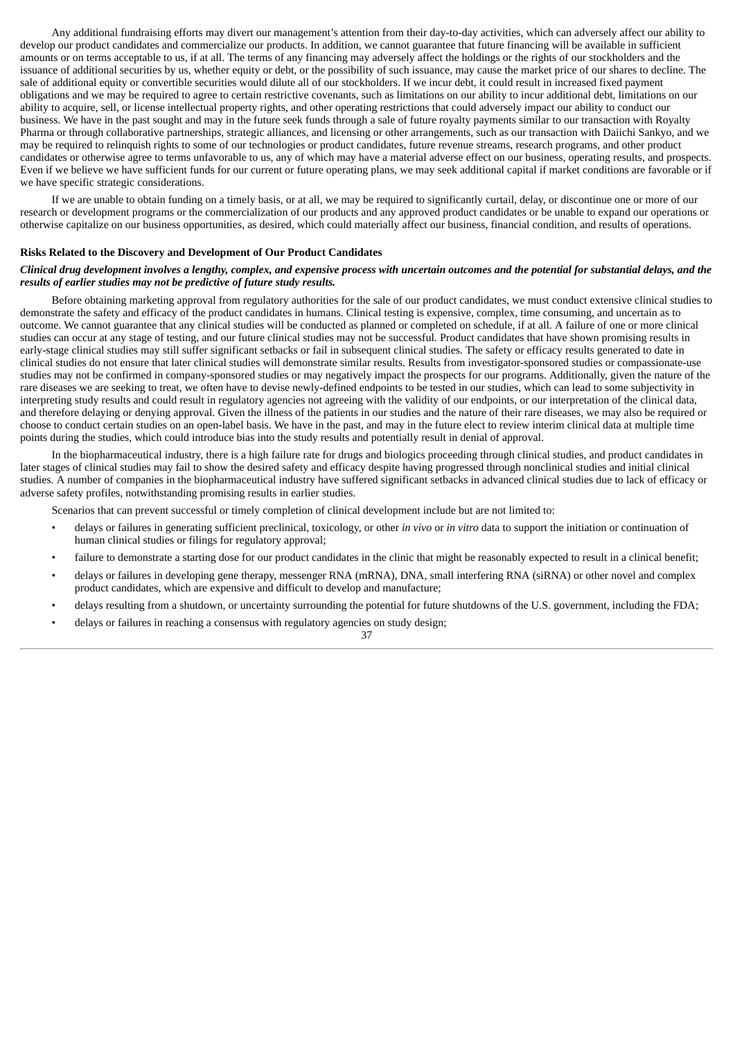Any additional fundraising efforts may divert our management's attention from their day-to-day activities, which can adversely affect our ability to develop our product candidates and commercialize our products. In addition, we cannot guarantee that future financing will be available in sufficient amounts or on terms acceptable to us, if at all. The terms of any financing may adversely affect the holdings or the rights of our stockholders and the issuance of additional securities by us, whether equity or debt, or the possibility of such issuance, may cause the market price of our shares to decline. The sale of additional equity or convertible securities would dilute all of our stockholders. If we incur debt, it could result in increased fixed payment obligations and we may be required to agree to certain restrictive covenants, such as limitations on our ability to incur additional debt, limitations on our ability to acquire, sell, or license intellectual property rights, and other operating restrictions that could adversely impact our ability to conduct our business. We have in the past sought and may in the future seek funds through a sale of future royalty payments similar to our transaction with Royalty Pharma or through collaborative partnerships, strategic alliances, and licensing or other arrangements, such as our transaction with Daiichi Sankyo, and we may be required to relinquish rights to some of our technologies or product candidates, future revenue streams, research programs, and other product candidates or otherwise agree to terms unfavorable to us, any of which may have a material adverse effect on our business, operating results, and prospects. Even if we believe we have sufficient funds for our current or future operating plans, we may seek additional capital if market conditions are favorable or if we have specific strategic considerations.

If we are unable to obtain funding on a timely basis, or at all, we may be required to significantly curtail, delay, or discontinue one or more of our research or development programs or the commercialization of our products and any approved product candidates or be unable to expand our operations or otherwise capitalize on our business opportunities, as desired, which could materially affect our business, financial condition, and results of operations.

**Risks Related to the Discovery and Development of Our Product Candidates**

***Clinical drug development involves a lengthy, complex, and expensive process with uncertain outcomes and the potential for substantial delays, and the results of earlier studies may not be predictive of future study results.***

Before obtaining marketing approval from regulatory authorities for the sale of our product candidates, we must conduct extensive clinical studies to demonstrate the safety and efficacy of the product candidates in humans. Clinical testing is expensive, complex, time consuming, and uncertain as to outcome. We cannot guarantee that any clinical studies will be conducted as planned or completed on schedule, if at all. A failure of one or more clinical studies can occur at any stage of testing, and our future clinical studies may not be successful. Product candidates that have shown promising results in early-stage clinical studies may still suffer significant setbacks or fail in subsequent clinical studies. The safety or efficacy results generated to date in clinical studies do not ensure that later clinical studies will demonstrate similar results. Results from investigator-sponsored studies or compassionate-use studies may not be confirmed in company-sponsored studies or may negatively impact the prospects for our programs. Additionally, given the nature of the rare diseases we are seeking to treat, we often have to devise newly-defined endpoints to be tested in our studies, which can lead to some subjectivity in interpreting study results and could result in regulatory agencies not agreeing with the validity of our endpoints, or our interpretation of the clinical data, and therefore delaying or denying approval. Given the illness of the patients in our studies and the nature of their rare diseases, we may also be required or choose to conduct certain studies on an open-label basis. We have in the past, and may in the future elect to review interim clinical data at multiple time points during the studies, which could introduce bias into the study results and potentially result in denial of approval.

In the biopharmaceutical industry, there is a high failure rate for drugs and biologics proceeding through clinical studies, and product candidates in later stages of clinical studies may fail to show the desired safety and efficacy despite having progressed through nonclinical studies and initial clinical studies. A number of companies in the biopharmaceutical industry have suffered significant setbacks in advanced clinical studies due to lack of efficacy or adverse safety profiles, notwithstanding promising results in earlier studies.

Scenarios that can prevent successful or timely completion of clinical development include but are not limited to:

- delays or failures in generating sufficient preclinical, toxicology, or other *in vivo* or *in vitro* data to support the initiation or continuation of human clinical studies or filings for regulatory approval;
- failure to demonstrate a starting dose for our product candidates in the clinic that might be reasonably expected to result in a clinical benefit;
- delays or failures in developing gene therapy, messenger RNA (mRNA), DNA, small interfering RNA (siRNA) or other novel and complex product candidates, which are expensive and difficult to develop and manufacture;
- delays resulting from a shutdown, or uncertainty surrounding the potential for future shutdowns of the U.S. government, including the FDA;
- delays or failures in reaching a consensus with regulatory agencies on study design;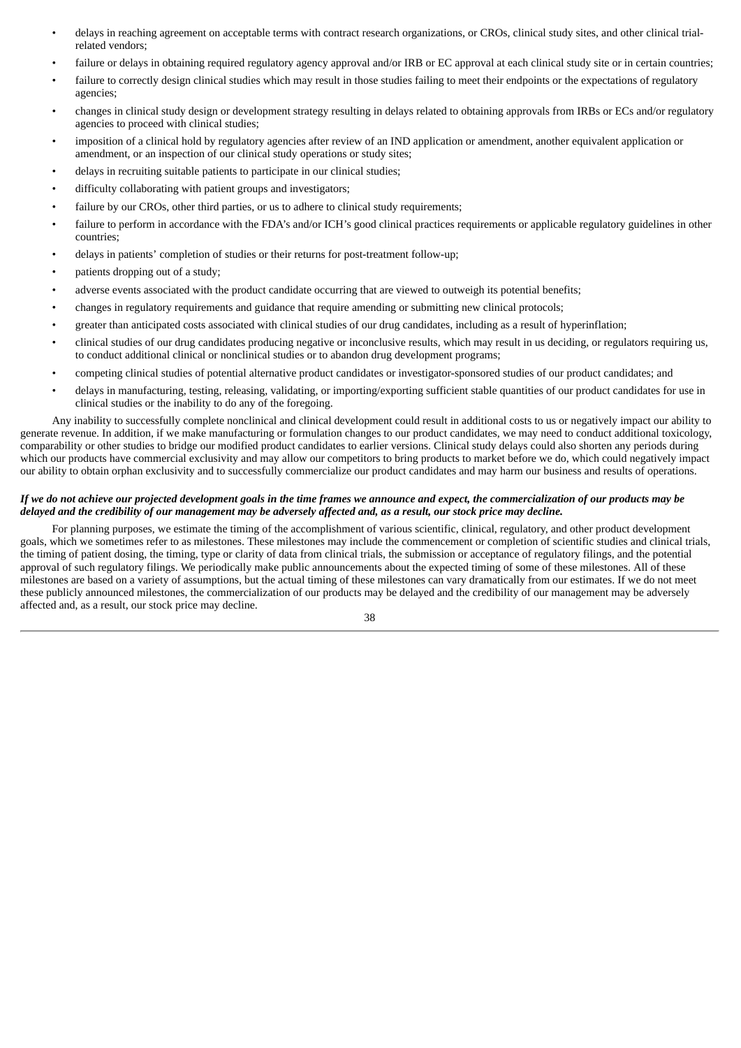- delays in reaching agreement on acceptable terms with contract research organizations, or CROs, clinical study sites, and other clinical trial-related vendors;
- failure or delays in obtaining required regulatory agency approval and/or IRB or EC approval at each clinical study site or in certain countries;
- failure to correctly design clinical studies which may result in those studies failing to meet their endpoints or the expectations of regulatory agencies;
- changes in clinical study design or development strategy resulting in delays related to obtaining approvals from IRBs or ECs and/or regulatory agencies to proceed with clinical studies;
- imposition of a clinical hold by regulatory agencies after review of an IND application or amendment, another equivalent application or amendment, or an inspection of our clinical study operations or study sites;
- delays in recruiting suitable patients to participate in our clinical studies;
- difficulty collaborating with patient groups and investigators;
- failure by our CROs, other third parties, or us to adhere to clinical study requirements;
- failure to perform in accordance with the FDA's and/or ICH's good clinical practices requirements or applicable regulatory guidelines in other countries;
- delays in patients' completion of studies or their returns for post-treatment follow-up;
- patients dropping out of a study;
- adverse events associated with the product candidate occurring that are viewed to outweigh its potential benefits;
- changes in regulatory requirements and guidance that require amending or submitting new clinical protocols;
- greater than anticipated costs associated with clinical studies of our drug candidates, including as a result of hyperinflation;
- clinical studies of our drug candidates producing negative or inconclusive results, which may result in us deciding, or regulators requiring us, to conduct additional clinical or nonclinical studies or to abandon drug development programs;
- competing clinical studies of potential alternative product candidates or investigator-sponsored studies of our product candidates; and
- delays in manufacturing, testing, releasing, validating, or importing/exporting sufficient stable quantities of our product candidates for use in clinical studies or the inability to do any of the foregoing.

Any inability to successfully complete nonclinical and clinical development could result in additional costs to us or negatively impact our ability to generate revenue. In addition, if we make manufacturing or formulation changes to our product candidates, we may need to conduct additional toxicology, comparability or other studies to bridge our modified product candidates to earlier versions. Clinical study delays could also shorten any periods during which our products have commercial exclusivity and may allow our competitors to bring products to market before we do, which could negatively impact our ability to obtain orphan exclusivity and to successfully commercialize our product candidates and may harm our business and results of operations.

***If we do not achieve our projected development goals in the time frames we announce and expect, the commercialization of our products may be delayed and the credibility of our management may be adversely affected and, as a result, our stock price may decline.***

For planning purposes, we estimate the timing of the accomplishment of various scientific, clinical, regulatory, and other product development goals, which we sometimes refer to as milestones. These milestones may include the commencement or completion of scientific studies and clinical trials, the timing of patient dosing, the timing, type or clarity of data from clinical trials, the submission or acceptance of regulatory filings, and the potential approval of such regulatory filings. We periodically make public announcements about the expected timing of some of these milestones. All of these milestones are based on a variety of assumptions, but the actual timing of these milestones can vary dramatically from our estimates. If we do not meet these publicly announced milestones, the commercialization of our products may be delayed and the credibility of our management may be adversely affected and, as a result, our stock price may decline.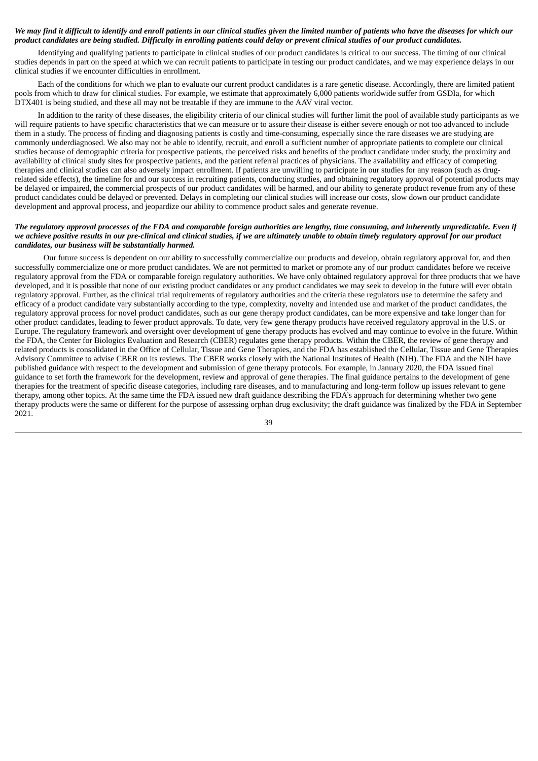***We may find it difficult to identify and enroll patients in our clinical studies given the limited number of patients who have the diseases for which our product candidates are being studied. Difficulty in enrolling patients could delay or prevent clinical studies of our product candidates.***

Identifying and qualifying patients to participate in clinical studies of our product candidates is critical to our success. The timing of our clinical studies depends in part on the speed at which we can recruit patients to participate in testing our product candidates, and we may experience delays in our clinical studies if we encounter difficulties in enrollment.

Each of the conditions for which we plan to evaluate our current product candidates is a rare genetic disease. Accordingly, there are limited patient pools from which to draw for clinical studies. For example, we estimate that approximately 6,000 patients worldwide suffer from GSDIa, for which DTX401 is being studied, and these all may not be treatable if they are immune to the AAV viral vector.

In addition to the rarity of these diseases, the eligibility criteria of our clinical studies will further limit the pool of available study participants as we will require patients to have specific characteristics that we can measure or to assure their disease is either severe enough or not too advanced to include them in a study. The process of finding and diagnosing patients is costly and time-consuming, especially since the rare diseases we are studying are commonly underdiagnosed. We also may not be able to identify, recruit, and enroll a sufficient number of appropriate patients to complete our clinical studies because of demographic criteria for prospective patients, the perceived risks and benefits of the product candidate under study, the proximity and availability of clinical study sites for prospective patients, and the patient referral practices of physicians. The availability and efficacy of competing therapies and clinical studies can also adversely impact enrollment. If patients are unwilling to participate in our studies for any reason (such as drug-related side effects), the timeline for and our success in recruiting patients, conducting studies, and obtaining regulatory approval of potential products may be delayed or impaired, the commercial prospects of our product candidates will be harmed, and our ability to generate product revenue from any of these product candidates could be delayed or prevented. Delays in completing our clinical studies will increase our costs, slow down our product candidate development and approval process, and jeopardize our ability to commence product sales and generate revenue.

***The regulatory approval processes of the FDA and comparable foreign authorities are lengthy, time consuming, and inherently unpredictable. Even if we achieve positive results in our pre-clinical and clinical studies, if we are ultimately unable to obtain timely regulatory approval for our product candidates, our business will be substantially harmed.***

Our future success is dependent on our ability to successfully commercialize our products and develop, obtain regulatory approval for, and then successfully commercialize one or more product candidates. We are not permitted to market or promote any of our product candidates before we receive regulatory approval from the FDA or comparable foreign regulatory authorities. We have only obtained regulatory approval for three products that we have developed, and it is possible that none of our existing product candidates or any product candidates we may seek to develop in the future will ever obtain regulatory approval. Further, as the clinical trial requirements of regulatory authorities and the criteria these regulators use to determine the safety and efficacy of a product candidate vary substantially according to the type, complexity, novelty and intended use and market of the product candidates, the regulatory approval process for novel product candidates, such as our gene therapy product candidates, can be more expensive and take longer than for other product candidates, leading to fewer product approvals. To date, very few gene therapy products have received regulatory approval in the U.S. or Europe. The regulatory framework and oversight over development of gene therapy products has evolved and may continue to evolve in the future. Within the FDA, the Center for Biologics Evaluation and Research (CBER) regulates gene therapy products. Within the CBER, the review of gene therapy and related products is consolidated in the Office of Cellular, Tissue and Gene Therapies, and the FDA has established the Cellular, Tissue and Gene Therapies Advisory Committee to advise CBER on its reviews. The CBER works closely with the National Institutes of Health (NIH). The FDA and the NIH have published guidance with respect to the development and submission of gene therapy protocols. For example, in January 2020, the FDA issued final guidance to set forth the framework for the development, review and approval of gene therapies. The final guidance pertains to the development of gene therapies for the treatment of specific disease categories, including rare diseases, and to manufacturing and long-term follow up issues relevant to gene therapy, among other topics. At the same time the FDA issued new draft guidance describing the FDA's approach for determining whether two gene therapy products were the same or different for the purpose of assessing orphan drug exclusivity; the draft guidance was finalized by the FDA in September 2021.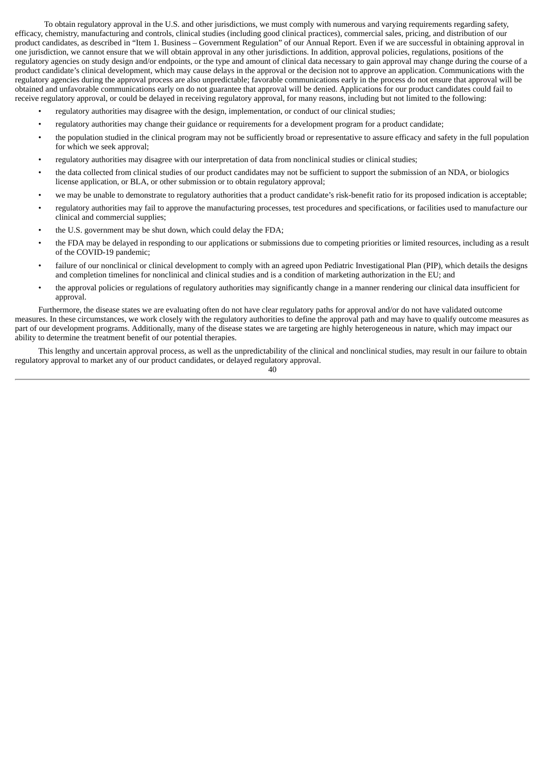To obtain regulatory approval in the U.S. and other jurisdictions, we must comply with numerous and varying requirements regarding safety, efficacy, chemistry, manufacturing and controls, clinical studies (including good clinical practices), commercial sales, pricing, and distribution of our product candidates, as described in "Item 1. Business – Government Regulation" of our Annual Report. Even if we are successful in obtaining approval in one jurisdiction, we cannot ensure that we will obtain approval in any other jurisdictions. In addition, approval policies, regulations, positions of the regulatory agencies on study design and/or endpoints, or the type and amount of clinical data necessary to gain approval may change during the course of a product candidate's clinical development, which may cause delays in the approval or the decision not to approve an application. Communications with the regulatory agencies during the approval process are also unpredictable; favorable communications early in the process do not ensure that approval will be obtained and unfavorable communications early on do not guarantee that approval will be denied. Applications for our product candidates could fail to receive regulatory approval, or could be delayed in receiving regulatory approval, for many reasons, including but not limited to the following:

- regulatory authorities may disagree with the design, implementation, or conduct of our clinical studies;
- regulatory authorities may change their guidance or requirements for a development program for a product candidate;
- the population studied in the clinical program may not be sufficiently broad or representative to assure efficacy and safety in the full population for which we seek approval;
- regulatory authorities may disagree with our interpretation of data from nonclinical studies or clinical studies;
- the data collected from clinical studies of our product candidates may not be sufficient to support the submission of an NDA, or biologics license application, or BLA, or other submission or to obtain regulatory approval;
- we may be unable to demonstrate to regulatory authorities that a product candidate's risk-benefit ratio for its proposed indication is acceptable;
- regulatory authorities may fail to approve the manufacturing processes, test procedures and specifications, or facilities used to manufacture our clinical and commercial supplies;
- the U.S. government may be shut down, which could delay the FDA;
- the FDA may be delayed in responding to our applications or submissions due to competing priorities or limited resources, including as a result of the COVID-19 pandemic;
- failure of our nonclinical or clinical development to comply with an agreed upon Pediatric Investigational Plan (PIP), which details the designs and completion timelines for nonclinical and clinical studies and is a condition of marketing authorization in the EU; and
- the approval policies or regulations of regulatory authorities may significantly change in a manner rendering our clinical data insufficient for approval.

Furthermore, the disease states we are evaluating often do not have clear regulatory paths for approval and/or do not have validated outcome measures. In these circumstances, we work closely with the regulatory authorities to define the approval path and may have to qualify outcome measures as part of our development programs. Additionally, many of the disease states we are targeting are highly heterogeneous in nature, which may impact our ability to determine the treatment benefit of our potential therapies.

This lengthy and uncertain approval process, as well as the unpredictability of the clinical and nonclinical studies, may result in our failure to obtain regulatory approval to market any of our product candidates, or delayed regulatory approval.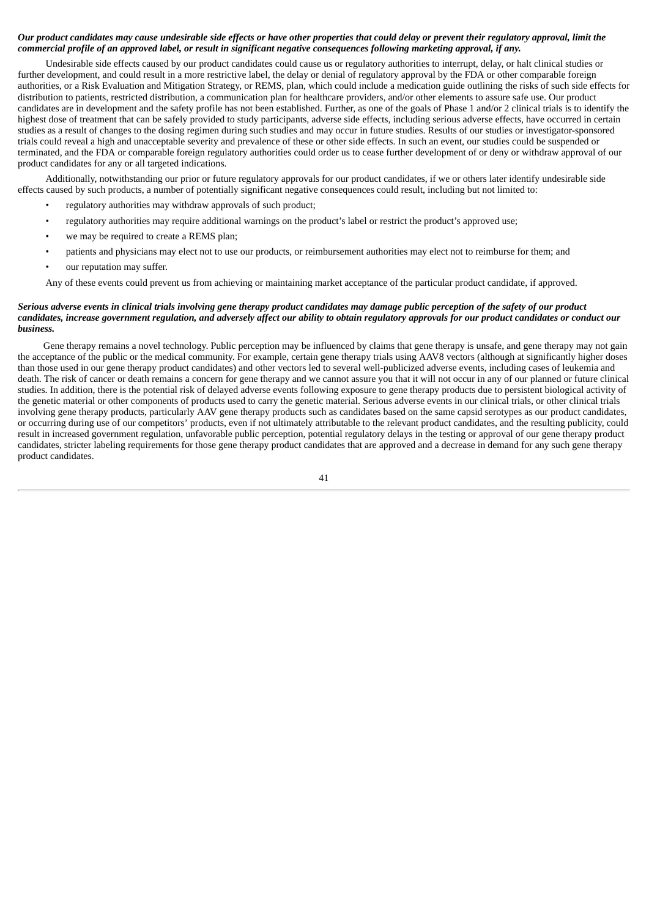***Our product candidates may cause undesirable side effects or have other properties that could delay or prevent their regulatory approval, limit the commercial profile of an approved label, or result in significant negative consequences following marketing approval, if any.***

Undesirable side effects caused by our product candidates could cause us or regulatory authorities to interrupt, delay, or halt clinical studies or further development, and could result in a more restrictive label, the delay or denial of regulatory approval by the FDA or other comparable foreign authorities, or a Risk Evaluation and Mitigation Strategy, or REMS, plan, which could include a medication guide outlining the risks of such side effects for distribution to patients, restricted distribution, a communication plan for healthcare providers, and/or other elements to assure safe use. Our product candidates are in development and the safety profile has not been established. Further, as one of the goals of Phase 1 and/or 2 clinical trials is to identify the highest dose of treatment that can be safely provided to study participants, adverse side effects, including serious adverse effects, have occurred in certain studies as a result of changes to the dosing regimen during such studies and may occur in future studies. Results of our studies or investigator-sponsored trials could reveal a high and unacceptable severity and prevalence of these or other side effects. In such an event, our studies could be suspended or terminated, and the FDA or comparable foreign regulatory authorities could order us to cease further development of or deny or withdraw approval of our product candidates for any or all targeted indications.

Additionally, notwithstanding our prior or future regulatory approvals for our product candidates, if we or others later identify undesirable side effects caused by such products, a number of potentially significant negative consequences could result, including but not limited to:

- regulatory authorities may withdraw approvals of such product;
- regulatory authorities may require additional warnings on the product's label or restrict the product's approved use;
- we may be required to create a REMS plan;
- patients and physicians may elect not to use our products, or reimbursement authorities may elect not to reimburse for them; and
- our reputation may suffer.

Any of these events could prevent us from achieving or maintaining market acceptance of the particular product candidate, if approved.

***Serious adverse events in clinical trials involving gene therapy product candidates may damage public perception of the safety of our product candidates, increase government regulation, and adversely affect our ability to obtain regulatory approvals for our product candidates or conduct our business.***

Gene therapy remains a novel technology. Public perception may be influenced by claims that gene therapy is unsafe, and gene therapy may not gain the acceptance of the public or the medical community. For example, certain gene therapy trials using AAV8 vectors (although at significantly higher doses than those used in our gene therapy product candidates) and other vectors led to several well-publicized adverse events, including cases of leukemia and death. The risk of cancer or death remains a concern for gene therapy and we cannot assure you that it will not occur in any of our planned or future clinical studies. In addition, there is the potential risk of delayed adverse events following exposure to gene therapy products due to persistent biological activity of the genetic material or other components of products used to carry the genetic material. Serious adverse events in our clinical trials, or other clinical trials involving gene therapy products, particularly AAV gene therapy products such as candidates based on the same capsid serotypes as our product candidates, or occurring during use of our competitors' products, even if not ultimately attributable to the relevant product candidates, and the resulting publicity, could result in increased government regulation, unfavorable public perception, potential regulatory delays in the testing or approval of our gene therapy product candidates, stricter labeling requirements for those gene therapy product candidates that are approved and a decrease in demand for any such gene therapy product candidates.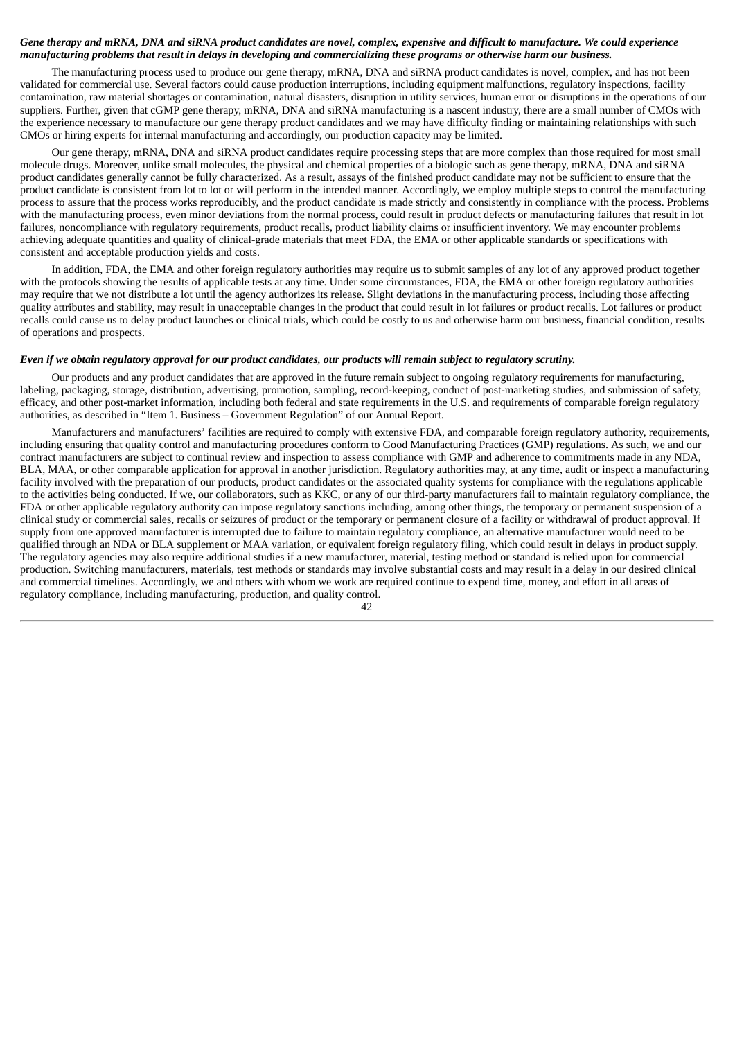***Gene therapy and mRNA, DNA and siRNA product candidates are novel, complex, expensive and difficult to manufacture. We could experience manufacturing problems that result in delays in developing and commercializing these programs or otherwise harm our business.***

The manufacturing process used to produce our gene therapy, mRNA, DNA and siRNA product candidates is novel, complex, and has not been validated for commercial use. Several factors could cause production interruptions, including equipment malfunctions, regulatory inspections, facility contamination, raw material shortages or contamination, natural disasters, disruption in utility services, human error or disruptions in the operations of our suppliers. Further, given that cGMP gene therapy, mRNA, DNA and siRNA manufacturing is a nascent industry, there are a small number of CMOs with the experience necessary to manufacture our gene therapy product candidates and we may have difficulty finding or maintaining relationships with such CMOs or hiring experts for internal manufacturing and accordingly, our production capacity may be limited.

Our gene therapy, mRNA, DNA and siRNA product candidates require processing steps that are more complex than those required for most small molecule drugs. Moreover, unlike small molecules, the physical and chemical properties of a biologic such as gene therapy, mRNA, DNA and siRNA product candidates generally cannot be fully characterized. As a result, assays of the finished product candidate may not be sufficient to ensure that the product candidate is consistent from lot to lot or will perform in the intended manner. Accordingly, we employ multiple steps to control the manufacturing process to assure that the process works reproducibly, and the product candidate is made strictly and consistently in compliance with the process. Problems with the manufacturing process, even minor deviations from the normal process, could result in product defects or manufacturing failures that result in lot failures, noncompliance with regulatory requirements, product recalls, product liability claims or insufficient inventory. We may encounter problems achieving adequate quantities and quality of clinical-grade materials that meet FDA, the EMA or other applicable standards or specifications with consistent and acceptable production yields and costs.

In addition, FDA, the EMA and other foreign regulatory authorities may require us to submit samples of any lot of any approved product together with the protocols showing the results of applicable tests at any time. Under some circumstances, FDA, the EMA or other foreign regulatory authorities may require that we not distribute a lot until the agency authorizes its release. Slight deviations in the manufacturing process, including those affecting quality attributes and stability, may result in unacceptable changes in the product that could result in lot failures or product recalls. Lot failures or product recalls could cause us to delay product launches or clinical trials, which could be costly to us and otherwise harm our business, financial condition, results of operations and prospects.

***Even if we obtain regulatory approval for our product candidates, our products will remain subject to regulatory scrutiny.***

Our products and any product candidates that are approved in the future remain subject to ongoing regulatory requirements for manufacturing, labeling, packaging, storage, distribution, advertising, promotion, sampling, record-keeping, conduct of post-marketing studies, and submission of safety, efficacy, and other post-market information, including both federal and state requirements in the U.S. and requirements of comparable foreign regulatory authorities, as described in "Item 1. Business – Government Regulation" of our Annual Report.

Manufacturers and manufacturers' facilities are required to comply with extensive FDA, and comparable foreign regulatory authority, requirements, including ensuring that quality control and manufacturing procedures conform to Good Manufacturing Practices (GMP) regulations. As such, we and our contract manufacturers are subject to continual review and inspection to assess compliance with GMP and adherence to commitments made in any NDA, BLA, MAA, or other comparable application for approval in another jurisdiction. Regulatory authorities may, at any time, audit or inspect a manufacturing facility involved with the preparation of our products, product candidates or the associated quality systems for compliance with the regulations applicable to the activities being conducted. If we, our collaborators, such as KKC, or any of our third-party manufacturers fail to maintain regulatory compliance, the FDA or other applicable regulatory authority can impose regulatory sanctions including, among other things, the temporary or permanent suspension of a clinical study or commercial sales, recalls or seizures of product or the temporary or permanent closure of a facility or withdrawal of product approval. If supply from one approved manufacturer is interrupted due to failure to maintain regulatory compliance, an alternative manufacturer would need to be qualified through an NDA or BLA supplement or MAA variation, or equivalent foreign regulatory filing, which could result in delays in product supply. The regulatory agencies may also require additional studies if a new manufacturer, material, testing method or standard is relied upon for commercial production. Switching manufacturers, materials, test methods or standards may involve substantial costs and may result in a delay in our desired clinical and commercial timelines. Accordingly, we and others with whom we work are required continue to expend time, money, and effort in all areas of regulatory compliance, including manufacturing, production, and quality control.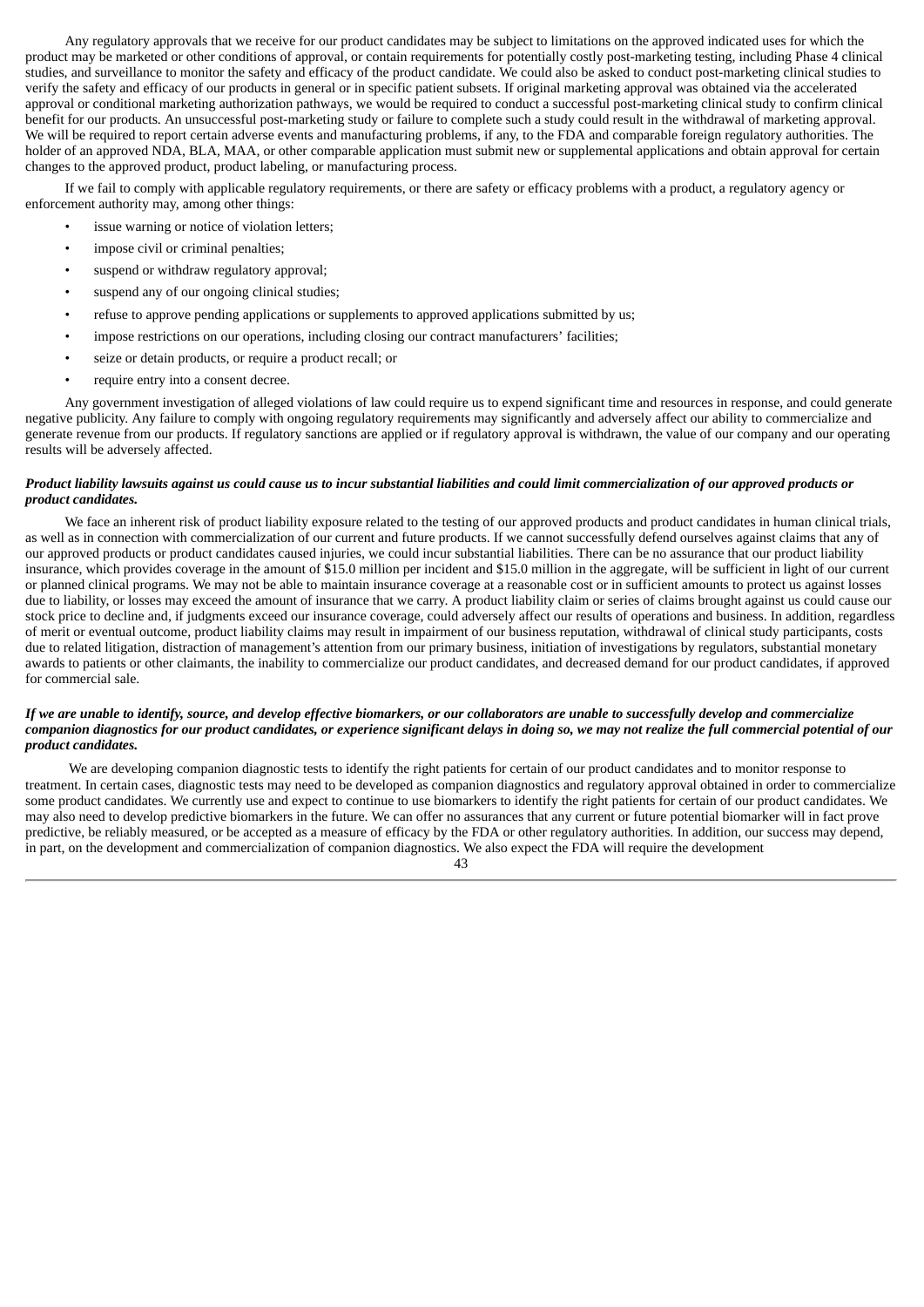Any regulatory approvals that we receive for our product candidates may be subject to limitations on the approved indicated uses for which the product may be marketed or other conditions of approval, or contain requirements for potentially costly post-marketing testing, including Phase 4 clinical studies, and surveillance to monitor the safety and efficacy of the product candidate. We could also be asked to conduct post-marketing clinical studies to verify the safety and efficacy of our products in general or in specific patient subsets. If original marketing approval was obtained via the accelerated approval or conditional marketing authorization pathways, we would be required to conduct a successful post-marketing clinical study to confirm clinical benefit for our products. An unsuccessful post-marketing study or failure to complete such a study could result in the withdrawal of marketing approval. We will be required to report certain adverse events and manufacturing problems, if any, to the FDA and comparable foreign regulatory authorities. The holder of an approved NDA, BLA, MAA, or other comparable application must submit new or supplemental applications and obtain approval for certain changes to the approved product, product labeling, or manufacturing process.

If we fail to comply with applicable regulatory requirements, or there are safety or efficacy problems with a product, a regulatory agency or enforcement authority may, among other things:

- issue warning or notice of violation letters;
- impose civil or criminal penalties;
- suspend or withdraw regulatory approval;
- suspend any of our ongoing clinical studies;
- refuse to approve pending applications or supplements to approved applications submitted by us;
- impose restrictions on our operations, including closing our contract manufacturers' facilities;
- seize or detain products, or require a product recall; or
- require entry into a consent decree.

Any government investigation of alleged violations of law could require us to expend significant time and resources in response, and could generate negative publicity. Any failure to comply with ongoing regulatory requirements may significantly and adversely affect our ability to commercialize and generate revenue from our products. If regulatory sanctions are applied or if regulatory approval is withdrawn, the value of our company and our operating results will be adversely affected.

***Product liability lawsuits against us could cause us to incur substantial liabilities and could limit commercialization of our approved products or product candidates.***

We face an inherent risk of product liability exposure related to the testing of our approved products and product candidates in human clinical trials, as well as in connection with commercialization of our current and future products. If we cannot successfully defend ourselves against claims that any of our approved products or product candidates caused injuries, we could incur substantial liabilities. There can be no assurance that our product liability insurance, which provides coverage in the amount of $15.0 million per incident and $15.0 million in the aggregate, will be sufficient in light of our current or planned clinical programs. We may not be able to maintain insurance coverage at a reasonable cost or in sufficient amounts to protect us against losses due to liability, or losses may exceed the amount of insurance that we carry. A product liability claim or series of claims brought against us could cause our stock price to decline and, if judgments exceed our insurance coverage, could adversely affect our results of operations and business. In addition, regardless of merit or eventual outcome, product liability claims may result in impairment of our business reputation, withdrawal of clinical study participants, costs due to related litigation, distraction of management's attention from our primary business, initiation of investigations by regulators, substantial monetary awards to patients or other claimants, the inability to commercialize our product candidates, and decreased demand for our product candidates, if approved for commercial sale.

***If we are unable to identify, source, and develop effective biomarkers, or our collaborators are unable to successfully develop and commercialize companion diagnostics for our product candidates, or experience significant delays in doing so, we may not realize the full commercial potential of our product candidates.***

We are developing companion diagnostic tests to identify the right patients for certain of our product candidates and to monitor response to treatment. In certain cases, diagnostic tests may need to be developed as companion diagnostics and regulatory approval obtained in order to commercialize some product candidates. We currently use and expect to continue to use biomarkers to identify the right patients for certain of our product candidates. We may also need to develop predictive biomarkers in the future. We can offer no assurances that any current or future potential biomarker will in fact prove predictive, be reliably measured, or be accepted as a measure of efficacy by the FDA or other regulatory authorities. In addition, our success may depend, in part, on the development and commercialization of companion diagnostics. We also expect the FDA will require the development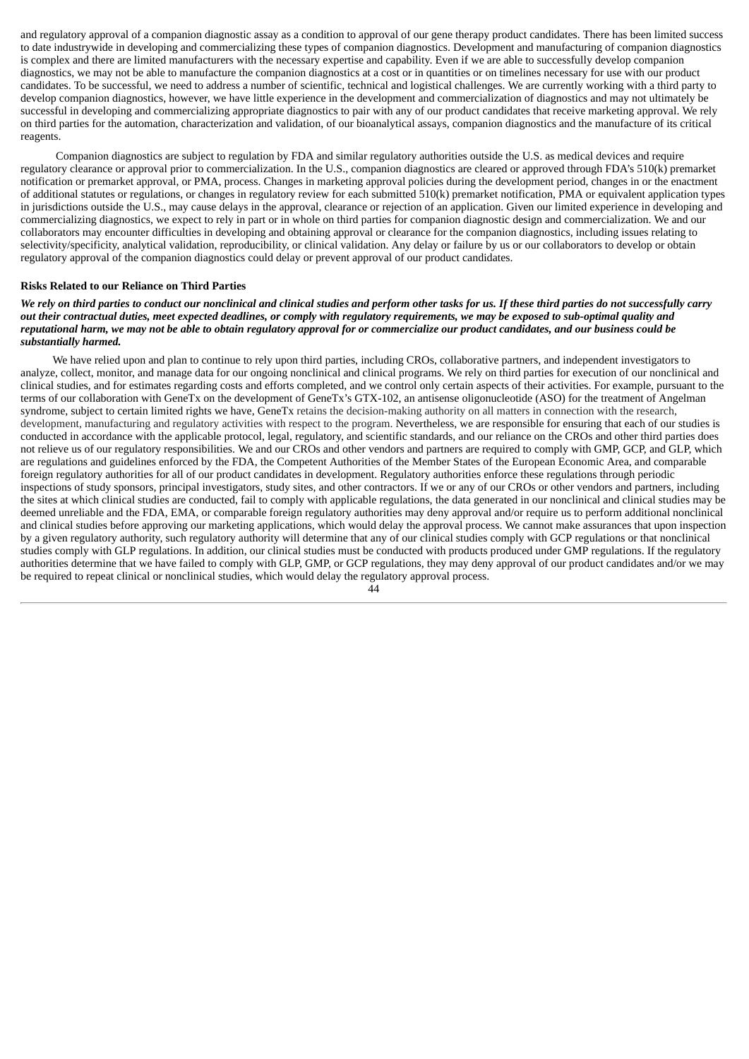and regulatory approval of a companion diagnostic assay as a condition to approval of our gene therapy product candidates. There has been limited success to date industrywide in developing and commercializing these types of companion diagnostics. Development and manufacturing of companion diagnostics is complex and there are limited manufacturers with the necessary expertise and capability. Even if we are able to successfully develop companion diagnostics, we may not be able to manufacture the companion diagnostics at a cost or in quantities or on timelines necessary for use with our product candidates. To be successful, we need to address a number of scientific, technical and logistical challenges. We are currently working with a third party to develop companion diagnostics, however, we have little experience in the development and commercialization of diagnostics and may not ultimately be successful in developing and commercializing appropriate diagnostics to pair with any of our product candidates that receive marketing approval. We rely on third parties for the automation, characterization and validation, of our bioanalytical assays, companion diagnostics and the manufacture of its critical reagents.

Companion diagnostics are subject to regulation by FDA and similar regulatory authorities outside the U.S. as medical devices and require regulatory clearance or approval prior to commercialization. In the U.S., companion diagnostics are cleared or approved through FDA's 510(k) premarket notification or premarket approval, or PMA, process. Changes in marketing approval policies during the development period, changes in or the enactment of additional statutes or regulations, or changes in regulatory review for each submitted 510(k) premarket notification, PMA or equivalent application types in jurisdictions outside the U.S., may cause delays in the approval, clearance or rejection of an application. Given our limited experience in developing and commercializing diagnostics, we expect to rely in part or in whole on third parties for companion diagnostic design and commercialization. We and our collaborators may encounter difficulties in developing and obtaining approval or clearance for the companion diagnostics, including issues relating to selectivity/specificity, analytical validation, reproducibility, or clinical validation. Any delay or failure by us or our collaborators to develop or obtain regulatory approval of the companion diagnostics could delay or prevent approval of our product candidates.

**Risks Related to our Reliance on Third Parties**

***We rely on third parties to conduct our nonclinical and clinical studies and perform other tasks for us. If these third parties do not successfully carry out their contractual duties, meet expected deadlines, or comply with regulatory requirements, we may be exposed to sub-optimal quality and reputational harm, we may not be able to obtain regulatory approval for or commercialize our product candidates, and our business could be substantially harmed.***

We have relied upon and plan to continue to rely upon third parties, including CROs, collaborative partners, and independent investigators to analyze, collect, monitor, and manage data for our ongoing nonclinical and clinical programs. We rely on third parties for execution of our nonclinical and clinical studies, and for estimates regarding costs and efforts completed, and we control only certain aspects of their activities. For example, pursuant to the terms of our collaboration with GeneTx on the development of GeneTx's GTX-102, an antisense oligonucleotide (ASO) for the treatment of Angelman syndrome, subject to certain limited rights we have, GeneTx retains the decision-making authority on all matters in connection with the research, development, manufacturing and regulatory activities with respect to the program. Nevertheless, we are responsible for ensuring that each of our studies is conducted in accordance with the applicable protocol, legal, regulatory, and scientific standards, and our reliance on the CROs and other third parties does not relieve us of our regulatory responsibilities. We and our CROs and other vendors and partners are required to comply with GMP, GCP, and GLP, which are regulations and guidelines enforced by the FDA, the Competent Authorities of the Member States of the European Economic Area, and comparable foreign regulatory authorities for all of our product candidates in development. Regulatory authorities enforce these regulations through periodic inspections of study sponsors, principal investigators, study sites, and other contractors. If we or any of our CROs or other vendors and partners, including the sites at which clinical studies are conducted, fail to comply with applicable regulations, the data generated in our nonclinical and clinical studies may be deemed unreliable and the FDA, EMA, or comparable foreign regulatory authorities may deny approval and/or require us to perform additional nonclinical and clinical studies before approving our marketing applications, which would delay the approval process. We cannot make assurances that upon inspection by a given regulatory authority, such regulatory authority will determine that any of our clinical studies comply with GCP regulations or that nonclinical studies comply with GLP regulations. In addition, our clinical studies must be conducted with products produced under GMP regulations. If the regulatory authorities determine that we have failed to comply with GLP, GMP, or GCP regulations, they may deny approval of our product candidates and/or we may be required to repeat clinical or nonclinical studies, which would delay the regulatory approval process.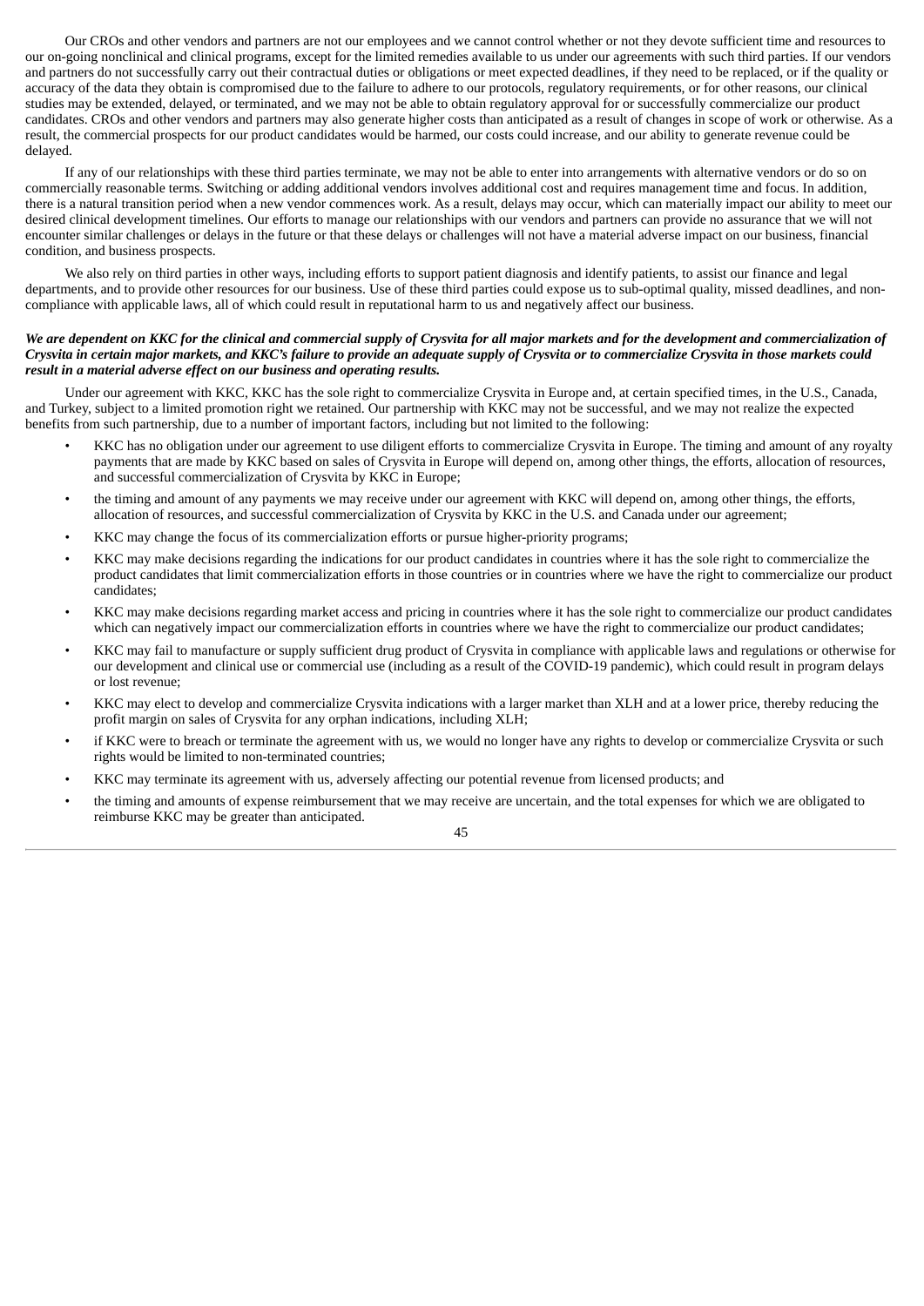Our CROs and other vendors and partners are not our employees and we cannot control whether or not they devote sufficient time and resources to our on-going nonclinical and clinical programs, except for the limited remedies available to us under our agreements with such third parties. If our vendors and partners do not successfully carry out their contractual duties or obligations or meet expected deadlines, if they need to be replaced, or if the quality or accuracy of the data they obtain is compromised due to the failure to adhere to our protocols, regulatory requirements, or for other reasons, our clinical studies may be extended, delayed, or terminated, and we may not be able to obtain regulatory approval for or successfully commercialize our product candidates. CROs and other vendors and partners may also generate higher costs than anticipated as a result of changes in scope of work or otherwise. As a result, the commercial prospects for our product candidates would be harmed, our costs could increase, and our ability to generate revenue could be delayed.

If any of our relationships with these third parties terminate, we may not be able to enter into arrangements with alternative vendors or do so on commercially reasonable terms. Switching or adding additional vendors involves additional cost and requires management time and focus. In addition, there is a natural transition period when a new vendor commences work. As a result, delays may occur, which can materially impact our ability to meet our desired clinical development timelines. Our efforts to manage our relationships with our vendors and partners can provide no assurance that we will not encounter similar challenges or delays in the future or that these delays or challenges will not have a material adverse impact on our business, financial condition, and business prospects.

We also rely on third parties in other ways, including efforts to support patient diagnosis and identify patients, to assist our finance and legal departments, and to provide other resources for our business. Use of these third parties could expose us to sub-optimal quality, missed deadlines, and non-compliance with applicable laws, all of which could result in reputational harm to us and negatively affect our business.

***We are dependent on KKC for the clinical and commercial supply of Crysvita for all major markets and for the development and commercialization of Crysvita in certain major markets, and KKC's failure to provide an adequate supply of Crysvita or to commercialize Crysvita in those markets could result in a material adverse effect on our business and operating results.***

Under our agreement with KKC, KKC has the sole right to commercialize Crysvita in Europe and, at certain specified times, in the U.S., Canada, and Turkey, subject to a limited promotion right we retained. Our partnership with KKC may not be successful, and we may not realize the expected benefits from such partnership, due to a number of important factors, including but not limited to the following:

- KKC has no obligation under our agreement to use diligent efforts to commercialize Crysvita in Europe. The timing and amount of any royalty payments that are made by KKC based on sales of Crysvita in Europe will depend on, among other things, the efforts, allocation of resources, and successful commercialization of Crysvita by KKC in Europe;
- the timing and amount of any payments we may receive under our agreement with KKC will depend on, among other things, the efforts, allocation of resources, and successful commercialization of Crysvita by KKC in the U.S. and Canada under our agreement;
- KKC may change the focus of its commercialization efforts or pursue higher-priority programs;
- KKC may make decisions regarding the indications for our product candidates in countries where it has the sole right to commercialize the product candidates that limit commercialization efforts in those countries or in countries where we have the right to commercialize our product candidates;
- KKC may make decisions regarding market access and pricing in countries where it has the sole right to commercialize our product candidates which can negatively impact our commercialization efforts in countries where we have the right to commercialize our product candidates;
- KKC may fail to manufacture or supply sufficient drug product of Crysvita in compliance with applicable laws and regulations or otherwise for our development and clinical use or commercial use (including as a result of the COVID-19 pandemic), which could result in program delays or lost revenue;
- KKC may elect to develop and commercialize Crysvita indications with a larger market than XLH and at a lower price, thereby reducing the profit margin on sales of Crysvita for any orphan indications, including XLH;
- if KKC were to breach or terminate the agreement with us, we would no longer have any rights to develop or commercialize Crysvita or such rights would be limited to non-terminated countries;
- KKC may terminate its agreement with us, adversely affecting our potential revenue from licensed products; and
- the timing and amounts of expense reimbursement that we may receive are uncertain, and the total expenses for which we are obligated to reimburse KKC may be greater than anticipated.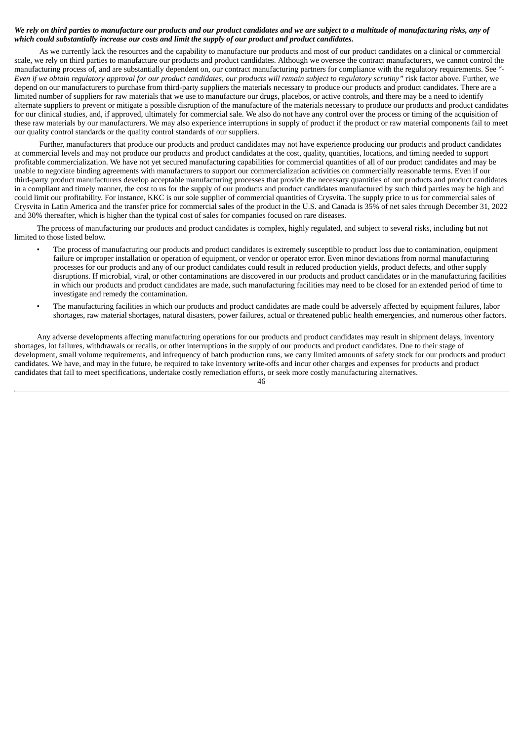***We rely on third parties to manufacture our products and our product candidates and we are subject to a multitude of manufacturing risks, any of which could substantially increase our costs and limit the supply of our product and product candidates.***

As we currently lack the resources and the capability to manufacture our products and most of our product candidates on a clinical or commercial scale, we rely on third parties to manufacture our products and product candidates. Although we oversee the contract manufacturers, we cannot control the manufacturing process of, and are substantially dependent on, our contract manufacturing partners for compliance with the regulatory requirements. See "*-Even if we obtain regulatory approval for our product candidates, our products will remain subject to regulatory scrutiny"* risk factor above. Further, we depend on our manufacturers to purchase from third-party suppliers the materials necessary to produce our products and product candidates. There are a limited number of suppliers for raw materials that we use to manufacture our drugs, placebos, or active controls, and there may be a need to identify alternate suppliers to prevent or mitigate a possible disruption of the manufacture of the materials necessary to produce our products and product candidates for our clinical studies, and, if approved, ultimately for commercial sale. We also do not have any control over the process or timing of the acquisition of these raw materials by our manufacturers. We may also experience interruptions in supply of product if the product or raw material components fail to meet our quality control standards or the quality control standards of our suppliers.

Further, manufacturers that produce our products and product candidates may not have experience producing our products and product candidates at commercial levels and may not produce our products and product candidates at the cost, quality, quantities, locations, and timing needed to support profitable commercialization. We have not yet secured manufacturing capabilities for commercial quantities of all of our product candidates and may be unable to negotiate binding agreements with manufacturers to support our commercialization activities on commercially reasonable terms. Even if our third-party product manufacturers develop acceptable manufacturing processes that provide the necessary quantities of our products and product candidates in a compliant and timely manner, the cost to us for the supply of our products and product candidates manufactured by such third parties may be high and could limit our profitability. For instance, KKC is our sole supplier of commercial quantities of Crysvita. The supply price to us for commercial sales of Crysvita in Latin America and the transfer price for commercial sales of the product in the U.S. and Canada is 35% of net sales through December 31, 2022 and 30% thereafter, which is higher than the typical cost of sales for companies focused on rare diseases.

The process of manufacturing our products and product candidates is complex, highly regulated, and subject to several risks, including but not limited to those listed below.

- The process of manufacturing our products and product candidates is extremely susceptible to product loss due to contamination, equipment failure or improper installation or operation of equipment, or vendor or operator error. Even minor deviations from normal manufacturing processes for our products and any of our product candidates could result in reduced production yields, product defects, and other supply disruptions. If microbial, viral, or other contaminations are discovered in our products and product candidates or in the manufacturing facilities in which our products and product candidates are made, such manufacturing facilities may need to be closed for an extended period of time to investigate and remedy the contamination.
- The manufacturing facilities in which our products and product candidates are made could be adversely affected by equipment failures, labor shortages, raw material shortages, natural disasters, power failures, actual or threatened public health emergencies, and numerous other factors.

Any adverse developments affecting manufacturing operations for our products and product candidates may result in shipment delays, inventory shortages, lot failures, withdrawals or recalls, or other interruptions in the supply of our products and product candidates. Due to their stage of development, small volume requirements, and infrequency of batch production runs, we carry limited amounts of safety stock for our products and product candidates. We have, and may in the future, be required to take inventory write-offs and incur other charges and expenses for products and product candidates that fail to meet specifications, undertake costly remediation efforts, or seek more costly manufacturing alternatives.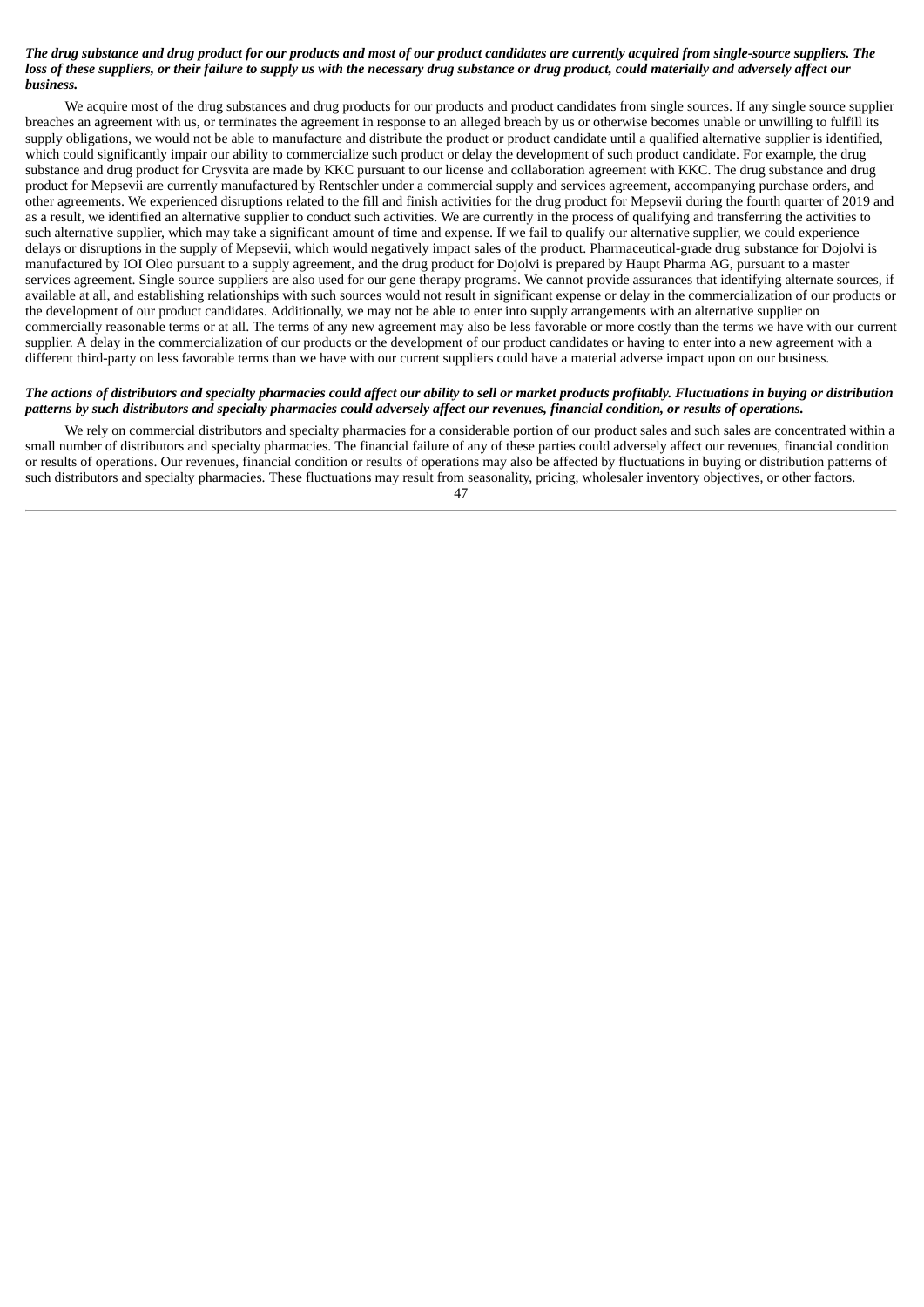***The drug substance and drug product for our products and most of our product candidates are currently acquired from single-source suppliers. The loss of these suppliers, or their failure to supply us with the necessary drug substance or drug product, could materially and adversely affect our business.***

We acquire most of the drug substances and drug products for our products and product candidates from single sources. If any single source supplier breaches an agreement with us, or terminates the agreement in response to an alleged breach by us or otherwise becomes unable or unwilling to fulfill its supply obligations, we would not be able to manufacture and distribute the product or product candidate until a qualified alternative supplier is identified, which could significantly impair our ability to commercialize such product or delay the development of such product candidate. For example, the drug substance and drug product for Crysvita are made by KKC pursuant to our license and collaboration agreement with KKC. The drug substance and drug product for Mepsevii are currently manufactured by Rentschler under a commercial supply and services agreement, accompanying purchase orders, and other agreements. We experienced disruptions related to the fill and finish activities for the drug product for Mepsevii during the fourth quarter of 2019 and as a result, we identified an alternative supplier to conduct such activities. We are currently in the process of qualifying and transferring the activities to such alternative supplier, which may take a significant amount of time and expense. If we fail to qualify our alternative supplier, we could experience delays or disruptions in the supply of Mepsevii, which would negatively impact sales of the product. Pharmaceutical-grade drug substance for Dojolvi is manufactured by IOI Oleo pursuant to a supply agreement, and the drug product for Dojolvi is prepared by Haupt Pharma AG, pursuant to a master services agreement. Single source suppliers are also used for our gene therapy programs. We cannot provide assurances that identifying alternate sources, if available at all, and establishing relationships with such sources would not result in significant expense or delay in the commercialization of our products or the development of our product candidates. Additionally, we may not be able to enter into supply arrangements with an alternative supplier on commercially reasonable terms or at all. The terms of any new agreement may also be less favorable or more costly than the terms we have with our current supplier. A delay in the commercialization of our products or the development of our product candidates or having to enter into a new agreement with a different third-party on less favorable terms than we have with our current suppliers could have a material adverse impact upon on our business.

***The actions of distributors and specialty pharmacies could affect our ability to sell or market products profitably. Fluctuations in buying or distribution patterns by such distributors and specialty pharmacies could adversely affect our revenues, financial condition, or results of operations.***

We rely on commercial distributors and specialty pharmacies for a considerable portion of our product sales and such sales are concentrated within a small number of distributors and specialty pharmacies. The financial failure of any of these parties could adversely affect our revenues, financial condition or results of operations. Our revenues, financial condition or results of operations may also be affected by fluctuations in buying or distribution patterns of such distributors and specialty pharmacies. These fluctuations may result from seasonality, pricing, wholesaler inventory objectives, or other factors.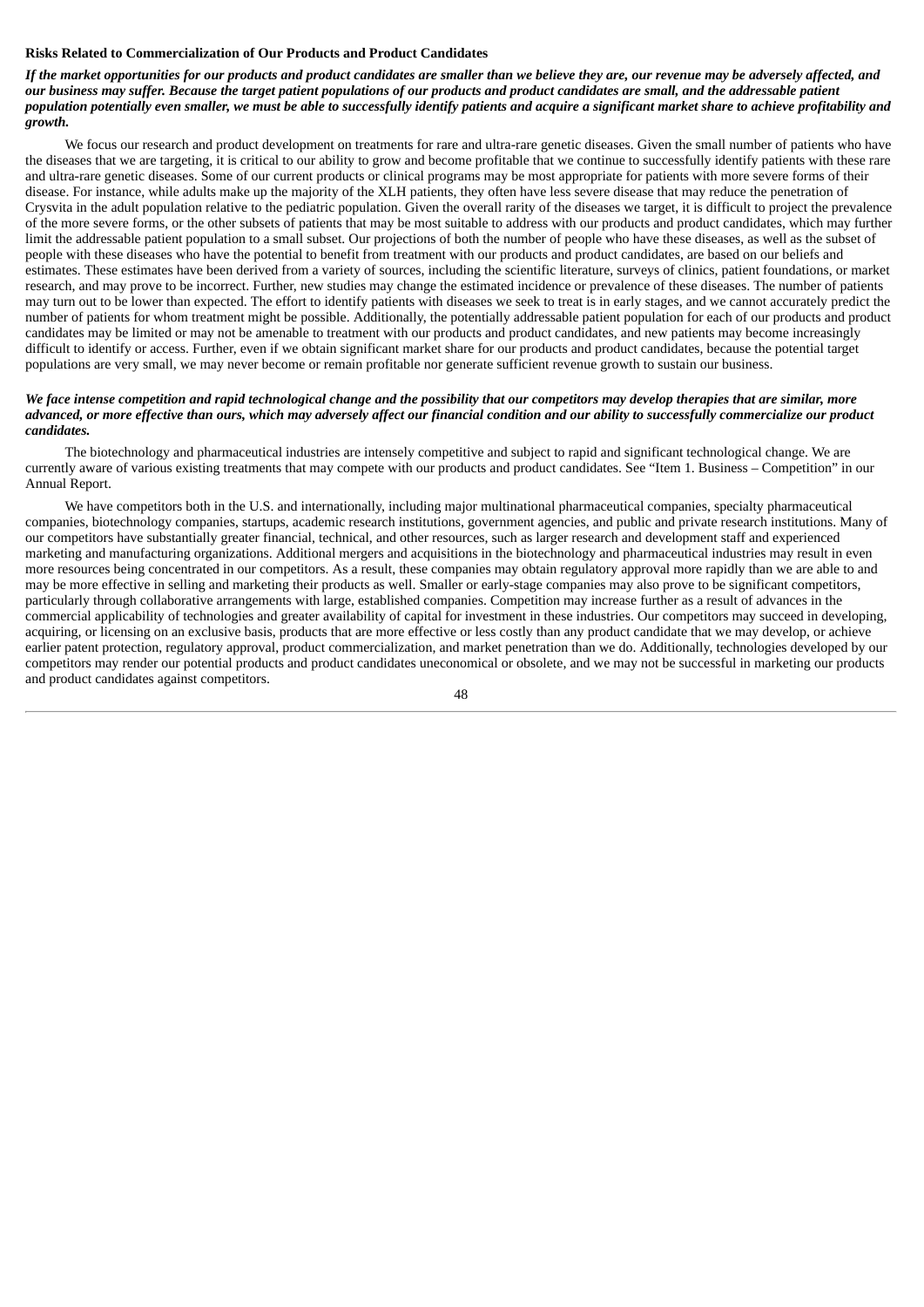**Risks Related to Commercialization of Our Products and Product Candidates**

***If the market opportunities for our products and product candidates are smaller than we believe they are, our revenue may be adversely affected, and our business may suffer. Because the target patient populations of our products and product candidates are small, and the addressable patient population potentially even smaller, we must be able to successfully identify patients and acquire a significant market share to achieve profitability and growth.***

We focus our research and product development on treatments for rare and ultra-rare genetic diseases. Given the small number of patients who have the diseases that we are targeting, it is critical to our ability to grow and become profitable that we continue to successfully identify patients with these rare and ultra-rare genetic diseases. Some of our current products or clinical programs may be most appropriate for patients with more severe forms of their disease. For instance, while adults make up the majority of the XLH patients, they often have less severe disease that may reduce the penetration of Crysvita in the adult population relative to the pediatric population. Given the overall rarity of the diseases we target, it is difficult to project the prevalence of the more severe forms, or the other subsets of patients that may be most suitable to address with our products and product candidates, which may further limit the addressable patient population to a small subset. Our projections of both the number of people who have these diseases, as well as the subset of people with these diseases who have the potential to benefit from treatment with our products and product candidates, are based on our beliefs and estimates. These estimates have been derived from a variety of sources, including the scientific literature, surveys of clinics, patient foundations, or market research, and may prove to be incorrect. Further, new studies may change the estimated incidence or prevalence of these diseases. The number of patients may turn out to be lower than expected. The effort to identify patients with diseases we seek to treat is in early stages, and we cannot accurately predict the number of patients for whom treatment might be possible. Additionally, the potentially addressable patient population for each of our products and product candidates may be limited or may not be amenable to treatment with our products and product candidates, and new patients may become increasingly difficult to identify or access. Further, even if we obtain significant market share for our products and product candidates, because the potential target populations are very small, we may never become or remain profitable nor generate sufficient revenue growth to sustain our business.

***We face intense competition and rapid technological change and the possibility that our competitors may develop therapies that are similar, more advanced, or more effective than ours, which may adversely affect our financial condition and our ability to successfully commercialize our product candidates.***

The biotechnology and pharmaceutical industries are intensely competitive and subject to rapid and significant technological change. We are currently aware of various existing treatments that may compete with our products and product candidates. See "Item 1. Business – Competition" in our Annual Report.

We have competitors both in the U.S. and internationally, including major multinational pharmaceutical companies, specialty pharmaceutical companies, biotechnology companies, startups, academic research institutions, government agencies, and public and private research institutions. Many of our competitors have substantially greater financial, technical, and other resources, such as larger research and development staff and experienced marketing and manufacturing organizations. Additional mergers and acquisitions in the biotechnology and pharmaceutical industries may result in even more resources being concentrated in our competitors. As a result, these companies may obtain regulatory approval more rapidly than we are able to and may be more effective in selling and marketing their products as well. Smaller or early-stage companies may also prove to be significant competitors, particularly through collaborative arrangements with large, established companies. Competition may increase further as a result of advances in the commercial applicability of technologies and greater availability of capital for investment in these industries. Our competitors may succeed in developing, acquiring, or licensing on an exclusive basis, products that are more effective or less costly than any product candidate that we may develop, or achieve earlier patent protection, regulatory approval, product commercialization, and market penetration than we do. Additionally, technologies developed by our competitors may render our potential products and product candidates uneconomical or obsolete, and we may not be successful in marketing our products and product candidates against competitors.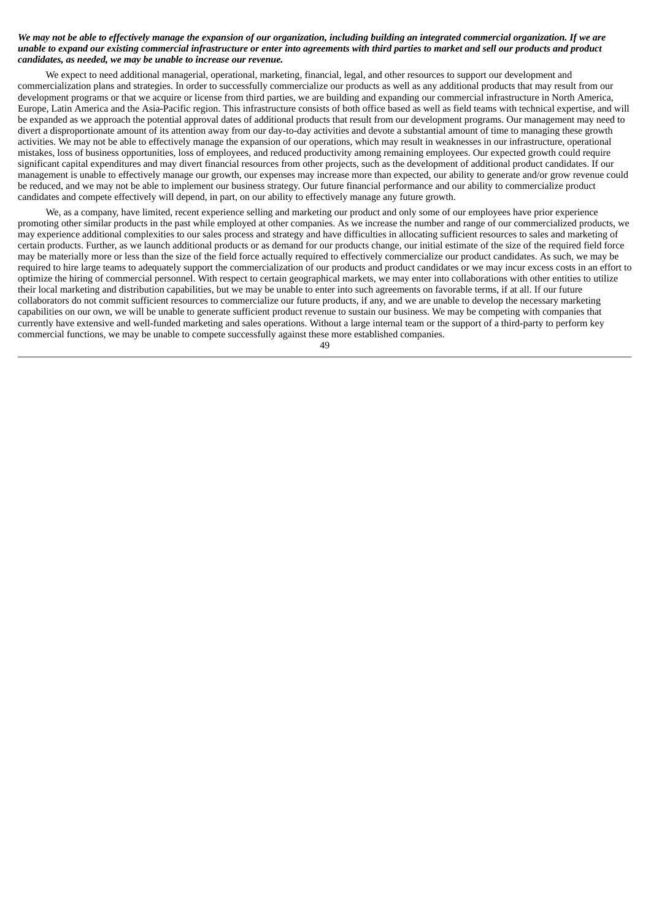***We may not be able to effectively manage the expansion of our organization, including building an integrated commercial organization. If we are unable to expand our existing commercial infrastructure or enter into agreements with third parties to market and sell our products and product candidates, as needed, we may be unable to increase our revenue.***

We expect to need additional managerial, operational, marketing, financial, legal, and other resources to support our development and commercialization plans and strategies. In order to successfully commercialize our products as well as any additional products that may result from our development programs or that we acquire or license from third parties, we are building and expanding our commercial infrastructure in North America, Europe, Latin America and the Asia-Pacific region. This infrastructure consists of both office based as well as field teams with technical expertise, and will be expanded as we approach the potential approval dates of additional products that result from our development programs. Our management may need to divert a disproportionate amount of its attention away from our day-to-day activities and devote a substantial amount of time to managing these growth activities. We may not be able to effectively manage the expansion of our operations, which may result in weaknesses in our infrastructure, operational mistakes, loss of business opportunities, loss of employees, and reduced productivity among remaining employees. Our expected growth could require significant capital expenditures and may divert financial resources from other projects, such as the development of additional product candidates. If our management is unable to effectively manage our growth, our expenses may increase more than expected, our ability to generate and/or grow revenue could be reduced, and we may not be able to implement our business strategy. Our future financial performance and our ability to commercialize product candidates and compete effectively will depend, in part, on our ability to effectively manage any future growth.

We, as a company, have limited, recent experience selling and marketing our product and only some of our employees have prior experience promoting other similar products in the past while employed at other companies. As we increase the number and range of our commercialized products, we may experience additional complexities to our sales process and strategy and have difficulties in allocating sufficient resources to sales and marketing of certain products. Further, as we launch additional products or as demand for our products change, our initial estimate of the size of the required field force may be materially more or less than the size of the field force actually required to effectively commercialize our product candidates. As such, we may be required to hire large teams to adequately support the commercialization of our products and product candidates or we may incur excess costs in an effort to optimize the hiring of commercial personnel. With respect to certain geographical markets, we may enter into collaborations with other entities to utilize their local marketing and distribution capabilities, but we may be unable to enter into such agreements on favorable terms, if at all. If our future collaborators do not commit sufficient resources to commercialize our future products, if any, and we are unable to develop the necessary marketing capabilities on our own, we will be unable to generate sufficient product revenue to sustain our business. We may be competing with companies that currently have extensive and well-funded marketing and sales operations. Without a large internal team or the support of a third-party to perform key commercial functions, we may be unable to compete successfully against these more established companies.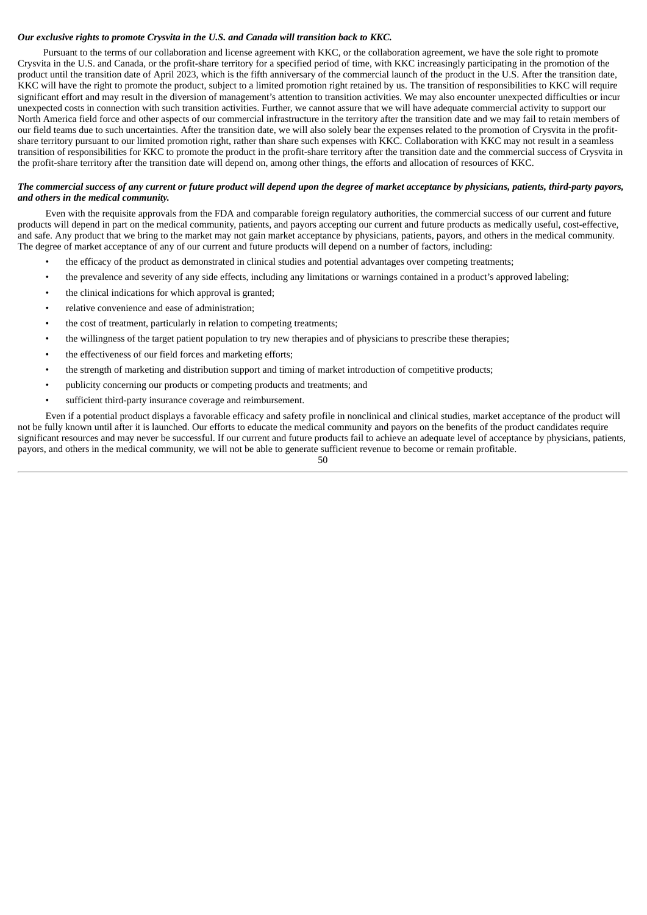***Our exclusive rights to promote Crysvita in the U.S. and Canada will transition back to KKC.***

Pursuant to the terms of our collaboration and license agreement with KKC, or the collaboration agreement, we have the sole right to promote Crysvita in the U.S. and Canada, or the profit-share territory for a specified period of time, with KKC increasingly participating in the promotion of the product until the transition date of April 2023, which is the fifth anniversary of the commercial launch of the product in the U.S. After the transition date, KKC will have the right to promote the product, subject to a limited promotion right retained by us. The transition of responsibilities to KKC will require significant effort and may result in the diversion of management's attention to transition activities. We may also encounter unexpected difficulties or incur unexpected costs in connection with such transition activities. Further, we cannot assure that we will have adequate commercial activity to support our North America field force and other aspects of our commercial infrastructure in the territory after the transition date and we may fail to retain members of our field teams due to such uncertainties. After the transition date, we will also solely bear the expenses related to the promotion of Crysvita in the profit-share territory pursuant to our limited promotion right, rather than share such expenses with KKC. Collaboration with KKC may not result in a seamless transition of responsibilities for KKC to promote the product in the profit-share territory after the transition date and the commercial success of Crysvita in the profit-share territory after the transition date will depend on, among other things, the efforts and allocation of resources of KKC.

***The commercial success of any current or future product will depend upon the degree of market acceptance by physicians, patients, third-party payors, and others in the medical community.***

Even with the requisite approvals from the FDA and comparable foreign regulatory authorities, the commercial success of our current and future products will depend in part on the medical community, patients, and payors accepting our current and future products as medically useful, cost-effective, and safe. Any product that we bring to the market may not gain market acceptance by physicians, patients, payors, and others in the medical community. The degree of market acceptance of any of our current and future products will depend on a number of factors, including:

- the efficacy of the product as demonstrated in clinical studies and potential advantages over competing treatments;
- the prevalence and severity of any side effects, including any limitations or warnings contained in a product's approved labeling;
- the clinical indications for which approval is granted;
- relative convenience and ease of administration;
- the cost of treatment, particularly in relation to competing treatments;
- the willingness of the target patient population to try new therapies and of physicians to prescribe these therapies;
- the effectiveness of our field forces and marketing efforts;
- the strength of marketing and distribution support and timing of market introduction of competitive products;
- publicity concerning our products or competing products and treatments; and
- sufficient third-party insurance coverage and reimbursement.

Even if a potential product displays a favorable efficacy and safety profile in nonclinical and clinical studies, market acceptance of the product will not be fully known until after it is launched. Our efforts to educate the medical community and payors on the benefits of the product candidates require significant resources and may never be successful. If our current and future products fail to achieve an adequate level of acceptance by physicians, patients, payors, and others in the medical community, we will not be able to generate sufficient revenue to become or remain profitable.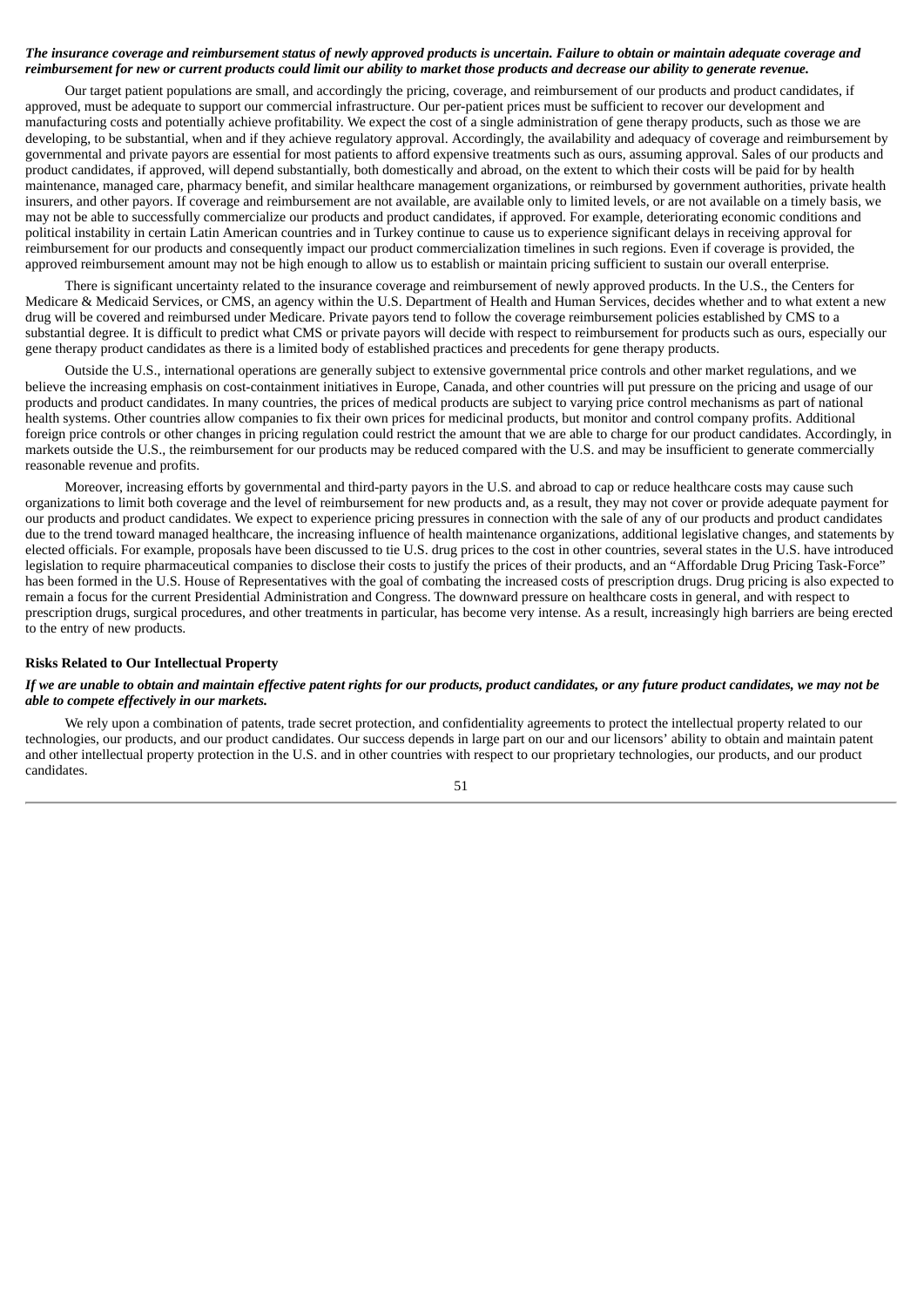***The insurance coverage and reimbursement status of newly approved products is uncertain. Failure to obtain or maintain adequate coverage and reimbursement for new or current products could limit our ability to market those products and decrease our ability to generate revenue.***

Our target patient populations are small, and accordingly the pricing, coverage, and reimbursement of our products and product candidates, if approved, must be adequate to support our commercial infrastructure. Our per-patient prices must be sufficient to recover our development and manufacturing costs and potentially achieve profitability. We expect the cost of a single administration of gene therapy products, such as those we are developing, to be substantial, when and if they achieve regulatory approval. Accordingly, the availability and adequacy of coverage and reimbursement by governmental and private payors are essential for most patients to afford expensive treatments such as ours, assuming approval. Sales of our products and product candidates, if approved, will depend substantially, both domestically and abroad, on the extent to which their costs will be paid for by health maintenance, managed care, pharmacy benefit, and similar healthcare management organizations, or reimbursed by government authorities, private health insurers, and other payors. If coverage and reimbursement are not available, are available only to limited levels, or are not available on a timely basis, we may not be able to successfully commercialize our products and product candidates, if approved. For example, deteriorating economic conditions and political instability in certain Latin American countries and in Turkey continue to cause us to experience significant delays in receiving approval for reimbursement for our products and consequently impact our product commercialization timelines in such regions. Even if coverage is provided, the approved reimbursement amount may not be high enough to allow us to establish or maintain pricing sufficient to sustain our overall enterprise.

There is significant uncertainty related to the insurance coverage and reimbursement of newly approved products. In the U.S., the Centers for Medicare & Medicaid Services, or CMS, an agency within the U.S. Department of Health and Human Services, decides whether and to what extent a new drug will be covered and reimbursed under Medicare. Private payors tend to follow the coverage reimbursement policies established by CMS to a substantial degree. It is difficult to predict what CMS or private payors will decide with respect to reimbursement for products such as ours, especially our gene therapy product candidates as there is a limited body of established practices and precedents for gene therapy products.

Outside the U.S., international operations are generally subject to extensive governmental price controls and other market regulations, and we believe the increasing emphasis on cost-containment initiatives in Europe, Canada, and other countries will put pressure on the pricing and usage of our products and product candidates. In many countries, the prices of medical products are subject to varying price control mechanisms as part of national health systems. Other countries allow companies to fix their own prices for medicinal products, but monitor and control company profits. Additional foreign price controls or other changes in pricing regulation could restrict the amount that we are able to charge for our product candidates. Accordingly, in markets outside the U.S., the reimbursement for our products may be reduced compared with the U.S. and may be insufficient to generate commercially reasonable revenue and profits.

Moreover, increasing efforts by governmental and third-party payors in the U.S. and abroad to cap or reduce healthcare costs may cause such organizations to limit both coverage and the level of reimbursement for new products and, as a result, they may not cover or provide adequate payment for our products and product candidates. We expect to experience pricing pressures in connection with the sale of any of our products and product candidates due to the trend toward managed healthcare, the increasing influence of health maintenance organizations, additional legislative changes, and statements by elected officials. For example, proposals have been discussed to tie U.S. drug prices to the cost in other countries, several states in the U.S. have introduced legislation to require pharmaceutical companies to disclose their costs to justify the prices of their products, and an "Affordable Drug Pricing Task-Force" has been formed in the U.S. House of Representatives with the goal of combating the increased costs of prescription drugs. Drug pricing is also expected to remain a focus for the current Presidential Administration and Congress. The downward pressure on healthcare costs in general, and with respect to prescription drugs, surgical procedures, and other treatments in particular, has become very intense. As a result, increasingly high barriers are being erected to the entry of new products.

**Risks Related to Our Intellectual Property**

***If we are unable to obtain and maintain effective patent rights for our products, product candidates, or any future product candidates, we may not be able to compete effectively in our markets.***

We rely upon a combination of patents, trade secret protection, and confidentiality agreements to protect the intellectual property related to our technologies, our products, and our product candidates. Our success depends in large part on our and our licensors' ability to obtain and maintain patent and other intellectual property protection in the U.S. and in other countries with respect to our proprietary technologies, our products, and our product candidates.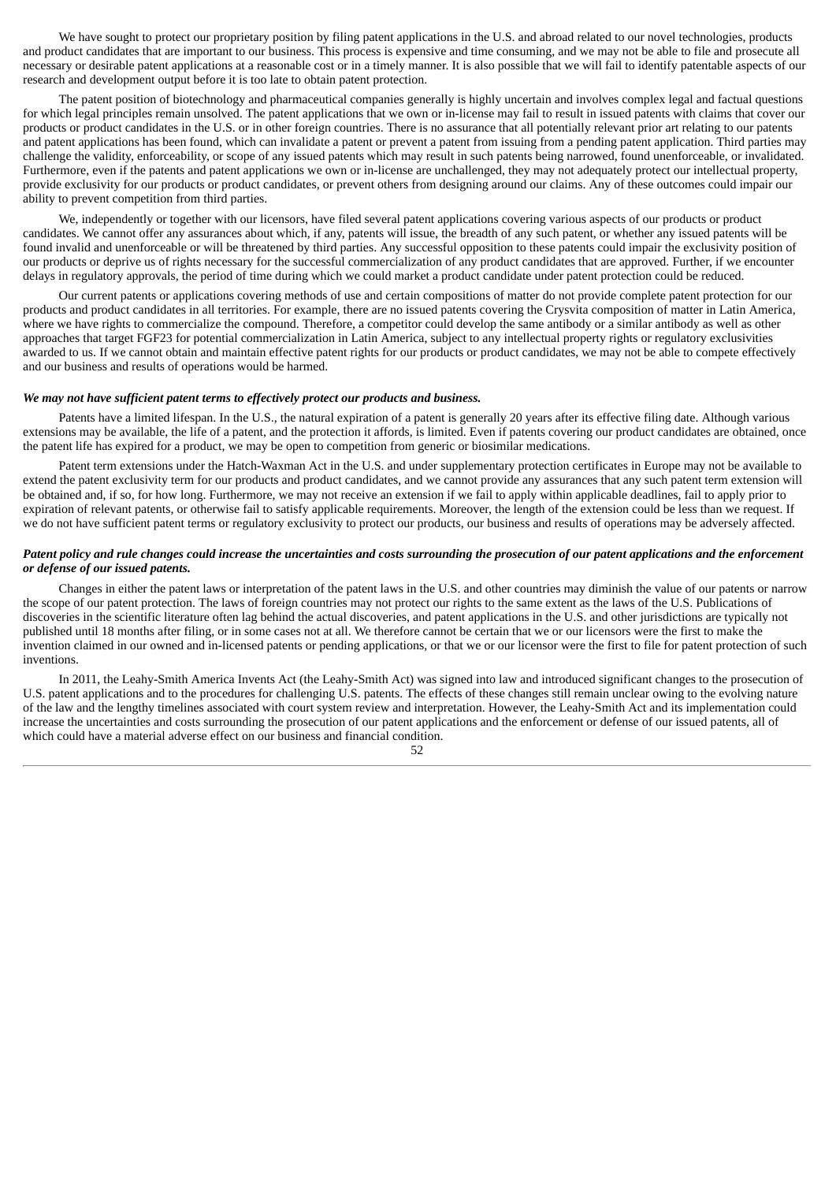We have sought to protect our proprietary position by filing patent applications in the U.S. and abroad related to our novel technologies, products and product candidates that are important to our business. This process is expensive and time consuming, and we may not be able to file and prosecute all necessary or desirable patent applications at a reasonable cost or in a timely manner. It is also possible that we will fail to identify patentable aspects of our research and development output before it is too late to obtain patent protection.

The patent position of biotechnology and pharmaceutical companies generally is highly uncertain and involves complex legal and factual questions for which legal principles remain unsolved. The patent applications that we own or in-license may fail to result in issued patents with claims that cover our products or product candidates in the U.S. or in other foreign countries. There is no assurance that all potentially relevant prior art relating to our patents and patent applications has been found, which can invalidate a patent or prevent a patent from issuing from a pending patent application. Third parties may challenge the validity, enforceability, or scope of any issued patents which may result in such patents being narrowed, found unenforceable, or invalidated. Furthermore, even if the patents and patent applications we own or in-license are unchallenged, they may not adequately protect our intellectual property, provide exclusivity for our products or product candidates, or prevent others from designing around our claims. Any of these outcomes could impair our ability to prevent competition from third parties.

We, independently or together with our licensors, have filed several patent applications covering various aspects of our products or product candidates. We cannot offer any assurances about which, if any, patents will issue, the breadth of any such patent, or whether any issued patents will be found invalid and unenforceable or will be threatened by third parties. Any successful opposition to these patents could impair the exclusivity position of our products or deprive us of rights necessary for the successful commercialization of any product candidates that are approved. Further, if we encounter delays in regulatory approvals, the period of time during which we could market a product candidate under patent protection could be reduced.

Our current patents or applications covering methods of use and certain compositions of matter do not provide complete patent protection for our products and product candidates in all territories. For example, there are no issued patents covering the Crysvita composition of matter in Latin America, where we have rights to commercialize the compound. Therefore, a competitor could develop the same antibody or a similar antibody as well as other approaches that target FGF23 for potential commercialization in Latin America, subject to any intellectual property rights or regulatory exclusivities awarded to us. If we cannot obtain and maintain effective patent rights for our products or product candidates, we may not be able to compete effectively and our business and results of operations would be harmed.

***We may not have sufficient patent terms to effectively protect our products and business.***

Patents have a limited lifespan. In the U.S., the natural expiration of a patent is generally 20 years after its effective filing date. Although various extensions may be available, the life of a patent, and the protection it affords, is limited. Even if patents covering our product candidates are obtained, once the patent life has expired for a product, we may be open to competition from generic or biosimilar medications.

Patent term extensions under the Hatch-Waxman Act in the U.S. and under supplementary protection certificates in Europe may not be available to extend the patent exclusivity term for our products and product candidates, and we cannot provide any assurances that any such patent term extension will be obtained and, if so, for how long. Furthermore, we may not receive an extension if we fail to apply within applicable deadlines, fail to apply prior to expiration of relevant patents, or otherwise fail to satisfy applicable requirements. Moreover, the length of the extension could be less than we request. If we do not have sufficient patent terms or regulatory exclusivity to protect our products, our business and results of operations may be adversely affected.

***Patent policy and rule changes could increase the uncertainties and costs surrounding the prosecution of our patent applications and the enforcement or defense of our issued patents.***

Changes in either the patent laws or interpretation of the patent laws in the U.S. and other countries may diminish the value of our patents or narrow the scope of our patent protection. The laws of foreign countries may not protect our rights to the same extent as the laws of the U.S. Publications of discoveries in the scientific literature often lag behind the actual discoveries, and patent applications in the U.S. and other jurisdictions are typically not published until 18 months after filing, or in some cases not at all. We therefore cannot be certain that we or our licensors were the first to make the invention claimed in our owned and in-licensed patents or pending applications, or that we or our licensor were the first to file for patent protection of such inventions.

In 2011, the Leahy-Smith America Invents Act (the Leahy-Smith Act) was signed into law and introduced significant changes to the prosecution of U.S. patent applications and to the procedures for challenging U.S. patents. The effects of these changes still remain unclear owing to the evolving nature of the law and the lengthy timelines associated with court system review and interpretation. However, the Leahy-Smith Act and its implementation could increase the uncertainties and costs surrounding the prosecution of our patent applications and the enforcement or defense of our issued patents, all of which could have a material adverse effect on our business and financial condition.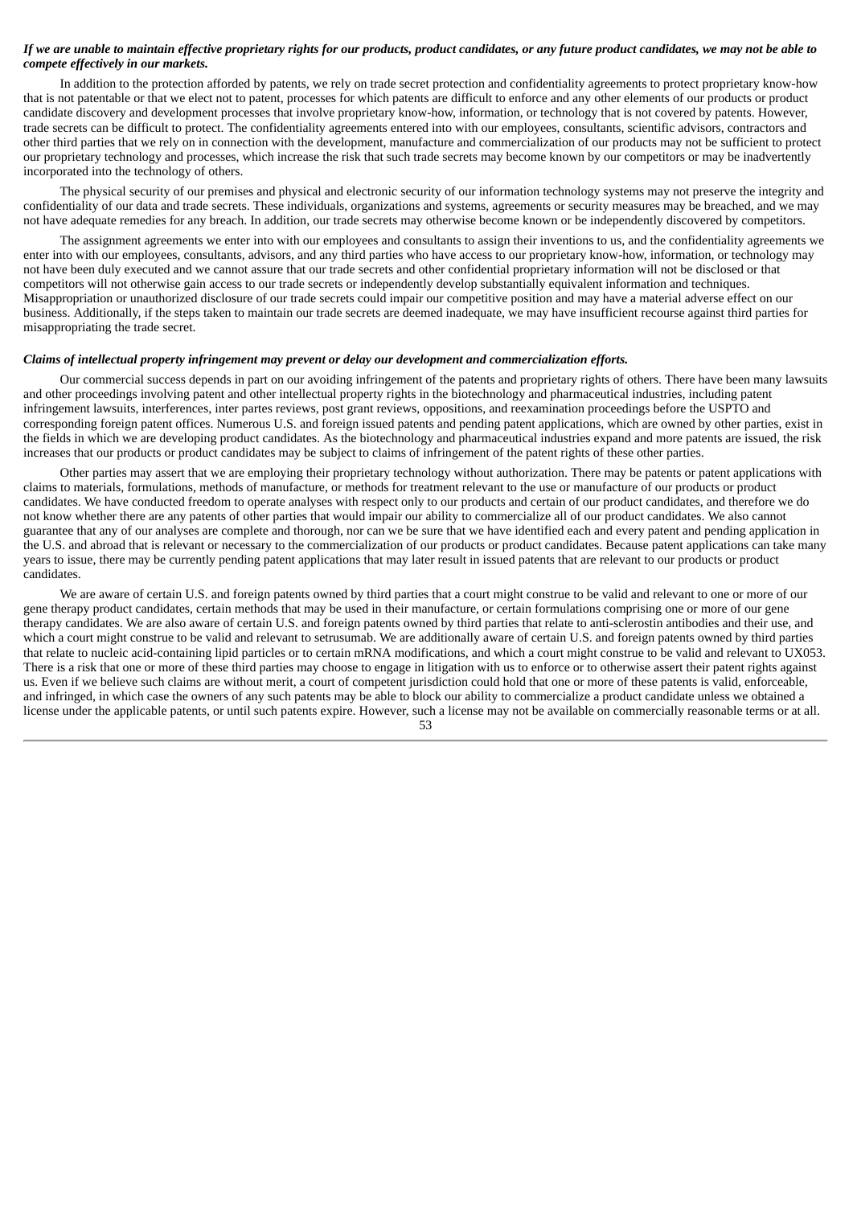***If we are unable to maintain effective proprietary rights for our products, product candidates, or any future product candidates, we may not be able to compete effectively in our markets.***

In addition to the protection afforded by patents, we rely on trade secret protection and confidentiality agreements to protect proprietary know-how that is not patentable or that we elect not to patent, processes for which patents are difficult to enforce and any other elements of our products or product candidate discovery and development processes that involve proprietary know-how, information, or technology that is not covered by patents. However, trade secrets can be difficult to protect. The confidentiality agreements entered into with our employees, consultants, scientific advisors, contractors and other third parties that we rely on in connection with the development, manufacture and commercialization of our products may not be sufficient to protect our proprietary technology and processes, which increase the risk that such trade secrets may become known by our competitors or may be inadvertently incorporated into the technology of others.

The physical security of our premises and physical and electronic security of our information technology systems may not preserve the integrity and confidentiality of our data and trade secrets. These individuals, organizations and systems, agreements or security measures may be breached, and we may not have adequate remedies for any breach. In addition, our trade secrets may otherwise become known or be independently discovered by competitors.

The assignment agreements we enter into with our employees and consultants to assign their inventions to us, and the confidentiality agreements we enter into with our employees, consultants, advisors, and any third parties who have access to our proprietary know-how, information, or technology may not have been duly executed and we cannot assure that our trade secrets and other confidential proprietary information will not be disclosed or that competitors will not otherwise gain access to our trade secrets or independently develop substantially equivalent information and techniques. Misappropriation or unauthorized disclosure of our trade secrets could impair our competitive position and may have a material adverse effect on our business. Additionally, if the steps taken to maintain our trade secrets are deemed inadequate, we may have insufficient recourse against third parties for misappropriating the trade secret.

***Claims of intellectual property infringement may prevent or delay our development and commercialization efforts.***

Our commercial success depends in part on our avoiding infringement of the patents and proprietary rights of others. There have been many lawsuits and other proceedings involving patent and other intellectual property rights in the biotechnology and pharmaceutical industries, including patent infringement lawsuits, interferences, inter partes reviews, post grant reviews, oppositions, and reexamination proceedings before the USPTO and corresponding foreign patent offices. Numerous U.S. and foreign issued patents and pending patent applications, which are owned by other parties, exist in the fields in which we are developing product candidates. As the biotechnology and pharmaceutical industries expand and more patents are issued, the risk increases that our products or product candidates may be subject to claims of infringement of the patent rights of these other parties.

Other parties may assert that we are employing their proprietary technology without authorization. There may be patents or patent applications with claims to materials, formulations, methods of manufacture, or methods for treatment relevant to the use or manufacture of our products or product candidates. We have conducted freedom to operate analyses with respect only to our products and certain of our product candidates, and therefore we do not know whether there are any patents of other parties that would impair our ability to commercialize all of our product candidates. We also cannot guarantee that any of our analyses are complete and thorough, nor can we be sure that we have identified each and every patent and pending application in the U.S. and abroad that is relevant or necessary to the commercialization of our products or product candidates. Because patent applications can take many years to issue, there may be currently pending patent applications that may later result in issued patents that are relevant to our products or product candidates.

We are aware of certain U.S. and foreign patents owned by third parties that a court might construe to be valid and relevant to one or more of our gene therapy product candidates, certain methods that may be used in their manufacture, or certain formulations comprising one or more of our gene therapy candidates. We are also aware of certain U.S. and foreign patents owned by third parties that relate to anti-sclerostin antibodies and their use, and which a court might construe to be valid and relevant to setrusumab. We are additionally aware of certain U.S. and foreign patents owned by third parties that relate to nucleic acid-containing lipid particles or to certain mRNA modifications, and which a court might construe to be valid and relevant to UX053. There is a risk that one or more of these third parties may choose to engage in litigation with us to enforce or to otherwise assert their patent rights against us. Even if we believe such claims are without merit, a court of competent jurisdiction could hold that one or more of these patents is valid, enforceable, and infringed, in which case the owners of any such patents may be able to block our ability to commercialize a product candidate unless we obtained a license under the applicable patents, or until such patents expire. However, such a license may not be available on commercially reasonable terms or at all.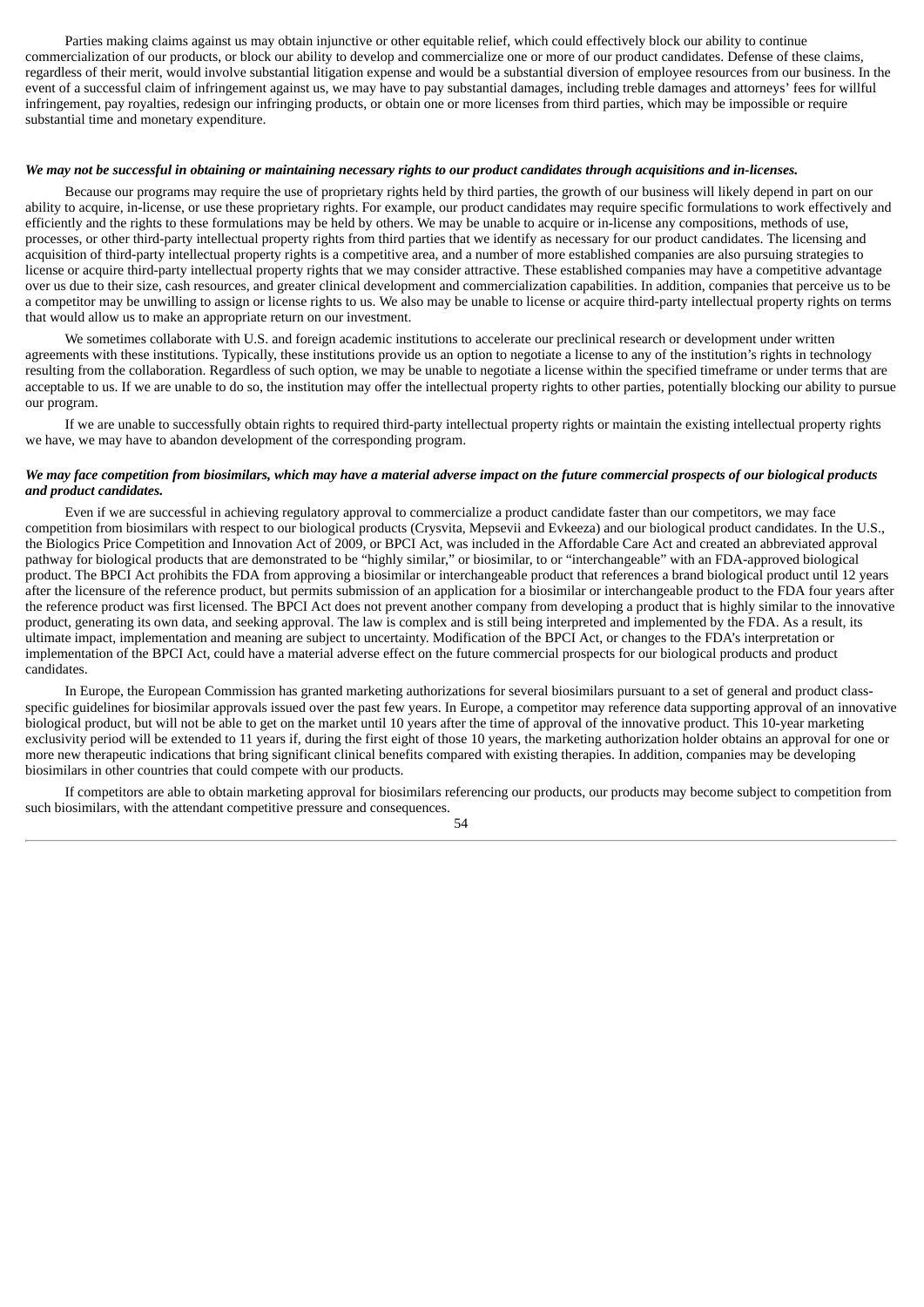Parties making claims against us may obtain injunctive or other equitable relief, which could effectively block our ability to continue commercialization of our products, or block our ability to develop and commercialize one or more of our product candidates. Defense of these claims, regardless of their merit, would involve substantial litigation expense and would be a substantial diversion of employee resources from our business. In the event of a successful claim of infringement against us, we may have to pay substantial damages, including treble damages and attorneys' fees for willful infringement, pay royalties, redesign our infringing products, or obtain one or more licenses from third parties, which may be impossible or require substantial time and monetary expenditure.

***We may not be successful in obtaining or maintaining necessary rights to our product candidates through acquisitions and in-licenses.***

Because our programs may require the use of proprietary rights held by third parties, the growth of our business will likely depend in part on our ability to acquire, in-license, or use these proprietary rights. For example, our product candidates may require specific formulations to work effectively and efficiently and the rights to these formulations may be held by others. We may be unable to acquire or in-license any compositions, methods of use, processes, or other third-party intellectual property rights from third parties that we identify as necessary for our product candidates. The licensing and acquisition of third-party intellectual property rights is a competitive area, and a number of more established companies are also pursuing strategies to license or acquire third-party intellectual property rights that we may consider attractive. These established companies may have a competitive advantage over us due to their size, cash resources, and greater clinical development and commercialization capabilities. In addition, companies that perceive us to be a competitor may be unwilling to assign or license rights to us. We also may be unable to license or acquire third-party intellectual property rights on terms that would allow us to make an appropriate return on our investment.

We sometimes collaborate with U.S. and foreign academic institutions to accelerate our preclinical research or development under written agreements with these institutions. Typically, these institutions provide us an option to negotiate a license to any of the institution's rights in technology resulting from the collaboration. Regardless of such option, we may be unable to negotiate a license within the specified timeframe or under terms that are acceptable to us. If we are unable to do so, the institution may offer the intellectual property rights to other parties, potentially blocking our ability to pursue our program.

If we are unable to successfully obtain rights to required third-party intellectual property rights or maintain the existing intellectual property rights we have, we may have to abandon development of the corresponding program.

***We may face competition from biosimilars, which may have a material adverse impact on the future commercial prospects of our biological products and product candidates.***

Even if we are successful in achieving regulatory approval to commercialize a product candidate faster than our competitors, we may face competition from biosimilars with respect to our biological products (Crysvita, Mepsevii and Evkeeza) and our biological product candidates. In the U.S., the Biologics Price Competition and Innovation Act of 2009, or BPCI Act, was included in the Affordable Care Act and created an abbreviated approval pathway for biological products that are demonstrated to be "highly similar," or biosimilar, to or "interchangeable" with an FDA-approved biological product. The BPCI Act prohibits the FDA from approving a biosimilar or interchangeable product that references a brand biological product until 12 years after the licensure of the reference product, but permits submission of an application for a biosimilar or interchangeable product to the FDA four years after the reference product was first licensed. The BPCI Act does not prevent another company from developing a product that is highly similar to the innovative product, generating its own data, and seeking approval. The law is complex and is still being interpreted and implemented by the FDA. As a result, its ultimate impact, implementation and meaning are subject to uncertainty. Modification of the BPCI Act, or changes to the FDA's interpretation or implementation of the BPCI Act, could have a material adverse effect on the future commercial prospects for our biological products and product candidates.

In Europe, the European Commission has granted marketing authorizations for several biosimilars pursuant to a set of general and product class-specific guidelines for biosimilar approvals issued over the past few years. In Europe, a competitor may reference data supporting approval of an innovative biological product, but will not be able to get on the market until 10 years after the time of approval of the innovative product. This 10-year marketing exclusivity period will be extended to 11 years if, during the first eight of those 10 years, the marketing authorization holder obtains an approval for one or more new therapeutic indications that bring significant clinical benefits compared with existing therapies. In addition, companies may be developing biosimilars in other countries that could compete with our products.

If competitors are able to obtain marketing approval for biosimilars referencing our products, our products may become subject to competition from such biosimilars, with the attendant competitive pressure and consequences.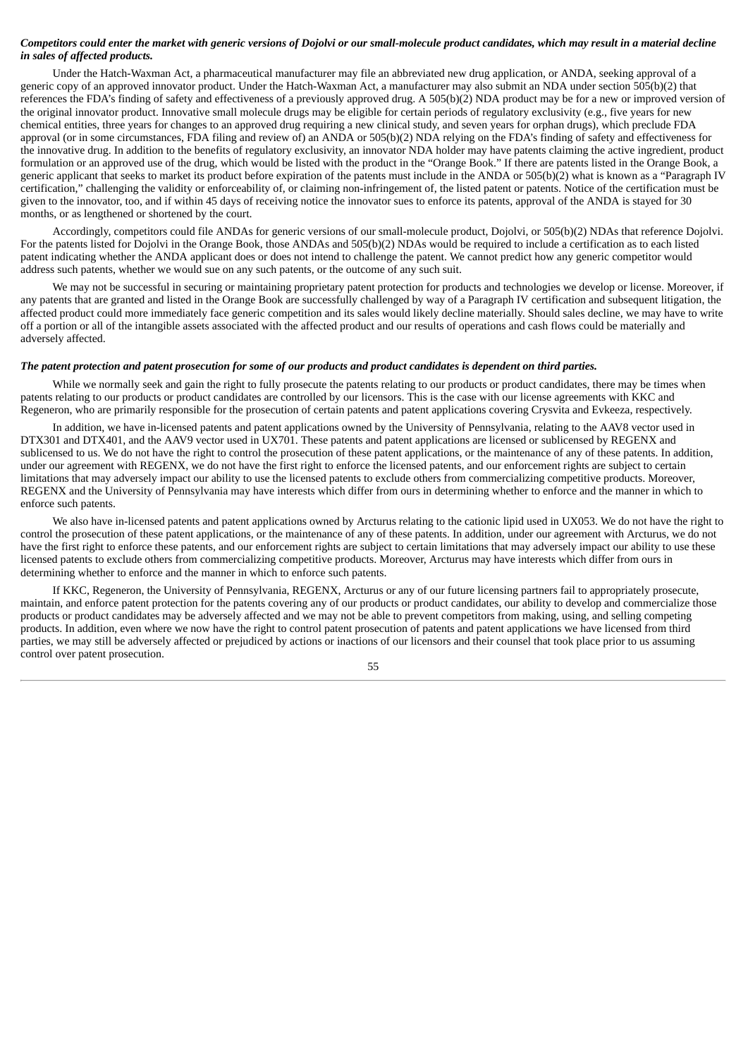***Competitors could enter the market with generic versions of Dojolvi or our small-molecule product candidates, which may result in a material decline in sales of affected products.***

Under the Hatch-Waxman Act, a pharmaceutical manufacturer may file an abbreviated new drug application, or ANDA, seeking approval of a generic copy of an approved innovator product. Under the Hatch-Waxman Act, a manufacturer may also submit an NDA under section 505(b)(2) that references the FDA's finding of safety and effectiveness of a previously approved drug. A 505(b)(2) NDA product may be for a new or improved version of the original innovator product. Innovative small molecule drugs may be eligible for certain periods of regulatory exclusivity (e.g., five years for new chemical entities, three years for changes to an approved drug requiring a new clinical study, and seven years for orphan drugs), which preclude FDA approval (or in some circumstances, FDA filing and review of) an ANDA or 505(b)(2) NDA relying on the FDA's finding of safety and effectiveness for the innovative drug. In addition to the benefits of regulatory exclusivity, an innovator NDA holder may have patents claiming the active ingredient, product formulation or an approved use of the drug, which would be listed with the product in the "Orange Book." If there are patents listed in the Orange Book, a generic applicant that seeks to market its product before expiration of the patents must include in the ANDA or 505(b)(2) what is known as a "Paragraph IV certification," challenging the validity or enforceability of, or claiming non-infringement of, the listed patent or patents. Notice of the certification must be given to the innovator, too, and if within 45 days of receiving notice the innovator sues to enforce its patents, approval of the ANDA is stayed for 30 months, or as lengthened or shortened by the court.

Accordingly, competitors could file ANDAs for generic versions of our small-molecule product, Dojolvi, or 505(b)(2) NDAs that reference Dojolvi. For the patents listed for Dojolvi in the Orange Book, those ANDAs and 505(b)(2) NDAs would be required to include a certification as to each listed patent indicating whether the ANDA applicant does or does not intend to challenge the patent. We cannot predict how any generic competitor would address such patents, whether we would sue on any such patents, or the outcome of any such suit.

We may not be successful in securing or maintaining proprietary patent protection for products and technologies we develop or license. Moreover, if any patents that are granted and listed in the Orange Book are successfully challenged by way of a Paragraph IV certification and subsequent litigation, the affected product could more immediately face generic competition and its sales would likely decline materially. Should sales decline, we may have to write off a portion or all of the intangible assets associated with the affected product and our results of operations and cash flows could be materially and adversely affected.

***The patent protection and patent prosecution for some of our products and product candidates is dependent on third parties.***

While we normally seek and gain the right to fully prosecute the patents relating to our products or product candidates, there may be times when patents relating to our products or product candidates are controlled by our licensors. This is the case with our license agreements with KKC and Regeneron, who are primarily responsible for the prosecution of certain patents and patent applications covering Crysvita and Evkeeza, respectively.

In addition, we have in-licensed patents and patent applications owned by the University of Pennsylvania, relating to the AAV8 vector used in DTX301 and DTX401, and the AAV9 vector used in UX701. These patents and patent applications are licensed or sublicensed by REGENX and sublicensed to us. We do not have the right to control the prosecution of these patent applications, or the maintenance of any of these patents. In addition, under our agreement with REGENX, we do not have the first right to enforce the licensed patents, and our enforcement rights are subject to certain limitations that may adversely impact our ability to use the licensed patents to exclude others from commercializing competitive products. Moreover, REGENX and the University of Pennsylvania may have interests which differ from ours in determining whether to enforce and the manner in which to enforce such patents.

We also have in-licensed patents and patent applications owned by Arcturus relating to the cationic lipid used in UX053. We do not have the right to control the prosecution of these patent applications, or the maintenance of any of these patents. In addition, under our agreement with Arcturus, we do not have the first right to enforce these patents, and our enforcement rights are subject to certain limitations that may adversely impact our ability to use these licensed patents to exclude others from commercializing competitive products. Moreover, Arcturus may have interests which differ from ours in determining whether to enforce and the manner in which to enforce such patents.

If KKC, Regeneron, the University of Pennsylvania, REGENX, Arcturus or any of our future licensing partners fail to appropriately prosecute, maintain, and enforce patent protection for the patents covering any of our products or product candidates, our ability to develop and commercialize those products or product candidates may be adversely affected and we may not be able to prevent competitors from making, using, and selling competing products. In addition, even where we now have the right to control patent prosecution of patents and patent applications we have licensed from third parties, we may still be adversely affected or prejudiced by actions or inactions of our licensors and their counsel that took place prior to us assuming control over patent prosecution.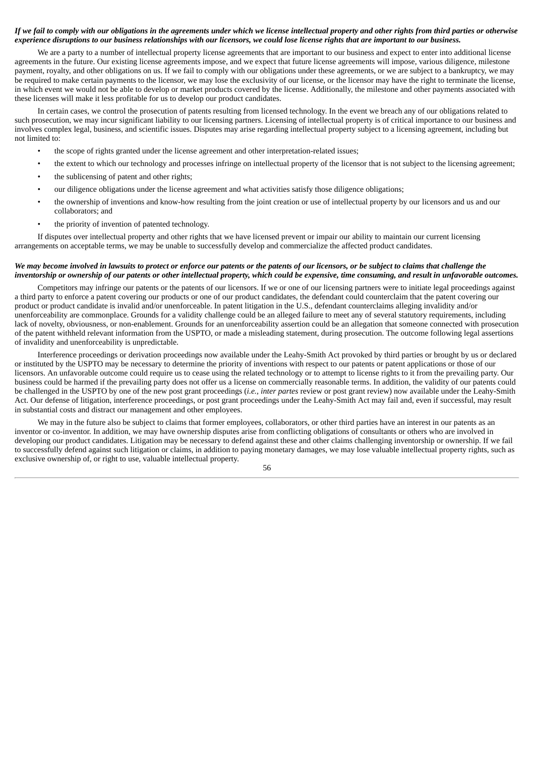***If we fail to comply with our obligations in the agreements under which we license intellectual property and other rights from third parties or otherwise experience disruptions to our business relationships with our licensors, we could lose license rights that are important to our business.***

We are a party to a number of intellectual property license agreements that are important to our business and expect to enter into additional license agreements in the future. Our existing license agreements impose, and we expect that future license agreements will impose, various diligence, milestone payment, royalty, and other obligations on us. If we fail to comply with our obligations under these agreements, or we are subject to a bankruptcy, we may be required to make certain payments to the licensor, we may lose the exclusivity of our license, or the licensor may have the right to terminate the license, in which event we would not be able to develop or market products covered by the license. Additionally, the milestone and other payments associated with these licenses will make it less profitable for us to develop our product candidates.

In certain cases, we control the prosecution of patents resulting from licensed technology. In the event we breach any of our obligations related to such prosecution, we may incur significant liability to our licensing partners. Licensing of intellectual property is of critical importance to our business and involves complex legal, business, and scientific issues. Disputes may arise regarding intellectual property subject to a licensing agreement, including but not limited to:

- the scope of rights granted under the license agreement and other interpretation-related issues;
- the extent to which our technology and processes infringe on intellectual property of the licensor that is not subject to the licensing agreement;
- the sublicensing of patent and other rights;
- our diligence obligations under the license agreement and what activities satisfy those diligence obligations;
- the ownership of inventions and know-how resulting from the joint creation or use of intellectual property by our licensors and us and our collaborators; and
- the priority of invention of patented technology.

If disputes over intellectual property and other rights that we have licensed prevent or impair our ability to maintain our current licensing arrangements on acceptable terms, we may be unable to successfully develop and commercialize the affected product candidates.

***We may become involved in lawsuits to protect or enforce our patents or the patents of our licensors, or be subject to claims that challenge the inventorship or ownership of our patents or other intellectual property, which could be expensive, time consuming, and result in unfavorable outcomes.***

Competitors may infringe our patents or the patents of our licensors. If we or one of our licensing partners were to initiate legal proceedings against a third party to enforce a patent covering our products or one of our product candidates, the defendant could counterclaim that the patent covering our product or product candidate is invalid and/or unenforceable. In patent litigation in the U.S., defendant counterclaims alleging invalidity and/or unenforceability are commonplace. Grounds for a validity challenge could be an alleged failure to meet any of several statutory requirements, including lack of novelty, obviousness, or non-enablement. Grounds for an unenforceability assertion could be an allegation that someone connected with prosecution of the patent withheld relevant information from the USPTO, or made a misleading statement, during prosecution. The outcome following legal assertions of invalidity and unenforceability is unpredictable.

Interference proceedings or derivation proceedings now available under the Leahy-Smith Act provoked by third parties or brought by us or declared or instituted by the USPTO may be necessary to determine the priority of inventions with respect to our patents or patent applications or those of our licensors. An unfavorable outcome could require us to cease using the related technology or to attempt to license rights to it from the prevailing party. Our business could be harmed if the prevailing party does not offer us a license on commercially reasonable terms. In addition, the validity of our patents could be challenged in the USPTO by one of the new post grant proceedings (*i.e.*, *inter partes* review or post grant review) now available under the Leahy-Smith Act. Our defense of litigation, interference proceedings, or post grant proceedings under the Leahy-Smith Act may fail and, even if successful, may result in substantial costs and distract our management and other employees.

We may in the future also be subject to claims that former employees, collaborators, or other third parties have an interest in our patents as an inventor or co-inventor. In addition, we may have ownership disputes arise from conflicting obligations of consultants or others who are involved in developing our product candidates. Litigation may be necessary to defend against these and other claims challenging inventorship or ownership. If we fail to successfully defend against such litigation or claims, in addition to paying monetary damages, we may lose valuable intellectual property rights, such as exclusive ownership of, or right to use, valuable intellectual property.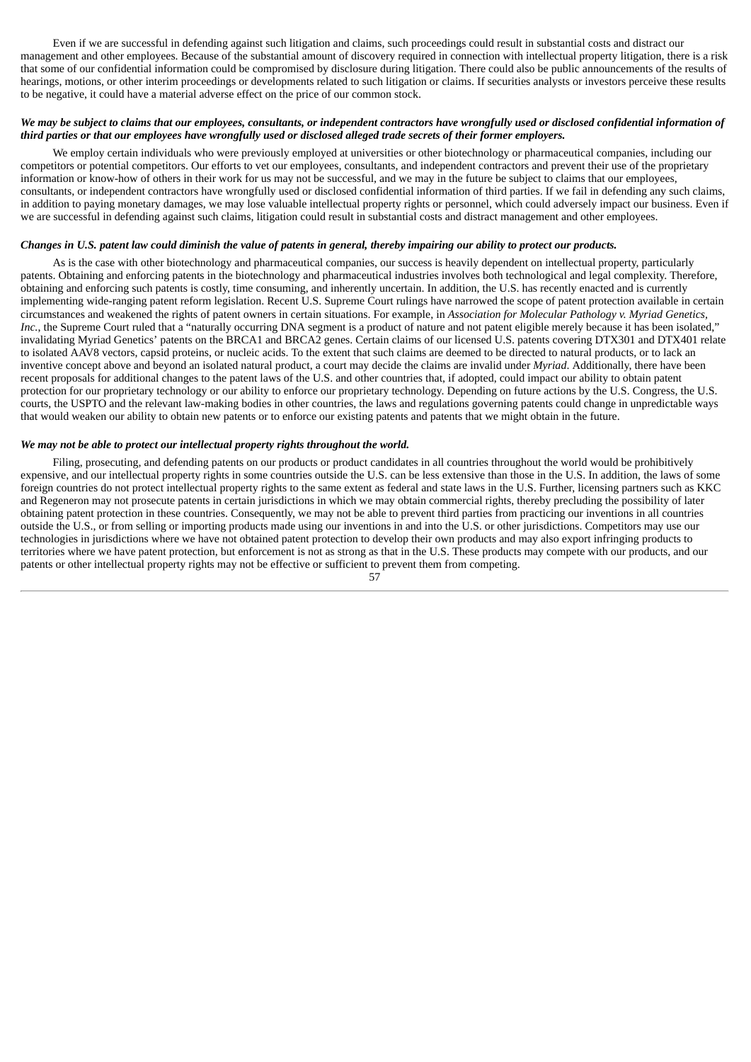Even if we are successful in defending against such litigation and claims, such proceedings could result in substantial costs and distract our management and other employees. Because of the substantial amount of discovery required in connection with intellectual property litigation, there is a risk that some of our confidential information could be compromised by disclosure during litigation. There could also be public announcements of the results of hearings, motions, or other interim proceedings or developments related to such litigation or claims. If securities analysts or investors perceive these results to be negative, it could have a material adverse effect on the price of our common stock.

***We may be subject to claims that our employees, consultants, or independent contractors have wrongfully used or disclosed confidential information of third parties or that our employees have wrongfully used or disclosed alleged trade secrets of their former employers.***

We employ certain individuals who were previously employed at universities or other biotechnology or pharmaceutical companies, including our competitors or potential competitors. Our efforts to vet our employees, consultants, and independent contractors and prevent their use of the proprietary information or know-how of others in their work for us may not be successful, and we may in the future be subject to claims that our employees, consultants, or independent contractors have wrongfully used or disclosed confidential information of third parties. If we fail in defending any such claims, in addition to paying monetary damages, we may lose valuable intellectual property rights or personnel, which could adversely impact our business. Even if we are successful in defending against such claims, litigation could result in substantial costs and distract management and other employees.

***Changes in U.S. patent law could diminish the value of patents in general, thereby impairing our ability to protect our products.***

As is the case with other biotechnology and pharmaceutical companies, our success is heavily dependent on intellectual property, particularly patents. Obtaining and enforcing patents in the biotechnology and pharmaceutical industries involves both technological and legal complexity. Therefore, obtaining and enforcing such patents is costly, time consuming, and inherently uncertain. In addition, the U.S. has recently enacted and is currently implementing wide-ranging patent reform legislation. Recent U.S. Supreme Court rulings have narrowed the scope of patent protection available in certain circumstances and weakened the rights of patent owners in certain situations. For example, in *Association for Molecular Pathology v. Myriad Genetics, Inc.*, the Supreme Court ruled that a "naturally occurring DNA segment is a product of nature and not patent eligible merely because it has been isolated," invalidating Myriad Genetics' patents on the BRCA1 and BRCA2 genes. Certain claims of our licensed U.S. patents covering DTX301 and DTX401 relate to isolated AAV8 vectors, capsid proteins, or nucleic acids. To the extent that such claims are deemed to be directed to natural products, or to lack an inventive concept above and beyond an isolated natural product, a court may decide the claims are invalid under *Myriad*. Additionally, there have been recent proposals for additional changes to the patent laws of the U.S. and other countries that, if adopted, could impact our ability to obtain patent protection for our proprietary technology or our ability to enforce our proprietary technology. Depending on future actions by the U.S. Congress, the U.S. courts, the USPTO and the relevant law-making bodies in other countries, the laws and regulations governing patents could change in unpredictable ways that would weaken our ability to obtain new patents or to enforce our existing patents and patents that we might obtain in the future.

***We may not be able to protect our intellectual property rights throughout the world.***

Filing, prosecuting, and defending patents on our products or product candidates in all countries throughout the world would be prohibitively expensive, and our intellectual property rights in some countries outside the U.S. can be less extensive than those in the U.S. In addition, the laws of some foreign countries do not protect intellectual property rights to the same extent as federal and state laws in the U.S. Further, licensing partners such as KKC and Regeneron may not prosecute patents in certain jurisdictions in which we may obtain commercial rights, thereby precluding the possibility of later obtaining patent protection in these countries. Consequently, we may not be able to prevent third parties from practicing our inventions in all countries outside the U.S., or from selling or importing products made using our inventions in and into the U.S. or other jurisdictions. Competitors may use our technologies in jurisdictions where we have not obtained patent protection to develop their own products and may also export infringing products to territories where we have patent protection, but enforcement is not as strong as that in the U.S. These products may compete with our products, and our patents or other intellectual property rights may not be effective or sufficient to prevent them from competing.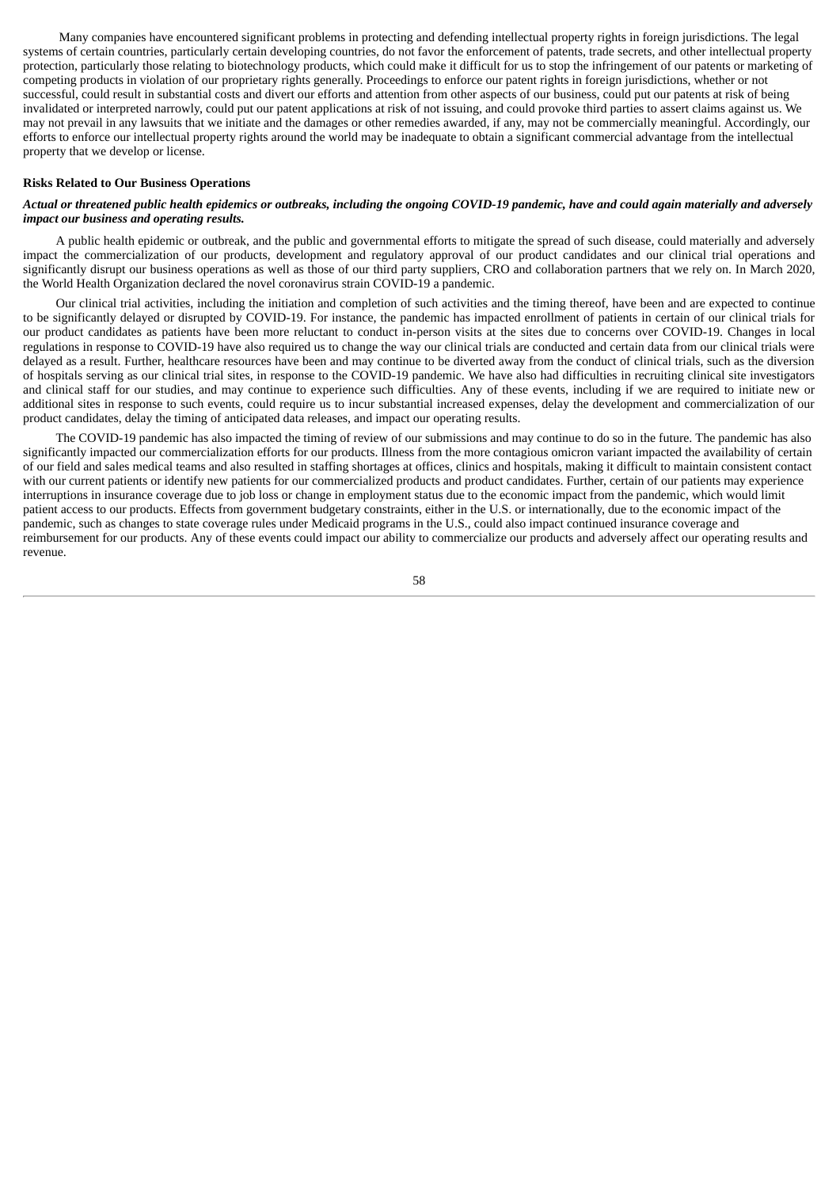Many companies have encountered significant problems in protecting and defending intellectual property rights in foreign jurisdictions. The legal systems of certain countries, particularly certain developing countries, do not favor the enforcement of patents, trade secrets, and other intellectual property protection, particularly those relating to biotechnology products, which could make it difficult for us to stop the infringement of our patents or marketing of competing products in violation of our proprietary rights generally. Proceedings to enforce our patent rights in foreign jurisdictions, whether or not successful, could result in substantial costs and divert our efforts and attention from other aspects of our business, could put our patents at risk of being invalidated or interpreted narrowly, could put our patent applications at risk of not issuing, and could provoke third parties to assert claims against us. We may not prevail in any lawsuits that we initiate and the damages or other remedies awarded, if any, may not be commercially meaningful. Accordingly, our efforts to enforce our intellectual property rights around the world may be inadequate to obtain a significant commercial advantage from the intellectual property that we develop or license.

**Risks Related to Our Business Operations**

***Actual or threatened public health epidemics or outbreaks, including the ongoing COVID-19 pandemic, have and could again materially and adversely impact our business and operating results.***

A public health epidemic or outbreak, and the public and governmental efforts to mitigate the spread of such disease, could materially and adversely impact the commercialization of our products, development and regulatory approval of our product candidates and our clinical trial operations and significantly disrupt our business operations as well as those of our third party suppliers, CRO and collaboration partners that we rely on. In March 2020, the World Health Organization declared the novel coronavirus strain COVID-19 a pandemic.

Our clinical trial activities, including the initiation and completion of such activities and the timing thereof, have been and are expected to continue to be significantly delayed or disrupted by COVID-19. For instance, the pandemic has impacted enrollment of patients in certain of our clinical trials for our product candidates as patients have been more reluctant to conduct in-person visits at the sites due to concerns over COVID-19. Changes in local regulations in response to COVID-19 have also required us to change the way our clinical trials are conducted and certain data from our clinical trials were delayed as a result. Further, healthcare resources have been and may continue to be diverted away from the conduct of clinical trials, such as the diversion of hospitals serving as our clinical trial sites, in response to the COVID-19 pandemic. We have also had difficulties in recruiting clinical site investigators and clinical staff for our studies, and may continue to experience such difficulties. Any of these events, including if we are required to initiate new or additional sites in response to such events, could require us to incur substantial increased expenses, delay the development and commercialization of our product candidates, delay the timing of anticipated data releases, and impact our operating results.

The COVID-19 pandemic has also impacted the timing of review of our submissions and may continue to do so in the future. The pandemic has also significantly impacted our commercialization efforts for our products. Illness from the more contagious omicron variant impacted the availability of certain of our field and sales medical teams and also resulted in staffing shortages at offices, clinics and hospitals, making it difficult to maintain consistent contact with our current patients or identify new patients for our commercialized products and product candidates. Further, certain of our patients may experience interruptions in insurance coverage due to job loss or change in employment status due to the economic impact from the pandemic, which would limit patient access to our products. Effects from government budgetary constraints, either in the U.S. or internationally, due to the economic impact of the pandemic, such as changes to state coverage rules under Medicaid programs in the U.S., could also impact continued insurance coverage and reimbursement for our products. Any of these events could impact our ability to commercialize our products and adversely affect our operating results and revenue.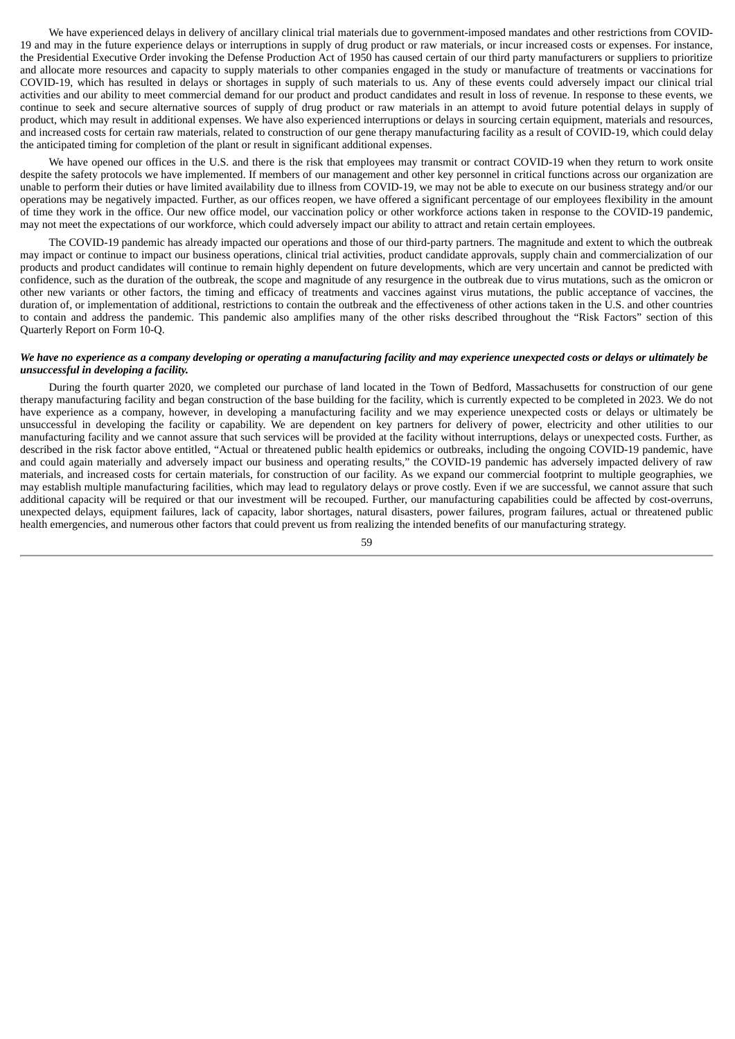We have experienced delays in delivery of ancillary clinical trial materials due to government-imposed mandates and other restrictions from COVID-19 and may in the future experience delays or interruptions in supply of drug product or raw materials, or incur increased costs or expenses. For instance, the Presidential Executive Order invoking the Defense Production Act of 1950 has caused certain of our third party manufacturers or suppliers to prioritize and allocate more resources and capacity to supply materials to other companies engaged in the study or manufacture of treatments or vaccinations for COVID-19, which has resulted in delays or shortages in supply of such materials to us. Any of these events could adversely impact our clinical trial activities and our ability to meet commercial demand for our product and product candidates and result in loss of revenue. In response to these events, we continue to seek and secure alternative sources of supply of drug product or raw materials in an attempt to avoid future potential delays in supply of product, which may result in additional expenses. We have also experienced interruptions or delays in sourcing certain equipment, materials and resources, and increased costs for certain raw materials, related to construction of our gene therapy manufacturing facility as a result of COVID-19, which could delay the anticipated timing for completion of the plant or result in significant additional expenses.

We have opened our offices in the U.S. and there is the risk that employees may transmit or contract COVID-19 when they return to work onsite despite the safety protocols we have implemented. If members of our management and other key personnel in critical functions across our organization are unable to perform their duties or have limited availability due to illness from COVID-19, we may not be able to execute on our business strategy and/or our operations may be negatively impacted. Further, as our offices reopen, we have offered a significant percentage of our employees flexibility in the amount of time they work in the office. Our new office model, our vaccination policy or other workforce actions taken in response to the COVID-19 pandemic, may not meet the expectations of our workforce, which could adversely impact our ability to attract and retain certain employees.

The COVID-19 pandemic has already impacted our operations and those of our third-party partners. The magnitude and extent to which the outbreak may impact or continue to impact our business operations, clinical trial activities, product candidate approvals, supply chain and commercialization of our products and product candidates will continue to remain highly dependent on future developments, which are very uncertain and cannot be predicted with confidence, such as the duration of the outbreak, the scope and magnitude of any resurgence in the outbreak due to virus mutations, such as the omicron or other new variants or other factors, the timing and efficacy of treatments and vaccines against virus mutations, the public acceptance of vaccines, the duration of, or implementation of additional, restrictions to contain the outbreak and the effectiveness of other actions taken in the U.S. and other countries to contain and address the pandemic. This pandemic also amplifies many of the other risks described throughout the "Risk Factors" section of this Quarterly Report on Form 10-Q.

***We have no experience as a company developing or operating a manufacturing facility and may experience unexpected costs or delays or ultimately be unsuccessful in developing a facility.***

During the fourth quarter 2020, we completed our purchase of land located in the Town of Bedford, Massachusetts for construction of our gene therapy manufacturing facility and began construction of the base building for the facility, which is currently expected to be completed in 2023. We do not have experience as a company, however, in developing a manufacturing facility and we may experience unexpected costs or delays or ultimately be unsuccessful in developing the facility or capability. We are dependent on key partners for delivery of power, electricity and other utilities to our manufacturing facility and we cannot assure that such services will be provided at the facility without interruptions, delays or unexpected costs. Further, as described in the risk factor above entitled, "Actual or threatened public health epidemics or outbreaks, including the ongoing COVID-19 pandemic, have and could again materially and adversely impact our business and operating results," the COVID-19 pandemic has adversely impacted delivery of raw materials, and increased costs for certain materials, for construction of our facility. As we expand our commercial footprint to multiple geographies, we may establish multiple manufacturing facilities, which may lead to regulatory delays or prove costly. Even if we are successful, we cannot assure that such additional capacity will be required or that our investment will be recouped. Further, our manufacturing capabilities could be affected by cost-overruns, unexpected delays, equipment failures, lack of capacity, labor shortages, natural disasters, power failures, program failures, actual or threatened public health emergencies, and numerous other factors that could prevent us from realizing the intended benefits of our manufacturing strategy.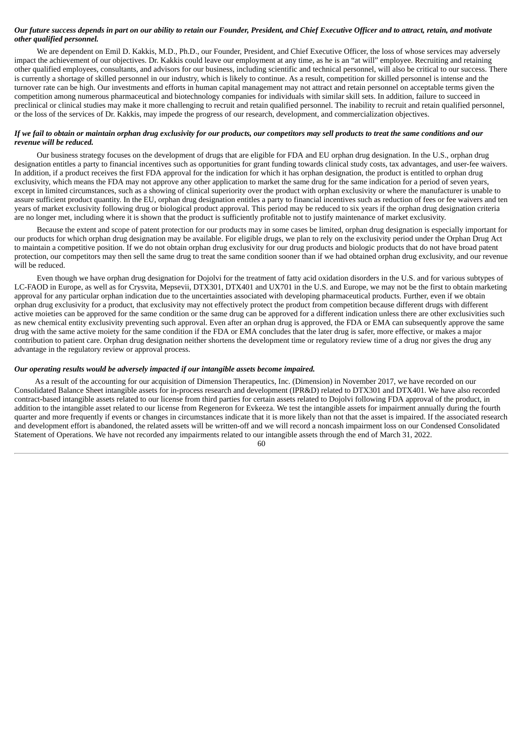***Our future success depends in part on our ability to retain our Founder, President, and Chief Executive Officer and to attract, retain, and motivate other qualified personnel.***

We are dependent on Emil D. Kakkis, M.D., Ph.D., our Founder, President, and Chief Executive Officer, the loss of whose services may adversely impact the achievement of our objectives. Dr. Kakkis could leave our employment at any time, as he is an "at will" employee. Recruiting and retaining other qualified employees, consultants, and advisors for our business, including scientific and technical personnel, will also be critical to our success. There is currently a shortage of skilled personnel in our industry, which is likely to continue. As a result, competition for skilled personnel is intense and the turnover rate can be high. Our investments and efforts in human capital management may not attract and retain personnel on acceptable terms given the competition among numerous pharmaceutical and biotechnology companies for individuals with similar skill sets. In addition, failure to succeed in preclinical or clinical studies may make it more challenging to recruit and retain qualified personnel. The inability to recruit and retain qualified personnel, or the loss of the services of Dr. Kakkis, may impede the progress of our research, development, and commercialization objectives.

***If we fail to obtain or maintain orphan drug exclusivity for our products, our competitors may sell products to treat the same conditions and our revenue will be reduced.***

Our business strategy focuses on the development of drugs that are eligible for FDA and EU orphan drug designation. In the U.S., orphan drug designation entitles a party to financial incentives such as opportunities for grant funding towards clinical study costs, tax advantages, and user-fee waivers. In addition, if a product receives the first FDA approval for the indication for which it has orphan designation, the product is entitled to orphan drug exclusivity, which means the FDA may not approve any other application to market the same drug for the same indication for a period of seven years, except in limited circumstances, such as a showing of clinical superiority over the product with orphan exclusivity or where the manufacturer is unable to assure sufficient product quantity. In the EU, orphan drug designation entitles a party to financial incentives such as reduction of fees or fee waivers and ten years of market exclusivity following drug or biological product approval. This period may be reduced to six years if the orphan drug designation criteria are no longer met, including where it is shown that the product is sufficiently profitable not to justify maintenance of market exclusivity.

Because the extent and scope of patent protection for our products may in some cases be limited, orphan drug designation is especially important for our products for which orphan drug designation may be available. For eligible drugs, we plan to rely on the exclusivity period under the Orphan Drug Act to maintain a competitive position. If we do not obtain orphan drug exclusivity for our drug products and biologic products that do not have broad patent protection, our competitors may then sell the same drug to treat the same condition sooner than if we had obtained orphan drug exclusivity, and our revenue will be reduced.

Even though we have orphan drug designation for Dojolvi for the treatment of fatty acid oxidation disorders in the U.S. and for various subtypes of LC-FAOD in Europe, as well as for Crysvita, Mepsevii, DTX301, DTX401 and UX701 in the U.S. and Europe, we may not be the first to obtain marketing approval for any particular orphan indication due to the uncertainties associated with developing pharmaceutical products. Further, even if we obtain orphan drug exclusivity for a product, that exclusivity may not effectively protect the product from competition because different drugs with different active moieties can be approved for the same condition or the same drug can be approved for a different indication unless there are other exclusivities such as new chemical entity exclusivity preventing such approval. Even after an orphan drug is approved, the FDA or EMA can subsequently approve the same drug with the same active moiety for the same condition if the FDA or EMA concludes that the later drug is safer, more effective, or makes a major contribution to patient care. Orphan drug designation neither shortens the development time or regulatory review time of a drug nor gives the drug any advantage in the regulatory review or approval process.

***Our operating results would be adversely impacted if our intangible assets become impaired.***

As a result of the accounting for our acquisition of Dimension Therapeutics, Inc. (Dimension) in November 2017, we have recorded on our Consolidated Balance Sheet intangible assets for in-process research and development (IPR&D) related to DTX301 and DTX401. We have also recorded contract-based intangible assets related to our license from third parties for certain assets related to Dojolvi following FDA approval of the product, in addition to the intangible asset related to our license from Regeneron for Evkeeza. We test the intangible assets for impairment annually during the fourth quarter and more frequently if events or changes in circumstances indicate that it is more likely than not that the asset is impaired. If the associated research and development effort is abandoned, the related assets will be written-off and we will record a noncash impairment loss on our Condensed Consolidated Statement of Operations. We have not recorded any impairments related to our intangible assets through the end of March 31, 2022.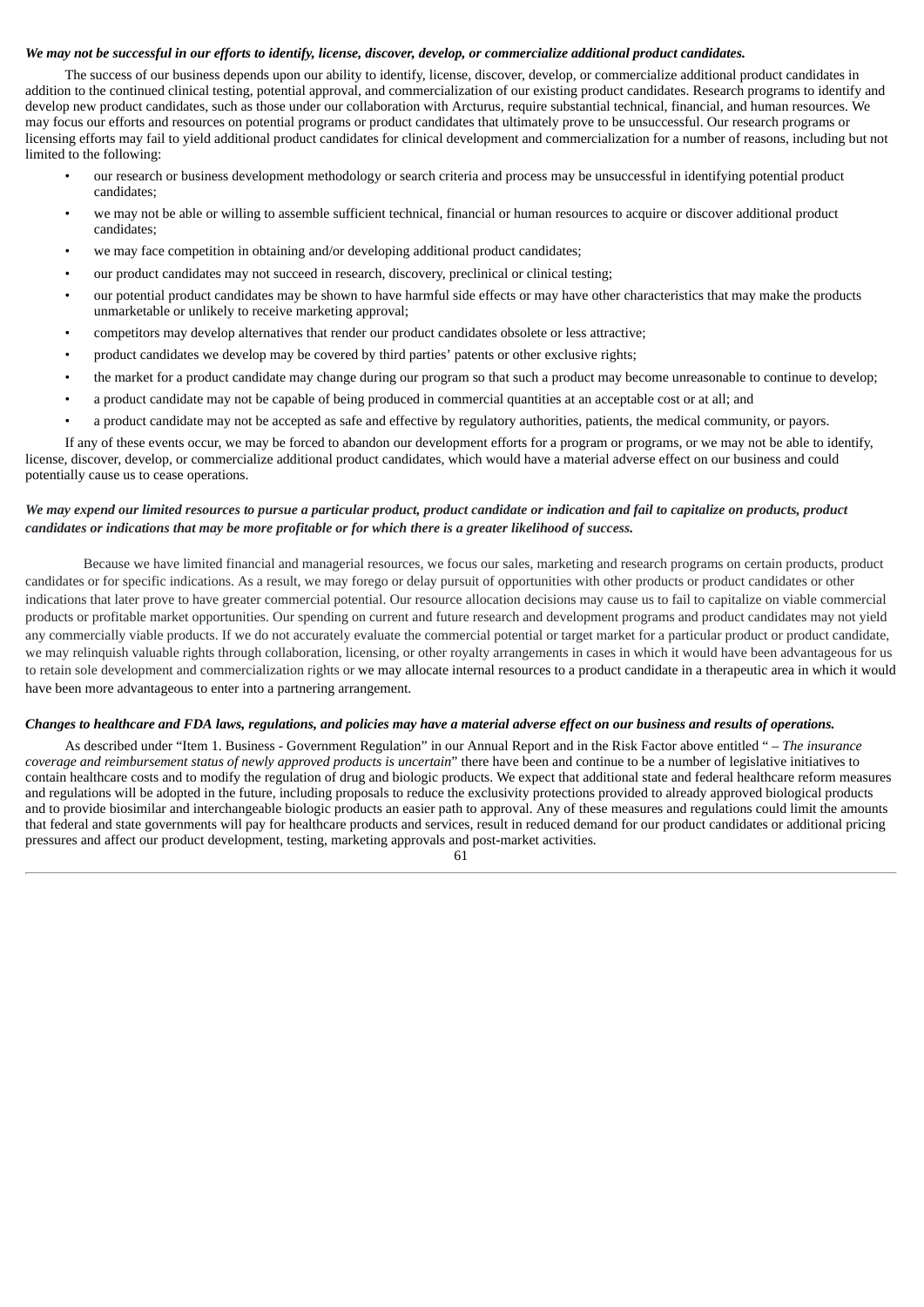***We may not be successful in our efforts to identify, license, discover, develop, or commercialize additional product candidates.***

The success of our business depends upon our ability to identify, license, discover, develop, or commercialize additional product candidates in addition to the continued clinical testing, potential approval, and commercialization of our existing product candidates. Research programs to identify and develop new product candidates, such as those under our collaboration with Arcturus, require substantial technical, financial, and human resources. We may focus our efforts and resources on potential programs or product candidates that ultimately prove to be unsuccessful. Our research programs or licensing efforts may fail to yield additional product candidates for clinical development and commercialization for a number of reasons, including but not limited to the following:

- our research or business development methodology or search criteria and process may be unsuccessful in identifying potential product candidates;
- we may not be able or willing to assemble sufficient technical, financial or human resources to acquire or discover additional product candidates;
- we may face competition in obtaining and/or developing additional product candidates;
- our product candidates may not succeed in research, discovery, preclinical or clinical testing;
- our potential product candidates may be shown to have harmful side effects or may have other characteristics that may make the products unmarketable or unlikely to receive marketing approval;
- competitors may develop alternatives that render our product candidates obsolete or less attractive;
- product candidates we develop may be covered by third parties' patents or other exclusive rights;
- the market for a product candidate may change during our program so that such a product may become unreasonable to continue to develop;
- a product candidate may not be capable of being produced in commercial quantities at an acceptable cost or at all; and
- a product candidate may not be accepted as safe and effective by regulatory authorities, patients, the medical community, or payors.

If any of these events occur, we may be forced to abandon our development efforts for a program or programs, or we may not be able to identify, license, discover, develop, or commercialize additional product candidates, which would have a material adverse effect on our business and could potentially cause us to cease operations.

***We may expend our limited resources to pursue a particular product, product candidate or indication and fail to capitalize on products, product candidates or indications that may be more profitable or for which there is a greater likelihood of success.***

Because we have limited financial and managerial resources, we focus our sales, marketing and research programs on certain products, product candidates or for specific indications. As a result, we may forego or delay pursuit of opportunities with other products or product candidates or other indications that later prove to have greater commercial potential. Our resource allocation decisions may cause us to fail to capitalize on viable commercial products or profitable market opportunities. Our spending on current and future research and development programs and product candidates may not yield any commercially viable products. If we do not accurately evaluate the commercial potential or target market for a particular product or product candidate, we may relinquish valuable rights through collaboration, licensing, or other royalty arrangements in cases in which it would have been advantageous for us to retain sole development and commercialization rights or we may allocate internal resources to a product candidate in a therapeutic area in which it would have been more advantageous to enter into a partnering arrangement.

***Changes to healthcare and FDA laws, regulations, and policies may have a material adverse effect on our business and results of operations.***

As described under "Item 1. Business - Government Regulation" in our Annual Report and in the Risk Factor above entitled " – *The insurance coverage and reimbursement status of newly approved products is uncertain*" there have been and continue to be a number of legislative initiatives to contain healthcare costs and to modify the regulation of drug and biologic products. We expect that additional state and federal healthcare reform measures and regulations will be adopted in the future, including proposals to reduce the exclusivity protections provided to already approved biological products and to provide biosimilar and interchangeable biologic products an easier path to approval. Any of these measures and regulations could limit the amounts that federal and state governments will pay for healthcare products and services, result in reduced demand for our product candidates or additional pricing pressures and affect our product development, testing, marketing approvals and post-market activities.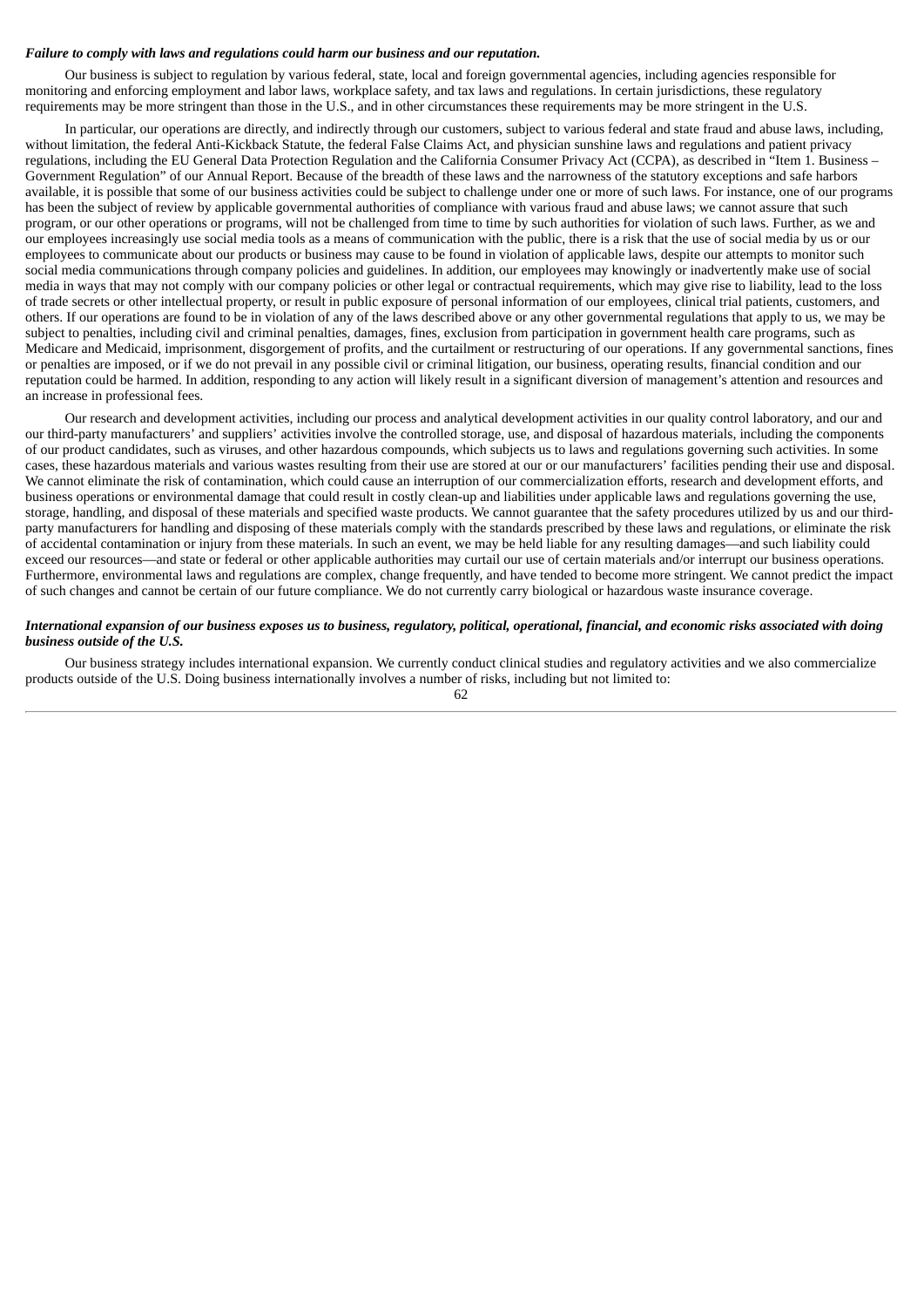***Failure to comply with laws and regulations could harm our business and our reputation.***

Our business is subject to regulation by various federal, state, local and foreign governmental agencies, including agencies responsible for monitoring and enforcing employment and labor laws, workplace safety, and tax laws and regulations. In certain jurisdictions, these regulatory requirements may be more stringent than those in the U.S., and in other circumstances these requirements may be more stringent in the U.S.

In particular, our operations are directly, and indirectly through our customers, subject to various federal and state fraud and abuse laws, including, without limitation, the federal Anti-Kickback Statute, the federal False Claims Act, and physician sunshine laws and regulations and patient privacy regulations, including the EU General Data Protection Regulation and the California Consumer Privacy Act (CCPA), as described in "Item 1. Business – Government Regulation" of our Annual Report. Because of the breadth of these laws and the narrowness of the statutory exceptions and safe harbors available, it is possible that some of our business activities could be subject to challenge under one or more of such laws. For instance, one of our programs has been the subject of review by applicable governmental authorities of compliance with various fraud and abuse laws; we cannot assure that such program, or our other operations or programs, will not be challenged from time to time by such authorities for violation of such laws. Further, as we and our employees increasingly use social media tools as a means of communication with the public, there is a risk that the use of social media by us or our employees to communicate about our products or business may cause to be found in violation of applicable laws, despite our attempts to monitor such social media communications through company policies and guidelines. In addition, our employees may knowingly or inadvertently make use of social media in ways that may not comply with our company policies or other legal or contractual requirements, which may give rise to liability, lead to the loss of trade secrets or other intellectual property, or result in public exposure of personal information of our employees, clinical trial patients, customers, and others. If our operations are found to be in violation of any of the laws described above or any other governmental regulations that apply to us, we may be subject to penalties, including civil and criminal penalties, damages, fines, exclusion from participation in government health care programs, such as Medicare and Medicaid, imprisonment, disgorgement of profits, and the curtailment or restructuring of our operations. If any governmental sanctions, fines or penalties are imposed, or if we do not prevail in any possible civil or criminal litigation, our business, operating results, financial condition and our reputation could be harmed. In addition, responding to any action will likely result in a significant diversion of management's attention and resources and an increase in professional fees.

Our research and development activities, including our process and analytical development activities in our quality control laboratory, and our and our third-party manufacturers' and suppliers' activities involve the controlled storage, use, and disposal of hazardous materials, including the components of our product candidates, such as viruses, and other hazardous compounds, which subjects us to laws and regulations governing such activities. In some cases, these hazardous materials and various wastes resulting from their use are stored at our or our manufacturers' facilities pending their use and disposal. We cannot eliminate the risk of contamination, which could cause an interruption of our commercialization efforts, research and development efforts, and business operations or environmental damage that could result in costly clean-up and liabilities under applicable laws and regulations governing the use, storage, handling, and disposal of these materials and specified waste products. We cannot guarantee that the safety procedures utilized by us and our third-party manufacturers for handling and disposing of these materials comply with the standards prescribed by these laws and regulations, or eliminate the risk of accidental contamination or injury from these materials. In such an event, we may be held liable for any resulting damages—and such liability could exceed our resources—and state or federal or other applicable authorities may curtail our use of certain materials and/or interrupt our business operations. Furthermore, environmental laws and regulations are complex, change frequently, and have tended to become more stringent. We cannot predict the impact of such changes and cannot be certain of our future compliance. We do not currently carry biological or hazardous waste insurance coverage.

***International expansion of our business exposes us to business, regulatory, political, operational, financial, and economic risks associated with doing business outside of the U.S.***

Our business strategy includes international expansion. We currently conduct clinical studies and regulatory activities and we also commercialize products outside of the U.S. Doing business internationally involves a number of risks, including but not limited to: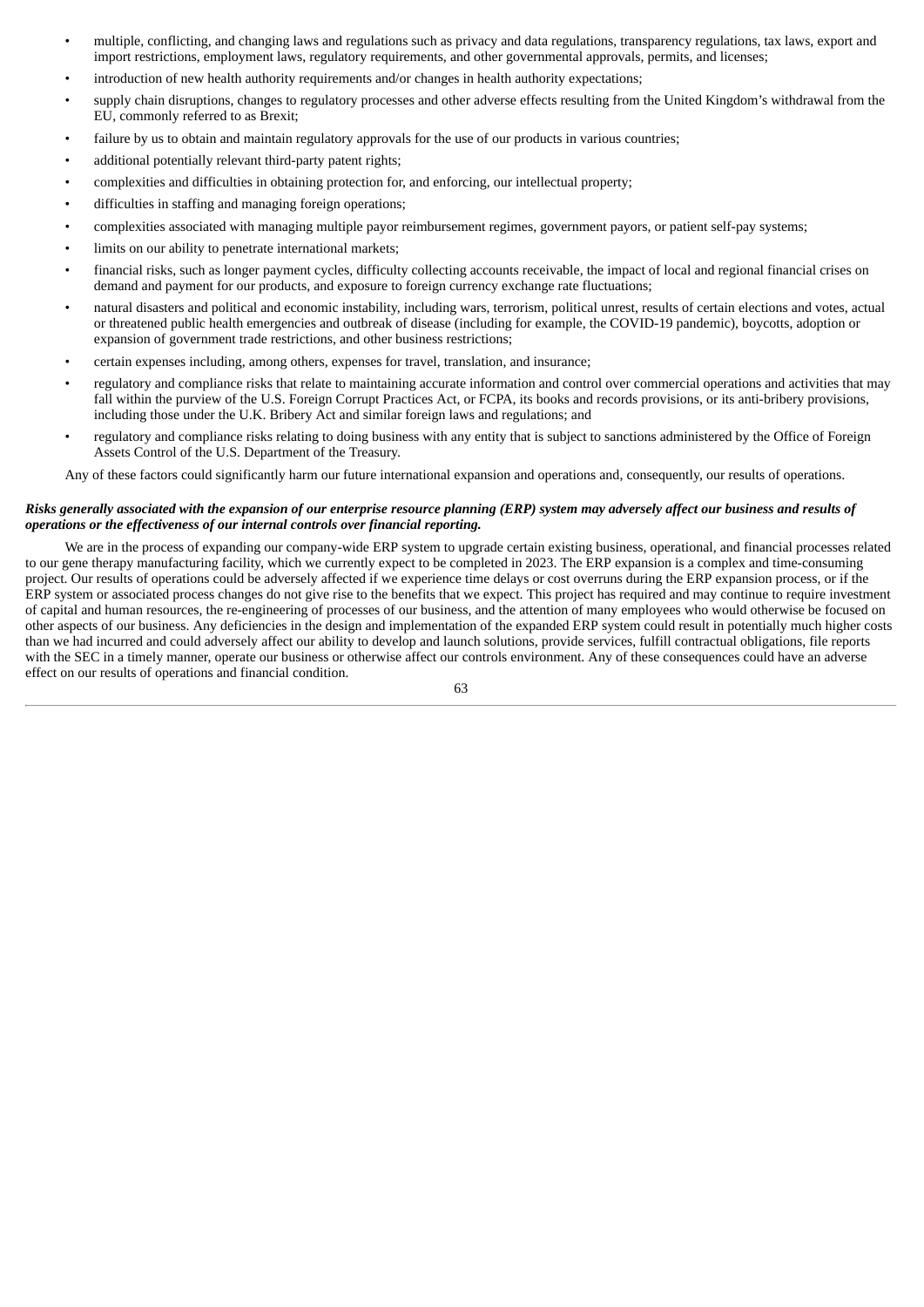- multiple, conflicting, and changing laws and regulations such as privacy and data regulations, transparency regulations, tax laws, export and import restrictions, employment laws, regulatory requirements, and other governmental approvals, permits, and licenses;
- introduction of new health authority requirements and/or changes in health authority expectations;
- supply chain disruptions, changes to regulatory processes and other adverse effects resulting from the United Kingdom's withdrawal from the EU, commonly referred to as Brexit;
- failure by us to obtain and maintain regulatory approvals for the use of our products in various countries;
- additional potentially relevant third-party patent rights;
- complexities and difficulties in obtaining protection for, and enforcing, our intellectual property;
- difficulties in staffing and managing foreign operations;
- complexities associated with managing multiple payor reimbursement regimes, government payors, or patient self-pay systems;
- limits on our ability to penetrate international markets;
- financial risks, such as longer payment cycles, difficulty collecting accounts receivable, the impact of local and regional financial crises on demand and payment for our products, and exposure to foreign currency exchange rate fluctuations;
- natural disasters and political and economic instability, including wars, terrorism, political unrest, results of certain elections and votes, actual or threatened public health emergencies and outbreak of disease (including for example, the COVID-19 pandemic), boycotts, adoption or expansion of government trade restrictions, and other business restrictions;
- certain expenses including, among others, expenses for travel, translation, and insurance;
- regulatory and compliance risks that relate to maintaining accurate information and control over commercial operations and activities that may fall within the purview of the U.S. Foreign Corrupt Practices Act, or FCPA, its books and records provisions, or its anti-bribery provisions, including those under the U.K. Bribery Act and similar foreign laws and regulations; and
- regulatory and compliance risks relating to doing business with any entity that is subject to sanctions administered by the Office of Foreign Assets Control of the U.S. Department of the Treasury.

Any of these factors could significantly harm our future international expansion and operations and, consequently, our results of operations.

***Risks generally associated with the expansion of our enterprise resource planning (ERP) system may adversely affect our business and results of operations or the effectiveness of our internal controls over financial reporting.***

We are in the process of expanding our company-wide ERP system to upgrade certain existing business, operational, and financial processes related to our gene therapy manufacturing facility, which we currently expect to be completed in 2023. The ERP expansion is a complex and time-consuming project. Our results of operations could be adversely affected if we experience time delays or cost overruns during the ERP expansion process, or if the ERP system or associated process changes do not give rise to the benefits that we expect. This project has required and may continue to require investment of capital and human resources, the re-engineering of processes of our business, and the attention of many employees who would otherwise be focused on other aspects of our business. Any deficiencies in the design and implementation of the expanded ERP system could result in potentially much higher costs than we had incurred and could adversely affect our ability to develop and launch solutions, provide services, fulfill contractual obligations, file reports with the SEC in a timely manner, operate our business or otherwise affect our controls environment. Any of these consequences could have an adverse effect on our results of operations and financial condition.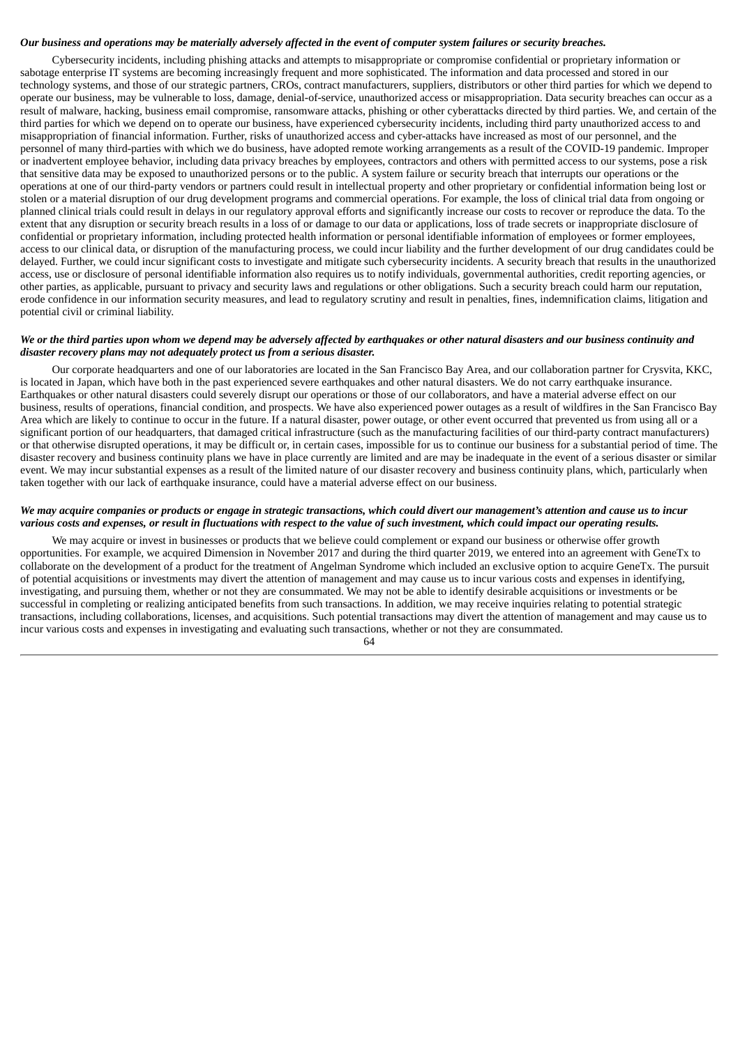***Our business and operations may be materially adversely affected in the event of computer system failures or security breaches.***

Cybersecurity incidents, including phishing attacks and attempts to misappropriate or compromise confidential or proprietary information or sabotage enterprise IT systems are becoming increasingly frequent and more sophisticated. The information and data processed and stored in our technology systems, and those of our strategic partners, CROs, contract manufacturers, suppliers, distributors or other third parties for which we depend to operate our business, may be vulnerable to loss, damage, denial-of-service, unauthorized access or misappropriation. Data security breaches can occur as a result of malware, hacking, business email compromise, ransomware attacks, phishing or other cyberattacks directed by third parties. We, and certain of the third parties for which we depend on to operate our business, have experienced cybersecurity incidents, including third party unauthorized access to and misappropriation of financial information. Further, risks of unauthorized access and cyber-attacks have increased as most of our personnel, and the personnel of many third-parties with which we do business, have adopted remote working arrangements as a result of the COVID-19 pandemic. Improper or inadvertent employee behavior, including data privacy breaches by employees, contractors and others with permitted access to our systems, pose a risk that sensitive data may be exposed to unauthorized persons or to the public. A system failure or security breach that interrupts our operations or the operations at one of our third-party vendors or partners could result in intellectual property and other proprietary or confidential information being lost or stolen or a material disruption of our drug development programs and commercial operations. For example, the loss of clinical trial data from ongoing or planned clinical trials could result in delays in our regulatory approval efforts and significantly increase our costs to recover or reproduce the data. To the extent that any disruption or security breach results in a loss of or damage to our data or applications, loss of trade secrets or inappropriate disclosure of confidential or proprietary information, including protected health information or personal identifiable information of employees or former employees, access to our clinical data, or disruption of the manufacturing process, we could incur liability and the further development of our drug candidates could be delayed. Further, we could incur significant costs to investigate and mitigate such cybersecurity incidents. A security breach that results in the unauthorized access, use or disclosure of personal identifiable information also requires us to notify individuals, governmental authorities, credit reporting agencies, or other parties, as applicable, pursuant to privacy and security laws and regulations or other obligations. Such a security breach could harm our reputation, erode confidence in our information security measures, and lead to regulatory scrutiny and result in penalties, fines, indemnification claims, litigation and potential civil or criminal liability.

***We or the third parties upon whom we depend may be adversely affected by earthquakes or other natural disasters and our business continuity and disaster recovery plans may not adequately protect us from a serious disaster.***

Our corporate headquarters and one of our laboratories are located in the San Francisco Bay Area, and our collaboration partner for Crysvita, KKC, is located in Japan, which have both in the past experienced severe earthquakes and other natural disasters. We do not carry earthquake insurance. Earthquakes or other natural disasters could severely disrupt our operations or those of our collaborators, and have a material adverse effect on our business, results of operations, financial condition, and prospects. We have also experienced power outages as a result of wildfires in the San Francisco Bay Area which are likely to continue to occur in the future. If a natural disaster, power outage, or other event occurred that prevented us from using all or a significant portion of our headquarters, that damaged critical infrastructure (such as the manufacturing facilities of our third-party contract manufacturers) or that otherwise disrupted operations, it may be difficult or, in certain cases, impossible for us to continue our business for a substantial period of time. The disaster recovery and business continuity plans we have in place currently are limited and are may be inadequate in the event of a serious disaster or similar event. We may incur substantial expenses as a result of the limited nature of our disaster recovery and business continuity plans, which, particularly when taken together with our lack of earthquake insurance, could have a material adverse effect on our business.

***We may acquire companies or products or engage in strategic transactions, which could divert our management's attention and cause us to incur various costs and expenses, or result in fluctuations with respect to the value of such investment, which could impact our operating results.***

We may acquire or invest in businesses or products that we believe could complement or expand our business or otherwise offer growth opportunities. For example, we acquired Dimension in November 2017 and during the third quarter 2019, we entered into an agreement with GeneTx to collaborate on the development of a product for the treatment of Angelman Syndrome which included an exclusive option to acquire GeneTx. The pursuit of potential acquisitions or investments may divert the attention of management and may cause us to incur various costs and expenses in identifying, investigating, and pursuing them, whether or not they are consummated. We may not be able to identify desirable acquisitions or investments or be successful in completing or realizing anticipated benefits from such transactions. In addition, we may receive inquiries relating to potential strategic transactions, including collaborations, licenses, and acquisitions. Such potential transactions may divert the attention of management and may cause us to incur various costs and expenses in investigating and evaluating such transactions, whether or not they are consummated.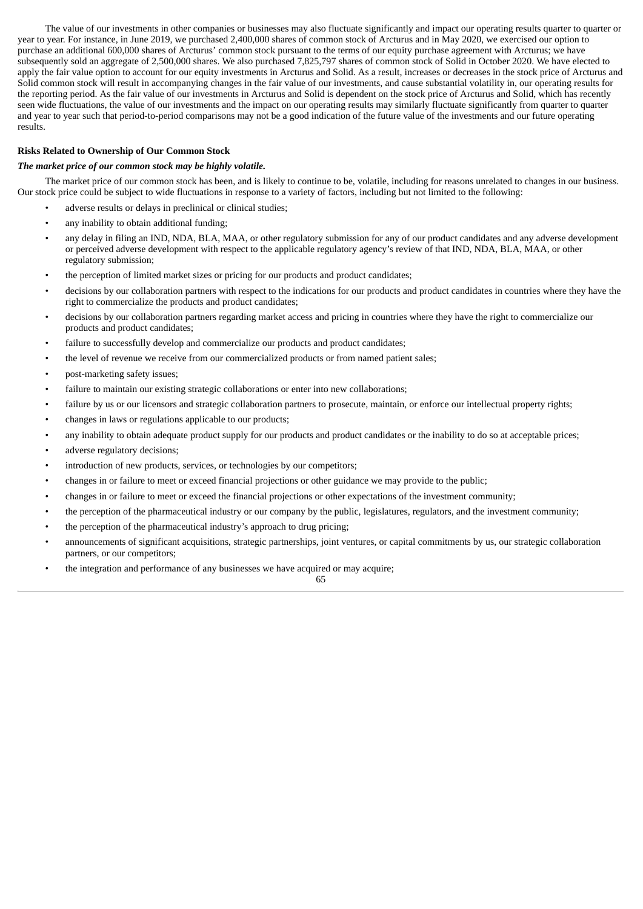The value of our investments in other companies or businesses may also fluctuate significantly and impact our operating results quarter to quarter or year to year. For instance, in June 2019, we purchased 2,400,000 shares of common stock of Arcturus and in May 2020, we exercised our option to purchase an additional 600,000 shares of Arcturus' common stock pursuant to the terms of our equity purchase agreement with Arcturus; we have subsequently sold an aggregate of 2,500,000 shares. We also purchased 7,825,797 shares of common stock of Solid in October 2020. We have elected to apply the fair value option to account for our equity investments in Arcturus and Solid. As a result, increases or decreases in the stock price of Arcturus and Solid common stock will result in accompanying changes in the fair value of our investments, and cause substantial volatility in, our operating results for the reporting period. As the fair value of our investments in Arcturus and Solid is dependent on the stock price of Arcturus and Solid, which has recently seen wide fluctuations, the value of our investments and the impact on our operating results may similarly fluctuate significantly from quarter to quarter and year to year such that period-to-period comparisons may not be a good indication of the future value of the investments and our future operating results.

### Risks Related to Ownership of Our Common Stock

***The market price of our common stock may be highly volatile.***

The market price of our common stock has been, and is likely to continue to be, volatile, including for reasons unrelated to changes in our business. Our stock price could be subject to wide fluctuations in response to a variety of factors, including but not limited to the following:

- adverse results or delays in preclinical or clinical studies;
- any inability to obtain additional funding;
- any delay in filing an IND, NDA, BLA, MAA, or other regulatory submission for any of our product candidates and any adverse development or perceived adverse development with respect to the applicable regulatory agency's review of that IND, NDA, BLA, MAA, or other regulatory submission;
- the perception of limited market sizes or pricing for our products and product candidates;
- decisions by our collaboration partners with respect to the indications for our products and product candidates in countries where they have the right to commercialize the products and product candidates;
- decisions by our collaboration partners regarding market access and pricing in countries where they have the right to commercialize our products and product candidates;
- failure to successfully develop and commercialize our products and product candidates;
- the level of revenue we receive from our commercialized products or from named patient sales;
- post-marketing safety issues;
- failure to maintain our existing strategic collaborations or enter into new collaborations;
- failure by us or our licensors and strategic collaboration partners to prosecute, maintain, or enforce our intellectual property rights;
- changes in laws or regulations applicable to our products;
- any inability to obtain adequate product supply for our products and product candidates or the inability to do so at acceptable prices;
- adverse regulatory decisions;
- introduction of new products, services, or technologies by our competitors;
- changes in or failure to meet or exceed financial projections or other guidance we may provide to the public;
- changes in or failure to meet or exceed the financial projections or other expectations of the investment community;
- the perception of the pharmaceutical industry or our company by the public, legislatures, regulators, and the investment community;
- the perception of the pharmaceutical industry's approach to drug pricing;
- announcements of significant acquisitions, strategic partnerships, joint ventures, or capital commitments by us, our strategic collaboration partners, or our competitors;
- the integration and performance of any businesses we have acquired or may acquire;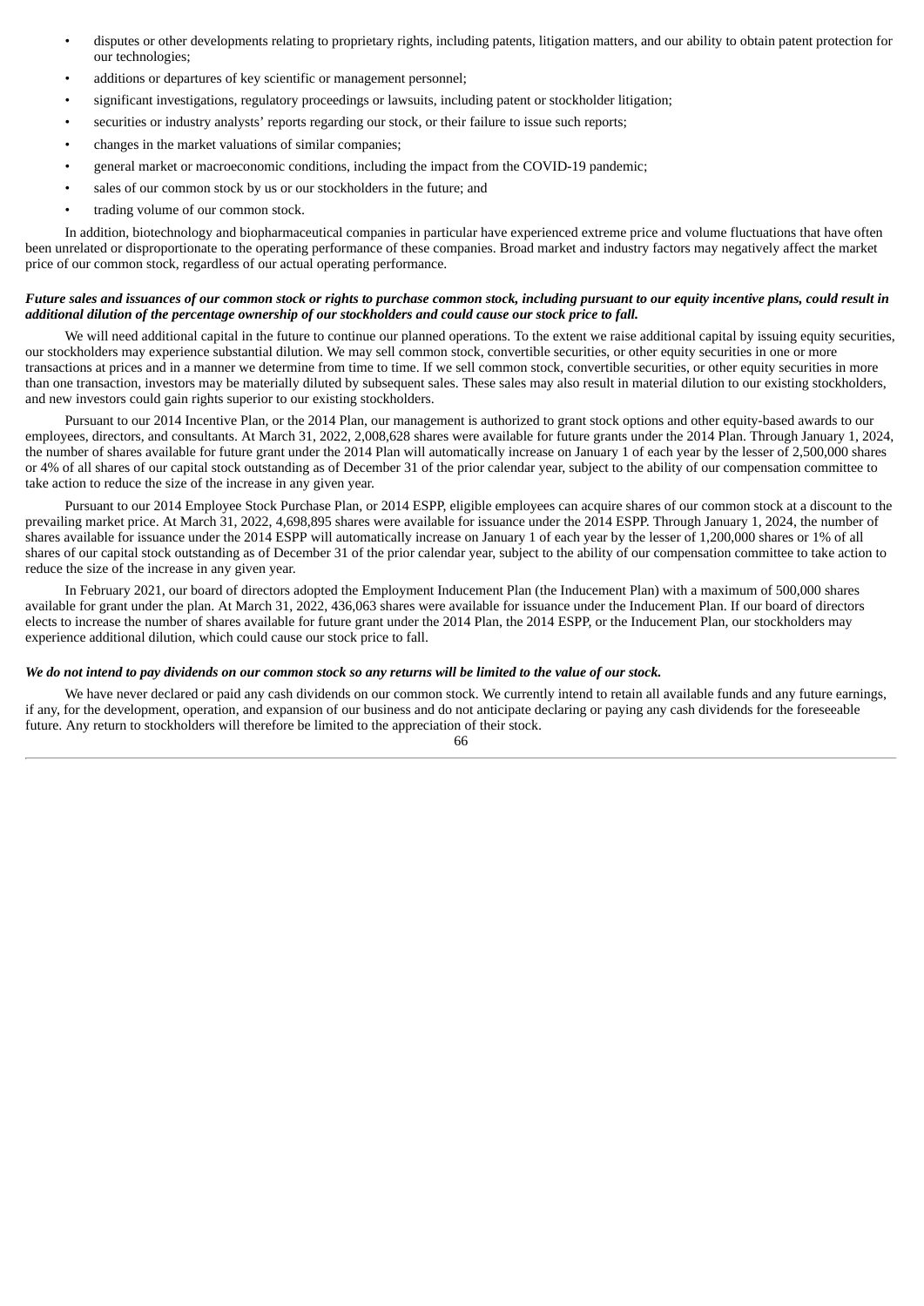- disputes or other developments relating to proprietary rights, including patents, litigation matters, and our ability to obtain patent protection for our technologies;
- additions or departures of key scientific or management personnel;
- significant investigations, regulatory proceedings or lawsuits, including patent or stockholder litigation;
- securities or industry analysts' reports regarding our stock, or their failure to issue such reports;
- changes in the market valuations of similar companies;
- general market or macroeconomic conditions, including the impact from the COVID-19 pandemic;
- sales of our common stock by us or our stockholders in the future; and
- trading volume of our common stock.

In addition, biotechnology and biopharmaceutical companies in particular have experienced extreme price and volume fluctuations that have often been unrelated or disproportionate to the operating performance of these companies. Broad market and industry factors may negatively affect the market price of our common stock, regardless of our actual operating performance.

***Future sales and issuances of our common stock or rights to purchase common stock, including pursuant to our equity incentive plans, could result in additional dilution of the percentage ownership of our stockholders and could cause our stock price to fall.***

We will need additional capital in the future to continue our planned operations. To the extent we raise additional capital by issuing equity securities, our stockholders may experience substantial dilution. We may sell common stock, convertible securities, or other equity securities in one or more transactions at prices and in a manner we determine from time to time. If we sell common stock, convertible securities, or other equity securities in more than one transaction, investors may be materially diluted by subsequent sales. These sales may also result in material dilution to our existing stockholders, and new investors could gain rights superior to our existing stockholders.

Pursuant to our 2014 Incentive Plan, or the 2014 Plan, our management is authorized to grant stock options and other equity-based awards to our employees, directors, and consultants. At March 31, 2022, 2,008,628 shares were available for future grants under the 2014 Plan. Through January 1, 2024, the number of shares available for future grant under the 2014 Plan will automatically increase on January 1 of each year by the lesser of 2,500,000 shares or 4% of all shares of our capital stock outstanding as of December 31 of the prior calendar year, subject to the ability of our compensation committee to take action to reduce the size of the increase in any given year.

Pursuant to our 2014 Employee Stock Purchase Plan, or 2014 ESPP, eligible employees can acquire shares of our common stock at a discount to the prevailing market price. At March 31, 2022, 4,698,895 shares were available for issuance under the 2014 ESPP. Through January 1, 2024, the number of shares available for issuance under the 2014 ESPP will automatically increase on January 1 of each year by the lesser of 1,200,000 shares or 1% of all shares of our capital stock outstanding as of December 31 of the prior calendar year, subject to the ability of our compensation committee to take action to reduce the size of the increase in any given year.

In February 2021, our board of directors adopted the Employment Inducement Plan (the Inducement Plan) with a maximum of 500,000 shares available for grant under the plan. At March 31, 2022, 436,063 shares were available for issuance under the Inducement Plan. If our board of directors elects to increase the number of shares available for future grant under the 2014 Plan, the 2014 ESPP, or the Inducement Plan, our stockholders may experience additional dilution, which could cause our stock price to fall.

***We do not intend to pay dividends on our common stock so any returns will be limited to the value of our stock.***

We have never declared or paid any cash dividends on our common stock. We currently intend to retain all available funds and any future earnings, if any, for the development, operation, and expansion of our business and do not anticipate declaring or paying any cash dividends for the foreseeable future. Any return to stockholders will therefore be limited to the appreciation of their stock.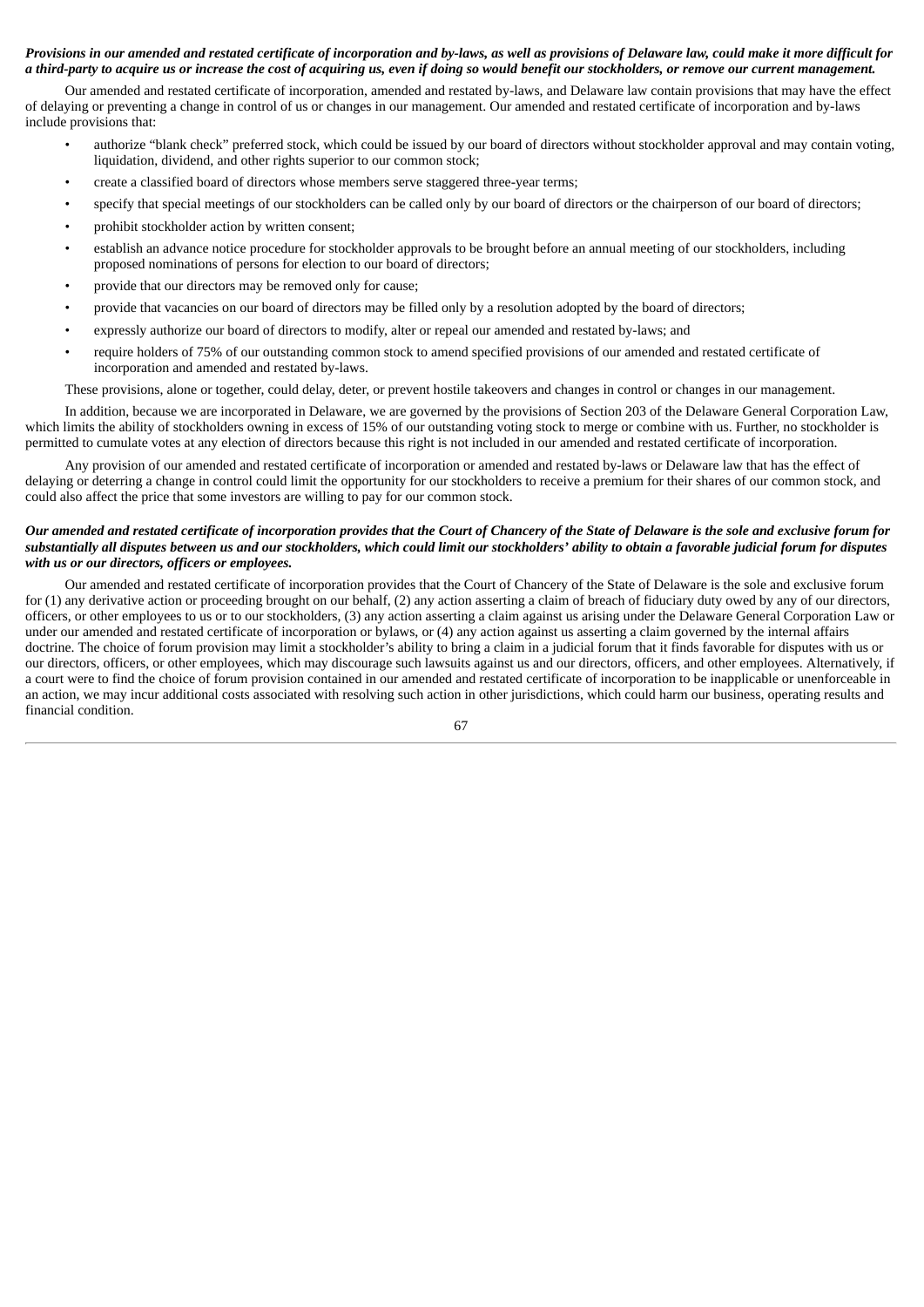***Provisions in our amended and restated certificate of incorporation and by-laws, as well as provisions of Delaware law, could make it more difficult for a third-party to acquire us or increase the cost of acquiring us, even if doing so would benefit our stockholders, or remove our current management.***

Our amended and restated certificate of incorporation, amended and restated by-laws, and Delaware law contain provisions that may have the effect of delaying or preventing a change in control of us or changes in our management. Our amended and restated certificate of incorporation and by-laws include provisions that:

- authorize "blank check" preferred stock, which could be issued by our board of directors without stockholder approval and may contain voting, liquidation, dividend, and other rights superior to our common stock;
- create a classified board of directors whose members serve staggered three-year terms;
- specify that special meetings of our stockholders can be called only by our board of directors or the chairperson of our board of directors;
- prohibit stockholder action by written consent;
- establish an advance notice procedure for stockholder approvals to be brought before an annual meeting of our stockholders, including proposed nominations of persons for election to our board of directors;
- provide that our directors may be removed only for cause;
- provide that vacancies on our board of directors may be filled only by a resolution adopted by the board of directors;
- expressly authorize our board of directors to modify, alter or repeal our amended and restated by-laws; and
- require holders of 75% of our outstanding common stock to amend specified provisions of our amended and restated certificate of incorporation and amended and restated by-laws.

These provisions, alone or together, could delay, deter, or prevent hostile takeovers and changes in control or changes in our management.

In addition, because we are incorporated in Delaware, we are governed by the provisions of Section 203 of the Delaware General Corporation Law, which limits the ability of stockholders owning in excess of 15% of our outstanding voting stock to merge or combine with us. Further, no stockholder is permitted to cumulate votes at any election of directors because this right is not included in our amended and restated certificate of incorporation.

Any provision of our amended and restated certificate of incorporation or amended and restated by-laws or Delaware law that has the effect of delaying or deterring a change in control could limit the opportunity for our stockholders to receive a premium for their shares of our common stock, and could also affect the price that some investors are willing to pay for our common stock.

***Our amended and restated certificate of incorporation provides that the Court of Chancery of the State of Delaware is the sole and exclusive forum for substantially all disputes between us and our stockholders, which could limit our stockholders' ability to obtain a favorable judicial forum for disputes with us or our directors, officers or employees.***

Our amended and restated certificate of incorporation provides that the Court of Chancery of the State of Delaware is the sole and exclusive forum for (1) any derivative action or proceeding brought on our behalf, (2) any action asserting a claim of breach of fiduciary duty owed by any of our directors, officers, or other employees to us or to our stockholders, (3) any action asserting a claim against us arising under the Delaware General Corporation Law or under our amended and restated certificate of incorporation or bylaws, or (4) any action against us asserting a claim governed by the internal affairs doctrine. The choice of forum provision may limit a stockholder's ability to bring a claim in a judicial forum that it finds favorable for disputes with us or our directors, officers, or other employees, which may discourage such lawsuits against us and our directors, officers, and other employees. Alternatively, if a court were to find the choice of forum provision contained in our amended and restated certificate of incorporation to be inapplicable or unenforceable in an action, we may incur additional costs associated with resolving such action in other jurisdictions, which could harm our business, operating results and financial condition.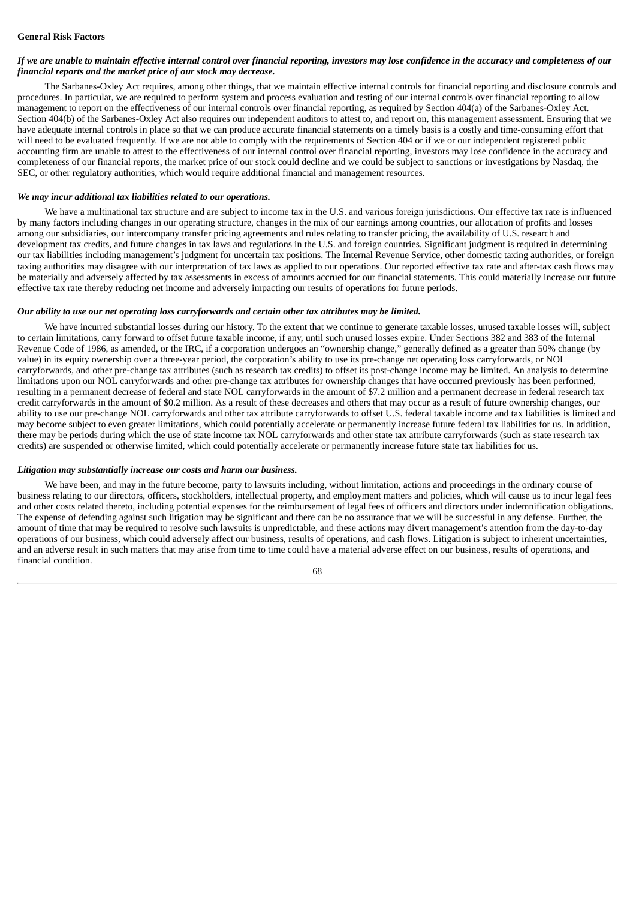**General Risk Factors**

***If we are unable to maintain effective internal control over financial reporting, investors may lose confidence in the accuracy and completeness of our financial reports and the market price of our stock may decrease.***

The Sarbanes-Oxley Act requires, among other things, that we maintain effective internal controls for financial reporting and disclosure controls and procedures. In particular, we are required to perform system and process evaluation and testing of our internal controls over financial reporting to allow management to report on the effectiveness of our internal controls over financial reporting, as required by Section 404(a) of the Sarbanes-Oxley Act. Section 404(b) of the Sarbanes-Oxley Act also requires our independent auditors to attest to, and report on, this management assessment. Ensuring that we have adequate internal controls in place so that we can produce accurate financial statements on a timely basis is a costly and time-consuming effort that will need to be evaluated frequently. If we are not able to comply with the requirements of Section 404 or if we or our independent registered public accounting firm are unable to attest to the effectiveness of our internal control over financial reporting, investors may lose confidence in the accuracy and completeness of our financial reports, the market price of our stock could decline and we could be subject to sanctions or investigations by Nasdaq, the SEC, or other regulatory authorities, which would require additional financial and management resources.

***We may incur additional tax liabilities related to our operations.***

We have a multinational tax structure and are subject to income tax in the U.S. and various foreign jurisdictions. Our effective tax rate is influenced by many factors including changes in our operating structure, changes in the mix of our earnings among countries, our allocation of profits and losses among our subsidiaries, our intercompany transfer pricing agreements and rules relating to transfer pricing, the availability of U.S. research and development tax credits, and future changes in tax laws and regulations in the U.S. and foreign countries. Significant judgment is required in determining our tax liabilities including management's judgment for uncertain tax positions. The Internal Revenue Service, other domestic taxing authorities, or foreign taxing authorities may disagree with our interpretation of tax laws as applied to our operations. Our reported effective tax rate and after-tax cash flows may be materially and adversely affected by tax assessments in excess of amounts accrued for our financial statements. This could materially increase our future effective tax rate thereby reducing net income and adversely impacting our results of operations for future periods.

***Our ability to use our net operating loss carryforwards and certain other tax attributes may be limited.***

We have incurred substantial losses during our history. To the extent that we continue to generate taxable losses, unused taxable losses will, subject to certain limitations, carry forward to offset future taxable income, if any, until such unused losses expire. Under Sections 382 and 383 of the Internal Revenue Code of 1986, as amended, or the IRC, if a corporation undergoes an "ownership change," generally defined as a greater than 50% change (by value) in its equity ownership over a three-year period, the corporation's ability to use its pre-change net operating loss carryforwards, or NOL carryforwards, and other pre-change tax attributes (such as research tax credits) to offset its post-change income may be limited. An analysis to determine limitations upon our NOL carryforwards and other pre-change tax attributes for ownership changes that have occurred previously has been performed, resulting in a permanent decrease of federal and state NOL carryforwards in the amount of $7.2 million and a permanent decrease in federal research tax credit carryforwards in the amount of $0.2 million. As a result of these decreases and others that may occur as a result of future ownership changes, our ability to use our pre-change NOL carryforwards and other tax attribute carryforwards to offset U.S. federal taxable income and tax liabilities is limited and may become subject to even greater limitations, which could potentially accelerate or permanently increase future federal tax liabilities for us. In addition, there may be periods during which the use of state income tax NOL carryforwards and other state tax attribute carryforwards (such as state research tax credits) are suspended or otherwise limited, which could potentially accelerate or permanently increase future state tax liabilities for us.

***Litigation may substantially increase our costs and harm our business.***

We have been, and may in the future become, party to lawsuits including, without limitation, actions and proceedings in the ordinary course of business relating to our directors, officers, stockholders, intellectual property, and employment matters and policies, which will cause us to incur legal fees and other costs related thereto, including potential expenses for the reimbursement of legal fees of officers and directors under indemnification obligations. The expense of defending against such litigation may be significant and there can be no assurance that we will be successful in any defense. Further, the amount of time that may be required to resolve such lawsuits is unpredictable, and these actions may divert management's attention from the day-to-day operations of our business, which could adversely affect our business, results of operations, and cash flows. Litigation is subject to inherent uncertainties, and an adverse result in such matters that may arise from time to time could have a material adverse effect on our business, results of operations, and financial condition.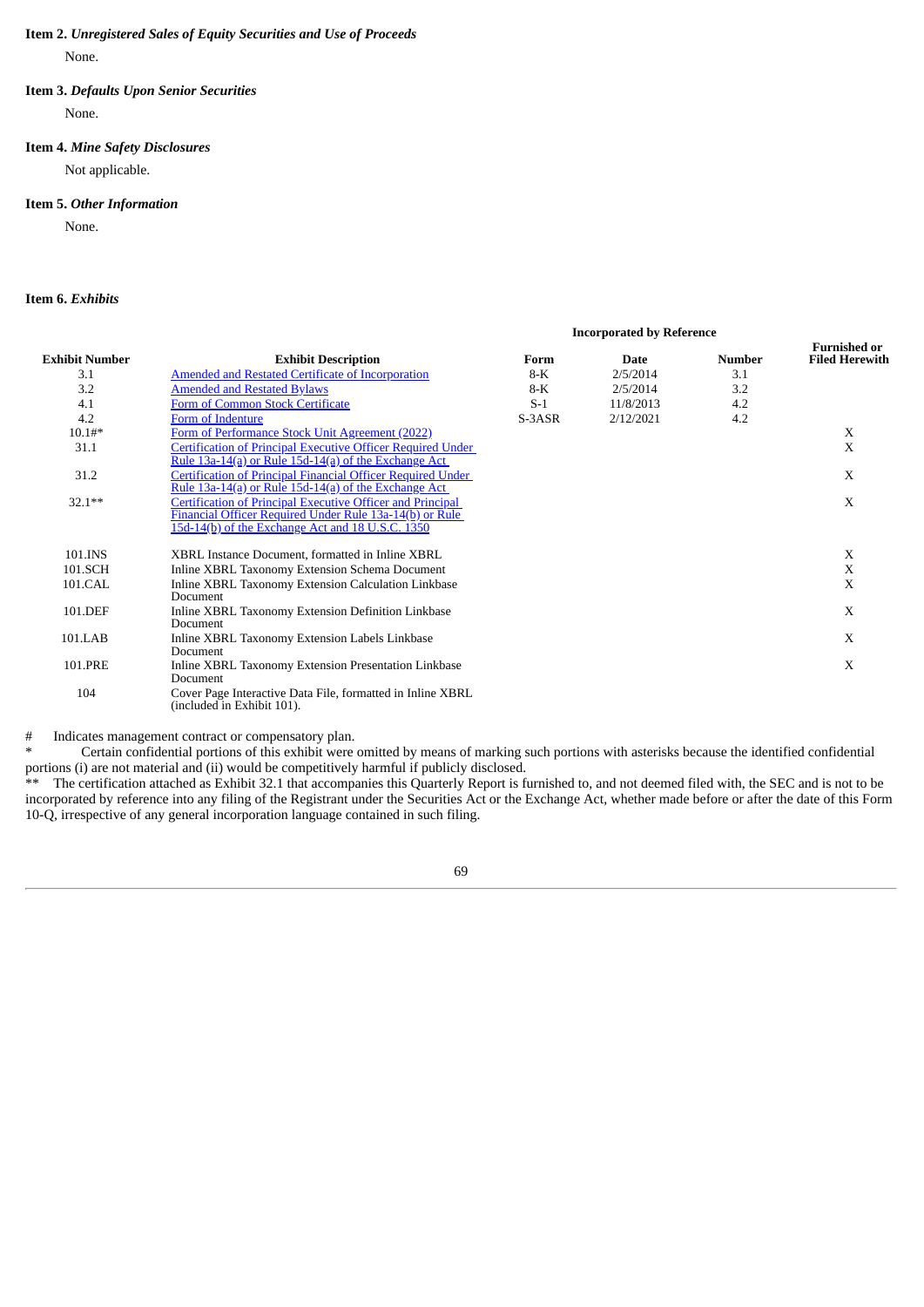**Item 2.** ***Unregistered Sales of Equity Securities and Use of Proceeds***

None.

**Item 3.** ***Defaults Upon Senior Securities***

None.

**Item 4.** ***Mine Safety Disclosures***

Not applicable.

**Item 5.** ***Other Information***

None.

**Item 6.** ***Exhibits***

| | | Incorporated by Reference | | | |
|---|---|---|---|---|---|
| **Exhibit Number** | **Exhibit Description** | **Form** | **Date** | **Number** | **Furnished or Filed Herewith** |
| 3.1 | Amended and Restated Certificate of Incorporation | 8-K | 2/5/2014 | 3.1 | |
| 3.2 | Amended and Restated Bylaws | 8-K | 2/5/2014 | 3.2 | |
| 4.1 | Form of Common Stock Certificate | S-1 | 11/8/2013 | 4.2 | |
| 4.2 | Form of Indenture | S-3ASR | 2/12/2021 | 4.2 | |
| 10.1#* | Form of Performance Stock Unit Agreement (2022) | | | | X |
| 31.1 | Certification of Principal Executive Officer Required Under Rule 13a-14(a) or Rule 15d-14(a) of the Exchange Act | | | | X |
| 31.2 | Certification of Principal Financial Officer Required Under Rule 13a-14(a) or Rule 15d-14(a) of the Exchange Act | | | | X |
| 32.1** | Certification of Principal Executive Officer and Principal Financial Officer Required Under Rule 13a-14(b) or Rule 15d-14(b) of the Exchange Act and 18 U.S.C. 1350 | | | | X |
| 101.INS | XBRL Instance Document, formatted in Inline XBRL | | | | X |
| 101.SCH | Inline XBRL Taxonomy Extension Schema Document | | | | X |
| 101.CAL | Inline XBRL Taxonomy Extension Calculation Linkbase Document | | | | X |
| 101.DEF | Inline XBRL Taxonomy Extension Definition Linkbase Document | | | | X |
| 101.LAB | Inline XBRL Taxonomy Extension Labels Linkbase Document | | | | X |
| 101.PRE | Inline XBRL Taxonomy Extension Presentation Linkbase Document | | | | X |
| 104 | Cover Page Interactive Data File, formatted in Inline XBRL (included in Exhibit 101). | | | | |

# Indicates management contract or compensatory plan.

* Certain confidential portions of this exhibit were omitted by means of marking such portions with asterisks because the identified confidential portions (i) are not material and (ii) would be competitively harmful if publicly disclosed.

** The certification attached as Exhibit 32.1 that accompanies this Quarterly Report is furnished to, and not deemed filed with, the SEC and is not to be incorporated by reference into any filing of the Registrant under the Securities Act or the Exchange Act, whether made before or after the date of this Form 10-Q, irrespective of any general incorporation language contained in such filing.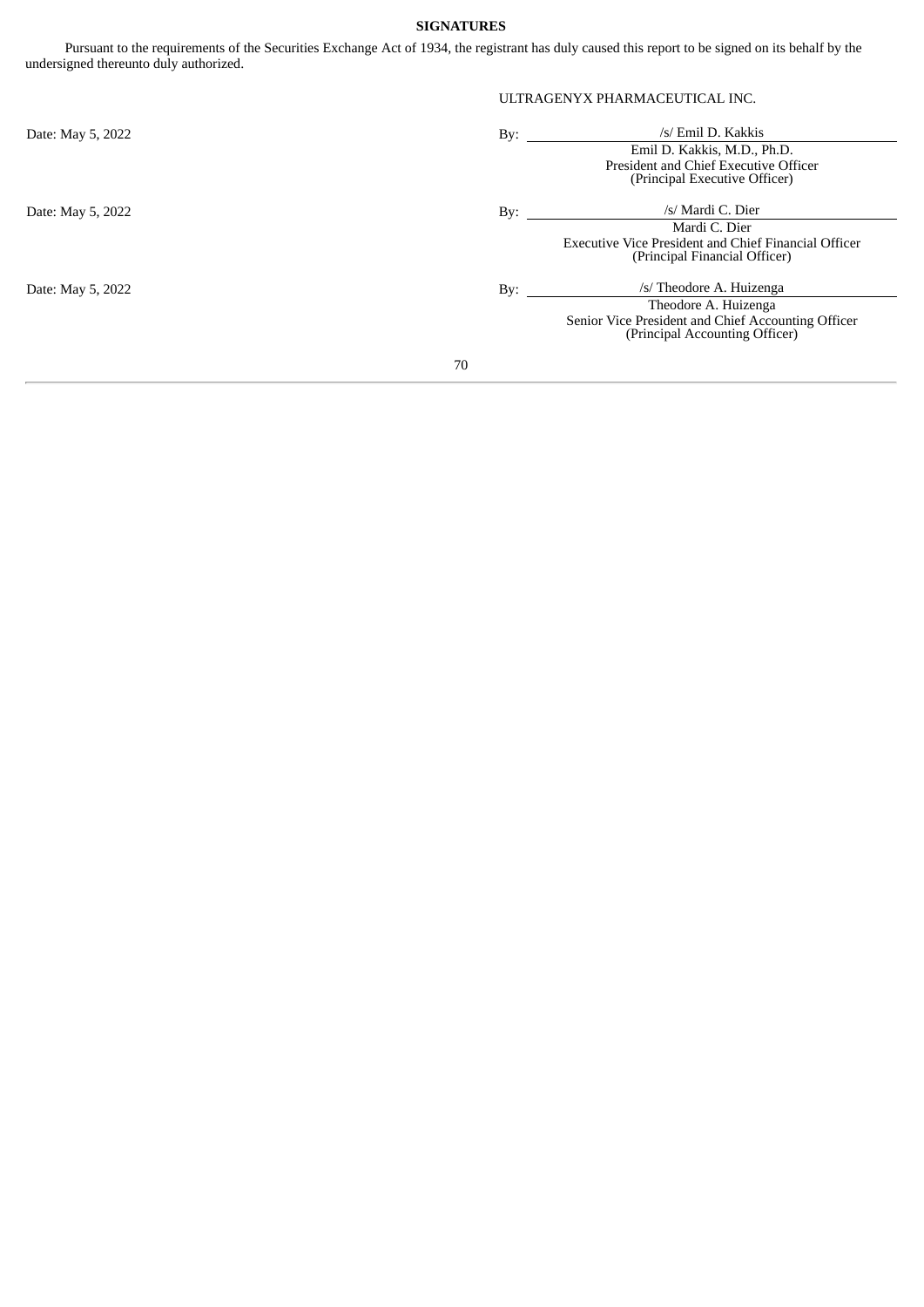**SIGNATURES**

Pursuant to the requirements of the Securities Exchange Act of 1934, the registrant has duly caused this report to be signed on its behalf by the undersigned thereunto duly authorized.

ULTRAGENYX PHARMACEUTICAL INC.

| | | |
|---|---|---|
| Date: May 5, 2022 | By: | /s/ Emil D. Kakkis |
| | | Emil D. Kakkis, M.D., Ph.D.<br>President and Chief Executive Officer<br>(Principal Executive Officer) |
| Date: May 5, 2022 | By: | /s/ Mardi C. Dier |
| | | Mardi C. Dier<br>Executive Vice President and Chief Financial Officer<br>(Principal Financial Officer) |
| Date: May 5, 2022 | By: | /s/ Theodore A. Huizenga |
| | | Theodore A. Huizenga<br>Senior Vice President and Chief Accounting Officer<br>(Principal Accounting Officer) |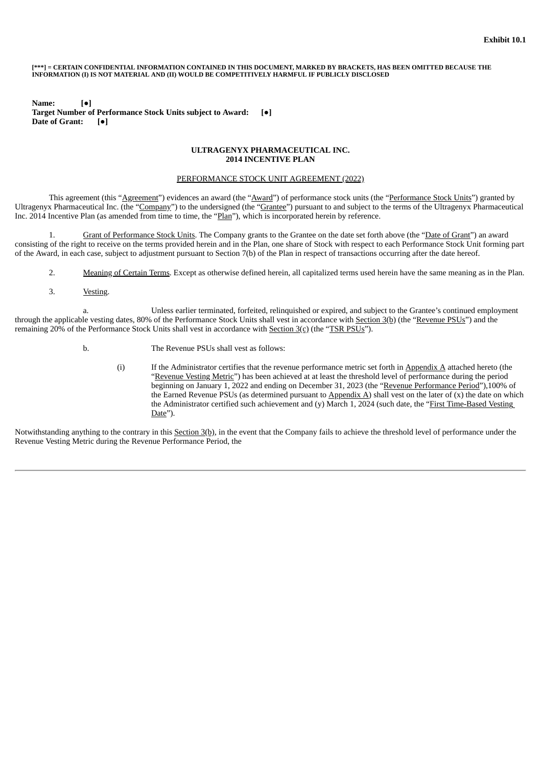**Exhibit 10.1**

**[***] = CERTAIN CONFIDENTIAL INFORMATION CONTAINED IN THIS DOCUMENT, MARKED BY BRACKETS, HAS BEEN OMITTED BECAUSE THE INFORMATION (I) IS NOT MATERIAL AND (II) WOULD BE COMPETITIVELY HARMFUL IF PUBLICLY DISCLOSED**

**Name: [●]**
**Target Number of Performance Stock Units subject to Award: [●]**
**Date of Grant: [●]**

**ULTRAGENYX PHARMACEUTICAL INC.**
**2014 INCENTIVE PLAN**

PERFORMANCE STOCK UNIT AGREEMENT (2022)

This agreement (this "Agreement") evidences an award (the "Award") of performance stock units (the "Performance Stock Units") granted by Ultragenyx Pharmaceutical Inc. (the "Company") to the undersigned (the "Grantee") pursuant to and subject to the terms of the Ultragenyx Pharmaceutical Inc. 2014 Incentive Plan (as amended from time to time, the "Plan"), which is incorporated herein by reference.

1. Grant of Performance Stock Units. The Company grants to the Grantee on the date set forth above (the "Date of Grant") an award consisting of the right to receive on the terms provided herein and in the Plan, one share of Stock with respect to each Performance Stock Unit forming part of the Award, in each case, subject to adjustment pursuant to Section 7(b) of the Plan in respect of transactions occurring after the date hereof.

2. Meaning of Certain Terms. Except as otherwise defined herein, all capitalized terms used herein have the same meaning as in the Plan.

3. Vesting.

a. Unless earlier terminated, forfeited, relinquished or expired, and subject to the Grantee's continued employment through the applicable vesting dates, 80% of the Performance Stock Units shall vest in accordance with Section 3(b) (the "Revenue PSUs") and the remaining 20% of the Performance Stock Units shall vest in accordance with Section 3(c) (the "TSR PSUs").

b. The Revenue PSUs shall vest as follows:

(i) If the Administrator certifies that the revenue performance metric set forth in Appendix A attached hereto (the "Revenue Vesting Metric") has been achieved at at least the threshold level of performance during the period beginning on January 1, 2022 and ending on December 31, 2023 (the "Revenue Performance Period"),100% of the Earned Revenue PSUs (as determined pursuant to Appendix A) shall vest on the later of (x) the date on which the Administrator certified such achievement and (y) March 1, 2024 (such date, the "First Time-Based Vesting Date").

Notwithstanding anything to the contrary in this Section 3(b), in the event that the Company fails to achieve the threshold level of performance under the Revenue Vesting Metric during the Revenue Performance Period, the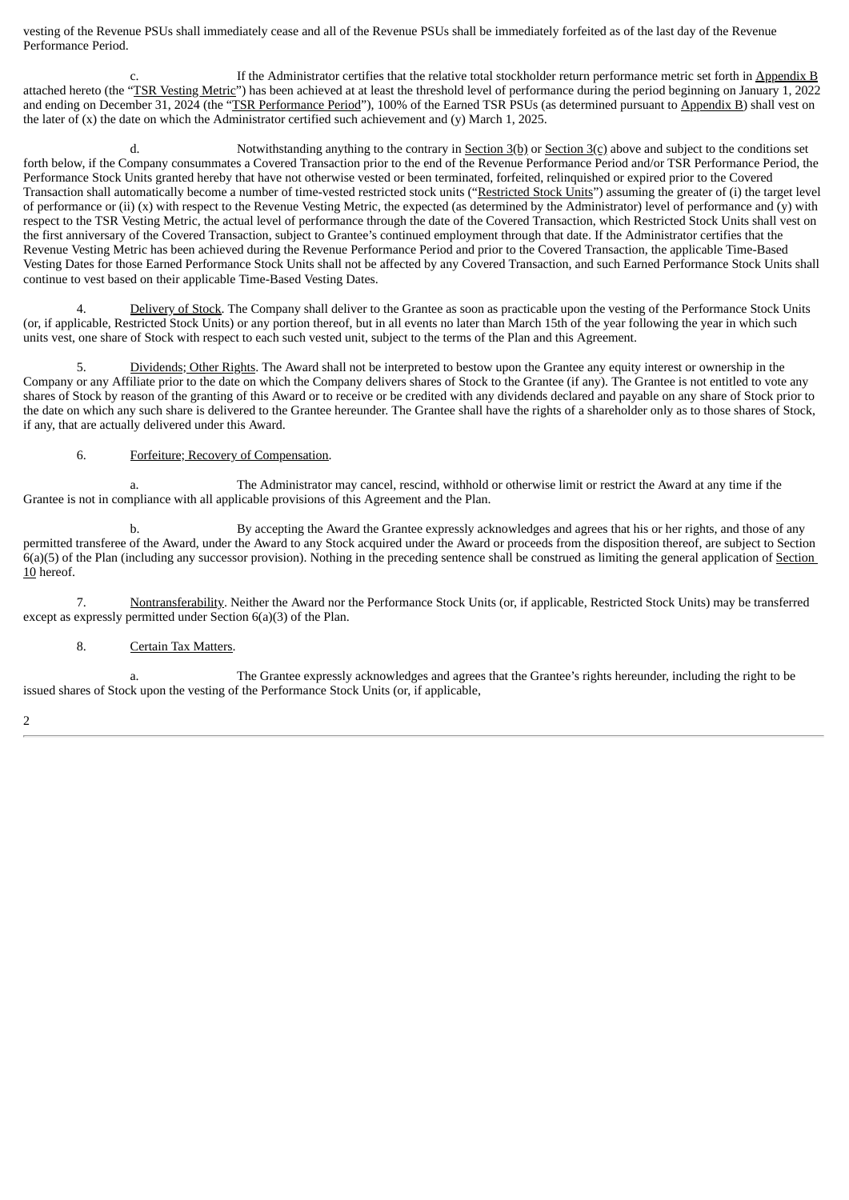vesting of the Revenue PSUs shall immediately cease and all of the Revenue PSUs shall be immediately forfeited as of the last day of the Revenue Performance Period.

c. If the Administrator certifies that the relative total stockholder return performance metric set forth in Appendix B attached hereto (the "TSR Vesting Metric") has been achieved at at least the threshold level of performance during the period beginning on January 1, 2022 and ending on December 31, 2024 (the "TSR Performance Period"), 100% of the Earned TSR PSUs (as determined pursuant to Appendix B) shall vest on the later of (x) the date on which the Administrator certified such achievement and (y) March 1, 2025.

d. Notwithstanding anything to the contrary in Section 3(b) or Section 3(c) above and subject to the conditions set forth below, if the Company consummates a Covered Transaction prior to the end of the Revenue Performance Period and/or TSR Performance Period, the Performance Stock Units granted hereby that have not otherwise vested or been terminated, forfeited, relinquished or expired prior to the Covered Transaction shall automatically become a number of time-vested restricted stock units ("Restricted Stock Units") assuming the greater of (i) the target level of performance or (ii) (x) with respect to the Revenue Vesting Metric, the expected (as determined by the Administrator) level of performance and (y) with respect to the TSR Vesting Metric, the actual level of performance through the date of the Covered Transaction, which Restricted Stock Units shall vest on the first anniversary of the Covered Transaction, subject to Grantee's continued employment through that date. If the Administrator certifies that the Revenue Vesting Metric has been achieved during the Revenue Performance Period and prior to the Covered Transaction, the applicable Time-Based Vesting Dates for those Earned Performance Stock Units shall not be affected by any Covered Transaction, and such Earned Performance Stock Units shall continue to vest based on their applicable Time-Based Vesting Dates.

4. Delivery of Stock. The Company shall deliver to the Grantee as soon as practicable upon the vesting of the Performance Stock Units (or, if applicable, Restricted Stock Units) or any portion thereof, but in all events no later than March 15th of the year following the year in which such units vest, one share of Stock with respect to each such vested unit, subject to the terms of the Plan and this Agreement.

5. Dividends; Other Rights. The Award shall not be interpreted to bestow upon the Grantee any equity interest or ownership in the Company or any Affiliate prior to the date on which the Company delivers shares of Stock to the Grantee (if any). The Grantee is not entitled to vote any shares of Stock by reason of the granting of this Award or to receive or be credited with any dividends declared and payable on any share of Stock prior to the date on which any such share is delivered to the Grantee hereunder. The Grantee shall have the rights of a shareholder only as to those shares of Stock, if any, that are actually delivered under this Award.

6. Forfeiture; Recovery of Compensation.

a. The Administrator may cancel, rescind, withhold or otherwise limit or restrict the Award at any time if the Grantee is not in compliance with all applicable provisions of this Agreement and the Plan.

b. By accepting the Award the Grantee expressly acknowledges and agrees that his or her rights, and those of any permitted transferee of the Award, under the Award to any Stock acquired under the Award or proceeds from the disposition thereof, are subject to Section 6(a)(5) of the Plan (including any successor provision). Nothing in the preceding sentence shall be construed as limiting the general application of Section 10 hereof.

7. Nontransferability. Neither the Award nor the Performance Stock Units (or, if applicable, Restricted Stock Units) may be transferred except as expressly permitted under Section 6(a)(3) of the Plan.

8. Certain Tax Matters.

a. The Grantee expressly acknowledges and agrees that the Grantee's rights hereunder, including the right to be issued shares of Stock upon the vesting of the Performance Stock Units (or, if applicable,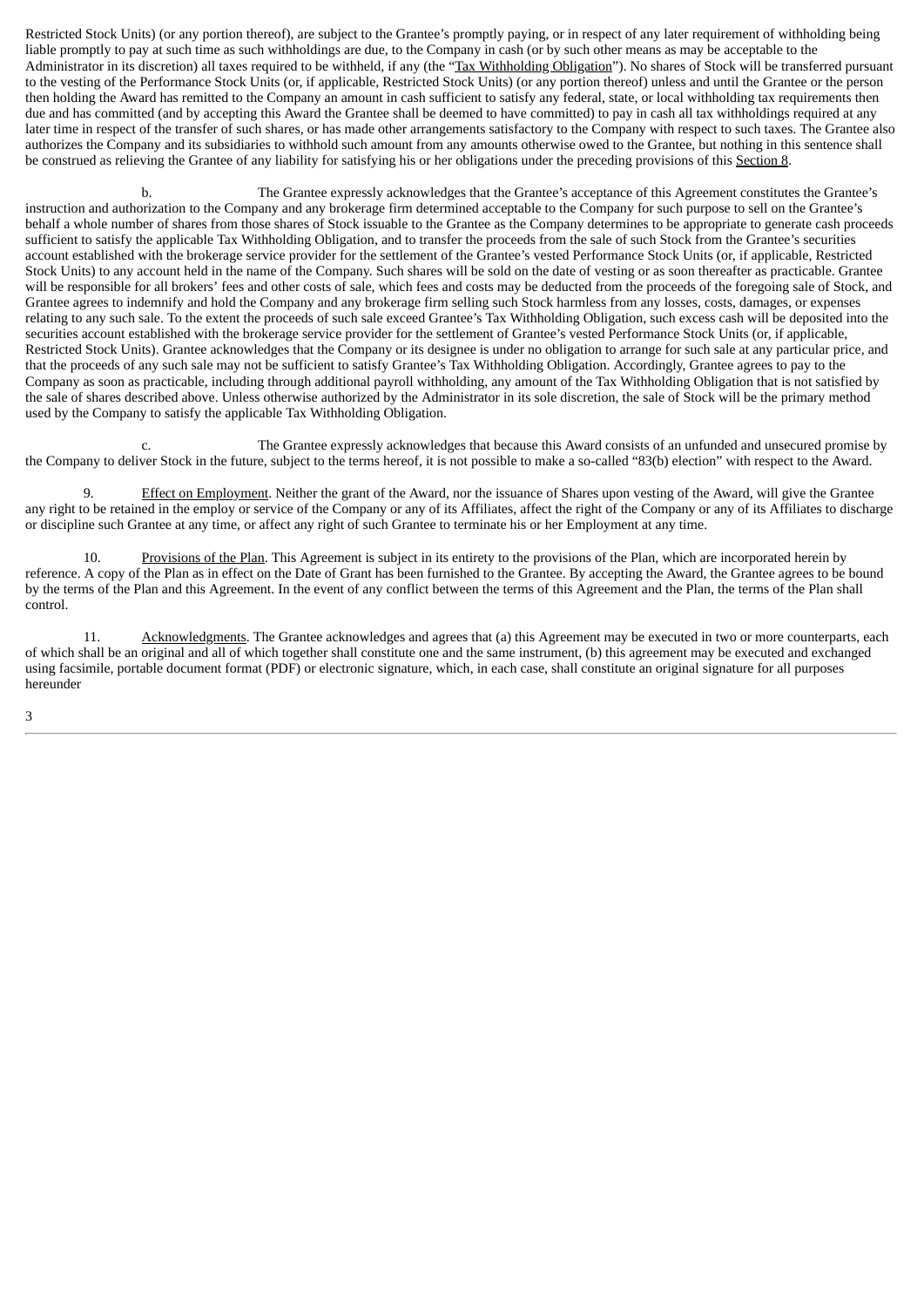Restricted Stock Units) (or any portion thereof), are subject to the Grantee's promptly paying, or in respect of any later requirement of withholding being liable promptly to pay at such time as such withholdings are due, to the Company in cash (or by such other means as may be acceptable to the Administrator in its discretion) all taxes required to be withheld, if any (the "Tax Withholding Obligation"). No shares of Stock will be transferred pursuant to the vesting of the Performance Stock Units (or, if applicable, Restricted Stock Units) (or any portion thereof) unless and until the Grantee or the person then holding the Award has remitted to the Company an amount in cash sufficient to satisfy any federal, state, or local withholding tax requirements then due and has committed (and by accepting this Award the Grantee shall be deemed to have committed) to pay in cash all tax withholdings required at any later time in respect of the transfer of such shares, or has made other arrangements satisfactory to the Company with respect to such taxes. The Grantee also authorizes the Company and its subsidiaries to withhold such amount from any amounts otherwise owed to the Grantee, but nothing in this sentence shall be construed as relieving the Grantee of any liability for satisfying his or her obligations under the preceding provisions of this Section 8.

b. The Grantee expressly acknowledges that the Grantee's acceptance of this Agreement constitutes the Grantee's instruction and authorization to the Company and any brokerage firm determined acceptable to the Company for such purpose to sell on the Grantee's behalf a whole number of shares from those shares of Stock issuable to the Grantee as the Company determines to be appropriate to generate cash proceeds sufficient to satisfy the applicable Tax Withholding Obligation, and to transfer the proceeds from the sale of such Stock from the Grantee's securities account established with the brokerage service provider for the settlement of the Grantee's vested Performance Stock Units (or, if applicable, Restricted Stock Units) to any account held in the name of the Company. Such shares will be sold on the date of vesting or as soon thereafter as practicable. Grantee will be responsible for all brokers' fees and other costs of sale, which fees and costs may be deducted from the proceeds of the foregoing sale of Stock, and Grantee agrees to indemnify and hold the Company and any brokerage firm selling such Stock harmless from any losses, costs, damages, or expenses relating to any such sale. To the extent the proceeds of such sale exceed Grantee's Tax Withholding Obligation, such excess cash will be deposited into the securities account established with the brokerage service provider for the settlement of Grantee's vested Performance Stock Units (or, if applicable, Restricted Stock Units). Grantee acknowledges that the Company or its designee is under no obligation to arrange for such sale at any particular price, and that the proceeds of any such sale may not be sufficient to satisfy Grantee's Tax Withholding Obligation. Accordingly, Grantee agrees to pay to the Company as soon as practicable, including through additional payroll withholding, any amount of the Tax Withholding Obligation that is not satisfied by the sale of shares described above. Unless otherwise authorized by the Administrator in its sole discretion, the sale of Stock will be the primary method used by the Company to satisfy the applicable Tax Withholding Obligation.

c. The Grantee expressly acknowledges that because this Award consists of an unfunded and unsecured promise by the Company to deliver Stock in the future, subject to the terms hereof, it is not possible to make a so-called "83(b) election" with respect to the Award.

9. Effect on Employment. Neither the grant of the Award, nor the issuance of Shares upon vesting of the Award, will give the Grantee any right to be retained in the employ or service of the Company or any of its Affiliates, affect the right of the Company or any of its Affiliates to discharge or discipline such Grantee at any time, or affect any right of such Grantee to terminate his or her Employment at any time.

10. Provisions of the Plan. This Agreement is subject in its entirety to the provisions of the Plan, which are incorporated herein by reference. A copy of the Plan as in effect on the Date of Grant has been furnished to the Grantee. By accepting the Award, the Grantee agrees to be bound by the terms of the Plan and this Agreement. In the event of any conflict between the terms of this Agreement and the Plan, the terms of the Plan shall control.

11. Acknowledgments. The Grantee acknowledges and agrees that (a) this Agreement may be executed in two or more counterparts, each of which shall be an original and all of which together shall constitute one and the same instrument, (b) this agreement may be executed and exchanged using facsimile, portable document format (PDF) or electronic signature, which, in each case, shall constitute an original signature for all purposes hereunder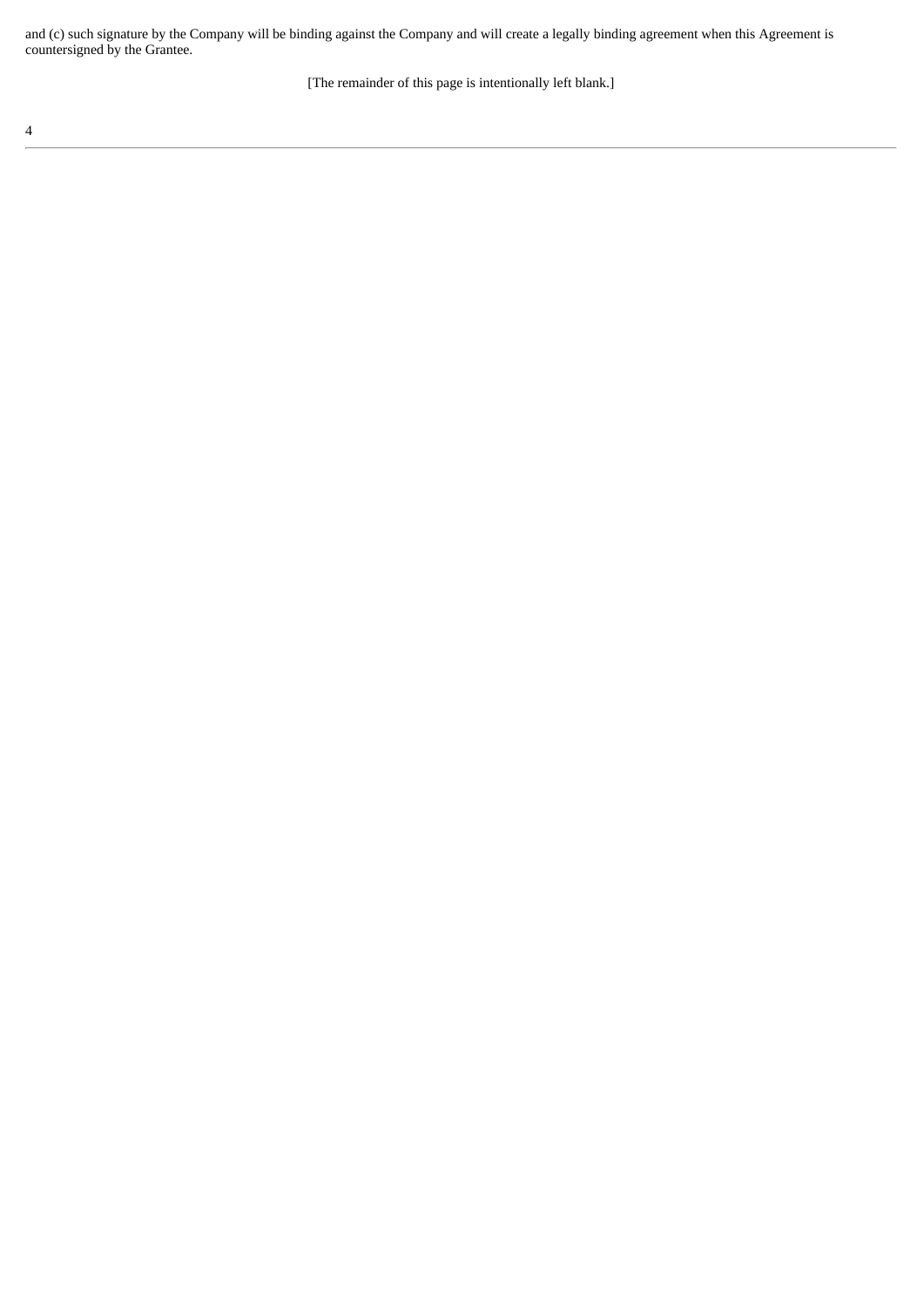and (c) such signature by the Company will be binding against the Company and will create a legally binding agreement when this Agreement is countersigned by the Grantee.

[The remainder of this page is intentionally left blank.]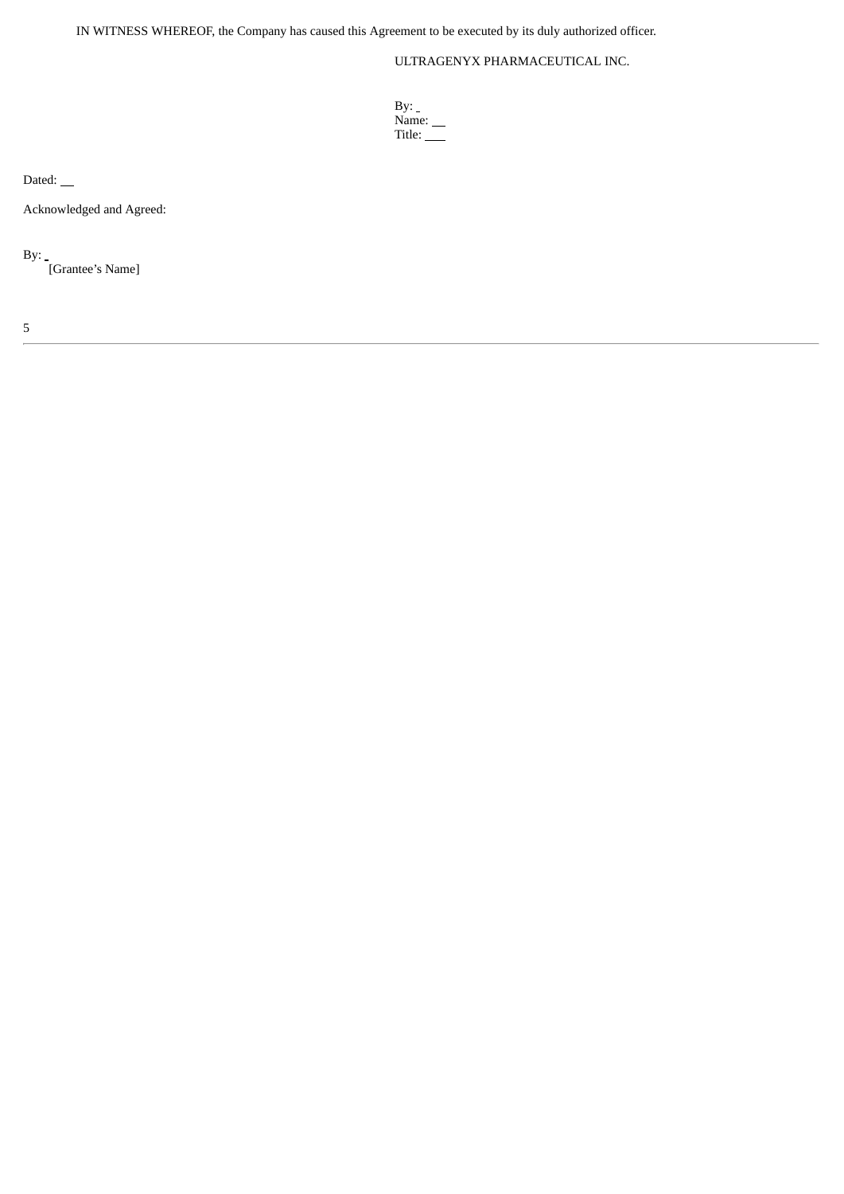IN WITNESS WHEREOF, the Company has caused this Agreement to be executed by its duly authorized officer.

ULTRAGENYX PHARMACEUTICAL INC.

By: \_
Name: \_\_
Title: \_\_\_

Dated: \_\_

Acknowledged and Agreed:

By: \_
[Grantee's Name]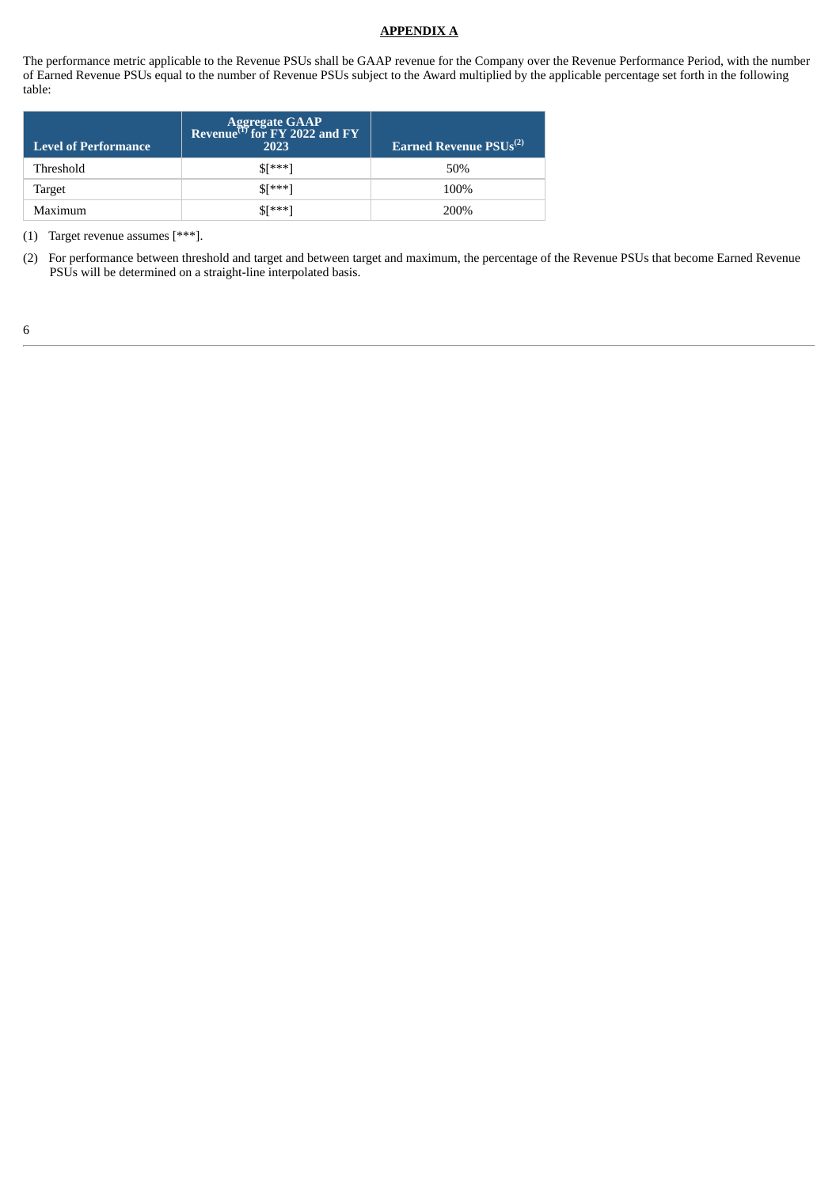**APPENDIX A**

The performance metric applicable to the Revenue PSUs shall be GAAP revenue for the Company over the Revenue Performance Period, with the number of Earned Revenue PSUs equal to the number of Revenue PSUs subject to the Award multiplied by the applicable percentage set forth in the following table:

| Level of Performance | Aggregate GAAP Revenue[(1)] for FY 2022 and FY 2023 | Earned Revenue PSUs[(2)] |
|---|---|---|
| Threshold | $[***] | 50% |
| Target | $[***] | 100% |
| Maximum | $[***] | 200% |

(1) Target revenue assumes [***].

(2) For performance between threshold and target and between target and maximum, the percentage of the Revenue PSUs that become Earned Revenue PSUs will be determined on a straight-line interpolated basis.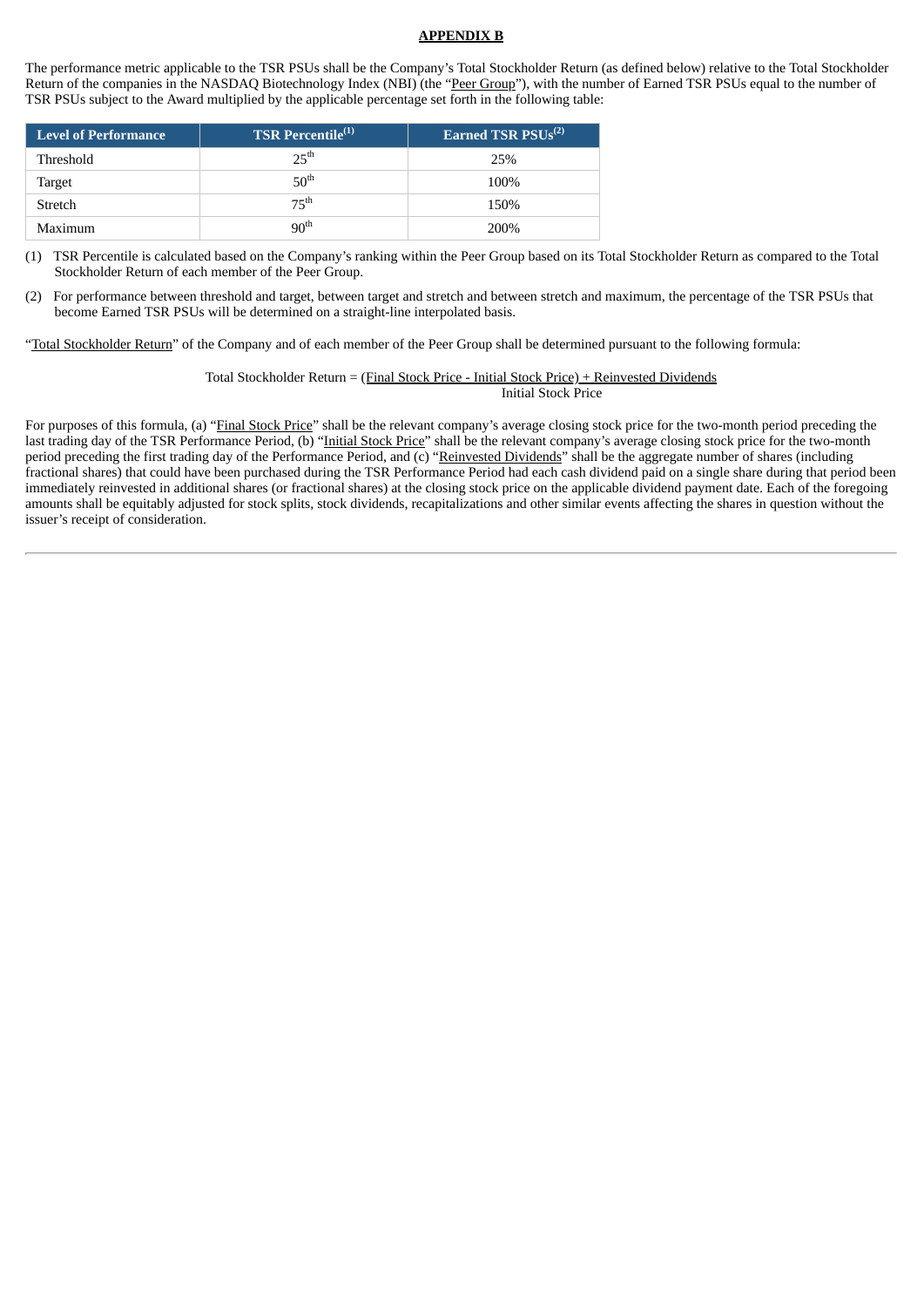**APPENDIX B**

The performance metric applicable to the TSR PSUs shall be the Company's Total Stockholder Return (as defined below) relative to the Total Stockholder Return of the companies in the NASDAQ Biotechnology Index (NBI) (the "Peer Group"), with the number of Earned TSR PSUs equal to the number of TSR PSUs subject to the Award multiplied by the applicable percentage set forth in the following table:

| Level of Performance | TSR Percentile[(1)] | Earned TSR PSUs[(2)] |
|---|---|---|
| Threshold | 25th | 25% |
| Target | 50th | 100% |
| Stretch | 75th | 150% |
| Maximum | 90th | 200% |

(1) TSR Percentile is calculated based on the Company's ranking within the Peer Group based on its Total Stockholder Return as compared to the Total Stockholder Return of each member of the Peer Group.

(2) For performance between threshold and target, between target and stretch and between stretch and maximum, the percentage of the TSR PSUs that become Earned TSR PSUs will be determined on a straight-line interpolated basis.

"Total Stockholder Return" of the Company and of each member of the Peer Group shall be determined pursuant to the following formula:

$$\text{Total Stockholder Return} = \frac{(\text{Final Stock Price} - \text{Initial Stock Price}) + \text{Reinvested Dividends}}{\text{Initial Stock Price}}$$

For purposes of this formula, (a) "Final Stock Price" shall be the relevant company's average closing stock price for the two-month period preceding the last trading day of the TSR Performance Period, (b) "Initial Stock Price" shall be the relevant company's average closing stock price for the two-month period preceding the first trading day of the Performance Period, and (c) "Reinvested Dividends" shall be the aggregate number of shares (including fractional shares) that could have been purchased during the TSR Performance Period had each cash dividend paid on a single share during that period been immediately reinvested in additional shares (or fractional shares) at the closing stock price on the applicable dividend payment date. Each of the foregoing amounts shall be equitably adjusted for stock splits, stock dividends, recapitalizations and other similar events affecting the shares in question without the issuer's receipt of consideration.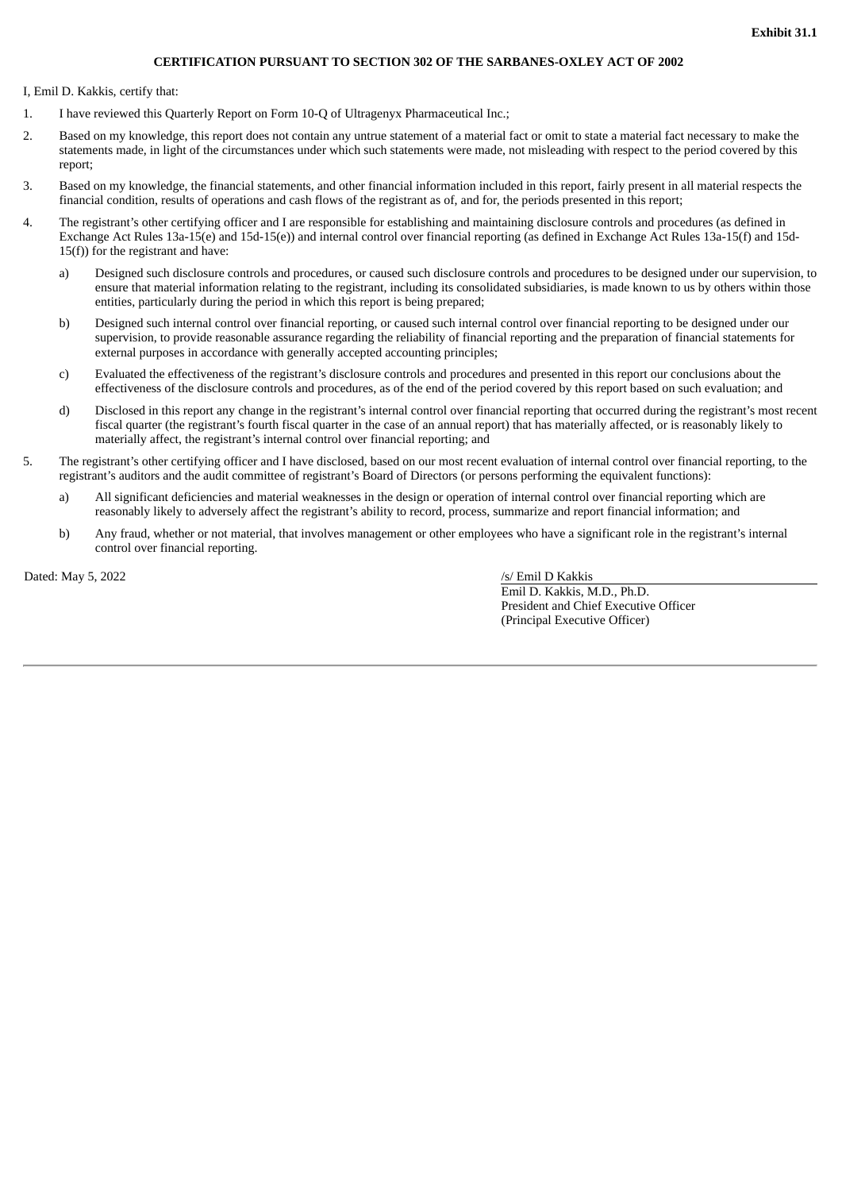**Exhibit 31.1**

**CERTIFICATION PURSUANT TO SECTION 302 OF THE SARBANES-OXLEY ACT OF 2002**

I, Emil D. Kakkis, certify that:

1. I have reviewed this Quarterly Report on Form 10-Q of Ultragenyx Pharmaceutical Inc.;

2. Based on my knowledge, this report does not contain any untrue statement of a material fact or omit to state a material fact necessary to make the statements made, in light of the circumstances under which such statements were made, not misleading with respect to the period covered by this report;

3. Based on my knowledge, the financial statements, and other financial information included in this report, fairly present in all material respects the financial condition, results of operations and cash flows of the registrant as of, and for, the periods presented in this report;

4. The registrant's other certifying officer and I are responsible for establishing and maintaining disclosure controls and procedures (as defined in Exchange Act Rules 13a-15(e) and 15d-15(e)) and internal control over financial reporting (as defined in Exchange Act Rules 13a-15(f) and 15d-15(f)) for the registrant and have:

   a) Designed such disclosure controls and procedures, or caused such disclosure controls and procedures to be designed under our supervision, to ensure that material information relating to the registrant, including its consolidated subsidiaries, is made known to us by others within those entities, particularly during the period in which this report is being prepared;

   b) Designed such internal control over financial reporting, or caused such internal control over financial reporting to be designed under our supervision, to provide reasonable assurance regarding the reliability of financial reporting and the preparation of financial statements for external purposes in accordance with generally accepted accounting principles;

   c) Evaluated the effectiveness of the registrant's disclosure controls and procedures and presented in this report our conclusions about the effectiveness of the disclosure controls and procedures, as of the end of the period covered by this report based on such evaluation; and

   d) Disclosed in this report any change in the registrant's internal control over financial reporting that occurred during the registrant's most recent fiscal quarter (the registrant's fourth fiscal quarter in the case of an annual report) that has materially affected, or is reasonably likely to materially affect, the registrant's internal control over financial reporting; and

5. The registrant's other certifying officer and I have disclosed, based on our most recent evaluation of internal control over financial reporting, to the registrant's auditors and the audit committee of registrant's Board of Directors (or persons performing the equivalent functions):

   a) All significant deficiencies and material weaknesses in the design or operation of internal control over financial reporting which are reasonably likely to adversely affect the registrant's ability to record, process, summarize and report financial information; and

   b) Any fraud, whether or not material, that involves management or other employees who have a significant role in the registrant's internal control over financial reporting.

Dated: May 5, 2022

/s/ Emil D Kakkis
Emil D. Kakkis, M.D., Ph.D.
President and Chief Executive Officer
(Principal Executive Officer)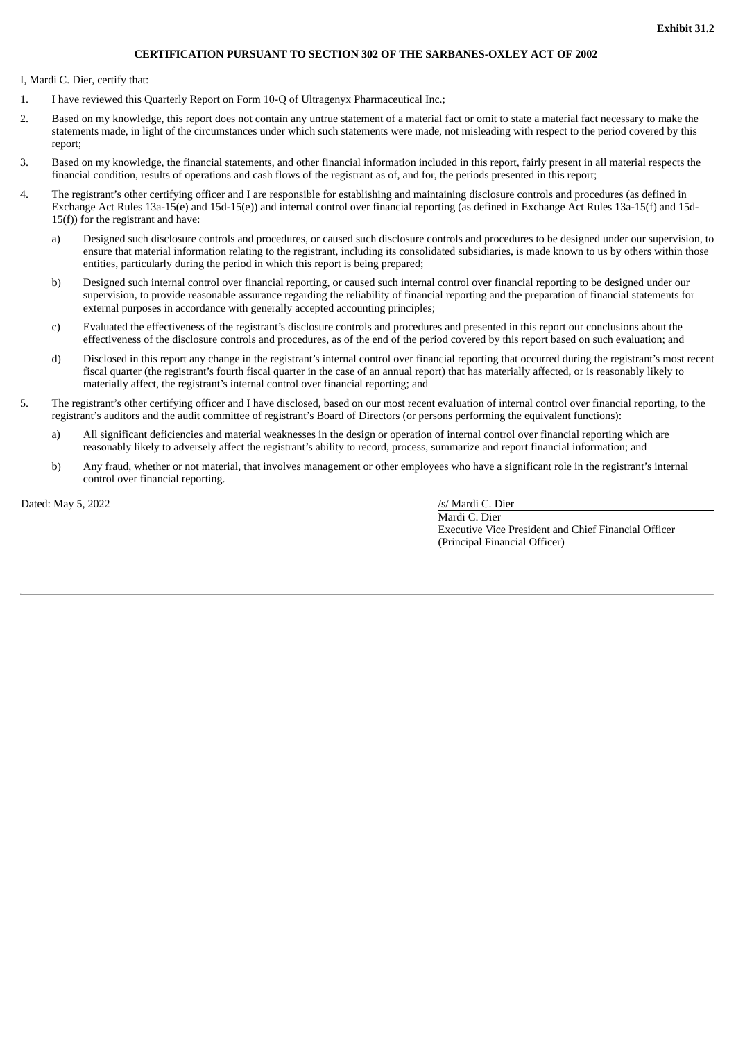**Exhibit 31.2**

**CERTIFICATION PURSUANT TO SECTION 302 OF THE SARBANES-OXLEY ACT OF 2002**

I, Mardi C. Dier, certify that:

1. I have reviewed this Quarterly Report on Form 10-Q of Ultragenyx Pharmaceutical Inc.;

2. Based on my knowledge, this report does not contain any untrue statement of a material fact or omit to state a material fact necessary to make the statements made, in light of the circumstances under which such statements were made, not misleading with respect to the period covered by this report;

3. Based on my knowledge, the financial statements, and other financial information included in this report, fairly present in all material respects the financial condition, results of operations and cash flows of the registrant as of, and for, the periods presented in this report;

4. The registrant's other certifying officer and I are responsible for establishing and maintaining disclosure controls and procedures (as defined in Exchange Act Rules 13a-15(e) and 15d-15(e)) and internal control over financial reporting (as defined in Exchange Act Rules 13a-15(f) and 15d-15(f)) for the registrant and have:

   a) Designed such disclosure controls and procedures, or caused such disclosure controls and procedures to be designed under our supervision, to ensure that material information relating to the registrant, including its consolidated subsidiaries, is made known to us by others within those entities, particularly during the period in which this report is being prepared;

   b) Designed such internal control over financial reporting, or caused such internal control over financial reporting to be designed under our supervision, to provide reasonable assurance regarding the reliability of financial reporting and the preparation of financial statements for external purposes in accordance with generally accepted accounting principles;

   c) Evaluated the effectiveness of the registrant's disclosure controls and procedures and presented in this report our conclusions about the effectiveness of the disclosure controls and procedures, as of the end of the period covered by this report based on such evaluation; and

   d) Disclosed in this report any change in the registrant's internal control over financial reporting that occurred during the registrant's most recent fiscal quarter (the registrant's fourth fiscal quarter in the case of an annual report) that has materially affected, or is reasonably likely to materially affect, the registrant's internal control over financial reporting; and

5. The registrant's other certifying officer and I have disclosed, based on our most recent evaluation of internal control over financial reporting, to the registrant's auditors and the audit committee of registrant's Board of Directors (or persons performing the equivalent functions):

   a) All significant deficiencies and material weaknesses in the design or operation of internal control over financial reporting which are reasonably likely to adversely affect the registrant's ability to record, process, summarize and report financial information; and

   b) Any fraud, whether or not material, that involves management or other employees who have a significant role in the registrant's internal control over financial reporting.

Dated: May 5, 2022

/s/ Mardi C. Dier
Mardi C. Dier
Executive Vice President and Chief Financial Officer
(Principal Financial Officer)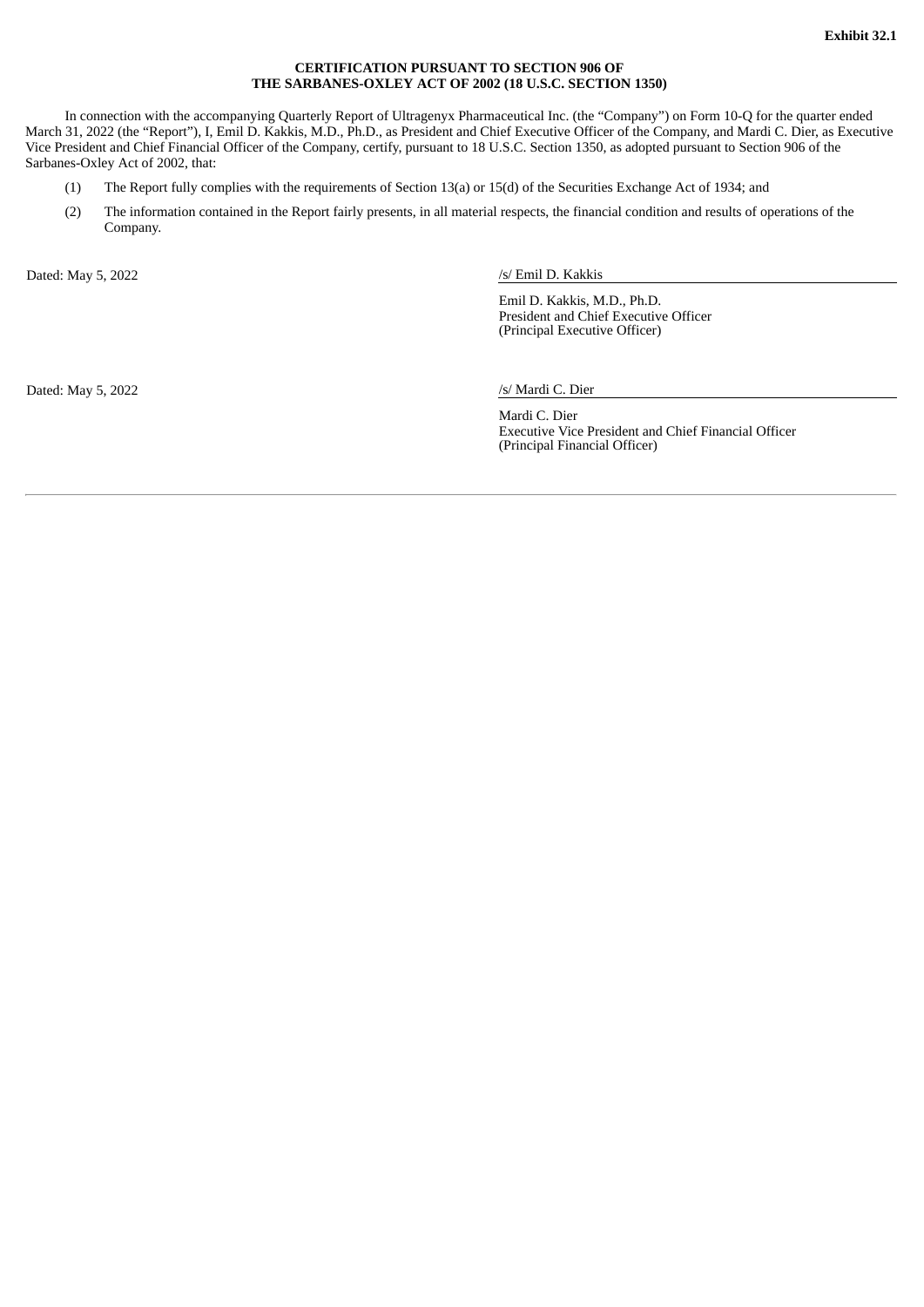**Exhibit 32.1**

**CERTIFICATION PURSUANT TO SECTION 906 OF THE SARBANES-OXLEY ACT OF 2002 (18 U.S.C. SECTION 1350)**

In connection with the accompanying Quarterly Report of Ultragenyx Pharmaceutical Inc. (the "Company") on Form 10-Q for the quarter ended March 31, 2022 (the "Report"), I, Emil D. Kakkis, M.D., Ph.D., as President and Chief Executive Officer of the Company, and Mardi C. Dier, as Executive Vice President and Chief Financial Officer of the Company, certify, pursuant to 18 U.S.C. Section 1350, as adopted pursuant to Section 906 of the Sarbanes-Oxley Act of 2002, that:

(1) The Report fully complies with the requirements of Section 13(a) or 15(d) of the Securities Exchange Act of 1934; and

(2) The information contained in the Report fairly presents, in all material respects, the financial condition and results of operations of the Company.

Dated: May 5, 2022

/s/ Emil D. Kakkis

Emil D. Kakkis, M.D., Ph.D.
President and Chief Executive Officer
(Principal Executive Officer)

Dated: May 5, 2022

/s/ Mardi C. Dier

Mardi C. Dier
Executive Vice President and Chief Financial Officer
(Principal Financial Officer)